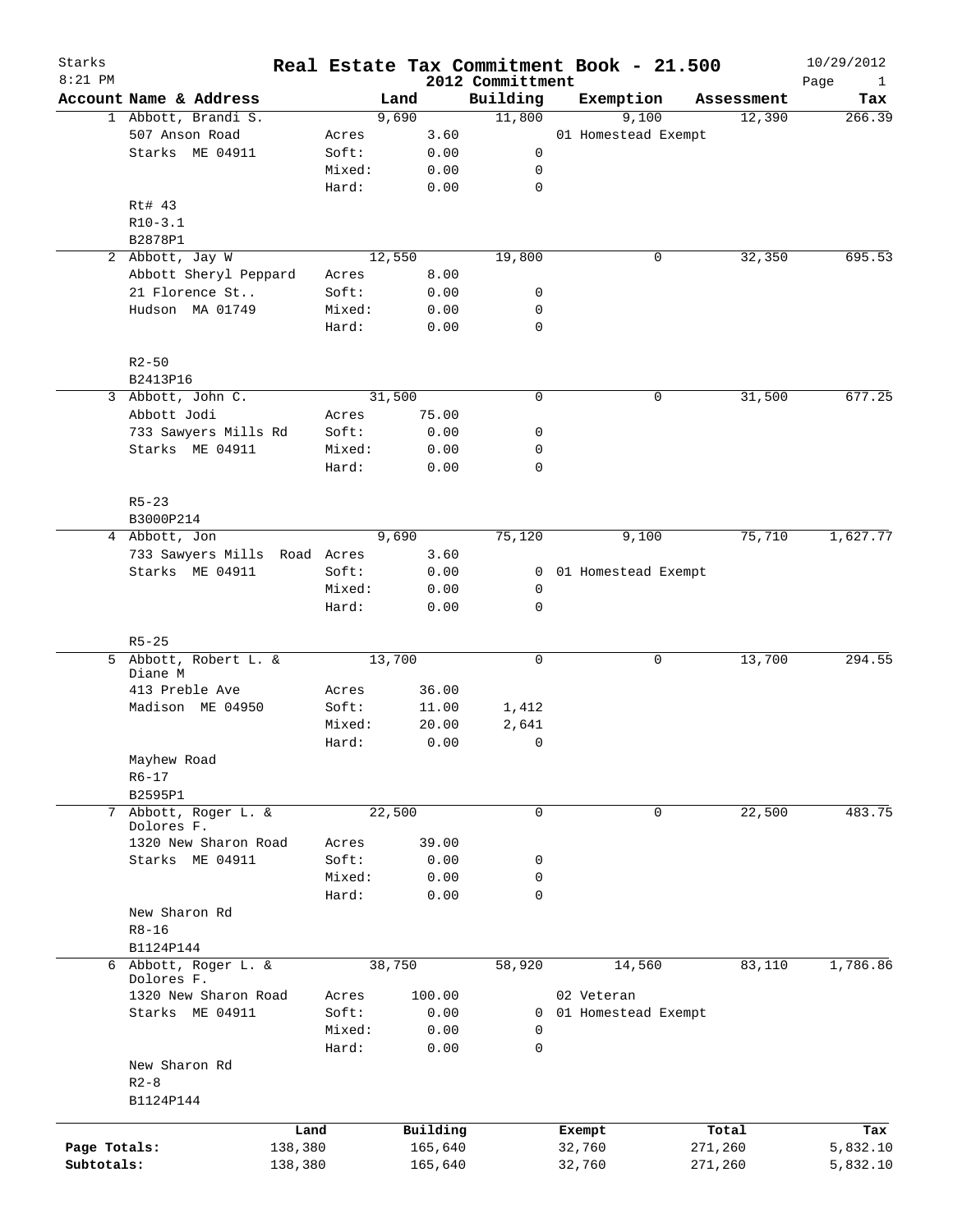# Starks — Real Estate Tax Commitment Book - 21.500

8:21 PM — 2012 Committment — 10/29/2012

| Account | Name & Address | | Land | Building | Exemption | Assessment | Tax |
|---|---|---|---|---|---|---|---|
| 1 | Abbott, Brandi S. | | 9,690 | 11,800 | 9,100 | 12,390 | 266.39 |
| | 507 Anson Road | Acres | 3.60 | | 01 Homestead Exempt | | |
| | Starks ME 04911 | Soft: | 0.00 | 0 | | | |
| | | Mixed: | 0.00 | 0 | | | |
| | | Hard: | 0.00 | 0 | | | |
| | Rt# 43 | | | | | | |
| | R10-3.1 | | | | | | |
| | B2878P1 | | | | | | |
| 2 | Abbott, Jay W | | 12,550 | 19,800 | 0 | 32,350 | 695.53 |
| | Abbott Sheryl Peppard | Acres | 8.00 | | | | |
| | 21 Florence St.. | Soft: | 0.00 | 0 | | | |
| | Hudson MA 01749 | Mixed: | 0.00 | 0 | | | |
| | | Hard: | 0.00 | 0 | | | |
| | R2-50 | | | | | | |
| | B2413P16 | | | | | | |
| 3 | Abbott, John C. | | 31,500 | 0 | 0 | 31,500 | 677.25 |
| | Abbott Jodi | Acres | 75.00 | | | | |
| | 733 Sawyers Mills Rd | Soft: | 0.00 | 0 | | | |
| | Starks ME 04911 | Mixed: | 0.00 | 0 | | | |
| | | Hard: | 0.00 | 0 | | | |
| | R5-23 | | | | | | |
| | B3000P214 | | | | | | |
| 4 | Abbott, Jon | | 9,690 | 75,120 | 9,100 | 75,710 | 1,627.77 |
| | 733 Sawyers Mills Road | Acres | 3.60 | | | | |
| | Starks ME 04911 | Soft: | 0.00 | 0 | 01 Homestead Exempt | | |
| | | Mixed: | 0.00 | 0 | | | |
| | | Hard: | 0.00 | 0 | | | |
| | R5-25 | | | | | | |
| 5 | Abbott, Robert L. & Diane M | | 13,700 | 0 | 0 | 13,700 | 294.55 |
| | 413 Preble Ave | Acres | 36.00 | | | | |
| | Madison ME 04950 | Soft: | 11.00 | 1,412 | | | |
| | | Mixed: | 20.00 | 2,641 | | | |
| | | Hard: | 0.00 | 0 | | | |
| | Mayhew Road | | | | | | |
| | R6-17 | | | | | | |
| | B2595P1 | | | | | | |
| 7 | Abbott, Roger L. & Dolores F. | | 22,500 | 0 | 0 | 22,500 | 483.75 |
| | 1320 New Sharon Road | Acres | 39.00 | | | | |
| | Starks ME 04911 | Soft: | 0.00 | 0 | | | |
| | | Mixed: | 0.00 | 0 | | | |
| | | Hard: | 0.00 | 0 | | | |
| | New Sharon Rd | | | | | | |
| | R8-16 | | | | | | |
| | B1124P144 | | | | | | |
| 6 | Abbott, Roger L. & Dolores F. | | 38,750 | 58,920 | 14,560 | 83,110 | 1,786.86 |
| | 1320 New Sharon Road | Acres | 100.00 | | 02 Veteran | | |
| | Starks ME 04911 | Soft: | 0.00 | 0 | 01 Homestead Exempt | | |
| | | Mixed: | 0.00 | 0 | | | |
| | | Hard: | 0.00 | 0 | | | |
| | New Sharon Rd | | | | | | |
| | R2-8 | | | | | | |
| | B1124P144 | | | | | | |

| | Land | Building | Exempt | Total | Tax |
|---|---|---|---|---|---|
| Page Totals: | 138,380 | 165,640 | 32,760 | 271,260 | 5,832.10 |
| Subtotals: | 138,380 | 165,640 | 32,760 | 271,260 | 5,832.10 |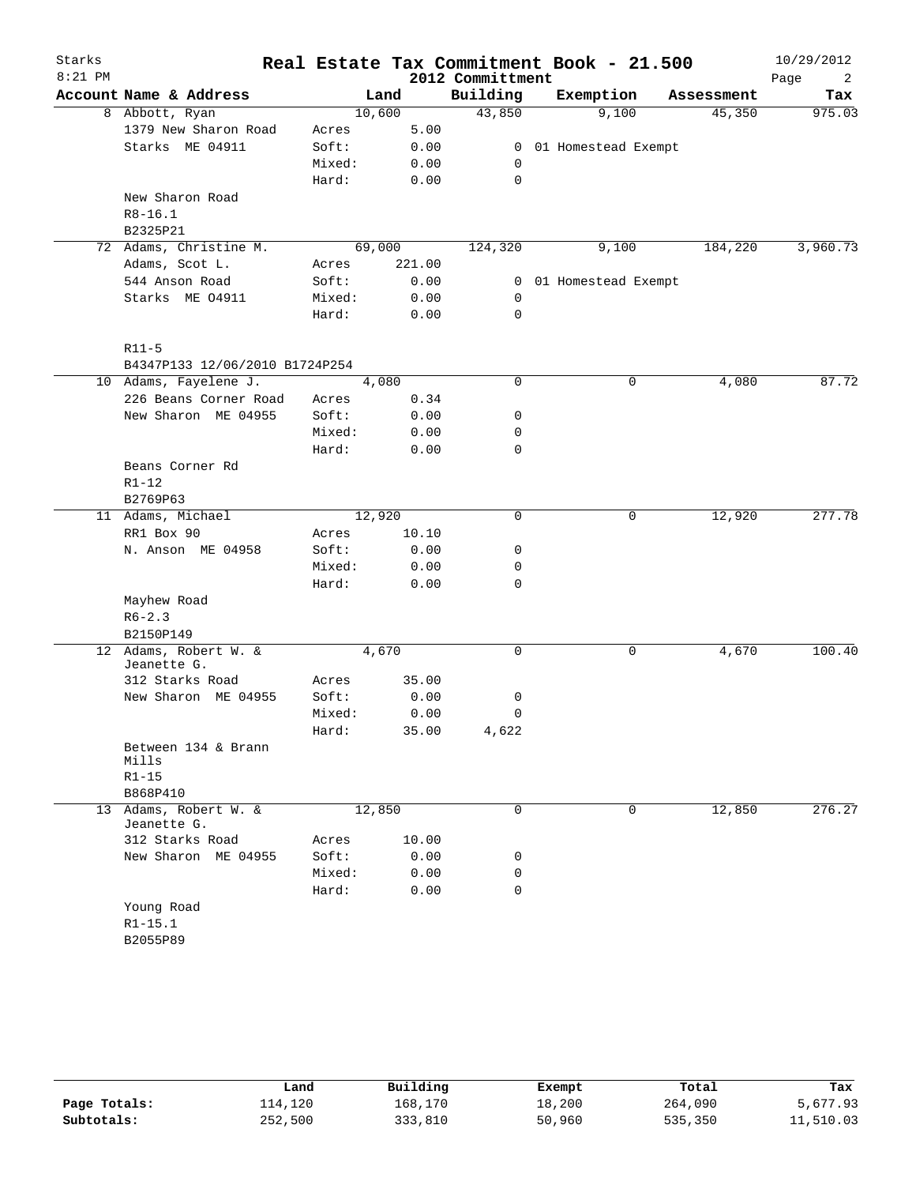# Real Estate Tax Commitment Book - 21.500

Starks
8:21 PM

2012 Committment

10/29/2012

| Account Name & Address | | Land | Building | Exemption | Assessment | Tax |
|---|---|---|---|---|---|---|
| 8 Abbott, Ryan | | 10,600 | 43,850 | 9,100 | 45,350 | 975.03 |
| 1379 New Sharon Road | Acres | 5.00 | | | | |
| Starks ME 04911 | Soft: | 0.00 | 0 | 01 Homestead Exempt | | |
| | Mixed: | 0.00 | 0 | | | |
| | Hard: | 0.00 | 0 | | | |
| New Sharon Road | | | | | | |
| R8-16.1 | | | | | | |
| B2325P21 | | | | | | |
| 72 Adams, Christine M. | | 69,000 | 124,320 | 9,100 | 184,220 | 3,960.73 |
| Adams, Scot L. | Acres | 221.00 | | | | |
| 544 Anson Road | Soft: | 0.00 | 0 | 01 Homestead Exempt | | |
| Starks ME O4911 | Mixed: | 0.00 | 0 | | | |
| | Hard: | 0.00 | 0 | | | |
| R11-5 | | | | | | |
| B4347P133 12/06/2010 B1724P254 | | | | | | |
| 10 Adams, Fayelene J. | | 4,080 | 0 | 0 | 4,080 | 87.72 |
| 226 Beans Corner Road | Acres | 0.34 | | | | |
| New Sharon ME 04955 | Soft: | 0.00 | 0 | | | |
| | Mixed: | 0.00 | 0 | | | |
| | Hard: | 0.00 | 0 | | | |
| Beans Corner Rd | | | | | | |
| R1-12 | | | | | | |
| B2769P63 | | | | | | |
| 11 Adams, Michael | | 12,920 | 0 | 0 | 12,920 | 277.78 |
| RR1 Box 90 | Acres | 10.10 | | | | |
| N. Anson ME 04958 | Soft: | 0.00 | 0 | | | |
| | Mixed: | 0.00 | 0 | | | |
| | Hard: | 0.00 | 0 | | | |
| Mayhew Road | | | | | | |
| R6-2.3 | | | | | | |
| B2150P149 | | | | | | |
| 12 Adams, Robert W. & Jeanette G. | | 4,670 | 0 | 0 | 4,670 | 100.40 |
| 312 Starks Road | Acres | 35.00 | | | | |
| New Sharon ME 04955 | Soft: | 0.00 | 0 | | | |
| | Mixed: | 0.00 | 0 | | | |
| | Hard: | 35.00 | 4,622 | | | |
| Between 134 & Brann Mills | | | | | | |
| R1-15 | | | | | | |
| B868P410 | | | | | | |
| 13 Adams, Robert W. & Jeanette G. | | 12,850 | 0 | 0 | 12,850 | 276.27 |
| 312 Starks Road | Acres | 10.00 | | | | |
| New Sharon ME 04955 | Soft: | 0.00 | 0 | | | |
| | Mixed: | 0.00 | 0 | | | |
| | Hard: | 0.00 | 0 | | | |
| Young Road | | | | | | |
| R1-15.1 | | | | | | |
| B2055P89 | | | | | | |

| | Land | Building | Exempt | Total | Tax |
|---|---|---|---|---|---|
| Page Totals: | 114,120 | 168,170 | 18,200 | 264,090 | 5,677.93 |
| Subtotals: | 252,500 | 333,810 | 50,960 | 535,350 | 11,510.03 |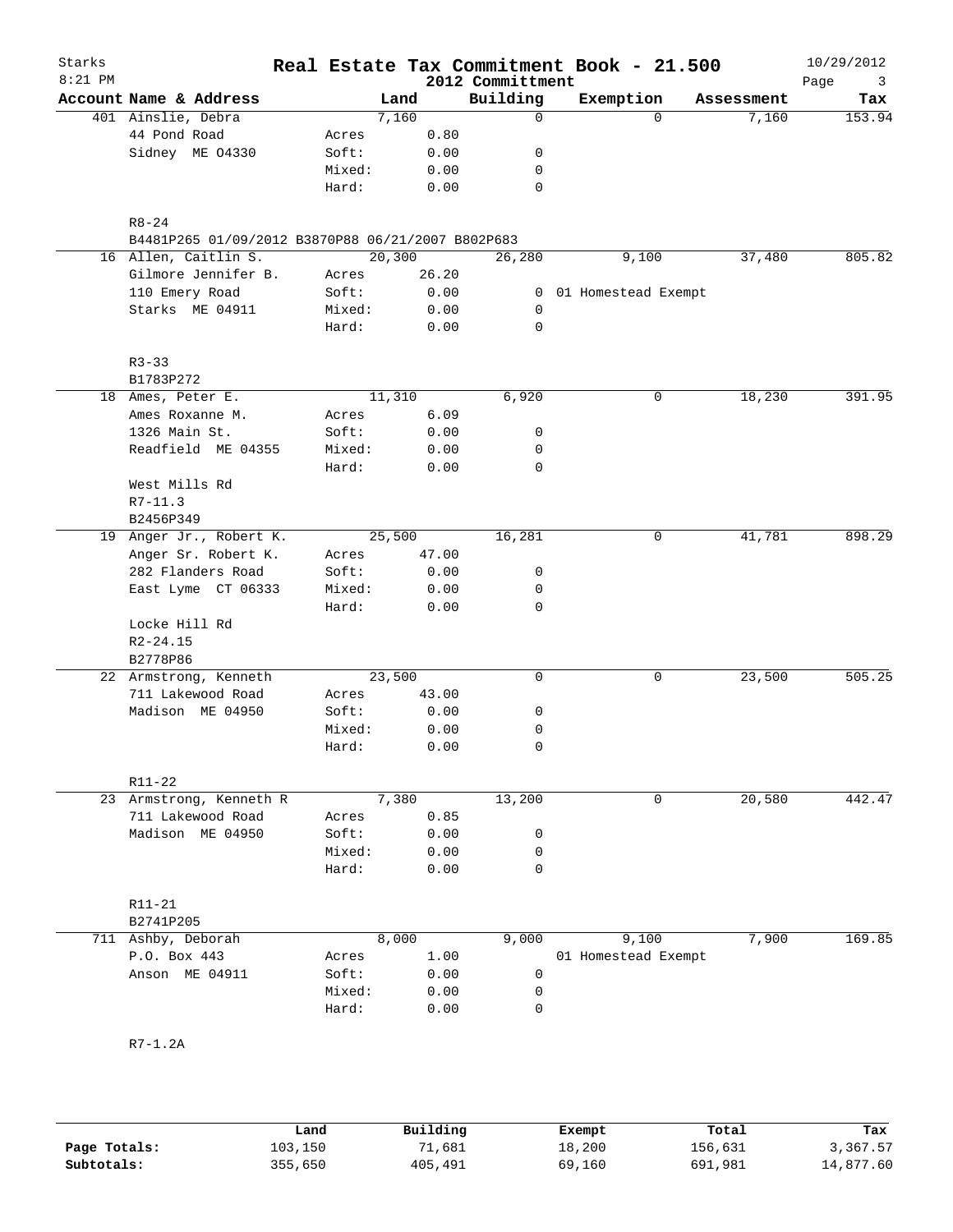# Real Estate Tax Commitment Book - 21.500

Starks
8:21 PM

2012 Committment

10/29/2012

| Account Name & Address | | Land | Building | Exemption | Assessment | Tax |
|---|---|---|---|---|---|---|
| 401 Ainslie, Debra | | 7,160 | 0 | 0 | 7,160 | 153.94 |
| 44 Pond Road | Acres | 0.80 | | | | |
| Sidney ME 04330 | Soft: | 0.00 | 0 | | | |
| | Mixed: | 0.00 | 0 | | | |
| | Hard: | 0.00 | 0 | | | |
| R8-24 | | | | | | |
| B4481P265 01/09/2012 B3870P88 06/21/2007 B802P683 | | | | | | |
| 16 Allen, Caitlin S. | | 20,300 | 26,280 | 9,100 | 37,480 | 805.82 |
| Gilmore Jennifer B. | Acres | 26.20 | | | | |
| 110 Emery Road | Soft: | 0.00 | 0 | 01 Homestead Exempt | | |
| Starks ME 04911 | Mixed: | 0.00 | 0 | | | |
| | Hard: | 0.00 | 0 | | | |
| R3-33 | | | | | | |
| B1783P272 | | | | | | |
| 18 Ames, Peter E. | | 11,310 | 6,920 | 0 | 18,230 | 391.95 |
| Ames Roxanne M. | Acres | 6.09 | | | | |
| 1326 Main St. | Soft: | 0.00 | 0 | | | |
| Readfield ME 04355 | Mixed: | 0.00 | 0 | | | |
| | Hard: | 0.00 | 0 | | | |
| West Mills Rd | | | | | | |
| R7-11.3 | | | | | | |
| B2456P349 | | | | | | |
| 19 Anger Jr., Robert K. | | 25,500 | 16,281 | 0 | 41,781 | 898.29 |
| Anger Sr. Robert K. | Acres | 47.00 | | | | |
| 282 Flanders Road | Soft: | 0.00 | 0 | | | |
| East Lyme CT 06333 | Mixed: | 0.00 | 0 | | | |
| | Hard: | 0.00 | 0 | | | |
| Locke Hill Rd | | | | | | |
| R2-24.15 | | | | | | |
| B2778P86 | | | | | | |
| 22 Armstrong, Kenneth | | 23,500 | 0 | 0 | 23,500 | 505.25 |
| 711 Lakewood Road | Acres | 43.00 | | | | |
| Madison ME 04950 | Soft: | 0.00 | 0 | | | |
| | Mixed: | 0.00 | 0 | | | |
| | Hard: | 0.00 | 0 | | | |
| R11-22 | | | | | | |
| 23 Armstrong, Kenneth R | | 7,380 | 13,200 | 0 | 20,580 | 442.47 |
| 711 Lakewood Road | Acres | 0.85 | | | | |
| Madison ME 04950 | Soft: | 0.00 | 0 | | | |
| | Mixed: | 0.00 | 0 | | | |
| | Hard: | 0.00 | 0 | | | |
| R11-21 | | | | | | |
| B2741P205 | | | | | | |
| 711 Ashby, Deborah | | 8,000 | 9,000 | 9,100 | 7,900 | 169.85 |
| P.O. Box 443 | Acres | 1.00 | | 01 Homestead Exempt | | |
| Anson ME 04911 | Soft: | 0.00 | 0 | | | |
| | Mixed: | 0.00 | 0 | | | |
| | Hard: | 0.00 | 0 | | | |
| R7-1.2A | | | | | | |

| | Land | Building | Exempt | Total | Tax |
|---|---|---|---|---|---|
| Page Totals: | 103,150 | 71,681 | 18,200 | 156,631 | 3,367.57 |
| Subtotals: | 355,650 | 405,491 | 69,160 | 691,981 | 14,877.60 |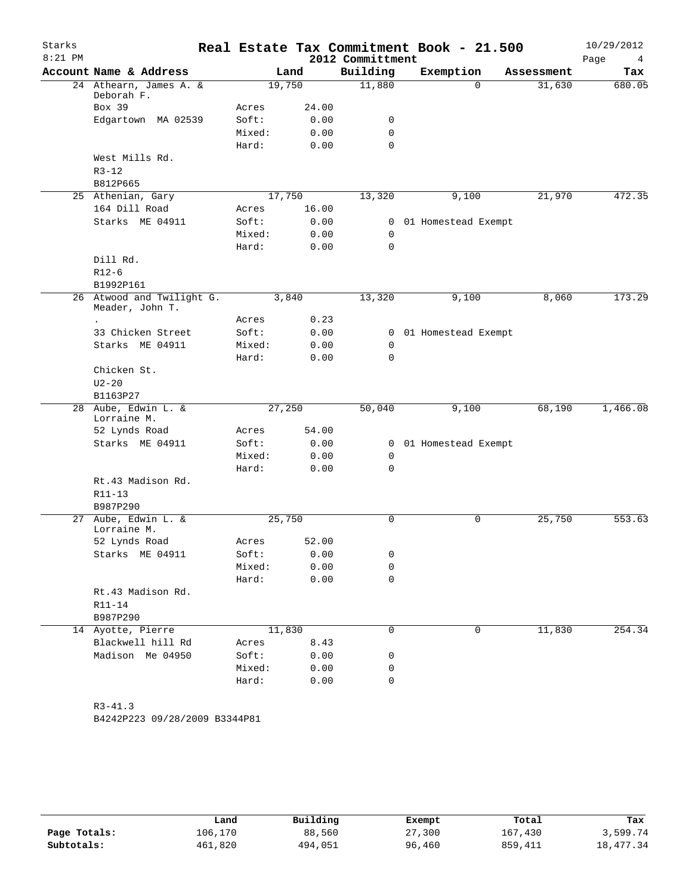# Real Estate Tax Commitment Book - 21.500

Starks
8:21 PM

2012 Committment

10/29/2012

| Account Name & Address | Land | | Building | Exemption | Assessment | Tax |
|---|---|---|---|---|---|---|
| 24 Athearn, James A. & Deborah F. | 19,750 | | 11,880 | 0 | 31,630 | 680.05 |
| Box 39 | Acres | 24.00 | | | | |
| Edgartown MA 02539 | Soft: | 0.00 | 0 | | | |
| | Mixed: | 0.00 | 0 | | | |
| | Hard: | 0.00 | 0 | | | |
| West Mills Rd. | | | | | | |
| R3-12 | | | | | | |
| B812P665 | | | | | | |
| 25 Athenian, Gary | 17,750 | | 13,320 | 9,100 | 21,970 | 472.35 |
| 164 Dill Road | Acres | 16.00 | | | | |
| Starks ME 04911 | Soft: | 0.00 | 0 | 01 Homestead Exempt | | |
| | Mixed: | 0.00 | 0 | | | |
| | Hard: | 0.00 | 0 | | | |
| Dill Rd. | | | | | | |
| R12-6 | | | | | | |
| B1992P161 | | | | | | |
| 26 Atwood and Twilight G. Meader, John T. | 3,840 | | 13,320 | 9,100 | 8,060 | 173.29 |
| . | Acres | 0.23 | | | | |
| 33 Chicken Street | Soft: | 0.00 | 0 | 01 Homestead Exempt | | |
| Starks ME 04911 | Mixed: | 0.00 | 0 | | | |
| | Hard: | 0.00 | 0 | | | |
| Chicken St. | | | | | | |
| U2-20 | | | | | | |
| B1163P27 | | | | | | |
| 28 Aube, Edwin L. & Lorraine M. | 27,250 | | 50,040 | 9,100 | 68,190 | 1,466.08 |
| 52 Lynds Road | Acres | 54.00 | | | | |
| Starks ME 04911 | Soft: | 0.00 | 0 | 01 Homestead Exempt | | |
| | Mixed: | 0.00 | 0 | | | |
| | Hard: | 0.00 | 0 | | | |
| Rt.43 Madison Rd. | | | | | | |
| R11-13 | | | | | | |
| B987P290 | | | | | | |
| 27 Aube, Edwin L. & Lorraine M. | 25,750 | | 0 | 0 | 25,750 | 553.63 |
| 52 Lynds Road | Acres | 52.00 | | | | |
| Starks ME 04911 | Soft: | 0.00 | 0 | | | |
| | Mixed: | 0.00 | 0 | | | |
| | Hard: | 0.00 | 0 | | | |
| Rt.43 Madison Rd. | | | | | | |
| R11-14 | | | | | | |
| B987P290 | | | | | | |
| 14 Ayotte, Pierre | 11,830 | | 0 | 0 | 11,830 | 254.34 |
| Blackwell hill Rd | Acres | 8.43 | | | | |
| Madison Me 04950 | Soft: | 0.00 | 0 | | | |
| | Mixed: | 0.00 | 0 | | | |
| | Hard: | 0.00 | 0 | | | |
| R3-41.3 | | | | | | |
| B4242P223 09/28/2009 B3344P81 | | | | | | |

| | Land | Building | Exempt | Total | Tax |
|---|---|---|---|---|---|
| **Page Totals:** | 106,170 | 88,560 | 27,300 | 167,430 | 3,599.74 |
| **Subtotals:** | 461,820 | 494,051 | 96,460 | 859,411 | 18,477.34 |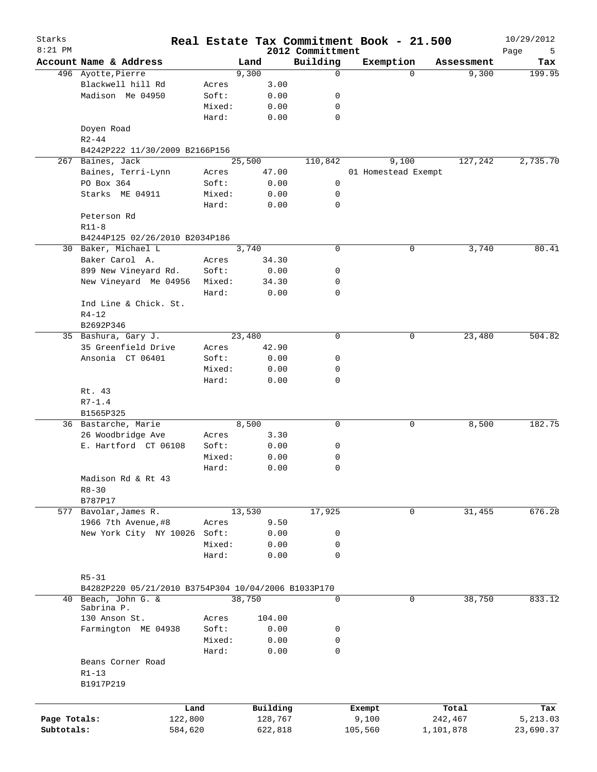# Real Estate Tax Commitment Book - 21.500

Starks
8:21 PM
2012 Committment
10/29/2012

| Account Name & Address | | Land | Building | Exemption | Assessment | Tax |
|---|---|---|---|---|---|---|
| 496 Ayotte,Pierre | | 9,300 | 0 | 0 | 9,300 | 199.95 |
| Blackwell hill Rd | Acres | 3.00 | | | | |
| Madison Me 04950 | Soft: | 0.00 | 0 | | | |
| | Mixed: | 0.00 | 0 | | | |
| | Hard: | 0.00 | 0 | | | |
| Doyen Road | | | | | | |
| R2-44 | | | | | | |
| B4242P222 11/30/2009 B2166P156 | | | | | | |
| 267 Baines, Jack | | 25,500 | 110,842 | 9,100 | 127,242 | 2,735.70 |
| Baines, Terri-Lynn | Acres | 47.00 | | 01 Homestead Exempt | | |
| PO Box 364 | Soft: | 0.00 | 0 | | | |
| Starks ME 04911 | Mixed: | 0.00 | 0 | | | |
| | Hard: | 0.00 | 0 | | | |
| Peterson Rd | | | | | | |
| R11-8 | | | | | | |
| B4244P125 02/26/2010 B2034P186 | | | | | | |
| 30 Baker, Michael L | | 3,740 | 0 | 0 | 3,740 | 80.41 |
| Baker Carol A. | Acres | 34.30 | | | | |
| 899 New Vineyard Rd. | Soft: | 0.00 | 0 | | | |
| New Vineyard Me 04956 | Mixed: | 34.30 | 0 | | | |
| | Hard: | 0.00 | 0 | | | |
| Ind Line & Chick. St. | | | | | | |
| R4-12 | | | | | | |
| B2692P346 | | | | | | |
| 35 Bashura, Gary J. | | 23,480 | 0 | 0 | 23,480 | 504.82 |
| 35 Greenfield Drive | Acres | 42.90 | | | | |
| Ansonia CT 06401 | Soft: | 0.00 | 0 | | | |
| | Mixed: | 0.00 | 0 | | | |
| | Hard: | 0.00 | 0 | | | |
| Rt. 43 | | | | | | |
| R7-1.4 | | | | | | |
| B1565P325 | | | | | | |
| 36 Bastarche, Marie | | 8,500 | 0 | 0 | 8,500 | 182.75 |
| 26 Woodbridge Ave | Acres | 3.30 | | | | |
| E. Hartford CT 06108 | Soft: | 0.00 | 0 | | | |
| | Mixed: | 0.00 | 0 | | | |
| | Hard: | 0.00 | 0 | | | |
| Madison Rd & Rt 43 | | | | | | |
| R8-30 | | | | | | |
| B787P17 | | | | | | |
| 577 Bavolar,James R. | | 13,530 | 17,925 | 0 | 31,455 | 676.28 |
| 1966 7th Avenue,#8 | Acres | 9.50 | | | | |
| New York City NY 10026 | Soft: | 0.00 | 0 | | | |
| | Mixed: | 0.00 | 0 | | | |
| | Hard: | 0.00 | 0 | | | |
| R5-31 | | | | | | |
| B4282P220 05/21/2010 B3754P304 10/04/2006 B1033P170 | | | | | | |
| 40 Beach, John G. & Sabrina P. | | 38,750 | 0 | 0 | 38,750 | 833.12 |
| 130 Anson St. | Acres | 104.00 | | | | |
| Farmington ME 04938 | Soft: | 0.00 | 0 | | | |
| | Mixed: | 0.00 | 0 | | | |
| | Hard: | 0.00 | 0 | | | |
| Beans Corner Road | | | | | | |
| R1-13 | | | | | | |
| B1917P219 | | | | | | |

| | Land | Building | Exempt | Total | Tax |
|---|---|---|---|---|---|
| Page Totals: | 122,800 | 128,767 | 9,100 | 242,467 | 5,213.03 |
| Subtotals: | 584,620 | 622,818 | 105,560 | 1,101,878 | 23,690.37 |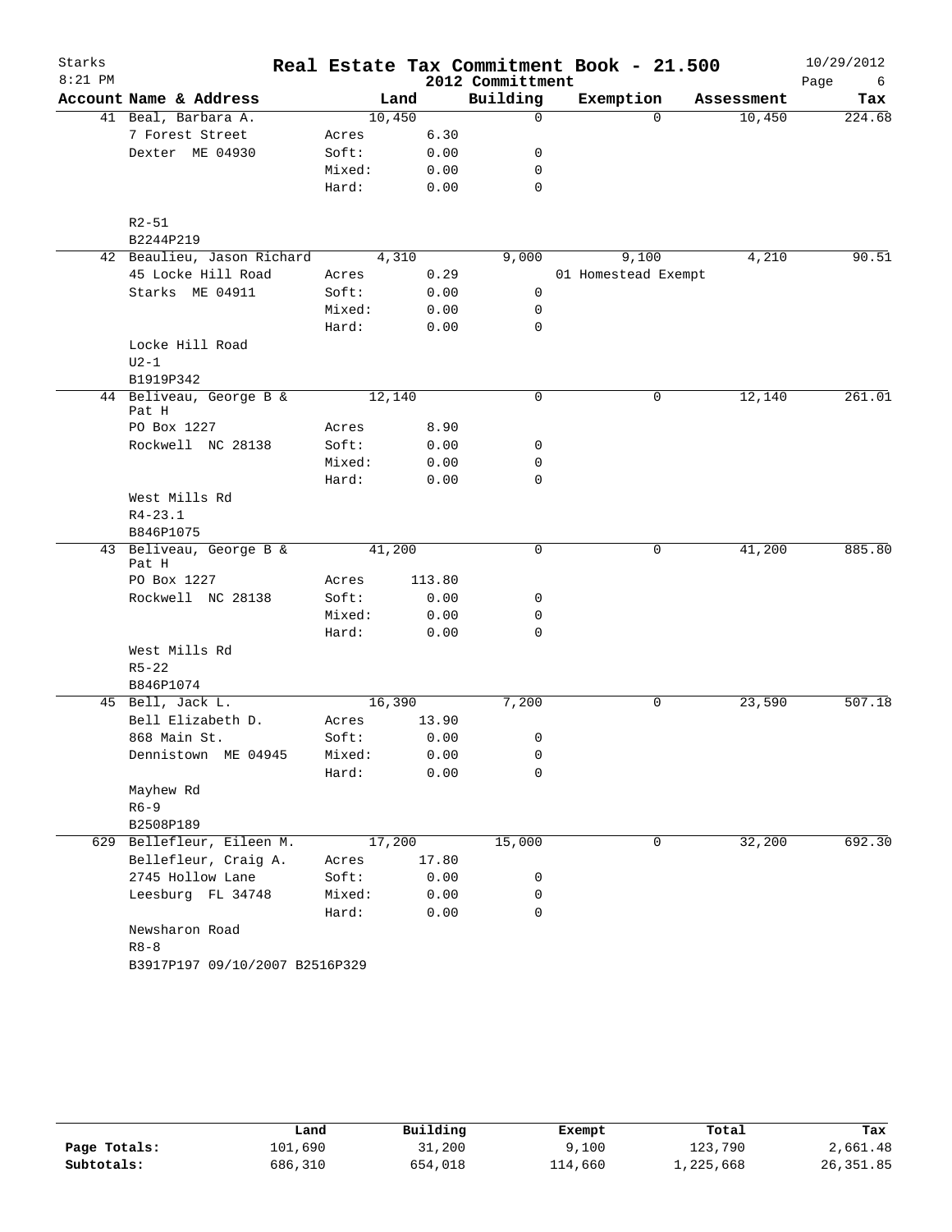# Real Estate Tax Commitment Book - 21.500

Starks — 8:21 PM — 2012 Committment — 10/29/2012

| Account Name & Address | | Land | Building | Exemption | Assessment | Tax |
|---|---|---|---|---|---|---|
| 41 Beal, Barbara A. | | 10,450 | 0 | 0 | 10,450 | 224.68 |
| 7 Forest Street | Acres | 6.30 | | | | |
| Dexter ME 04930 | Soft: | 0.00 | 0 | | | |
| | Mixed: | 0.00 | 0 | | | |
| | Hard: | 0.00 | 0 | | | |
| R2-51 | | | | | | |
| B2244P219 | | | | | | |
| 42 Beaulieu, Jason Richard | | 4,310 | 9,000 | 9,100 | 4,210 | 90.51 |
| 45 Locke Hill Road | Acres | 0.29 | | 01 Homestead Exempt | | |
| Starks ME 04911 | Soft: | 0.00 | 0 | | | |
| | Mixed: | 0.00 | 0 | | | |
| | Hard: | 0.00 | 0 | | | |
| Locke Hill Road | | | | | | |
| U2-1 | | | | | | |
| B1919P342 | | | | | | |
| 44 Beliveau, George B & Pat H | | 12,140 | 0 | 0 | 12,140 | 261.01 |
| PO Box 1227 | Acres | 8.90 | | | | |
| Rockwell NC 28138 | Soft: | 0.00 | 0 | | | |
| | Mixed: | 0.00 | 0 | | | |
| | Hard: | 0.00 | 0 | | | |
| West Mills Rd | | | | | | |
| R4-23.1 | | | | | | |
| B846P1075 | | | | | | |
| 43 Beliveau, George B & Pat H | | 41,200 | 0 | 0 | 41,200 | 885.80 |
| PO Box 1227 | Acres | 113.80 | | | | |
| Rockwell NC 28138 | Soft: | 0.00 | 0 | | | |
| | Mixed: | 0.00 | 0 | | | |
| | Hard: | 0.00 | 0 | | | |
| West Mills Rd | | | | | | |
| R5-22 | | | | | | |
| B846P1074 | | | | | | |
| 45 Bell, Jack L. | | 16,390 | 7,200 | 0 | 23,590 | 507.18 |
| Bell Elizabeth D. | Acres | 13.90 | | | | |
| 868 Main St. | Soft: | 0.00 | 0 | | | |
| Dennistown ME 04945 | Mixed: | 0.00 | 0 | | | |
| | Hard: | 0.00 | 0 | | | |
| Mayhew Rd | | | | | | |
| R6-9 | | | | | | |
| B2508P189 | | | | | | |
| 629 Bellefleur, Eileen M. | | 17,200 | 15,000 | 0 | 32,200 | 692.30 |
| Bellefleur, Craig A. | Acres | 17.80 | | | | |
| 2745 Hollow Lane | Soft: | 0.00 | 0 | | | |
| Leesburg FL 34748 | Mixed: | 0.00 | 0 | | | |
| | Hard: | 0.00 | 0 | | | |
| Newsharon Road | | | | | | |
| R8-8 | | | | | | |
| B3917P197 09/10/2007 B2516P329 | | | | | | |

| | Land | Building | Exempt | Total | Tax |
|---|---|---|---|---|---|
| Page Totals: | 101,690 | 31,200 | 9,100 | 123,790 | 2,661.48 |
| Subtotals: | 686,310 | 654,018 | 114,660 | 1,225,668 | 26,351.85 |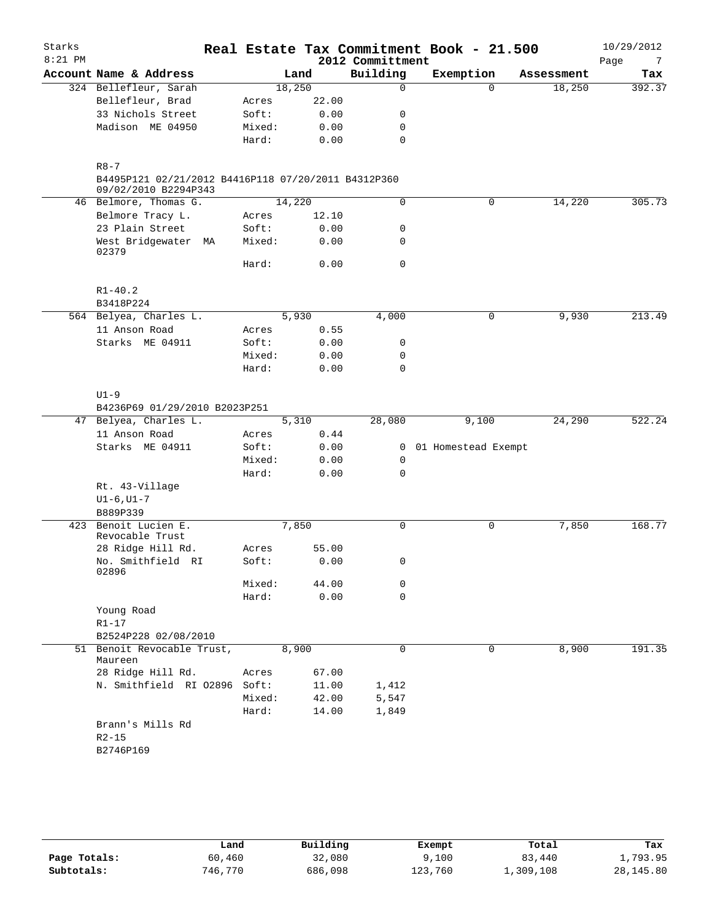Starks
8:21 PM

# Real Estate Tax Commitment Book - 21.500

2012 Committment

10/29/2012

| Account | Name & Address | | Land | Building | Exemption | Assessment | Tax |
|---|---|---|---|---|---|---|---|
| 324 | Bellefleur, Sarah | | 18,250 | 0 | 0 | 18,250 | 392.37 |
| | Bellefleur, Brad | Acres | 22.00 | | | | |
| | 33 Nichols Street | Soft: | 0.00 | 0 | | | |
| | Madison ME 04950 | Mixed: | 0.00 | 0 | | | |
| | | Hard: | 0.00 | 0 | | | |
| | R8-7 | | | | | | |
| | B4495P121 02/21/2012 B4416P118 07/20/2011 B4312P360 09/02/2010 B2294P343 | | | | | | |
| 46 | Belmore, Thomas G. | | 14,220 | 0 | 0 | 14,220 | 305.73 |
| | Belmore Tracy L. | Acres | 12.10 | | | | |
| | 23 Plain Street | Soft: | 0.00 | 0 | | | |
| | West Bridgewater MA 02379 | Mixed: | 0.00 | 0 | | | |
| | | Hard: | 0.00 | 0 | | | |
| | R1-40.2 | | | | | | |
| | B3418P224 | | | | | | |
| 564 | Belyea, Charles L. | | 5,930 | 4,000 | 0 | 9,930 | 213.49 |
| | 11 Anson Road | Acres | 0.55 | | | | |
| | Starks ME 04911 | Soft: | 0.00 | 0 | | | |
| | | Mixed: | 0.00 | 0 | | | |
| | | Hard: | 0.00 | 0 | | | |
| | U1-9 | | | | | | |
| | B4236P69 01/29/2010 B2023P251 | | | | | | |
| 47 | Belyea, Charles L. | | 5,310 | 28,080 | 9,100 | 24,290 | 522.24 |
| | 11 Anson Road | Acres | 0.44 | | | | |
| | Starks ME 04911 | Soft: | 0.00 | 0 | 01 Homestead Exempt | | |
| | | Mixed: | 0.00 | 0 | | | |
| | | Hard: | 0.00 | 0 | | | |
| | Rt. 43-Village | | | | | | |
| | U1-6,U1-7 | | | | | | |
| | B889P339 | | | | | | |
| 423 | Benoit Lucien E. Revocable Trust | | 7,850 | 0 | 0 | 7,850 | 168.77 |
| | 28 Ridge Hill Rd. | Acres | 55.00 | | | | |
| | No. Smithfield RI 02896 | Soft: | 0.00 | 0 | | | |
| | | Mixed: | 44.00 | 0 | | | |
| | | Hard: | 0.00 | 0 | | | |
| | Young Road | | | | | | |
| | R1-17 | | | | | | |
| | B2524P228 02/08/2010 | | | | | | |
| 51 | Benoit Revocable Trust, Maureen | | 8,900 | 0 | 0 | 8,900 | 191.35 |
| | 28 Ridge Hill Rd. | Acres | 67.00 | | | | |
| | N. Smithfield RI 02896 | Soft: | 11.00 | 1,412 | | | |
| | | Mixed: | 42.00 | 5,547 | | | |
| | | Hard: | 14.00 | 1,849 | | | |
| | Brann's Mills Rd | | | | | | |
| | R2-15 | | | | | | |
| | B2746P169 | | | | | | |

| | Land | Building | Exempt | Total | Tax |
|---|---|---|---|---|---|
| Page Totals: | 60,460 | 32,080 | 9,100 | 83,440 | 1,793.95 |
| Subtotals: | 746,770 | 686,098 | 123,760 | 1,309,108 | 28,145.80 |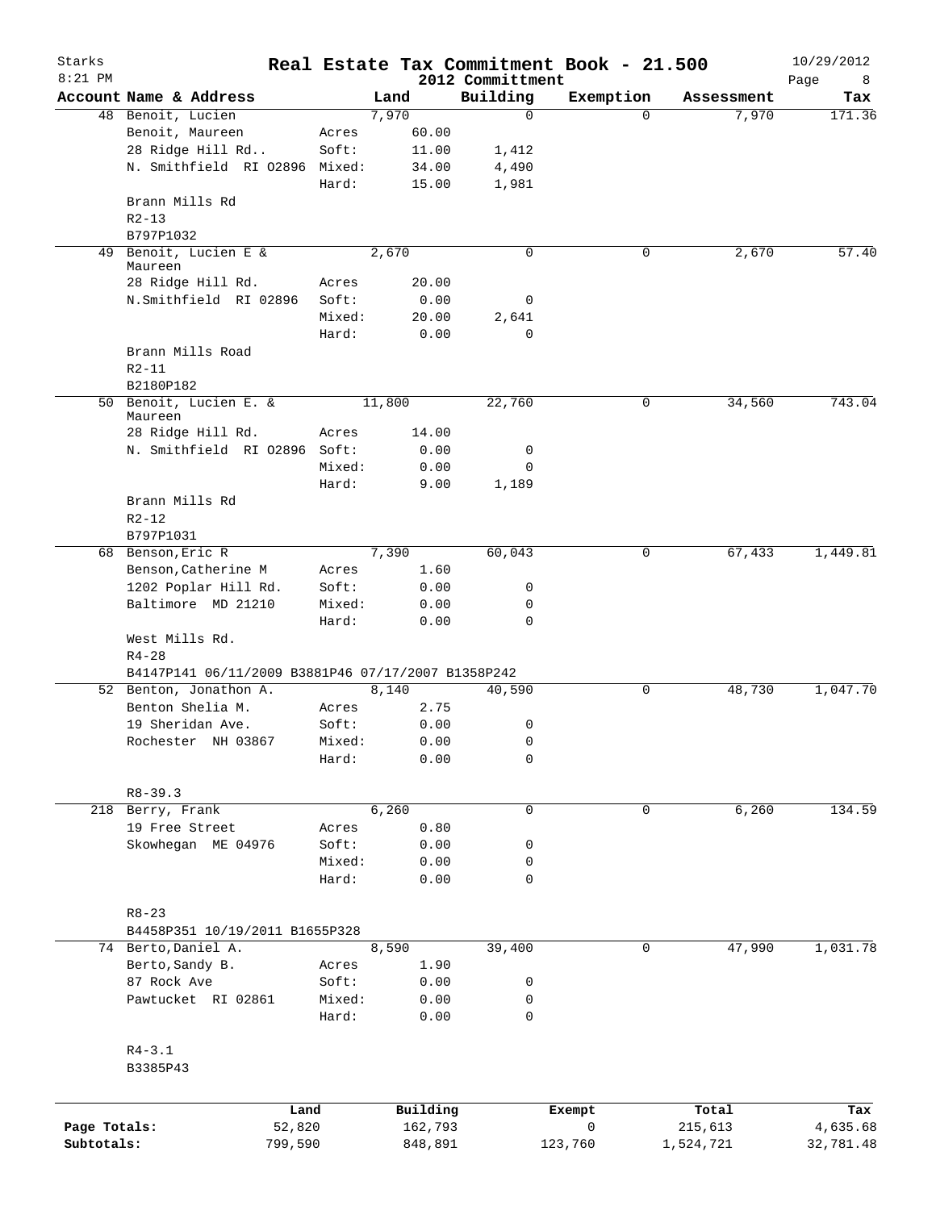# Real Estate Tax Commitment Book - 21.500

Starks
8:21 PM

2012 Committment

10/29/2012

| Account | Name & Address | | Land | Building | Exemption | Assessment | Tax |
|---|---|---|---|---|---|---|---|
| 48 | Benoit, Lucien | | 7,970 | 0 | 0 | 7,970 | 171.36 |
| | Benoit, Maureen | Acres | 60.00 | | | | |
| | 28 Ridge Hill Rd.. | Soft: | 11.00 | 1,412 | | | |
| | N. Smithfield RI 02896 | Mixed: | 34.00 | 4,490 | | | |
| | | Hard: | 15.00 | 1,981 | | | |
| | Brann Mills Rd | | | | | | |
| | R2-13 | | | | | | |
| | B797P1032 | | | | | | |
| 49 | Benoit, Lucien E & Maureen | | 2,670 | 0 | 0 | 2,670 | 57.40 |
| | 28 Ridge Hill Rd. | Acres | 20.00 | | | | |
| | N.Smithfield RI 02896 | Soft: | 0.00 | 0 | | | |
| | | Mixed: | 20.00 | 2,641 | | | |
| | | Hard: | 0.00 | 0 | | | |
| | Brann Mills Road | | | | | | |
| | R2-11 | | | | | | |
| | B2180P182 | | | | | | |
| 50 | Benoit, Lucien E. & Maureen | | 11,800 | 22,760 | 0 | 34,560 | 743.04 |
| | 28 Ridge Hill Rd. | Acres | 14.00 | | | | |
| | N. Smithfield RI 02896 | Soft: | 0.00 | 0 | | | |
| | | Mixed: | 0.00 | 0 | | | |
| | | Hard: | 9.00 | 1,189 | | | |
| | Brann Mills Rd | | | | | | |
| | R2-12 | | | | | | |
| | B797P1031 | | | | | | |
| 68 | Benson,Eric R | | 7,390 | 60,043 | 0 | 67,433 | 1,449.81 |
| | Benson,Catherine M | Acres | 1.60 | | | | |
| | 1202 Poplar Hill Rd. | Soft: | 0.00 | 0 | | | |
| | Baltimore MD 21210 | Mixed: | 0.00 | 0 | | | |
| | | Hard: | 0.00 | 0 | | | |
| | West Mills Rd. | | | | | | |
| | R4-28 | | | | | | |
| | B4147P141 06/11/2009 B3881P46 07/17/2007 B1358P242 | | | | | | |
| 52 | Benton, Jonathon A. | | 8,140 | 40,590 | 0 | 48,730 | 1,047.70 |
| | Benton Shelia M. | Acres | 2.75 | | | | |
| | 19 Sheridan Ave. | Soft: | 0.00 | 0 | | | |
| | Rochester NH 03867 | Mixed: | 0.00 | 0 | | | |
| | | Hard: | 0.00 | 0 | | | |
| | R8-39.3 | | | | | | |
| 218 | Berry, Frank | | 6,260 | 0 | 0 | 6,260 | 134.59 |
| | 19 Free Street | Acres | 0.80 | | | | |
| | Skowhegan ME 04976 | Soft: | 0.00 | 0 | | | |
| | | Mixed: | 0.00 | 0 | | | |
| | | Hard: | 0.00 | 0 | | | |
| | R8-23 | | | | | | |
| | B4458P351 10/19/2011 B1655P328 | | | | | | |
| 74 | Berto,Daniel A. | | 8,590 | 39,400 | 0 | 47,990 | 1,031.78 |
| | Berto,Sandy B. | Acres | 1.90 | | | | |
| | 87 Rock Ave | Soft: | 0.00 | 0 | | | |
| | Pawtucket RI 02861 | Mixed: | 0.00 | 0 | | | |
| | | Hard: | 0.00 | 0 | | | |
| | R4-3.1 | | | | | | |
| | B3385P43 | | | | | | |

| | Land | Building | Exempt | Total | Tax |
|---|---|---|---|---|---|
| Page Totals: | 52,820 | 162,793 | 0 | 215,613 | 4,635.68 |
| Subtotals: | 799,590 | 848,891 | 123,760 | 1,524,721 | 32,781.48 |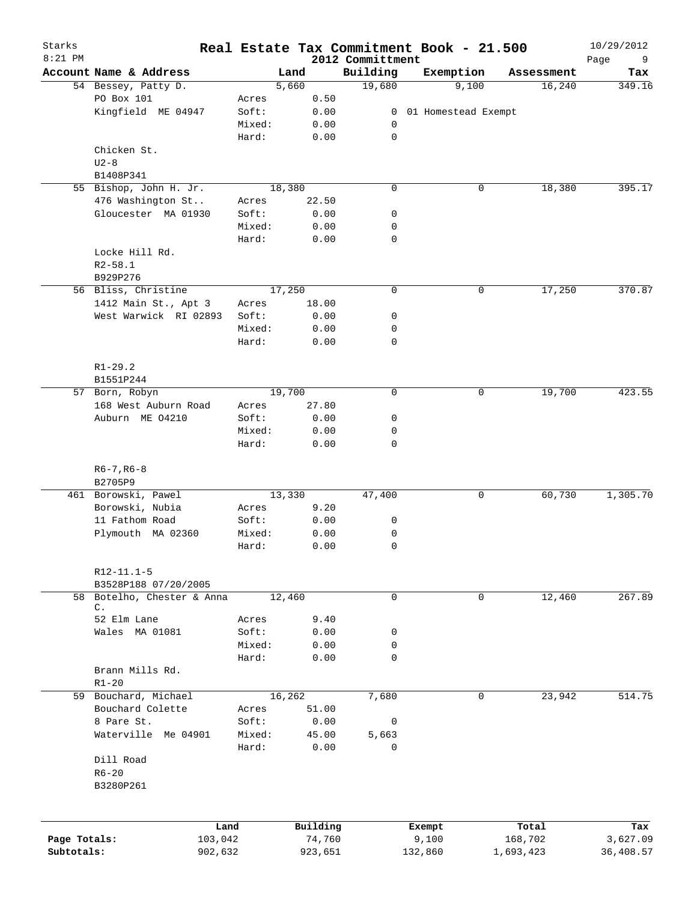# Real Estate Tax Commitment Book - 21.500

Starks 8:21 PM — 2012 Committment — 10/29/2012

| Account Name & Address | | Land | Building | Exemption | Assessment | Tax |
|---|---|---|---|---|---|---|
| 54 Bessey, Patty D. | | 5,660 | 19,680 | 9,100 | 16,240 | 349.16 |
| PO Box 101 | Acres | 0.50 | | | | |
| Kingfield ME 04947 | Soft: | 0.00 | 0 | 01 Homestead Exempt | | |
| | Mixed: | 0.00 | 0 | | | |
| | Hard: | 0.00 | 0 | | | |
| Chicken St. | | | | | | |
| U2-8 | | | | | | |
| B1408P341 | | | | | | |
| 55 Bishop, John H. Jr. | | 18,380 | 0 | 0 | 18,380 | 395.17 |
| 476 Washington St.. | Acres | 22.50 | | | | |
| Gloucester MA 01930 | Soft: | 0.00 | 0 | | | |
| | Mixed: | 0.00 | 0 | | | |
| | Hard: | 0.00 | 0 | | | |
| Locke Hill Rd. | | | | | | |
| R2-58.1 | | | | | | |
| B929P276 | | | | | | |
| 56 Bliss, Christine | | 17,250 | 0 | 0 | 17,250 | 370.87 |
| 1412 Main St., Apt 3 | Acres | 18.00 | | | | |
| West Warwick RI 02893 | Soft: | 0.00 | 0 | | | |
| | Mixed: | 0.00 | 0 | | | |
| | Hard: | 0.00 | 0 | | | |
| R1-29.2 | | | | | | |
| B1551P244 | | | | | | |
| 57 Born, Robyn | | 19,700 | 0 | 0 | 19,700 | 423.55 |
| 168 West Auburn Road | Acres | 27.80 | | | | |
| Auburn ME O4210 | Soft: | 0.00 | 0 | | | |
| | Mixed: | 0.00 | 0 | | | |
| | Hard: | 0.00 | 0 | | | |
| R6-7,R6-8 | | | | | | |
| B2705P9 | | | | | | |
| 461 Borowski, Pawel | | 13,330 | 47,400 | 0 | 60,730 | 1,305.70 |
| Borowski, Nubia | Acres | 9.20 | | | | |
| 11 Fathom Road | Soft: | 0.00 | 0 | | | |
| Plymouth MA 02360 | Mixed: | 0.00 | 0 | | | |
| | Hard: | 0.00 | 0 | | | |
| R12-11.1-5 | | | | | | |
| B3528P188 07/20/2005 | | | | | | |
| 58 Botelho, Chester & Anna C. | | 12,460 | 0 | 0 | 12,460 | 267.89 |
| 52 Elm Lane | Acres | 9.40 | | | | |
| Wales MA 01081 | Soft: | 0.00 | 0 | | | |
| | Mixed: | 0.00 | 0 | | | |
| | Hard: | 0.00 | 0 | | | |
| Brann Mills Rd. | | | | | | |
| R1-20 | | | | | | |
| 59 Bouchard, Michael | | 16,262 | 7,680 | 0 | 23,942 | 514.75 |
| Bouchard Colette | Acres | 51.00 | | | | |
| 8 Pare St. | Soft: | 0.00 | 0 | | | |
| Waterville Me 04901 | Mixed: | 45.00 | 5,663 | | | |
| | Hard: | 0.00 | 0 | | | |
| Dill Road | | | | | | |
| R6-20 | | | | | | |
| B3280P261 | | | | | | |

| | Land | Building | Exempt | Total | Tax |
|---|---|---|---|---|---|
| Page Totals: | 103,042 | 74,760 | 9,100 | 168,702 | 3,627.09 |
| Subtotals: | 902,632 | 923,651 | 132,860 | 1,693,423 | 36,408.57 |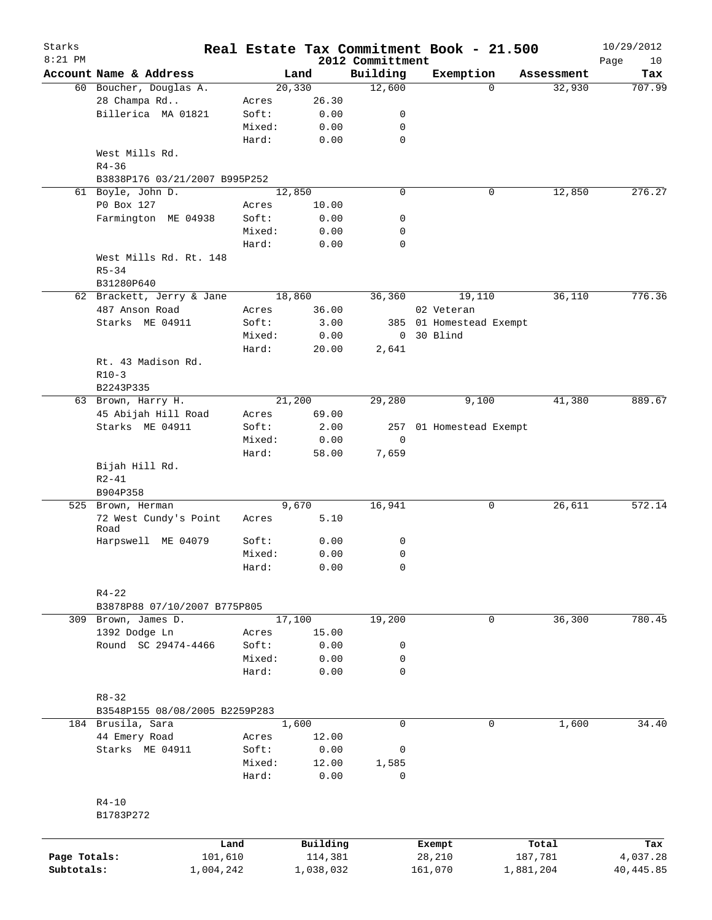# Real Estate Tax Commitment Book - 21.500

Starks
8:21 PM

2012 Committment

10/29/2012

| Account Name & Address | Land | | Building | Exemption | Assessment | Tax |
|---|---|---|---|---|---|---|
| 60 Boucher, Douglas A. | | 20,330 | 12,600 | 0 | 32,930 | 707.99 |
| 28 Champa Rd.. | Acres | 26.30 | | | | |
| Billerica MA 01821 | Soft: | 0.00 | 0 | | | |
| | Mixed: | 0.00 | 0 | | | |
| | Hard: | 0.00 | 0 | | | |
| West Mills Rd. | | | | | | |
| R4-36 | | | | | | |
| B3838P176 03/21/2007 B995P252 | | | | | | |
| 61 Boyle, John D. | | 12,850 | 0 | 0 | 12,850 | 276.27 |
| P0 Box 127 | Acres | 10.00 | | | | |
| Farmington ME 04938 | Soft: | 0.00 | 0 | | | |
| | Mixed: | 0.00 | 0 | | | |
| | Hard: | 0.00 | 0 | | | |
| West Mills Rd. Rt. 148 | | | | | | |
| R5-34 | | | | | | |
| B31280P640 | | | | | | |
| 62 Brackett, Jerry & Jane | | 18,860 | 36,360 | 19,110 | 36,110 | 776.36 |
| 487 Anson Road | Acres | 36.00 | | 02 Veteran | | |
| Starks ME 04911 | Soft: | 3.00 | 385 | 01 Homestead Exempt | | |
| | Mixed: | 0.00 | 0 | 30 Blind | | |
| | Hard: | 20.00 | 2,641 | | | |
| Rt. 43 Madison Rd. | | | | | | |
| R10-3 | | | | | | |
| B2243P335 | | | | | | |
| 63 Brown, Harry H. | | 21,200 | 29,280 | 9,100 | 41,380 | 889.67 |
| 45 Abijah Hill Road | Acres | 69.00 | | | | |
| Starks ME 04911 | Soft: | 2.00 | 257 | 01 Homestead Exempt | | |
| | Mixed: | 0.00 | 0 | | | |
| | Hard: | 58.00 | 7,659 | | | |
| Bijah Hill Rd. | | | | | | |
| R2-41 | | | | | | |
| B904P358 | | | | | | |
| 525 Brown, Herman | | 9,670 | 16,941 | 0 | 26,611 | 572.14 |
| 72 West Cundy's Point Road | Acres | 5.10 | | | | |
| Harpswell ME 04079 | Soft: | 0.00 | 0 | | | |
| | Mixed: | 0.00 | 0 | | | |
| | Hard: | 0.00 | 0 | | | |
| R4-22 | | | | | | |
| B3878P88 07/10/2007 B775P805 | | | | | | |
| 309 Brown, James D. | | 17,100 | 19,200 | 0 | 36,300 | 780.45 |
| 1392 Dodge Ln | Acres | 15.00 | | | | |
| Round SC 29474-4466 | Soft: | 0.00 | 0 | | | |
| | Mixed: | 0.00 | 0 | | | |
| | Hard: | 0.00 | 0 | | | |
| R8-32 | | | | | | |
| B3548P155 08/08/2005 B2259P283 | | | | | | |
| 184 Brusila, Sara | | 1,600 | 0 | 0 | 1,600 | 34.40 |
| 44 Emery Road | Acres | 12.00 | | | | |
| Starks ME 04911 | Soft: | 0.00 | 0 | | | |
| | Mixed: | 12.00 | 1,585 | | | |
| | Hard: | 0.00 | 0 | | | |
| R4-10 | | | | | | |
| B1783P272 | | | | | | |

| | Land | Building | Exempt | Total | Tax |
|---|---|---|---|---|---|
| Page Totals: | 101,610 | 114,381 | 28,210 | 187,781 | 4,037.28 |
| Subtotals: | 1,004,242 | 1,038,032 | 161,070 | 1,881,204 | 40,445.85 |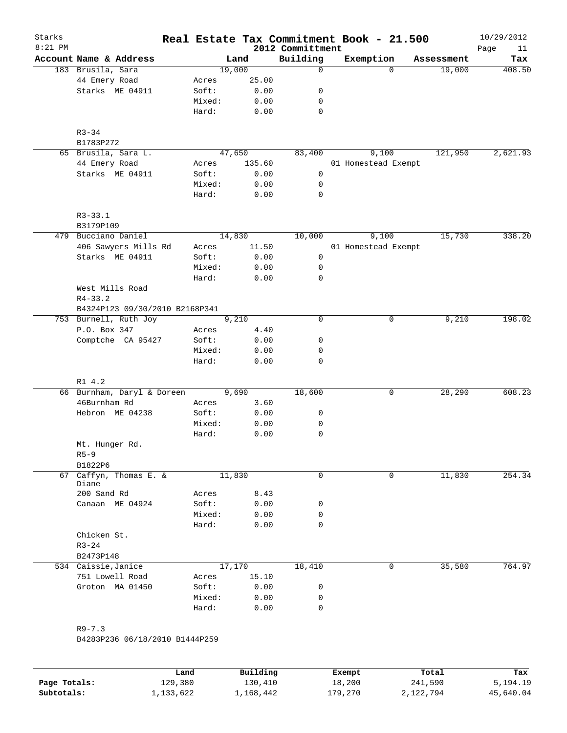# Starks — Real Estate Tax Commitment Book - 21.500

2012 Committment — 10/29/2012 — 8:21 PM

| Account Name & Address | | Land | Building | Exemption | Assessment | Tax |
|---|---|---|---|---|---|---|
| 183 Brusila, Sara | | 19,000 | 0 | 0 | 19,000 | 408.50 |
| 44 Emery Road | Acres | 25.00 | | | | |
| Starks ME 04911 | Soft: | 0.00 | 0 | | | |
| | Mixed: | 0.00 | 0 | | | |
| | Hard: | 0.00 | 0 | | | |
| R3-34 | | | | | | |
| B1783P272 | | | | | | |
| 65 Brusila, Sara L. | | 47,650 | 83,400 | 9,100 | 121,950 | 2,621.93 |
| 44 Emery Road | Acres | 135.60 | | 01 Homestead Exempt | | |
| Starks ME 04911 | Soft: | 0.00 | 0 | | | |
| | Mixed: | 0.00 | 0 | | | |
| | Hard: | 0.00 | 0 | | | |
| R3-33.1 | | | | | | |
| B3179P109 | | | | | | |
| 479 Bucciano Daniel | | 14,830 | 10,000 | 9,100 | 15,730 | 338.20 |
| 406 Sawyers Mills Rd | Acres | 11.50 | | 01 Homestead Exempt | | |
| Starks ME 04911 | Soft: | 0.00 | 0 | | | |
| | Mixed: | 0.00 | 0 | | | |
| | Hard: | 0.00 | 0 | | | |
| West Mills Road | | | | | | |
| R4-33.2 | | | | | | |
| B4324P123 09/30/2010 B2168P341 | | | | | | |
| 753 Burnell, Ruth Joy | | 9,210 | 0 | 0 | 9,210 | 198.02 |
| P.O. Box 347 | Acres | 4.40 | | | | |
| Comptche CA 95427 | Soft: | 0.00 | 0 | | | |
| | Mixed: | 0.00 | 0 | | | |
| | Hard: | 0.00 | 0 | | | |
| R1 4.2 | | | | | | |
| 66 Burnham, Daryl & Doreen | | 9,690 | 18,600 | 0 | 28,290 | 608.23 |
| 46Burnham Rd | Acres | 3.60 | | | | |
| Hebron ME 04238 | Soft: | 0.00 | 0 | | | |
| | Mixed: | 0.00 | 0 | | | |
| | Hard: | 0.00 | 0 | | | |
| Mt. Hunger Rd. | | | | | | |
| R5-9 | | | | | | |
| B1822P6 | | | | | | |
| 67 Caffyn, Thomas E. & Diane | | 11,830 | 0 | 0 | 11,830 | 254.34 |
| 200 Sand Rd | Acres | 8.43 | | | | |
| Canaan ME O4924 | Soft: | 0.00 | 0 | | | |
| | Mixed: | 0.00 | 0 | | | |
| | Hard: | 0.00 | 0 | | | |
| Chicken St. | | | | | | |
| R3-24 | | | | | | |
| B2473P148 | | | | | | |
| 534 Caissie,Janice | | 17,170 | 18,410 | 0 | 35,580 | 764.97 |
| 751 Lowell Road | Acres | 15.10 | | | | |
| Groton MA 01450 | Soft: | 0.00 | 0 | | | |
| | Mixed: | 0.00 | 0 | | | |
| | Hard: | 0.00 | 0 | | | |
| R9-7.3 | | | | | | |
| B4283P236 06/18/2010 B1444P259 | | | | | | |

| | Land | Building | Exempt | Total | Tax |
|---|---|---|---|---|---|
| Page Totals: | 129,380 | 130,410 | 18,200 | 241,590 | 5,194.19 |
| Subtotals: | 1,133,622 | 1,168,442 | 179,270 | 2,122,794 | 45,640.04 |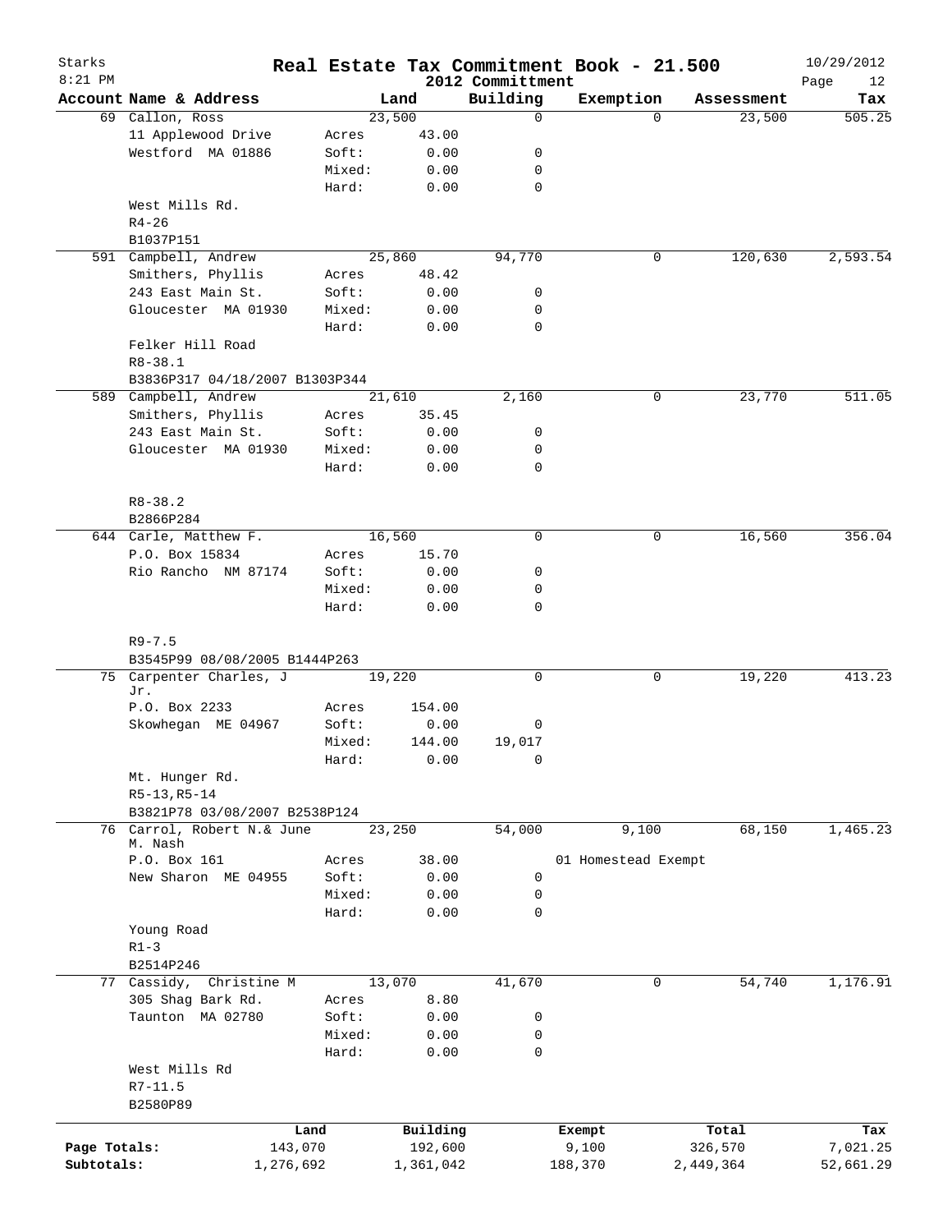Starks 8:21 PM

# Real Estate Tax Commitment Book - 21.500

2012 Committment

10/29/2012

| Account | Name & Address | | Land | Building | Exemption | Assessment | Tax |
|---|---|---|---|---|---|---|---|
| 69 | Callon, Ross | | 23,500 | 0 | 0 | 23,500 | 505.25 |
| | 11 Applewood Drive | Acres | 43.00 | | | | |
| | Westford MA 01886 | Soft: | 0.00 | 0 | | | |
| | | Mixed: | 0.00 | 0 | | | |
| | | Hard: | 0.00 | 0 | | | |
| | West Mills Rd. | | | | | | |
| | R4-26 | | | | | | |
| | B1037P151 | | | | | | |
| 591 | Campbell, Andrew | | 25,860 | 94,770 | 0 | 120,630 | 2,593.54 |
| | Smithers, Phyllis | Acres | 48.42 | | | | |
| | 243 East Main St. | Soft: | 0.00 | 0 | | | |
| | Gloucester MA 01930 | Mixed: | 0.00 | 0 | | | |
| | | Hard: | 0.00 | 0 | | | |
| | Felker Hill Road | | | | | | |
| | R8-38.1 | | | | | | |
| | B3836P317 04/18/2007 B1303P344 | | | | | | |
| 589 | Campbell, Andrew | | 21,610 | 2,160 | 0 | 23,770 | 511.05 |
| | Smithers, Phyllis | Acres | 35.45 | | | | |
| | 243 East Main St. | Soft: | 0.00 | 0 | | | |
| | Gloucester MA 01930 | Mixed: | 0.00 | 0 | | | |
| | | Hard: | 0.00 | 0 | | | |
| | R8-38.2 | | | | | | |
| | B2866P284 | | | | | | |
| 644 | Carle, Matthew F. | | 16,560 | 0 | 0 | 16,560 | 356.04 |
| | P.O. Box 15834 | Acres | 15.70 | | | | |
| | Rio Rancho NM 87174 | Soft: | 0.00 | 0 | | | |
| | | Mixed: | 0.00 | 0 | | | |
| | | Hard: | 0.00 | 0 | | | |
| | R9-7.5 | | | | | | |
| | B3545P99 08/08/2005 B1444P263 | | | | | | |
| 75 | Carpenter Charles, J Jr. | | 19,220 | 0 | 0 | 19,220 | 413.23 |
| | P.O. Box 2233 | Acres | 154.00 | | | | |
| | Skowhegan ME 04967 | Soft: | 0.00 | 0 | | | |
| | | Mixed: | 144.00 | 19,017 | | | |
| | | Hard: | 0.00 | 0 | | | |
| | Mt. Hunger Rd. | | | | | | |
| | R5-13,R5-14 | | | | | | |
| | B3821P78 03/08/2007 B2538P124 | | | | | | |
| 76 | Carrol, Robert N.& June M. Nash | | 23,250 | 54,000 | 9,100 | 68,150 | 1,465.23 |
| | P.O. Box 161 | Acres | 38.00 | | 01 Homestead Exempt | | |
| | New Sharon ME 04955 | Soft: | 0.00 | 0 | | | |
| | | Mixed: | 0.00 | 0 | | | |
| | | Hard: | 0.00 | 0 | | | |
| | Young Road | | | | | | |
| | R1-3 | | | | | | |
| | B2514P246 | | | | | | |
| 77 | Cassidy, Christine M | | 13,070 | 41,670 | 0 | 54,740 | 1,176.91 |
| | 305 Shag Bark Rd. | Acres | 8.80 | | | | |
| | Taunton MA 02780 | Soft: | 0.00 | 0 | | | |
| | | Mixed: | 0.00 | 0 | | | |
| | | Hard: | 0.00 | 0 | | | |
| | West Mills Rd | | | | | | |
| | R7-11.5 | | | | | | |
| | B2580P89 | | | | | | |

| | Land | Building | Exempt | Total | Tax |
|---|---|---|---|---|---|
| Page Totals: | 143,070 | 192,600 | 9,100 | 326,570 | 7,021.25 |
| Subtotals: | 1,276,692 | 1,361,042 | 188,370 | 2,449,364 | 52,661.29 |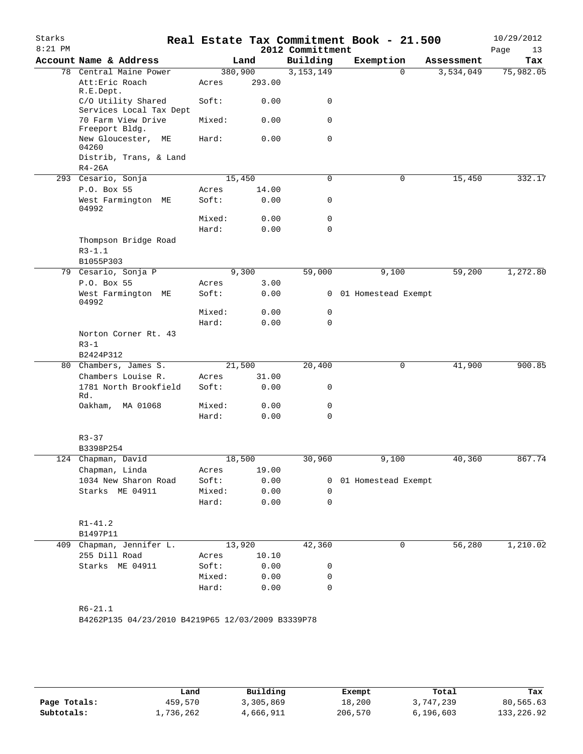# Real Estate Tax Commitment Book - 21.500

## 2012 Committment

Starks
8:21 PM
10/29/2012

| Account Name & Address | Land | | Building | Exemption | Assessment | Tax |
|---|---|---|---|---|---|---|
| 78 Central Maine Power | 380,900 | | 3,153,149 | 0 | 3,534,049 | 75,982.05 |
| Att:Eric Roach R.E.Dept. | Acres | 293.00 | | | | |
| C/O Utility Shared Services Local Tax Dept | Soft: | 0.00 | 0 | | | |
| 70 Farm View Drive Freeport Bldg. | Mixed: | 0.00 | 0 | | | |
| New Gloucester, ME 04260 | Hard: | 0.00 | 0 | | | |
| Distrib, Trans, & Land | | | | | | |
| R4-26A | | | | | | |
| 293 Cesario, Sonja | 15,450 | | 0 | 0 | 15,450 | 332.17 |
| P.O. Box 55 | Acres | 14.00 | | | | |
| West Farmington ME 04992 | Soft: | 0.00 | 0 | | | |
| | Mixed: | 0.00 | 0 | | | |
| | Hard: | 0.00 | 0 | | | |
| Thompson Bridge Road | | | | | | |
| R3-1.1 | | | | | | |
| B1055P303 | | | | | | |
| 79 Cesario, Sonja P | 9,300 | | 59,000 | 9,100 | 59,200 | 1,272.80 |
| P.O. Box 55 | Acres | 3.00 | | | | |
| West Farmington ME 04992 | Soft: | 0.00 | 0 | 01 Homestead Exempt | | |
| | Mixed: | 0.00 | 0 | | | |
| | Hard: | 0.00 | 0 | | | |
| Norton Corner Rt. 43 | | | | | | |
| R3-1 | | | | | | |
| B2424P312 | | | | | | |
| 80 Chambers, James S. | 21,500 | | 20,400 | 0 | 41,900 | 900.85 |
| Chambers Louise R. | Acres | 31.00 | | | | |
| 1781 North Brookfield Rd. | Soft: | 0.00 | 0 | | | |
| Oakham, MA 01068 | Mixed: | 0.00 | 0 | | | |
| | Hard: | 0.00 | 0 | | | |
| R3-37 | | | | | | |
| B3398P254 | | | | | | |
| 124 Chapman, David | 18,500 | | 30,960 | 9,100 | 40,360 | 867.74 |
| Chapman, Linda | Acres | 19.00 | | | | |
| 1034 New Sharon Road | Soft: | 0.00 | 0 | 01 Homestead Exempt | | |
| Starks ME 04911 | Mixed: | 0.00 | 0 | | | |
| | Hard: | 0.00 | 0 | | | |
| R1-41.2 | | | | | | |
| B1497P11 | | | | | | |
| 409 Chapman, Jennifer L. | 13,920 | | 42,360 | 0 | 56,280 | 1,210.02 |
| 255 Dill Road | Acres | 10.10 | | | | |
| Starks ME 04911 | Soft: | 0.00 | 0 | | | |
| | Mixed: | 0.00 | 0 | | | |
| | Hard: | 0.00 | 0 | | | |
| R6-21.1 | | | | | | |
| B4262P135 04/23/2010 B4219P65 12/03/2009 B3339P78 | | | | | | |

| | Land | Building | Exempt | Total | Tax |
|---|---|---|---|---|---|
| Page Totals: | 459,570 | 3,305,869 | 18,200 | 3,747,239 | 80,565.63 |
| Subtotals: | 1,736,262 | 4,666,911 | 206,570 | 6,196,603 | 133,226.92 |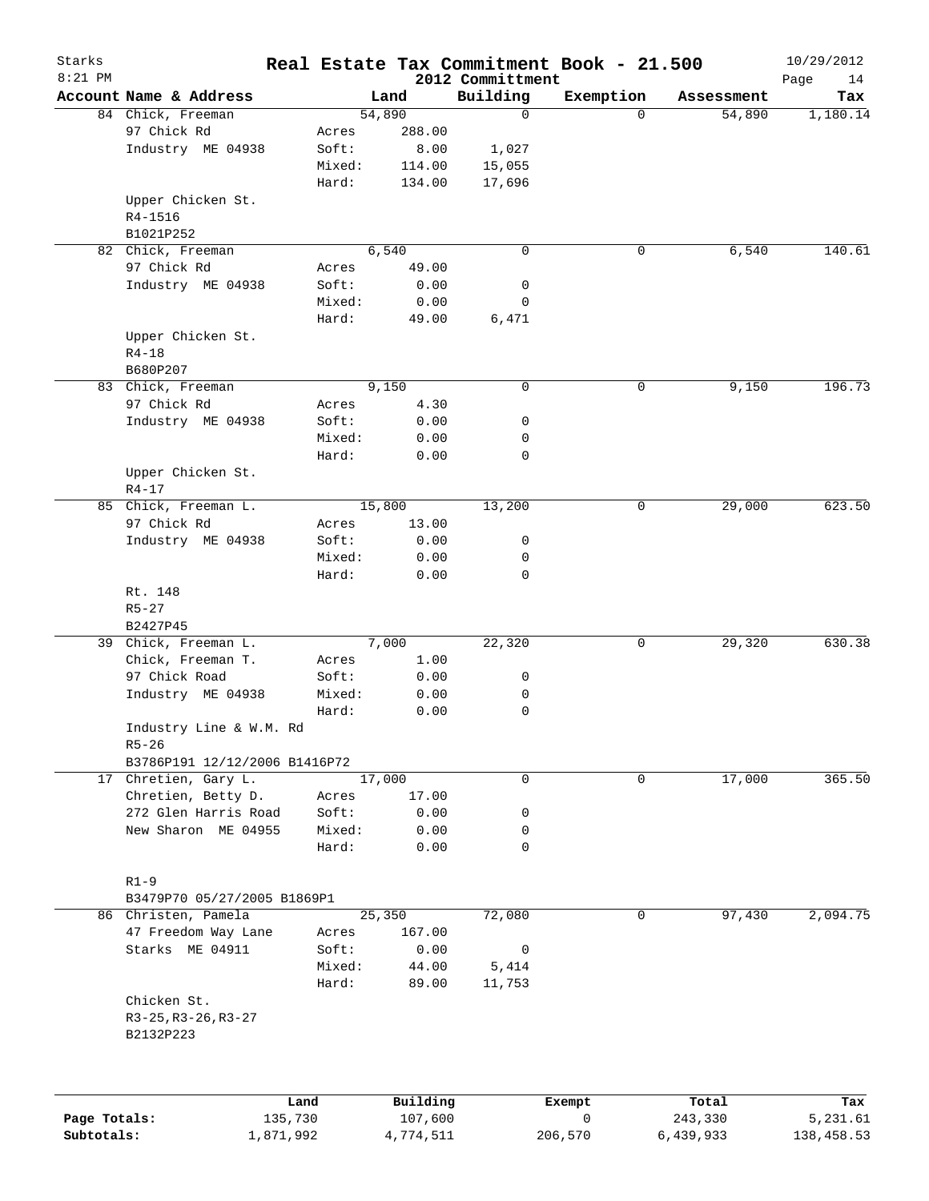# Real Estate Tax Commitment Book - 21.500

Starks
8:21 PM

2012 Committment

10/29/2012

| Account | Name & Address | | Land | Building | Exemption | Assessment | Tax |
|---|---|---|---|---|---|---|---|
| 84 | Chick, Freeman | | 54,890 | 0 | 0 | 54,890 | 1,180.14 |
| | 97 Chick Rd | Acres | 288.00 | | | | |
| | Industry ME 04938 | Soft: | 8.00 | 1,027 | | | |
| | | Mixed: | 114.00 | 15,055 | | | |
| | | Hard: | 134.00 | 17,696 | | | |
| | Upper Chicken St. | | | | | | |
| | R4-1516 | | | | | | |
| | B1021P252 | | | | | | |
| 82 | Chick, Freeman | | 6,540 | 0 | 0 | 6,540 | 140.61 |
| | 97 Chick Rd | Acres | 49.00 | | | | |
| | Industry ME 04938 | Soft: | 0.00 | 0 | | | |
| | | Mixed: | 0.00 | 0 | | | |
| | | Hard: | 49.00 | 6,471 | | | |
| | Upper Chicken St. | | | | | | |
| | R4-18 | | | | | | |
| | B680P207 | | | | | | |
| 83 | Chick, Freeman | | 9,150 | 0 | 0 | 9,150 | 196.73 |
| | 97 Chick Rd | Acres | 4.30 | | | | |
| | Industry ME 04938 | Soft: | 0.00 | 0 | | | |
| | | Mixed: | 0.00 | 0 | | | |
| | | Hard: | 0.00 | 0 | | | |
| | Upper Chicken St. | | | | | | |
| | R4-17 | | | | | | |
| 85 | Chick, Freeman L. | | 15,800 | 13,200 | 0 | 29,000 | 623.50 |
| | 97 Chick Rd | Acres | 13.00 | | | | |
| | Industry ME 04938 | Soft: | 0.00 | 0 | | | |
| | | Mixed: | 0.00 | 0 | | | |
| | | Hard: | 0.00 | 0 | | | |
| | Rt. 148 | | | | | | |
| | R5-27 | | | | | | |
| | B2427P45 | | | | | | |
| 39 | Chick, Freeman L. | | 7,000 | 22,320 | 0 | 29,320 | 630.38 |
| | Chick, Freeman T. | Acres | 1.00 | | | | |
| | 97 Chick Road | Soft: | 0.00 | 0 | | | |
| | Industry ME 04938 | Mixed: | 0.00 | 0 | | | |
| | | Hard: | 0.00 | 0 | | | |
| | Industry Line & W.M. Rd | | | | | | |
| | R5-26 | | | | | | |
| | B3786P191 12/12/2006 B1416P72 | | | | | | |
| 17 | Chretien, Gary L. | | 17,000 | 0 | 0 | 17,000 | 365.50 |
| | Chretien, Betty D. | Acres | 17.00 | | | | |
| | 272 Glen Harris Road | Soft: | 0.00 | 0 | | | |
| | New Sharon ME 04955 | Mixed: | 0.00 | 0 | | | |
| | | Hard: | 0.00 | 0 | | | |
| | R1-9 | | | | | | |
| | B3479P70 05/27/2005 B1869P1 | | | | | | |
| 86 | Christen, Pamela | | 25,350 | 72,080 | 0 | 97,430 | 2,094.75 |
| | 47 Freedom Way Lane | Acres | 167.00 | | | | |
| | Starks ME 04911 | Soft: | 0.00 | 0 | | | |
| | | Mixed: | 44.00 | 5,414 | | | |
| | | Hard: | 89.00 | 11,753 | | | |
| | Chicken St. | | | | | | |
| | R3-25,R3-26,R3-27 | | | | | | |
| | B2132P223 | | | | | | |

| | Land | Building | Exempt | Total | Tax |
|---|---|---|---|---|---|
| Page Totals: | 135,730 | 107,600 | 0 | 243,330 | 5,231.61 |
| Subtotals: | 1,871,992 | 4,774,511 | 206,570 | 6,439,933 | 138,458.53 |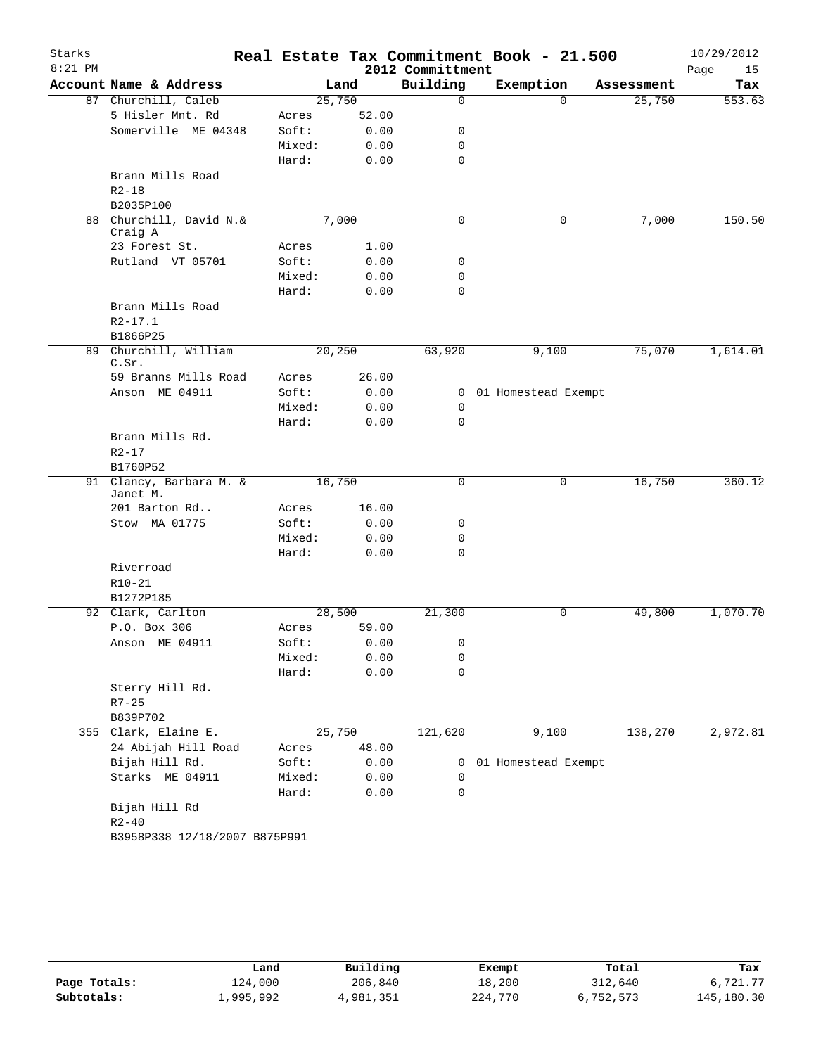# Real Estate Tax Commitment Book - 21.500

Starks
8:21 PM

2012 Committment

10/29/2012

| Account Name & Address | | Land | Building | Exemption | Assessment | Tax |
|---|---|---|---|---|---|---|
| 87 Churchill, Caleb | | 25,750 | 0 | 0 | 25,750 | 553.63 |
| 5 Hisler Mnt. Rd | Acres | 52.00 | | | | |
| Somerville ME 04348 | Soft: | 0.00 | 0 | | | |
| | Mixed: | 0.00 | 0 | | | |
| | Hard: | 0.00 | 0 | | | |
| Brann Mills Road | | | | | | |
| R2-18 | | | | | | |
| B2035P100 | | | | | | |
| 88 Churchill, David N.& Craig A | | 7,000 | 0 | 0 | 7,000 | 150.50 |
| 23 Forest St. | Acres | 1.00 | | | | |
| Rutland VT 05701 | Soft: | 0.00 | 0 | | | |
| | Mixed: | 0.00 | 0 | | | |
| | Hard: | 0.00 | 0 | | | |
| Brann Mills Road | | | | | | |
| R2-17.1 | | | | | | |
| B1866P25 | | | | | | |
| 89 Churchill, William C.Sr. | | 20,250 | 63,920 | 9,100 | 75,070 | 1,614.01 |
| 59 Branns Mills Road | Acres | 26.00 | | | | |
| Anson ME 04911 | Soft: | 0.00 | 0 | 01 Homestead Exempt | | |
| | Mixed: | 0.00 | 0 | | | |
| | Hard: | 0.00 | 0 | | | |
| Brann Mills Rd. | | | | | | |
| R2-17 | | | | | | |
| B1760P52 | | | | | | |
| 91 Clancy, Barbara M. & Janet M. | | 16,750 | 0 | 0 | 16,750 | 360.12 |
| 201 Barton Rd.. | Acres | 16.00 | | | | |
| Stow MA 01775 | Soft: | 0.00 | 0 | | | |
| | Mixed: | 0.00 | 0 | | | |
| | Hard: | 0.00 | 0 | | | |
| Riverroad | | | | | | |
| R10-21 | | | | | | |
| B1272P185 | | | | | | |
| 92 Clark, Carlton | | 28,500 | 21,300 | 0 | 49,800 | 1,070.70 |
| P.O. Box 306 | Acres | 59.00 | | | | |
| Anson ME 04911 | Soft: | 0.00 | 0 | | | |
| | Mixed: | 0.00 | 0 | | | |
| | Hard: | 0.00 | 0 | | | |
| Sterry Hill Rd. | | | | | | |
| R7-25 | | | | | | |
| B839P702 | | | | | | |
| 355 Clark, Elaine E. | | 25,750 | 121,620 | 9,100 | 138,270 | 2,972.81 |
| 24 Abijah Hill Road | Acres | 48.00 | | | | |
| Bijah Hill Rd. | Soft: | 0.00 | 0 | 01 Homestead Exempt | | |
| Starks ME 04911 | Mixed: | 0.00 | 0 | | | |
| | Hard: | 0.00 | 0 | | | |
| Bijah Hill Rd | | | | | | |
| R2-40 | | | | | | |
| B3958P338 12/18/2007 B875P991 | | | | | | |

| | Land | Building | Exempt | Total | Tax |
|---|---|---|---|---|---|
| Page Totals: | 124,000 | 206,840 | 18,200 | 312,640 | 6,721.77 |
| Subtotals: | 1,995,992 | 4,981,351 | 224,770 | 6,752,573 | 145,180.30 |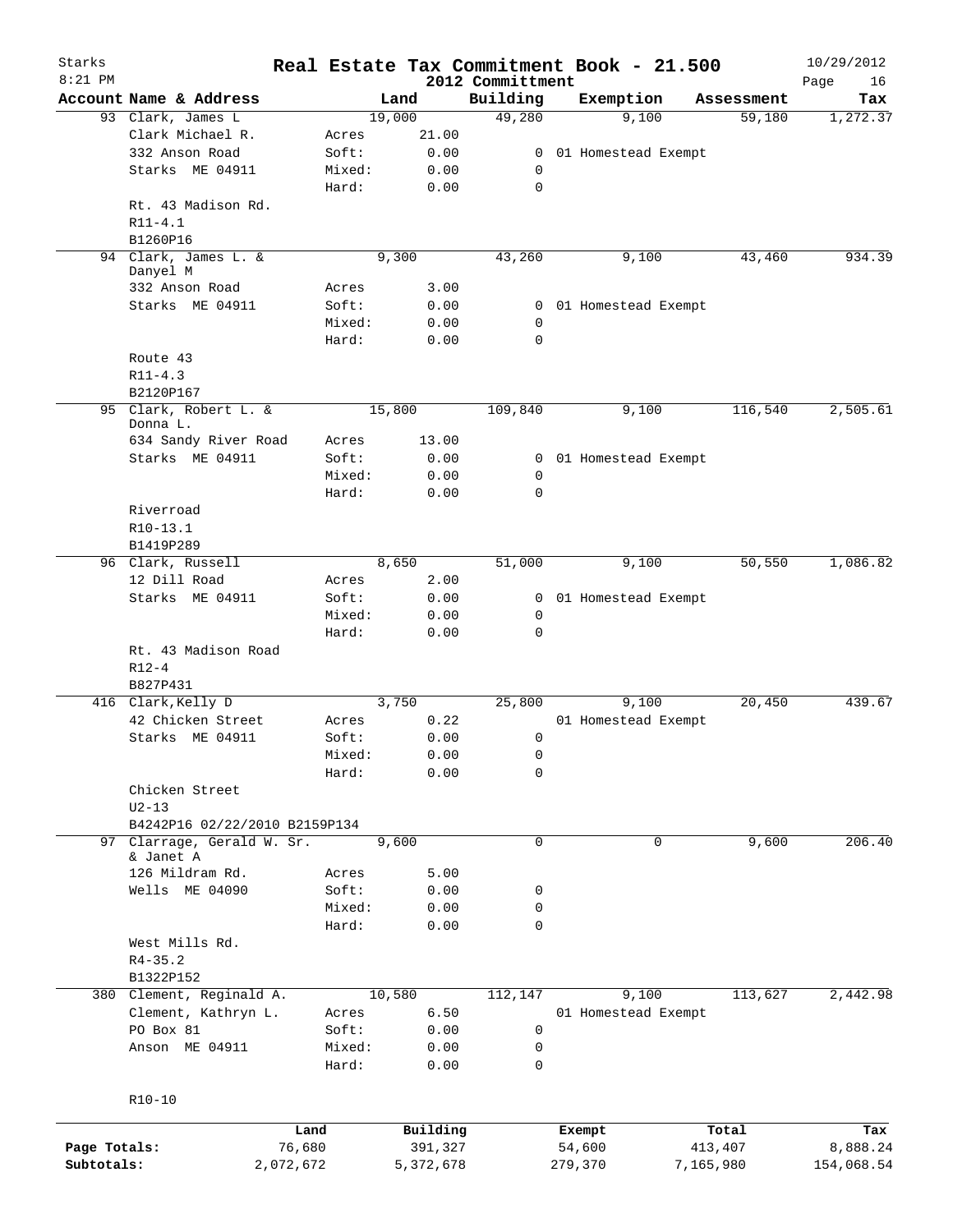# Real Estate Tax Commitment Book - 21.500

Starks
8:21 PM

2012 Committment

10/29/2012

| Account | Name & Address | | Land | Building | Exemption | Assessment | Tax |
|---|---|---|---|---|---|---|---|
| 93 | Clark, James L | | 19,000 | 49,280 | 9,100 | 59,180 | 1,272.37 |
| | Clark Michael R. | Acres | 21.00 | | | | |
| | 332 Anson Road | Soft: | 0.00 | 0 | 01 Homestead Exempt | | |
| | Starks ME 04911 | Mixed: | 0.00 | 0 | | | |
| | | Hard: | 0.00 | 0 | | | |
| | Rt. 43 Madison Rd. | | | | | | |
| | R11-4.1 | | | | | | |
| | B1260P16 | | | | | | |
| 94 | Clark, James L. & Danyel M | | 9,300 | 43,260 | 9,100 | 43,460 | 934.39 |
| | 332 Anson Road | Acres | 3.00 | | | | |
| | Starks ME 04911 | Soft: | 0.00 | 0 | 01 Homestead Exempt | | |
| | | Mixed: | 0.00 | 0 | | | |
| | | Hard: | 0.00 | 0 | | | |
| | Route 43 | | | | | | |
| | R11-4.3 | | | | | | |
| | B2120P167 | | | | | | |
| 95 | Clark, Robert L. & Donna L. | | 15,800 | 109,840 | 9,100 | 116,540 | 2,505.61 |
| | 634 Sandy River Road | Acres | 13.00 | | | | |
| | Starks ME 04911 | Soft: | 0.00 | 0 | 01 Homestead Exempt | | |
| | | Mixed: | 0.00 | 0 | | | |
| | | Hard: | 0.00 | 0 | | | |
| | Riverroad | | | | | | |
| | R10-13.1 | | | | | | |
| | B1419P289 | | | | | | |
| 96 | Clark, Russell | | 8,650 | 51,000 | 9,100 | 50,550 | 1,086.82 |
| | 12 Dill Road | Acres | 2.00 | | | | |
| | Starks ME 04911 | Soft: | 0.00 | 0 | 01 Homestead Exempt | | |
| | | Mixed: | 0.00 | 0 | | | |
| | | Hard: | 0.00 | 0 | | | |
| | Rt. 43 Madison Road | | | | | | |
| | R12-4 | | | | | | |
| | B827P431 | | | | | | |
| 416 | Clark,Kelly D | | 3,750 | 25,800 | 9,100 | 20,450 | 439.67 |
| | 42 Chicken Street | Acres | 0.22 | | 01 Homestead Exempt | | |
| | Starks ME 04911 | Soft: | 0.00 | 0 | | | |
| | | Mixed: | 0.00 | 0 | | | |
| | | Hard: | 0.00 | 0 | | | |
| | Chicken Street | | | | | | |
| | U2-13 | | | | | | |
| | B4242P16 02/22/2010 B2159P134 | | | | | | |
| 97 | Clarrage, Gerald W. Sr. & Janet A | | 9,600 | 0 | 0 | 9,600 | 206.40 |
| | 126 Mildram Rd. | Acres | 5.00 | | | | |
| | Wells ME 04090 | Soft: | 0.00 | 0 | | | |
| | | Mixed: | 0.00 | 0 | | | |
| | | Hard: | 0.00 | 0 | | | |
| | West Mills Rd. | | | | | | |
| | R4-35.2 | | | | | | |
| | B1322P152 | | | | | | |
| 380 | Clement, Reginald A. | | 10,580 | 112,147 | 9,100 | 113,627 | 2,442.98 |
| | Clement, Kathryn L. | Acres | 6.50 | | 01 Homestead Exempt | | |
| | PO Box 81 | Soft: | 0.00 | 0 | | | |
| | Anson ME 04911 | Mixed: | 0.00 | 0 | | | |
| | | Hard: | 0.00 | 0 | | | |
| | R10-10 | | | | | | |

| | Land | Building | Exempt | Total | Tax |
|---|---|---|---|---|---|
| Page Totals: | 76,680 | 391,327 | 54,600 | 413,407 | 8,888.24 |
| Subtotals: | 2,072,672 | 5,372,678 | 279,370 | 7,165,980 | 154,068.54 |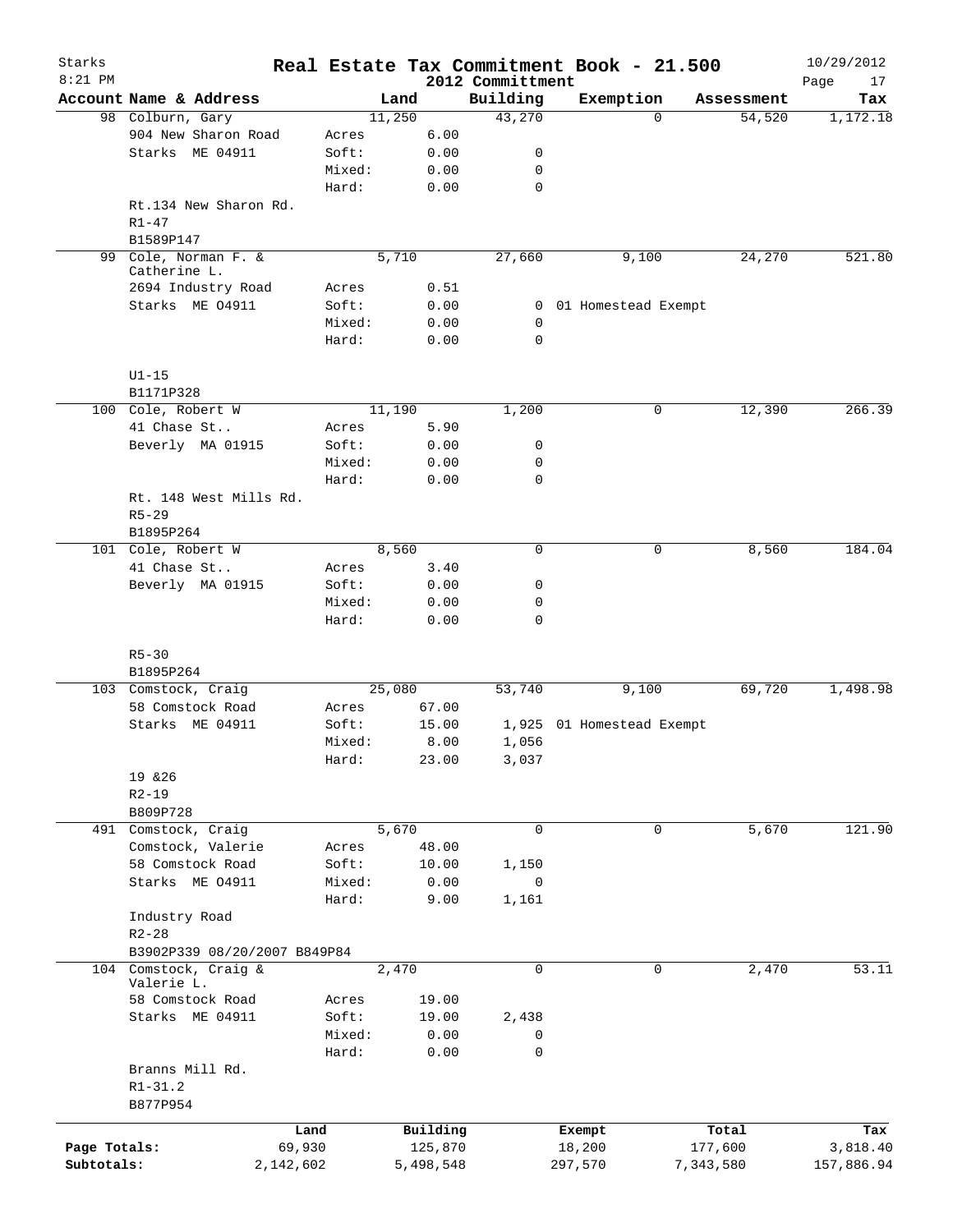# Real Estate Tax Commitment Book - 21.500

Starks
8:21 PM

2012 Committment

10/29/2012

| Account Name & Address | Land | | Building | Exemption | Assessment | Tax |
|---|---|---|---|---|---|---|
| 98 Colburn, Gary | 11,250 | | 43,270 | 0 | 54,520 | 1,172.18 |
| 904 New Sharon Road | Acres | 6.00 | | | | |
| Starks ME 04911 | Soft: | 0.00 | 0 | | | |
| | Mixed: | 0.00 | 0 | | | |
| | Hard: | 0.00 | 0 | | | |
| Rt.134 New Sharon Rd. | | | | | | |
| R1-47 | | | | | | |
| B1589P147 | | | | | | |
| 99 Cole, Norman F. & Catherine L. | 5,710 | | 27,660 | 9,100 | 24,270 | 521.80 |
| 2694 Industry Road | Acres | 0.51 | | | | |
| Starks ME O4911 | Soft: | 0.00 | 0 | 01 Homestead Exempt | | |
| | Mixed: | 0.00 | 0 | | | |
| | Hard: | 0.00 | 0 | | | |
| U1-15 | | | | | | |
| B1171P328 | | | | | | |
| 100 Cole, Robert W | 11,190 | | 1,200 | 0 | 12,390 | 266.39 |
| 41 Chase St.. | Acres | 5.90 | | | | |
| Beverly MA 01915 | Soft: | 0.00 | 0 | | | |
| | Mixed: | 0.00 | 0 | | | |
| | Hard: | 0.00 | 0 | | | |
| Rt. 148 West Mills Rd. | | | | | | |
| R5-29 | | | | | | |
| B1895P264 | | | | | | |
| 101 Cole, Robert W | 8,560 | | 0 | 0 | 8,560 | 184.04 |
| 41 Chase St.. | Acres | 3.40 | | | | |
| Beverly MA 01915 | Soft: | 0.00 | 0 | | | |
| | Mixed: | 0.00 | 0 | | | |
| | Hard: | 0.00 | 0 | | | |
| R5-30 | | | | | | |
| B1895P264 | | | | | | |
| 103 Comstock, Craig | 25,080 | | 53,740 | 9,100 | 69,720 | 1,498.98 |
| 58 Comstock Road | Acres | 67.00 | | | | |
| Starks ME 04911 | Soft: | 15.00 | 1,925 | 01 Homestead Exempt | | |
| | Mixed: | 8.00 | 1,056 | | | |
| | Hard: | 23.00 | 3,037 | | | |
| 19 &26 | | | | | | |
| R2-19 | | | | | | |
| B809P728 | | | | | | |
| 491 Comstock, Craig | 5,670 | | 0 | 0 | 5,670 | 121.90 |
| Comstock, Valerie | Acres | 48.00 | | | | |
| 58 Comstock Road | Soft: | 10.00 | 1,150 | | | |
| Starks ME O4911 | Mixed: | 0.00 | 0 | | | |
| | Hard: | 9.00 | 1,161 | | | |
| Industry Road | | | | | | |
| R2-28 | | | | | | |
| B3902P339 08/20/2007 B849P84 | | | | | | |
| 104 Comstock, Craig & Valerie L. | 2,470 | | 0 | 0 | 2,470 | 53.11 |
| 58 Comstock Road | Acres | 19.00 | | | | |
| Starks ME 04911 | Soft: | 19.00 | 2,438 | | | |
| | Mixed: | 0.00 | 0 | | | |
| | Hard: | 0.00 | 0 | | | |
| Branns Mill Rd. | | | | | | |
| R1-31.2 | | | | | | |
| B877P954 | | | | | | |

| | Land | Building | Exempt | Total | Tax |
|---|---|---|---|---|---|
| Page Totals: | 69,930 | 125,870 | 18,200 | 177,600 | 3,818.40 |
| Subtotals: | 2,142,602 | 5,498,548 | 297,570 | 7,343,580 | 157,886.94 |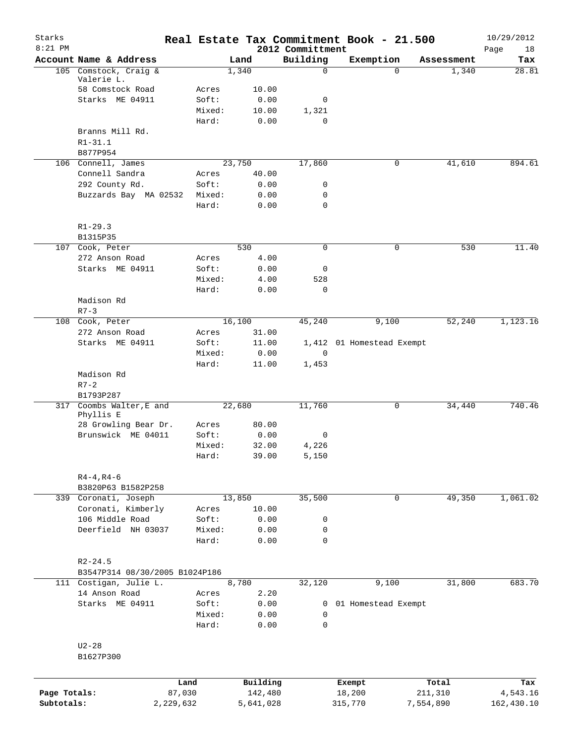# Real Estate Tax Commitment Book - 21.500

Starks
8:21 PM
2012 Committment
10/29/2012

| Account | Name & Address | | Land | Building | Exemption | Assessment | Tax |
|---|---|---|---|---|---|---|---|
| 105 | Comstock, Craig & Valerie L. | | 1,340 | 0 | 0 | 1,340 | 28.81 |
| | 58 Comstock Road | Acres | 10.00 | | | | |
| | Starks ME 04911 | Soft: | 0.00 | 0 | | | |
| | | Mixed: | 10.00 | 1,321 | | | |
| | | Hard: | 0.00 | 0 | | | |
| | Branns Mill Rd. | | | | | | |
| | R1-31.1 | | | | | | |
| | B877P954 | | | | | | |
| 106 | Connell, James | | 23,750 | 17,860 | 0 | 41,610 | 894.61 |
| | Connell Sandra | Acres | 40.00 | | | | |
| | 292 County Rd. | Soft: | 0.00 | 0 | | | |
| | Buzzards Bay MA 02532 | Mixed: | 0.00 | 0 | | | |
| | | Hard: | 0.00 | 0 | | | |
| | R1-29.3 | | | | | | |
| | B1315P35 | | | | | | |
| 107 | Cook, Peter | | 530 | 0 | 0 | 530 | 11.40 |
| | 272 Anson Road | Acres | 4.00 | | | | |
| | Starks ME 04911 | Soft: | 0.00 | 0 | | | |
| | | Mixed: | 4.00 | 528 | | | |
| | | Hard: | 0.00 | 0 | | | |
| | Madison Rd | | | | | | |
| | R7-3 | | | | | | |
| 108 | Cook, Peter | | 16,100 | 45,240 | 9,100 | 52,240 | 1,123.16 |
| | 272 Anson Road | Acres | 31.00 | | | | |
| | Starks ME 04911 | Soft: | 11.00 | 1,412 | 01 Homestead Exempt | | |
| | | Mixed: | 0.00 | 0 | | | |
| | | Hard: | 11.00 | 1,453 | | | |
| | Madison Rd | | | | | | |
| | R7-2 | | | | | | |
| | B1793P287 | | | | | | |
| 317 | Coombs Walter,E and Phyllis E | | 22,680 | 11,760 | 0 | 34,440 | 740.46 |
| | 28 Growling Bear Dr. | Acres | 80.00 | | | | |
| | Brunswick ME 04011 | Soft: | 0.00 | 0 | | | |
| | | Mixed: | 32.00 | 4,226 | | | |
| | | Hard: | 39.00 | 5,150 | | | |
| | R4-4,R4-6 | | | | | | |
| | B3820P63 B1582P258 | | | | | | |
| 339 | Coronati, Joseph | | 13,850 | 35,500 | 0 | 49,350 | 1,061.02 |
| | Coronati, Kimberly | Acres | 10.00 | | | | |
| | 106 Middle Road | Soft: | 0.00 | 0 | | | |
| | Deerfield NH 03037 | Mixed: | 0.00 | 0 | | | |
| | | Hard: | 0.00 | 0 | | | |
| | R2-24.5 | | | | | | |
| | B3547P314 08/30/2005 B1024P186 | | | | | | |
| 111 | Costigan, Julie L. | | 8,780 | 32,120 | 9,100 | 31,800 | 683.70 |
| | 14 Anson Road | Acres | 2.20 | | | | |
| | Starks ME 04911 | Soft: | 0.00 | 0 | 01 Homestead Exempt | | |
| | | Mixed: | 0.00 | 0 | | | |
| | | Hard: | 0.00 | 0 | | | |
| | U2-28 | | | | | | |
| | B1627P300 | | | | | | |

| | Land | Building | Exempt | Total | Tax |
|---|---|---|---|---|---|
| Page Totals: | 87,030 | 142,480 | 18,200 | 211,310 | 4,543.16 |
| Subtotals: | 2,229,632 | 5,641,028 | 315,770 | 7,554,890 | 162,430.10 |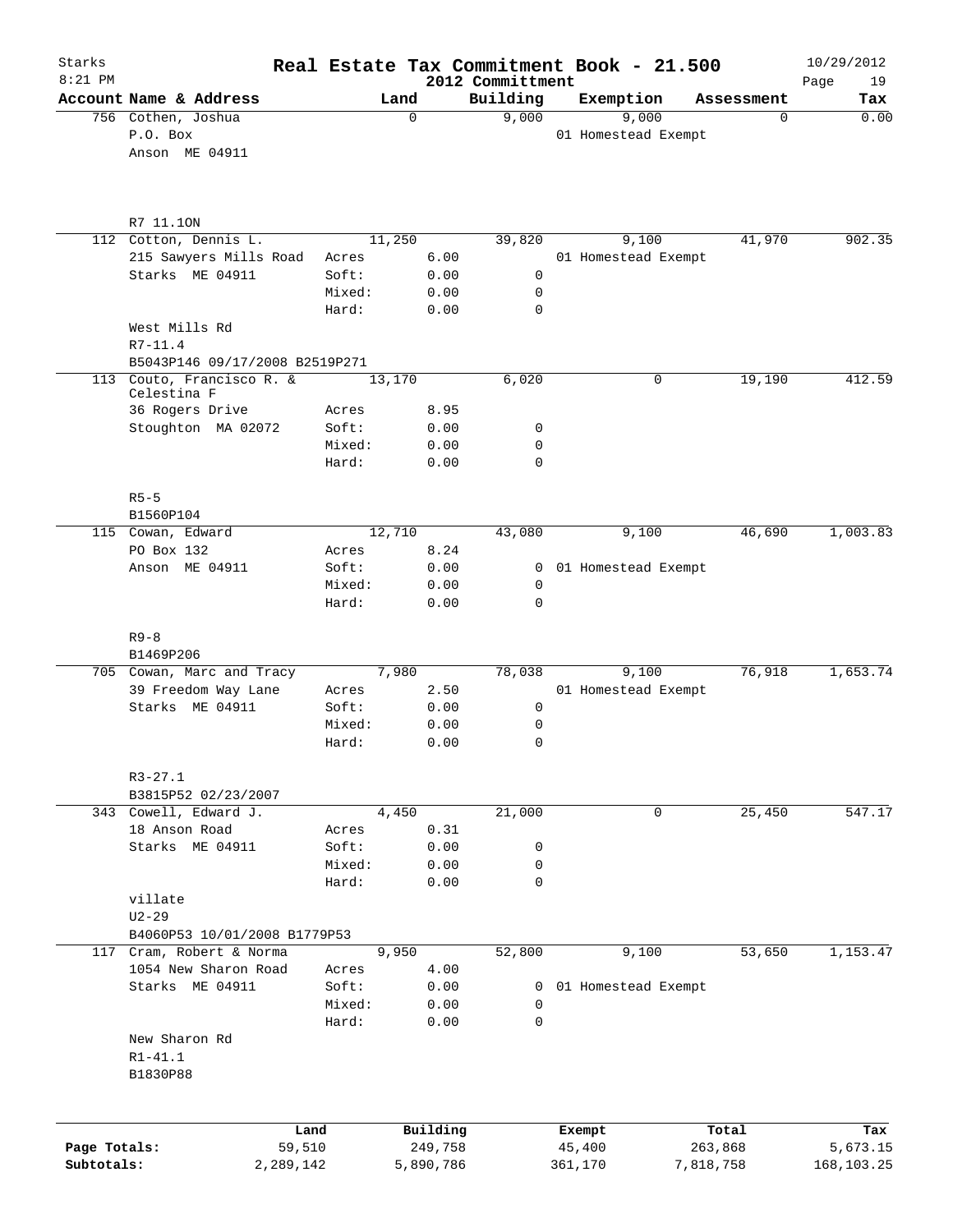# Real Estate Tax Commitment Book - 21.500

Starks
8:21 PM

2012 Committment

10/29/2012

| Account | Name & Address | | Land | Building | Exemption | Assessment | Tax |
|---|---|---|---|---|---|---|---|
| 756 | Cothen, Joshua | | 0 | 9,000 | 9,000 | 0 | 0.00 |
| | P.O. Box | | | | 01 Homestead Exempt | | |
| | Anson ME 04911 | | | | | | |
| | R7 11.1ON | | | | | | |
| 112 | Cotton, Dennis L. | | 11,250 | 39,820 | 9,100 | 41,970 | 902.35 |
| | 215 Sawyers Mills Road | Acres | 6.00 | | 01 Homestead Exempt | | |
| | Starks ME 04911 | Soft: | 0.00 | 0 | | | |
| | | Mixed: | 0.00 | 0 | | | |
| | | Hard: | 0.00 | 0 | | | |
| | West Mills Rd | | | | | | |
| | R7-11.4 | | | | | | |
| | B5043P146 09/17/2008 B2519P271 | | | | | | |
| 113 | Couto, Francisco R. & Celestina F | | 13,170 | 6,020 | 0 | 19,190 | 412.59 |
| | 36 Rogers Drive | Acres | 8.95 | | | | |
| | Stoughton MA 02072 | Soft: | 0.00 | 0 | | | |
| | | Mixed: | 0.00 | 0 | | | |
| | | Hard: | 0.00 | 0 | | | |
| | R5-5 | | | | | | |
| | B1560P104 | | | | | | |
| 115 | Cowan, Edward | | 12,710 | 43,080 | 9,100 | 46,690 | 1,003.83 |
| | PO Box 132 | Acres | 8.24 | | | | |
| | Anson ME 04911 | Soft: | 0.00 | 0 | 01 Homestead Exempt | | |
| | | Mixed: | 0.00 | 0 | | | |
| | | Hard: | 0.00 | 0 | | | |
| | R9-8 | | | | | | |
| | B1469P206 | | | | | | |
| 705 | Cowan, Marc and Tracy | | 7,980 | 78,038 | 9,100 | 76,918 | 1,653.74 |
| | 39 Freedom Way Lane | Acres | 2.50 | | 01 Homestead Exempt | | |
| | Starks ME 04911 | Soft: | 0.00 | 0 | | | |
| | | Mixed: | 0.00 | 0 | | | |
| | | Hard: | 0.00 | 0 | | | |
| | R3-27.1 | | | | | | |
| | B3815P52 02/23/2007 | | | | | | |
| 343 | Cowell, Edward J. | | 4,450 | 21,000 | 0 | 25,450 | 547.17 |
| | 18 Anson Road | Acres | 0.31 | | | | |
| | Starks ME 04911 | Soft: | 0.00 | 0 | | | |
| | | Mixed: | 0.00 | 0 | | | |
| | | Hard: | 0.00 | 0 | | | |
| | villate | | | | | | |
| | U2-29 | | | | | | |
| | B4060P53 10/01/2008 B1779P53 | | | | | | |
| 117 | Cram, Robert & Norma | | 9,950 | 52,800 | 9,100 | 53,650 | 1,153.47 |
| | 1054 New Sharon Road | Acres | 4.00 | | | | |
| | Starks ME 04911 | Soft: | 0.00 | 0 | 01 Homestead Exempt | | |
| | | Mixed: | 0.00 | 0 | | | |
| | | Hard: | 0.00 | 0 | | | |
| | New Sharon Rd | | | | | | |
| | R1-41.1 | | | | | | |
| | B1830P88 | | | | | | |

| | Land | Building | Exempt | Total | Tax |
|---|---|---|---|---|---|
| Page Totals: | 59,510 | 249,758 | 45,400 | 263,868 | 5,673.15 |
| Subtotals: | 2,289,142 | 5,890,786 | 361,170 | 7,818,758 | 168,103.25 |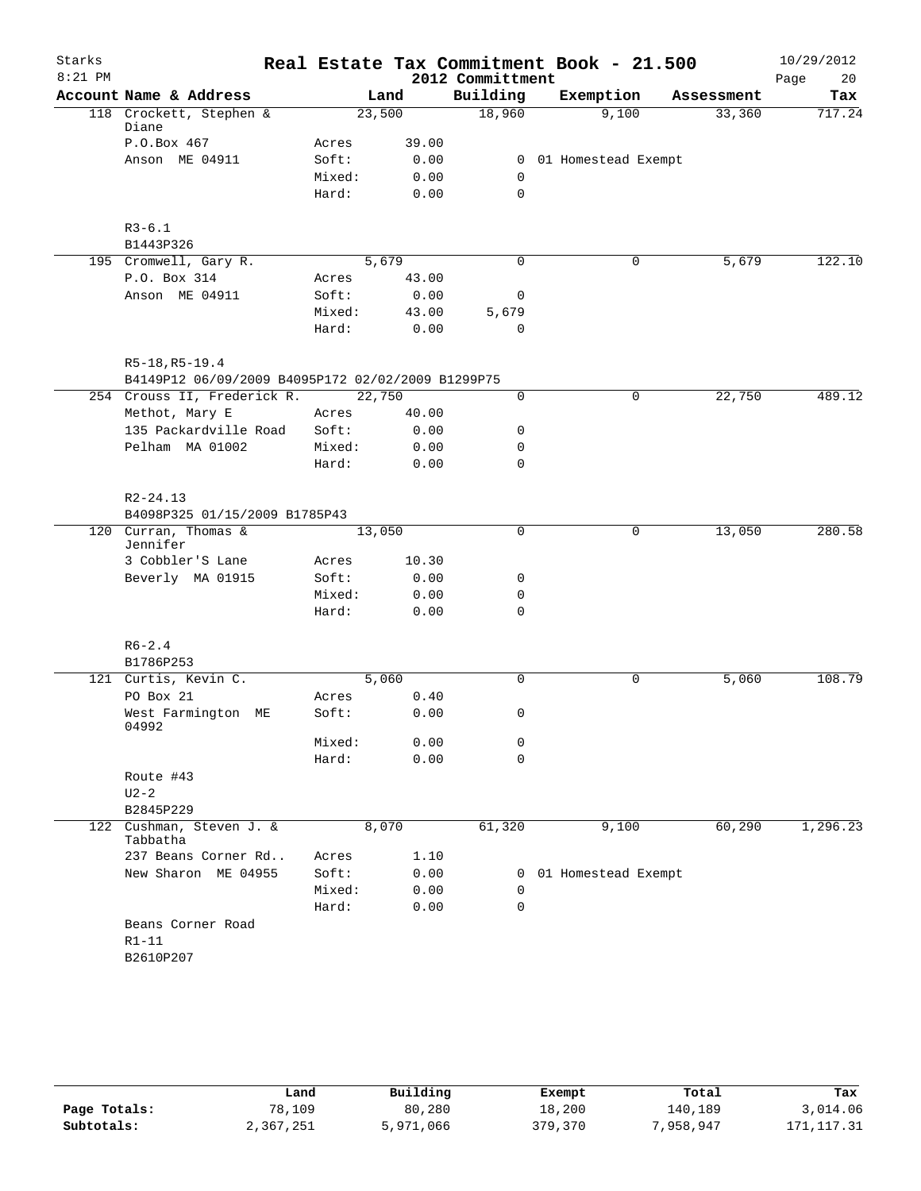# Real Estate Tax Commitment Book - 21.500

Starks
8:21 PM

2012 Committment

10/29/2012

| Account Name & Address | | Land | Building | Exemption | Assessment | Tax |
|---|---|---|---|---|---|---|
| 118 Crockett, Stephen & Diane | | 23,500 | 18,960 | 9,100 | 33,360 | 717.24 |
| P.O.Box 467 | Acres | 39.00 | | | | |
| Anson ME 04911 | Soft: | 0.00 | 0 | 01 Homestead Exempt | | |
| | Mixed: | 0.00 | 0 | | | |
| | Hard: | 0.00 | 0 | | | |
| R3-6.1 | | | | | | |
| B1443P326 | | | | | | |
| 195 Cromwell, Gary R. | | 5,679 | 0 | 0 | 5,679 | 122.10 |
| P.O. Box 314 | Acres | 43.00 | | | | |
| Anson ME 04911 | Soft: | 0.00 | 0 | | | |
| | Mixed: | 43.00 | 5,679 | | | |
| | Hard: | 0.00 | 0 | | | |
| R5-18,R5-19.4 | | | | | | |
| B4149P12 06/09/2009 B4095P172 02/02/2009 B1299P75 | | | | | | |
| 254 Crouss II, Frederick R. | | 22,750 | 0 | 0 | 22,750 | 489.12 |
| Methot, Mary E | Acres | 40.00 | | | | |
| 135 Packardville Road | Soft: | 0.00 | 0 | | | |
| Pelham MA 01002 | Mixed: | 0.00 | 0 | | | |
| | Hard: | 0.00 | 0 | | | |
| R2-24.13 | | | | | | |
| B4098P325 01/15/2009 B1785P43 | | | | | | |
| 120 Curran, Thomas & Jennifer | | 13,050 | 0 | 0 | 13,050 | 280.58 |
| 3 Cobbler'S Lane | Acres | 10.30 | | | | |
| Beverly MA 01915 | Soft: | 0.00 | 0 | | | |
| | Mixed: | 0.00 | 0 | | | |
| | Hard: | 0.00 | 0 | | | |
| R6-2.4 | | | | | | |
| B1786P253 | | | | | | |
| 121 Curtis, Kevin C. | | 5,060 | 0 | 0 | 5,060 | 108.79 |
| PO Box 21 | Acres | 0.40 | | | | |
| West Farmington ME 04992 | Soft: | 0.00 | 0 | | | |
| | Mixed: | 0.00 | 0 | | | |
| | Hard: | 0.00 | 0 | | | |
| Route #43 | | | | | | |
| U2-2 | | | | | | |
| B2845P229 | | | | | | |
| 122 Cushman, Steven J. & Tabbatha | | 8,070 | 61,320 | 9,100 | 60,290 | 1,296.23 |
| 237 Beans Corner Rd.. | Acres | 1.10 | | | | |
| New Sharon ME 04955 | Soft: | 0.00 | 0 | 01 Homestead Exempt | | |
| | Mixed: | 0.00 | 0 | | | |
| | Hard: | 0.00 | 0 | | | |
| Beans Corner Road | | | | | | |
| R1-11 | | | | | | |
| B2610P207 | | | | | | |

| | Land | Building | Exempt | Total | Tax |
|---|---|---|---|---|---|
| Page Totals: | 78,109 | 80,280 | 18,200 | 140,189 | 3,014.06 |
| Subtotals: | 2,367,251 | 5,971,066 | 379,370 | 7,958,947 | 171,117.31 |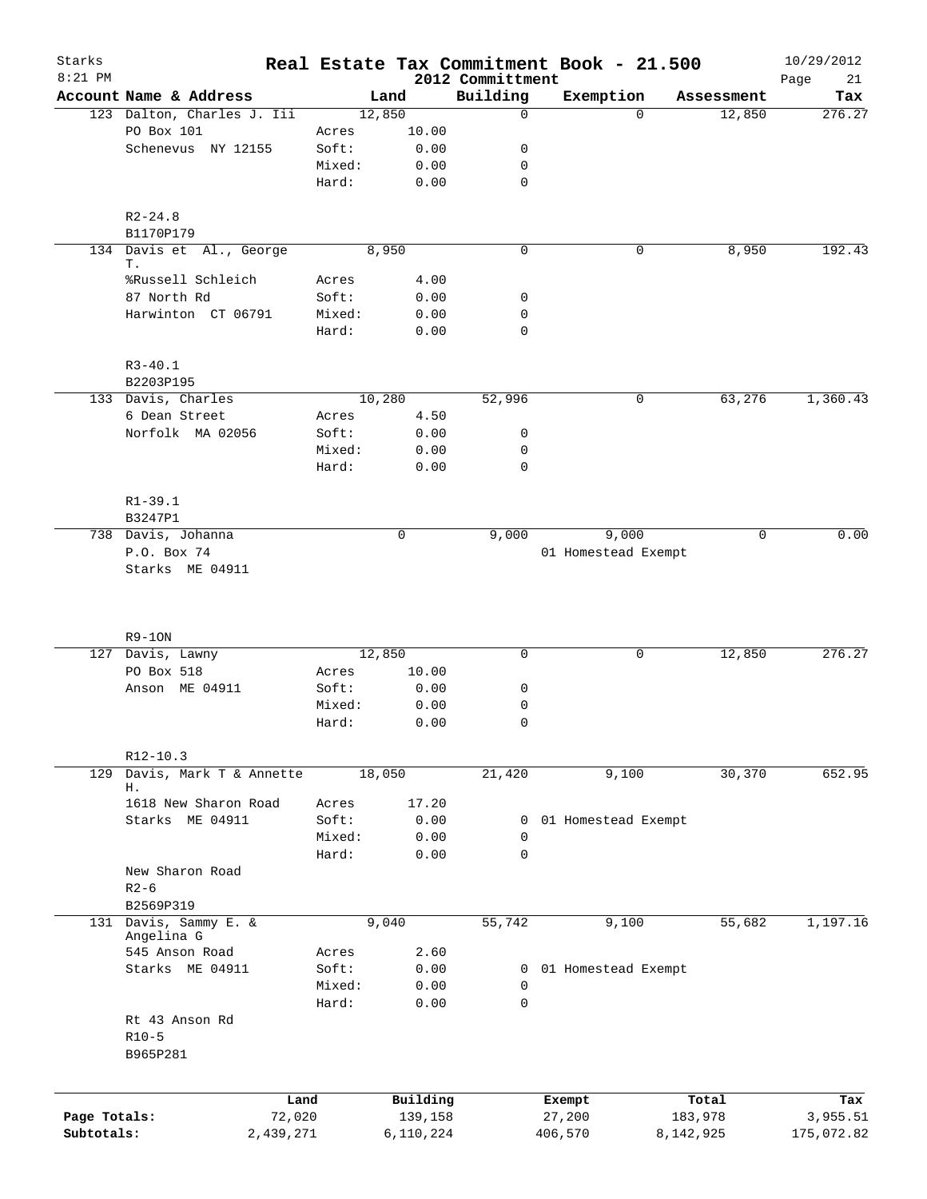# Real Estate Tax Commitment Book - 21.500

Starks 8:21 PM — 2012 Committment — 10/29/2012

| Account Name & Address | | Land | Building | Exemption | Assessment | Tax |
|---|---|---|---|---|---|---|
| 123 Dalton, Charles J. Iii | | 12,850 | 0 | 0 | 12,850 | 276.27 |
| PO Box 101 | Acres | 10.00 | | | | |
| Schenevus NY 12155 | Soft: | 0.00 | 0 | | | |
| | Mixed: | 0.00 | 0 | | | |
| | Hard: | 0.00 | 0 | | | |
| R2-24.8 | | | | | | |
| B1170P179 | | | | | | |
| 134 Davis et Al., George T. | | 8,950 | 0 | 0 | 8,950 | 192.43 |
| %Russell Schleich | Acres | 4.00 | | | | |
| 87 North Rd | Soft: | 0.00 | 0 | | | |
| Harwinton CT 06791 | Mixed: | 0.00 | 0 | | | |
| | Hard: | 0.00 | 0 | | | |
| R3-40.1 | | | | | | |
| B2203P195 | | | | | | |
| 133 Davis, Charles | | 10,280 | 52,996 | 0 | 63,276 | 1,360.43 |
| 6 Dean Street | Acres | 4.50 | | | | |
| Norfolk MA 02056 | Soft: | 0.00 | 0 | | | |
| | Mixed: | 0.00 | 0 | | | |
| | Hard: | 0.00 | 0 | | | |
| R1-39.1 | | | | | | |
| B3247P1 | | | | | | |
| 738 Davis, Johanna | | 0 | 9,000 | 9,000 | 0 | 0.00 |
| P.O. Box 74 | | | | 01 Homestead Exempt | | |
| Starks ME 04911 | | | | | | |
| R9-1ON | | | | | | |
| 127 Davis, Lawny | | 12,850 | 0 | 0 | 12,850 | 276.27 |
| PO Box 518 | Acres | 10.00 | | | | |
| Anson ME 04911 | Soft: | 0.00 | 0 | | | |
| | Mixed: | 0.00 | 0 | | | |
| | Hard: | 0.00 | 0 | | | |
| R12-10.3 | | | | | | |
| 129 Davis, Mark T & Annette H. | | 18,050 | 21,420 | 9,100 | 30,370 | 652.95 |
| 1618 New Sharon Road | Acres | 17.20 | | | | |
| Starks ME 04911 | Soft: | 0.00 | 0 | 01 Homestead Exempt | | |
| | Mixed: | 0.00 | 0 | | | |
| | Hard: | 0.00 | 0 | | | |
| New Sharon Road | | | | | | |
| R2-6 | | | | | | |
| B2569P319 | | | | | | |
| 131 Davis, Sammy E. & Angelina G | | 9,040 | 55,742 | 9,100 | 55,682 | 1,197.16 |
| 545 Anson Road | Acres | 2.60 | | | | |
| Starks ME 04911 | Soft: | 0.00 | 0 | 01 Homestead Exempt | | |
| | Mixed: | 0.00 | 0 | | | |
| | Hard: | 0.00 | 0 | | | |
| Rt 43 Anson Rd | | | | | | |
| R10-5 | | | | | | |
| B965P281 | | | | | | |

| | Land | Building | Exempt | Total | Tax |
|---|---|---|---|---|---|
| Page Totals: | 72,020 | 139,158 | 27,200 | 183,978 | 3,955.51 |
| Subtotals: | 2,439,271 | 6,110,224 | 406,570 | 8,142,925 | 175,072.82 |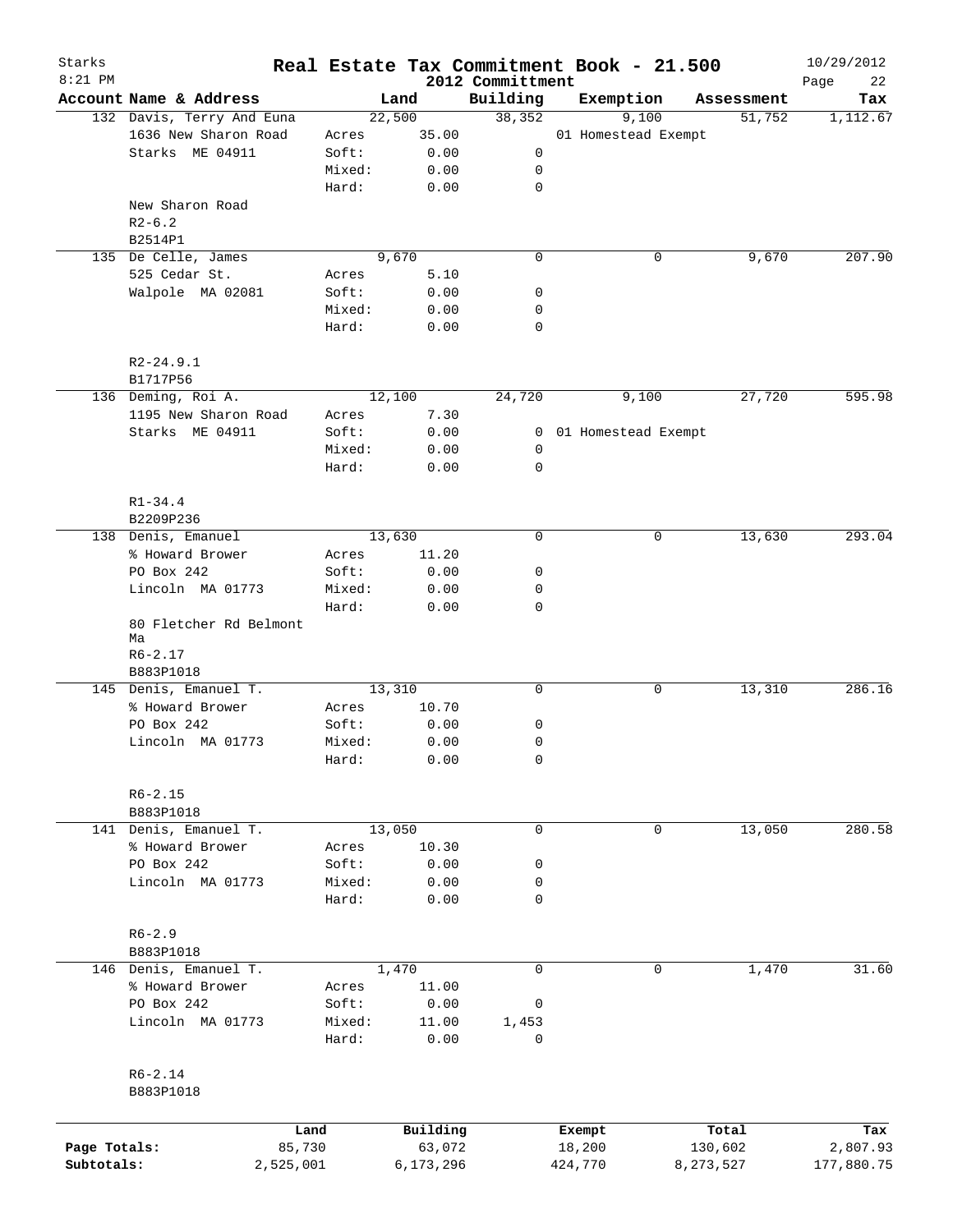# Real Estate Tax Commitment Book - 21.500

Starks
8:21 PM

2012 Committment

10/29/2012

| Account Name & Address | | Land | Building | Exemption | Assessment | Tax |
|---|---|---|---|---|---|---|
| 132 Davis, Terry And Euna | | 22,500 | 38,352 | 9,100 | 51,752 | 1,112.67 |
| 1636 New Sharon Road | Acres | 35.00 | | 01 Homestead Exempt | | |
| Starks ME 04911 | Soft: | 0.00 | 0 | | | |
| | Mixed: | 0.00 | 0 | | | |
| | Hard: | 0.00 | 0 | | | |
| New Sharon Road | | | | | | |
| R2-6.2 | | | | | | |
| B2514P1 | | | | | | |
| 135 De Celle, James | | 9,670 | 0 | 0 | 9,670 | 207.90 |
| 525 Cedar St. | Acres | 5.10 | | | | |
| Walpole MA 02081 | Soft: | 0.00 | 0 | | | |
| | Mixed: | 0.00 | 0 | | | |
| | Hard: | 0.00 | 0 | | | |
| R2-24.9.1 | | | | | | |
| B1717P56 | | | | | | |
| 136 Deming, Roi A. | | 12,100 | 24,720 | 9,100 | 27,720 | 595.98 |
| 1195 New Sharon Road | Acres | 7.30 | | | | |
| Starks ME 04911 | Soft: | 0.00 | 0 | 01 Homestead Exempt | | |
| | Mixed: | 0.00 | 0 | | | |
| | Hard: | 0.00 | 0 | | | |
| R1-34.4 | | | | | | |
| B2209P236 | | | | | | |
| 138 Denis, Emanuel | | 13,630 | 0 | 0 | 13,630 | 293.04 |
| % Howard Brower | Acres | 11.20 | | | | |
| PO Box 242 | Soft: | 0.00 | 0 | | | |
| Lincoln MA 01773 | Mixed: | 0.00 | 0 | | | |
| | Hard: | 0.00 | 0 | | | |
| 80 Fletcher Rd Belmont Ma | | | | | | |
| R6-2.17 | | | | | | |
| B883P1018 | | | | | | |
| 145 Denis, Emanuel T. | | 13,310 | 0 | 0 | 13,310 | 286.16 |
| % Howard Brower | Acres | 10.70 | | | | |
| PO Box 242 | Soft: | 0.00 | 0 | | | |
| Lincoln MA 01773 | Mixed: | 0.00 | 0 | | | |
| | Hard: | 0.00 | 0 | | | |
| R6-2.15 | | | | | | |
| B883P1018 | | | | | | |
| 141 Denis, Emanuel T. | | 13,050 | 0 | 0 | 13,050 | 280.58 |
| % Howard Brower | Acres | 10.30 | | | | |
| PO Box 242 | Soft: | 0.00 | 0 | | | |
| Lincoln MA 01773 | Mixed: | 0.00 | 0 | | | |
| | Hard: | 0.00 | 0 | | | |
| R6-2.9 | | | | | | |
| B883P1018 | | | | | | |
| 146 Denis, Emanuel T. | | 1,470 | 0 | 0 | 1,470 | 31.60 |
| % Howard Brower | Acres | 11.00 | | | | |
| PO Box 242 | Soft: | 0.00 | 0 | | | |
| Lincoln MA 01773 | Mixed: | 11.00 | 1,453 | | | |
| | Hard: | 0.00 | 0 | | | |
| R6-2.14 | | | | | | |
| B883P1018 | | | | | | |

| | Land | Building | Exempt | Total | Tax |
|---|---|---|---|---|---|
| Page Totals: | 85,730 | 63,072 | 18,200 | 130,602 | 2,807.93 |
| Subtotals: | 2,525,001 | 6,173,296 | 424,770 | 8,273,527 | 177,880.75 |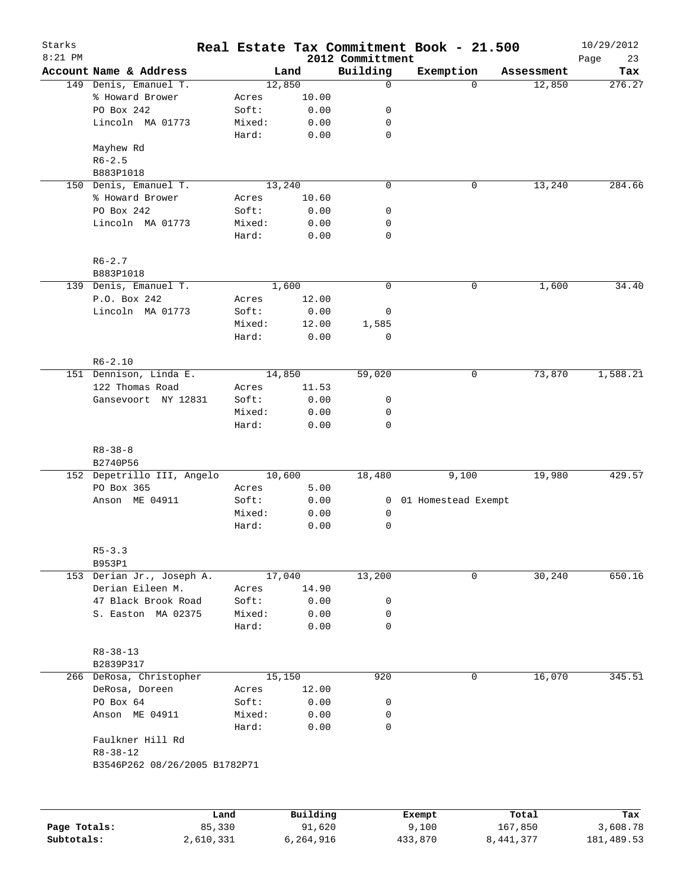Starks 8:21 PM

# Real Estate Tax Commitment Book - 21.500

2012 Committment

10/29/2012

| Account Name & Address | Land | | Building | Exemption | Assessment | Tax |
|---|---|---|---|---|---|---|
| 149 Denis, Emanuel T. | 12,850 | | 0 | 0 | 12,850 | 276.27 |
| % Howard Brower | Acres | 10.00 | | | | |
| PO Box 242 | Soft: | 0.00 | 0 | | | |
| Lincoln MA 01773 | Mixed: | 0.00 | 0 | | | |
| | Hard: | 0.00 | 0 | | | |
| Mayhew Rd | | | | | | |
| R6-2.5 | | | | | | |
| B883P1018 | | | | | | |
| 150 Denis, Emanuel T. | 13,240 | | 0 | 0 | 13,240 | 284.66 |
| % Howard Brower | Acres | 10.60 | | | | |
| PO Box 242 | Soft: | 0.00 | 0 | | | |
| Lincoln MA 01773 | Mixed: | 0.00 | 0 | | | |
| | Hard: | 0.00 | 0 | | | |
| R6-2.7 | | | | | | |
| B883P1018 | | | | | | |
| 139 Denis, Emanuel T. | 1,600 | | 0 | 0 | 1,600 | 34.40 |
| P.O. Box 242 | Acres | 12.00 | | | | |
| Lincoln MA 01773 | Soft: | 0.00 | 0 | | | |
| | Mixed: | 12.00 | 1,585 | | | |
| | Hard: | 0.00 | 0 | | | |
| R6-2.10 | | | | | | |
| 151 Dennison, Linda E. | 14,850 | | 59,020 | 0 | 73,870 | 1,588.21 |
| 122 Thomas Road | Acres | 11.53 | | | | |
| Gansevoort NY 12831 | Soft: | 0.00 | 0 | | | |
| | Mixed: | 0.00 | 0 | | | |
| | Hard: | 0.00 | 0 | | | |
| R8-38-8 | | | | | | |
| B2740P56 | | | | | | |
| 152 Depetrillo III, Angelo | 10,600 | | 18,480 | 9,100 | 19,980 | 429.57 |
| PO Box 365 | Acres | 5.00 | | | | |
| Anson ME 04911 | Soft: | 0.00 | 0 | 01 Homestead Exempt | | |
| | Mixed: | 0.00 | 0 | | | |
| | Hard: | 0.00 | 0 | | | |
| R5-3.3 | | | | | | |
| B953P1 | | | | | | |
| 153 Derian Jr., Joseph A. | 17,040 | | 13,200 | 0 | 30,240 | 650.16 |
| Derian Eileen M. | Acres | 14.90 | | | | |
| 47 Black Brook Road | Soft: | 0.00 | 0 | | | |
| S. Easton MA 02375 | Mixed: | 0.00 | 0 | | | |
| | Hard: | 0.00 | 0 | | | |
| R8-38-13 | | | | | | |
| B2839P317 | | | | | | |
| 266 DeRosa, Christopher | 15,150 | | 920 | 0 | 16,070 | 345.51 |
| DeRosa, Doreen | Acres | 12.00 | | | | |
| PO Box 64 | Soft: | 0.00 | 0 | | | |
| Anson ME 04911 | Mixed: | 0.00 | 0 | | | |
| | Hard: | 0.00 | 0 | | | |
| Faulkner Hill Rd | | | | | | |
| R8-38-12 | | | | | | |
| B3546P262 08/26/2005 B1782P71 | | | | | | |

| | Land | Building | Exempt | Total | Tax |
|---|---|---|---|---|---|
| Page Totals: | 85,330 | 91,620 | 9,100 | 167,850 | 3,608.78 |
| Subtotals: | 2,610,331 | 6,264,916 | 433,870 | 8,441,377 | 181,489.53 |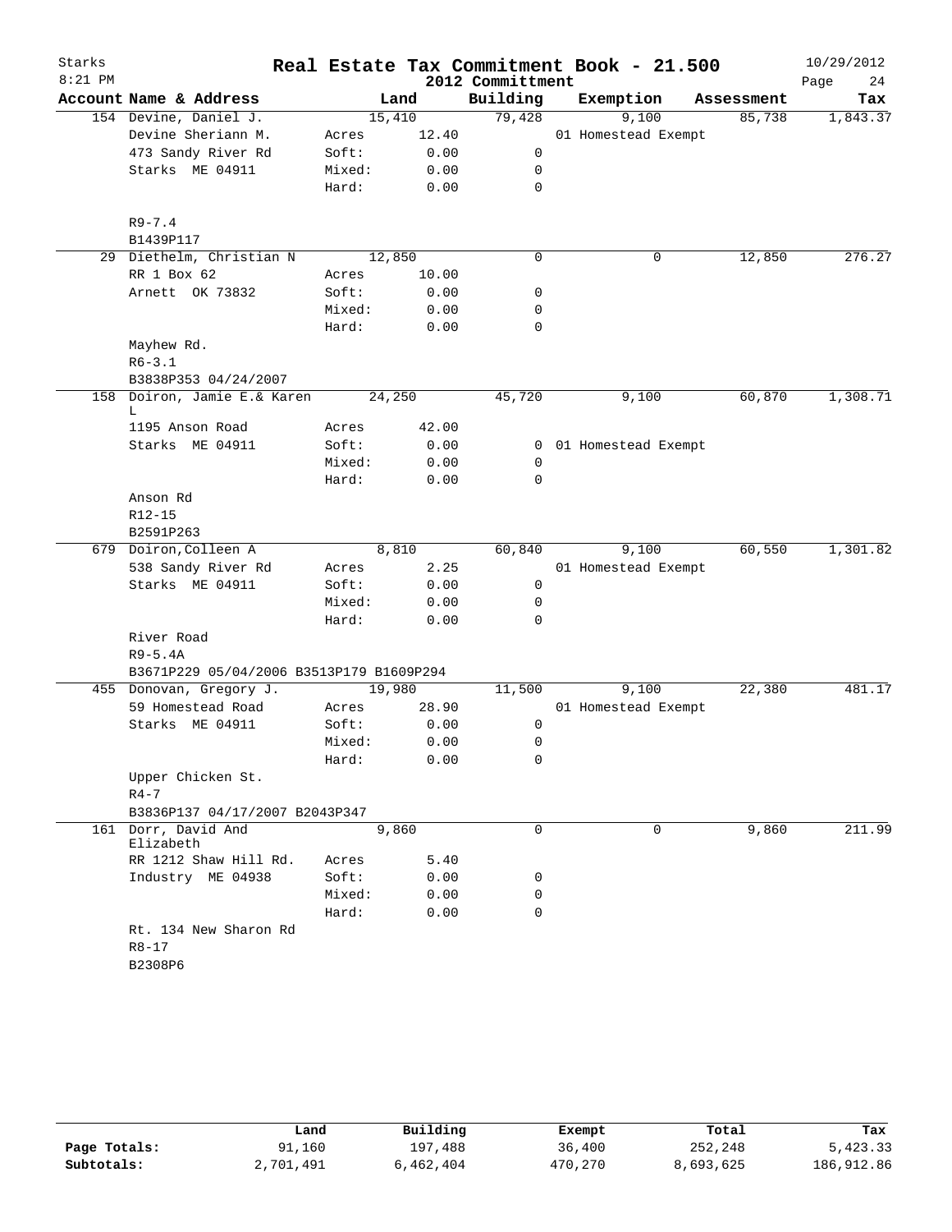Starks 8:21 PM

# Real Estate Tax Commitment Book - 21.500

2012 Committment

10/29/2012

| Account | Name & Address | Land | | Building | Exemption | Assessment | Tax |
|---|---|---|---|---|---|---|---|
| 154 | Devine, Daniel J. | 15,410 | | 79,428 | 9,100 | 85,738 | 1,843.37 |
| | Devine Sheriann M. | Acres | 12.40 | | 01 Homestead Exempt | | |
| | 473 Sandy River Rd | Soft: | 0.00 | 0 | | | |
| | Starks ME 04911 | Mixed: | 0.00 | 0 | | | |
| | | Hard: | 0.00 | 0 | | | |
| | R9-7.4 | | | | | | |
| | B1439P117 | | | | | | |
| 29 | Diethelm, Christian N | 12,850 | | 0 | 0 | 12,850 | 276.27 |
| | RR 1 Box 62 | Acres | 10.00 | | | | |
| | Arnett OK 73832 | Soft: | 0.00 | 0 | | | |
| | | Mixed: | 0.00 | 0 | | | |
| | | Hard: | 0.00 | 0 | | | |
| | Mayhew Rd. | | | | | | |
| | R6-3.1 | | | | | | |
| | B3838P353 04/24/2007 | | | | | | |
| 158 | Doiron, Jamie E.& Karen L | 24,250 | | 45,720 | 9,100 | 60,870 | 1,308.71 |
| | 1195 Anson Road | Acres | 42.00 | | | | |
| | Starks ME 04911 | Soft: | 0.00 | 0 | 01 Homestead Exempt | | |
| | | Mixed: | 0.00 | 0 | | | |
| | | Hard: | 0.00 | 0 | | | |
| | Anson Rd | | | | | | |
| | R12-15 | | | | | | |
| | B2591P263 | | | | | | |
| 679 | Doiron,Colleen A | 8,810 | | 60,840 | 9,100 | 60,550 | 1,301.82 |
| | 538 Sandy River Rd | Acres | 2.25 | | 01 Homestead Exempt | | |
| | Starks ME 04911 | Soft: | 0.00 | 0 | | | |
| | | Mixed: | 0.00 | 0 | | | |
| | | Hard: | 0.00 | 0 | | | |
| | River Road | | | | | | |
| | R9-5.4A | | | | | | |
| | B3671P229 05/04/2006 B3513P179 B1609P294 | | | | | | |
| 455 | Donovan, Gregory J. | 19,980 | | 11,500 | 9,100 | 22,380 | 481.17 |
| | 59 Homestead Road | Acres | 28.90 | | 01 Homestead Exempt | | |
| | Starks ME 04911 | Soft: | 0.00 | 0 | | | |
| | | Mixed: | 0.00 | 0 | | | |
| | | Hard: | 0.00 | 0 | | | |
| | Upper Chicken St. | | | | | | |
| | R4-7 | | | | | | |
| | B3836P137 04/17/2007 B2043P347 | | | | | | |
| 161 | Dorr, David And Elizabeth | 9,860 | | 0 | 0 | 9,860 | 211.99 |
| | RR 1212 Shaw Hill Rd. | Acres | 5.40 | | | | |
| | Industry ME 04938 | Soft: | 0.00 | 0 | | | |
| | | Mixed: | 0.00 | 0 | | | |
| | | Hard: | 0.00 | 0 | | | |
| | Rt. 134 New Sharon Rd | | | | | | |
| | R8-17 | | | | | | |
| | B2308P6 | | | | | | |

| | Land | Building | Exempt | Total | Tax |
|---|---|---|---|---|---|
| Page Totals: | 91,160 | 197,488 | 36,400 | 252,248 | 5,423.33 |
| Subtotals: | 2,701,491 | 6,462,404 | 470,270 | 8,693,625 | 186,912.86 |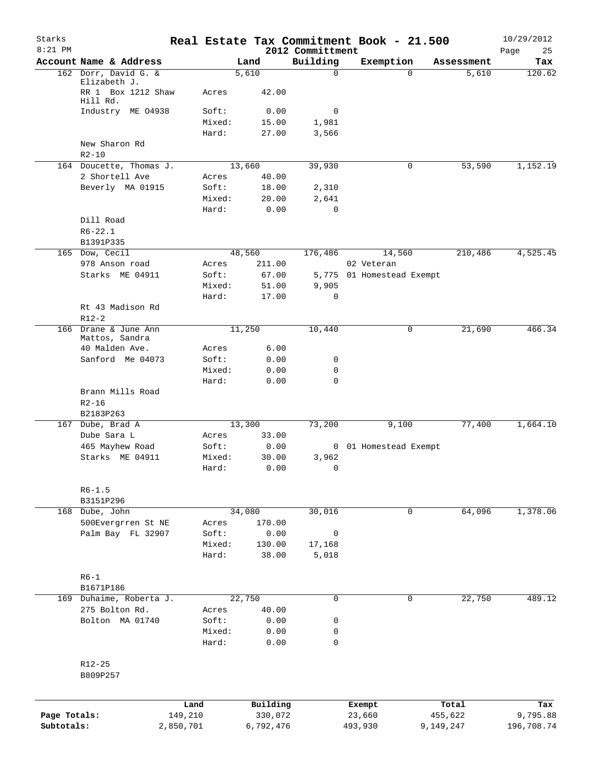Starks
8:21 PM

# Real Estate Tax Commitment Book - 21.500

2012 Committment

10/29/2012

| Account Name & Address | | Land | Building | Exemption | Assessment | Tax |
|---|---|---|---|---|---|---|
| 162 Dorr, David G. & Elizabeth J. | | 5,610 | 0 | 0 | 5,610 | 120.62 |
| RR 1 Box 1212 Shaw Hill Rd. | Acres | 42.00 | | | | |
| Industry ME 04938 | Soft: | 0.00 | 0 | | | |
| | Mixed: | 15.00 | 1,981 | | | |
| | Hard: | 27.00 | 3,566 | | | |
| New Sharon Rd | | | | | | |
| R2-10 | | | | | | |
| 164 Doucette, Thomas J. | | 13,660 | 39,930 | 0 | 53,590 | 1,152.19 |
| 2 Shortell Ave | Acres | 40.00 | | | | |
| Beverly MA 01915 | Soft: | 18.00 | 2,310 | | | |
| | Mixed: | 20.00 | 2,641 | | | |
| | Hard: | 0.00 | 0 | | | |
| Dill Road | | | | | | |
| R6-22.1 | | | | | | |
| B1391P335 | | | | | | |
| 165 Dow, Cecil | | 48,560 | 176,486 | 14,560 | 210,486 | 4,525.45 |
| 978 Anson road | Acres | 211.00 | | 02 Veteran | | |
| Starks ME 04911 | Soft: | 67.00 | 5,775 | 01 Homestead Exempt | | |
| | Mixed: | 51.00 | 9,905 | | | |
| | Hard: | 17.00 | 0 | | | |
| Rt 43 Madison Rd | | | | | | |
| R12-2 | | | | | | |
| 166 Drane & June Ann Mattos, Sandra | | 11,250 | 10,440 | 0 | 21,690 | 466.34 |
| 40 Malden Ave. | Acres | 6.00 | | | | |
| Sanford Me 04073 | Soft: | 0.00 | 0 | | | |
| | Mixed: | 0.00 | 0 | | | |
| | Hard: | 0.00 | 0 | | | |
| Brann Mills Road | | | | | | |
| R2-16 | | | | | | |
| B2183P263 | | | | | | |
| 167 Dube, Brad A | | 13,300 | 73,200 | 9,100 | 77,400 | 1,664.10 |
| Dube Sara L | Acres | 33.00 | | | | |
| 465 Mayhew Road | Soft: | 0.00 | 0 | 01 Homestead Exempt | | |
| Starks ME 04911 | Mixed: | 30.00 | 3,962 | | | |
| | Hard: | 0.00 | 0 | | | |
| R6-1.5 | | | | | | |
| B3151P296 | | | | | | |
| 168 Dube, John | | 34,080 | 30,016 | 0 | 64,096 | 1,378.06 |
| 500Evergrren St NE | Acres | 170.00 | | | | |
| Palm Bay FL 32907 | Soft: | 0.00 | 0 | | | |
| | Mixed: | 130.00 | 17,168 | | | |
| | Hard: | 38.00 | 5,018 | | | |
| R6-1 | | | | | | |
| B1671P186 | | | | | | |
| 169 Duhaime, Roberta J. | | 22,750 | 0 | 0 | 22,750 | 489.12 |
| 275 Bolton Rd. | Acres | 40.00 | | | | |
| Bolton MA 01740 | Soft: | 0.00 | 0 | | | |
| | Mixed: | 0.00 | 0 | | | |
| | Hard: | 0.00 | 0 | | | |
| R12-25 | | | | | | |
| B809P257 | | | | | | |

| | Land | Building | Exempt | Total | Tax |
|---|---|---|---|---|---|
| Page Totals: | 149,210 | 330,072 | 23,660 | 455,622 | 9,795.88 |
| Subtotals: | 2,850,701 | 6,792,476 | 493,930 | 9,149,247 | 196,708.74 |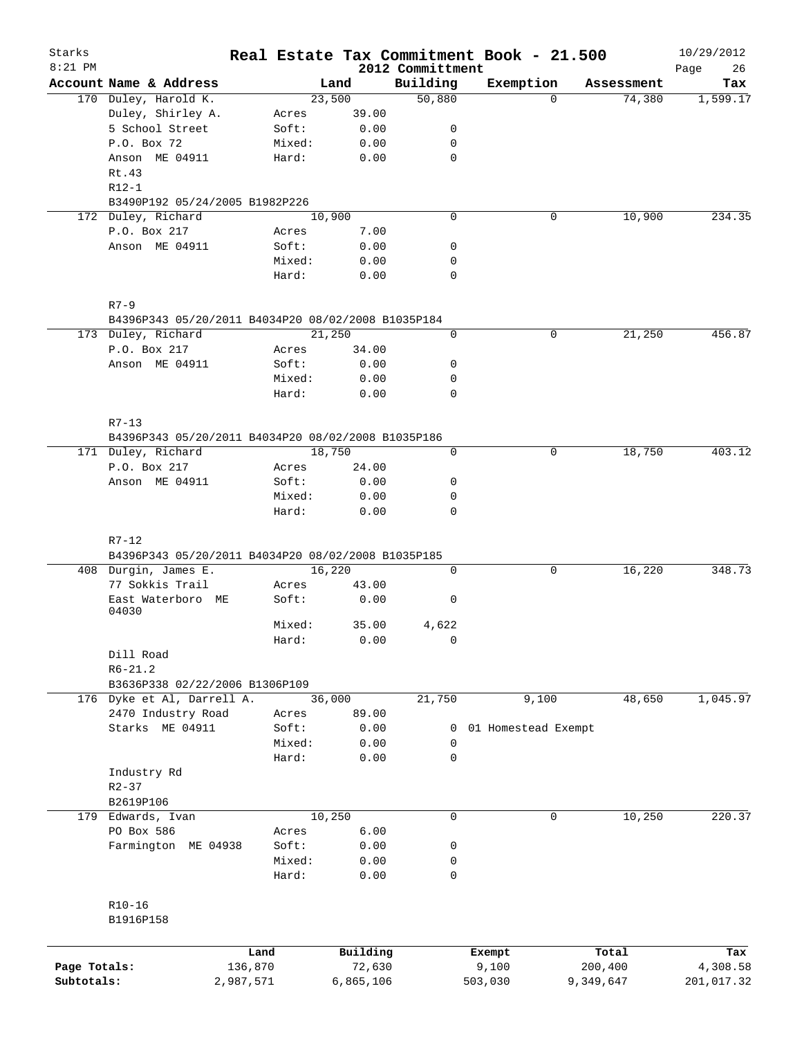Starks 8:21 PM

# Real Estate Tax Commitment Book - 21.500

2012 Committment

10/29/2012

| Account Name & Address | | Land | Building | Exemption | Assessment | Tax |
|---|---|---|---|---|---|---|
| 170 Duley, Harold K. | | 23,500 | 50,880 | 0 | 74,380 | 1,599.17 |
| Duley, Shirley A. | Acres | 39.00 | | | | |
| 5 School Street | Soft: | 0.00 | 0 | | | |
| P.O. Box 72 | Mixed: | 0.00 | 0 | | | |
| Anson ME 04911 | Hard: | 0.00 | 0 | | | |
| Rt.43 | | | | | | |
| R12-1 | | | | | | |
| B3490P192 05/24/2005 B1982P226 | | | | | | |
| 172 Duley, Richard | | 10,900 | 0 | 0 | 10,900 | 234.35 |
| P.O. Box 217 | Acres | 7.00 | | | | |
| Anson ME 04911 | Soft: | 0.00 | 0 | | | |
| | Mixed: | 0.00 | 0 | | | |
| | Hard: | 0.00 | 0 | | | |
| R7-9 | | | | | | |
| B4396P343 05/20/2011 B4034P20 08/02/2008 B1035P184 | | | | | | |
| 173 Duley, Richard | | 21,250 | 0 | 0 | 21,250 | 456.87 |
| P.O. Box 217 | Acres | 34.00 | | | | |
| Anson ME 04911 | Soft: | 0.00 | 0 | | | |
| | Mixed: | 0.00 | 0 | | | |
| | Hard: | 0.00 | 0 | | | |
| R7-13 | | | | | | |
| B4396P343 05/20/2011 B4034P20 08/02/2008 B1035P186 | | | | | | |
| 171 Duley, Richard | | 18,750 | 0 | 0 | 18,750 | 403.12 |
| P.O. Box 217 | Acres | 24.00 | | | | |
| Anson ME 04911 | Soft: | 0.00 | 0 | | | |
| | Mixed: | 0.00 | 0 | | | |
| | Hard: | 0.00 | 0 | | | |
| R7-12 | | | | | | |
| B4396P343 05/20/2011 B4034P20 08/02/2008 B1035P185 | | | | | | |
| 408 Durgin, James E. | | 16,220 | 0 | 0 | 16,220 | 348.73 |
| 77 Sokkis Trail | Acres | 43.00 | | | | |
| East Waterboro ME 04030 | Soft: | 0.00 | 0 | | | |
| | Mixed: | 35.00 | 4,622 | | | |
| | Hard: | 0.00 | 0 | | | |
| Dill Road | | | | | | |
| R6-21.2 | | | | | | |
| B3636P338 02/22/2006 B1306P109 | | | | | | |
| 176 Dyke et Al, Darrell A. | | 36,000 | 21,750 | 9,100 | 48,650 | 1,045.97 |
| 2470 Industry Road | Acres | 89.00 | | | | |
| Starks ME 04911 | Soft: | 0.00 | 0 | 01 Homestead Exempt | | |
| | Mixed: | 0.00 | 0 | | | |
| | Hard: | 0.00 | 0 | | | |
| Industry Rd | | | | | | |
| R2-37 | | | | | | |
| B2619P106 | | | | | | |
| 179 Edwards, Ivan | | 10,250 | 0 | 0 | 10,250 | 220.37 |
| PO Box 586 | Acres | 6.00 | | | | |
| Farmington ME 04938 | Soft: | 0.00 | 0 | | | |
| | Mixed: | 0.00 | 0 | | | |
| | Hard: | 0.00 | 0 | | | |
| R10-16 | | | | | | |
| B1916P158 | | | | | | |

| | Land | Building | Exempt | Total | Tax |
|---|---|---|---|---|---|
| Page Totals: | 136,870 | 72,630 | 9,100 | 200,400 | 4,308.58 |
| Subtotals: | 2,987,571 | 6,865,106 | 503,030 | 9,349,647 | 201,017.32 |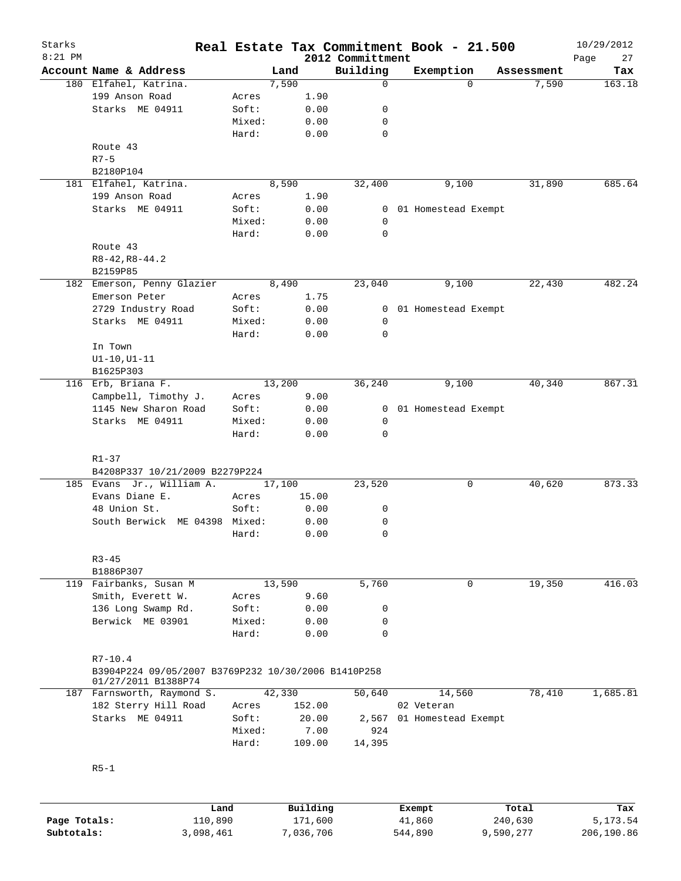# Real Estate Tax Commitment Book - 21.500

Starks 8:21 PM — 2012 Committment — 10/29/2012

| Account | Name & Address | | Land | Building | Exemption | Assessment | Tax |
|---|---|---|---|---|---|---|---|
| 180 | Elfahel, Katrina. | | 7,590 | 0 | 0 | 7,590 | 163.18 |
| | 199 Anson Road | Acres | 1.90 | | | | |
| | Starks ME 04911 | Soft: | 0.00 | 0 | | | |
| | | Mixed: | 0.00 | 0 | | | |
| | | Hard: | 0.00 | 0 | | | |
| | Route 43 | | | | | | |
| | R7-5 | | | | | | |
| | B2180P104 | | | | | | |
| 181 | Elfahel, Katrina. | | 8,590 | 32,400 | 9,100 | 31,890 | 685.64 |
| | 199 Anson Road | Acres | 1.90 | | | | |
| | Starks ME 04911 | Soft: | 0.00 | 0 | 01 Homestead Exempt | | |
| | | Mixed: | 0.00 | 0 | | | |
| | | Hard: | 0.00 | 0 | | | |
| | Route 43 | | | | | | |
| | R8-42,R8-44.2 | | | | | | |
| | B2159P85 | | | | | | |
| 182 | Emerson, Penny Glazier | | 8,490 | 23,040 | 9,100 | 22,430 | 482.24 |
| | Emerson Peter | Acres | 1.75 | | | | |
| | 2729 Industry Road | Soft: | 0.00 | 0 | 01 Homestead Exempt | | |
| | Starks ME 04911 | Mixed: | 0.00 | 0 | | | |
| | | Hard: | 0.00 | 0 | | | |
| | In Town | | | | | | |
| | U1-10,U1-11 | | | | | | |
| | B1625P303 | | | | | | |
| 116 | Erb, Briana F. | | 13,200 | 36,240 | 9,100 | 40,340 | 867.31 |
| | Campbell, Timothy J. | Acres | 9.00 | | | | |
| | 1145 New Sharon Road | Soft: | 0.00 | 0 | 01 Homestead Exempt | | |
| | Starks ME 04911 | Mixed: | 0.00 | 0 | | | |
| | | Hard: | 0.00 | 0 | | | |
| | R1-37 | | | | | | |
| | B4208P337 10/21/2009 B2279P224 | | | | | | |
| 185 | Evans Jr., William A. | | 17,100 | 23,520 | 0 | 40,620 | 873.33 |
| | Evans Diane E. | Acres | 15.00 | | | | |
| | 48 Union St. | Soft: | 0.00 | 0 | | | |
| | South Berwick ME 04398 | Mixed: | 0.00 | 0 | | | |
| | | Hard: | 0.00 | 0 | | | |
| | R3-45 | | | | | | |
| | B1886P307 | | | | | | |
| 119 | Fairbanks, Susan M | | 13,590 | 5,760 | 0 | 19,350 | 416.03 |
| | Smith, Everett W. | Acres | 9.60 | | | | |
| | 136 Long Swamp Rd. | Soft: | 0.00 | 0 | | | |
| | Berwick ME 03901 | Mixed: | 0.00 | 0 | | | |
| | | Hard: | 0.00 | 0 | | | |
| | R7-10.4 | | | | | | |
| | B3904P224 09/05/2007 B3769P232 10/30/2006 B1410P258 01/27/2011 B1388P74 | | | | | | |
| 187 | Farnsworth, Raymond S. | | 42,330 | 50,640 | 14,560 | 78,410 | 1,685.81 |
| | 182 Sterry Hill Road | Acres | 152.00 | | 02 Veteran | | |
| | Starks ME 04911 | Soft: | 20.00 | 2,567 | 01 Homestead Exempt | | |
| | | Mixed: | 7.00 | 924 | | | |
| | | Hard: | 109.00 | 14,395 | | | |
| | R5-1 | | | | | | |

| | Land | Building | Exempt | Total | Tax |
|---|---|---|---|---|---|
| Page Totals: | 110,890 | 171,600 | 41,860 | 240,630 | 5,173.54 |
| Subtotals: | 3,098,461 | 7,036,706 | 544,890 | 9,590,277 | 206,190.86 |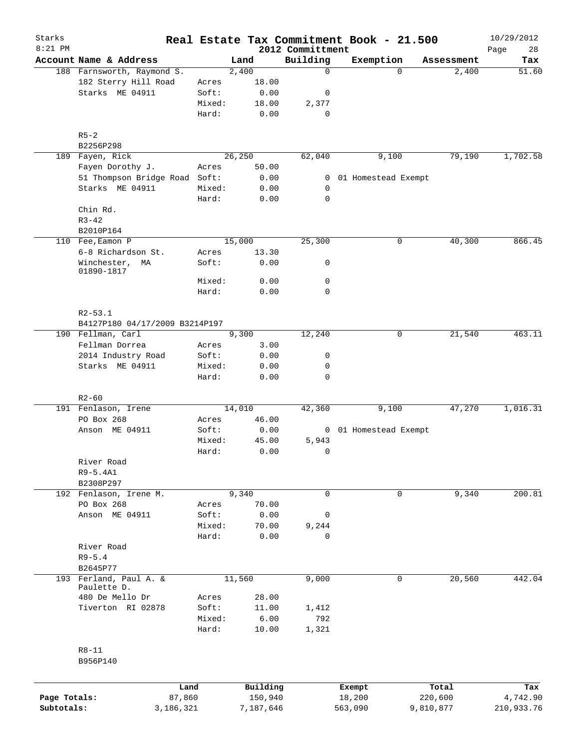# Real Estate Tax Commitment Book - 21.500

Starks
8:21 PM

2012 Committment

10/29/2012

| Account Name & Address | | Land | Building | Exemption | Assessment | Tax |
|---|---|---|---|---|---|---|
| 188 Farnsworth, Raymond S. | | 2,400 | 0 | 0 | 2,400 | 51.60 |
| 182 Sterry Hill Road | Acres | 18.00 | | | | |
| Starks ME 04911 | Soft: | 0.00 | 0 | | | |
| | Mixed: | 18.00 | 2,377 | | | |
| | Hard: | 0.00 | 0 | | | |
| R5-2 | | | | | | |
| B2256P298 | | | | | | |
| 189 Fayen, Rick | | 26,250 | 62,040 | 9,100 | 79,190 | 1,702.58 |
| Fayen Dorothy J. | Acres | 50.00 | | | | |
| 51 Thompson Bridge Road | Soft: | 0.00 | 0 | 01 Homestead Exempt | | |
| Starks ME 04911 | Mixed: | 0.00 | 0 | | | |
| | Hard: | 0.00 | 0 | | | |
| Chin Rd. | | | | | | |
| R3-42 | | | | | | |
| B2010P164 | | | | | | |
| 110 Fee,Eamon P | | 15,000 | 25,300 | 0 | 40,300 | 866.45 |
| 6-8 Richardson St. | Acres | 13.30 | | | | |
| Winchester, MA 01890-1817 | Soft: | 0.00 | 0 | | | |
| | Mixed: | 0.00 | 0 | | | |
| | Hard: | 0.00 | 0 | | | |
| R2-53.1 | | | | | | |
| B4127P180 04/17/2009 B3214P197 | | | | | | |
| 190 Fellman, Carl | | 9,300 | 12,240 | 0 | 21,540 | 463.11 |
| Fellman Dorrea | Acres | 3.00 | | | | |
| 2014 Industry Road | Soft: | 0.00 | 0 | | | |
| Starks ME 04911 | Mixed: | 0.00 | 0 | | | |
| | Hard: | 0.00 | 0 | | | |
| R2-60 | | | | | | |
| 191 Fenlason, Irene | | 14,010 | 42,360 | 9,100 | 47,270 | 1,016.31 |
| PO Box 268 | Acres | 46.00 | | | | |
| Anson ME 04911 | Soft: | 0.00 | 0 | 01 Homestead Exempt | | |
| | Mixed: | 45.00 | 5,943 | | | |
| | Hard: | 0.00 | 0 | | | |
| River Road | | | | | | |
| R9-5.4A1 | | | | | | |
| B2308P297 | | | | | | |
| 192 Fenlason, Irene M. | | 9,340 | 0 | 0 | 9,340 | 200.81 |
| PO Box 268 | Acres | 70.00 | | | | |
| Anson ME 04911 | Soft: | 0.00 | 0 | | | |
| | Mixed: | 70.00 | 9,244 | | | |
| | Hard: | 0.00 | 0 | | | |
| River Road | | | | | | |
| R9-5.4 | | | | | | |
| B2645P77 | | | | | | |
| 193 Ferland, Paul A. & Paulette D. | | 11,560 | 9,000 | 0 | 20,560 | 442.04 |
| 480 De Mello Dr | Acres | 28.00 | | | | |
| Tiverton RI 02878 | Soft: | 11.00 | 1,412 | | | |
| | Mixed: | 6.00 | 792 | | | |
| | Hard: | 10.00 | 1,321 | | | |
| R8-11 | | | | | | |
| B956P140 | | | | | | |

| | Land | Building | Exempt | Total | Tax |
|---|---|---|---|---|---|
| Page Totals: | 87,860 | 150,940 | 18,200 | 220,600 | 4,742.90 |
| Subtotals: | 3,186,321 | 7,187,646 | 563,090 | 9,810,877 | 210,933.76 |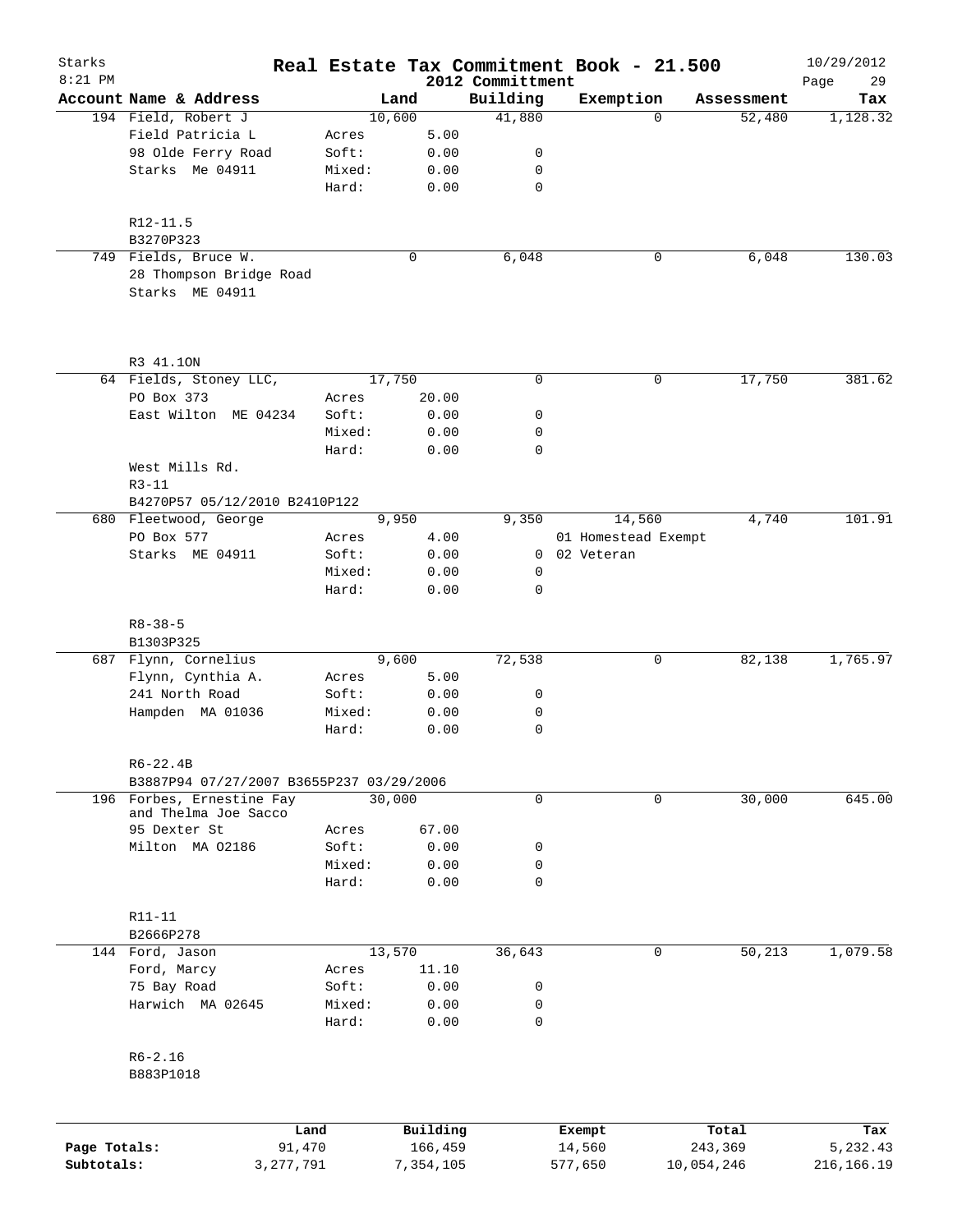# Real Estate Tax Commitment Book - 21.500

Starks
8:21 PM

2012 Committment

10/29/2012

| Account Name & Address | | Land | Building | Exemption | Assessment | Tax |
|---|---|---|---|---|---|---|
| 194 Field, Robert J | | 10,600 | 41,880 | 0 | 52,480 | 1,128.32 |
| Field Patricia L | Acres | 5.00 | | | | |
| 98 Olde Ferry Road | Soft: | 0.00 | 0 | | | |
| Starks Me 04911 | Mixed: | 0.00 | 0 | | | |
| | Hard: | 0.00 | 0 | | | |
| R12-11.5 | | | | | | |
| B3270P323 | | | | | | |
| 749 Fields, Bruce W. | | 0 | 6,048 | 0 | 6,048 | 130.03 |
| 28 Thompson Bridge Road | | | | | | |
| Starks ME 04911 | | | | | | |
| R3 41.1ON | | | | | | |
| 64 Fields, Stoney LLC, | | 17,750 | 0 | 0 | 17,750 | 381.62 |
| PO Box 373 | Acres | 20.00 | | | | |
| East Wilton ME 04234 | Soft: | 0.00 | 0 | | | |
| | Mixed: | 0.00 | 0 | | | |
| | Hard: | 0.00 | 0 | | | |
| West Mills Rd. | | | | | | |
| R3-11 | | | | | | |
| B4270P57 05/12/2010 B2410P122 | | | | | | |
| 680 Fleetwood, George | | 9,950 | 9,350 | 14,560 | 4,740 | 101.91 |
| PO Box 577 | Acres | 4.00 | | 01 Homestead Exempt | | |
| Starks ME 04911 | Soft: | 0.00 | 0 | 02 Veteran | | |
| | Mixed: | 0.00 | 0 | | | |
| | Hard: | 0.00 | 0 | | | |
| R8-38-5 | | | | | | |
| B1303P325 | | | | | | |
| 687 Flynn, Cornelius | | 9,600 | 72,538 | 0 | 82,138 | 1,765.97 |
| Flynn, Cynthia A. | Acres | 5.00 | | | | |
| 241 North Road | Soft: | 0.00 | 0 | | | |
| Hampden MA 01036 | Mixed: | 0.00 | 0 | | | |
| | Hard: | 0.00 | 0 | | | |
| R6-22.4B | | | | | | |
| B3887P94 07/27/2007 B3655P237 03/29/2006 | | | | | | |
| 196 Forbes, Ernestine Fay and Thelma Joe Sacco | | 30,000 | 0 | 0 | 30,000 | 645.00 |
| 95 Dexter St | Acres | 67.00 | | | | |
| Milton MA 02186 | Soft: | 0.00 | 0 | | | |
| | Mixed: | 0.00 | 0 | | | |
| | Hard: | 0.00 | 0 | | | |
| R11-11 | | | | | | |
| B2666P278 | | | | | | |
| 144 Ford, Jason | | 13,570 | 36,643 | 0 | 50,213 | 1,079.58 |
| Ford, Marcy | Acres | 11.10 | | | | |
| 75 Bay Road | Soft: | 0.00 | 0 | | | |
| Harwich MA 02645 | Mixed: | 0.00 | 0 | | | |
| | Hard: | 0.00 | 0 | | | |
| R6-2.16 | | | | | | |
| B883P1018 | | | | | | |

| | Land | Building | Exempt | Total | Tax |
|---|---|---|---|---|---|
| Page Totals: | 91,470 | 166,459 | 14,560 | 243,369 | 5,232.43 |
| Subtotals: | 3,277,791 | 7,354,105 | 577,650 | 10,054,246 | 216,166.19 |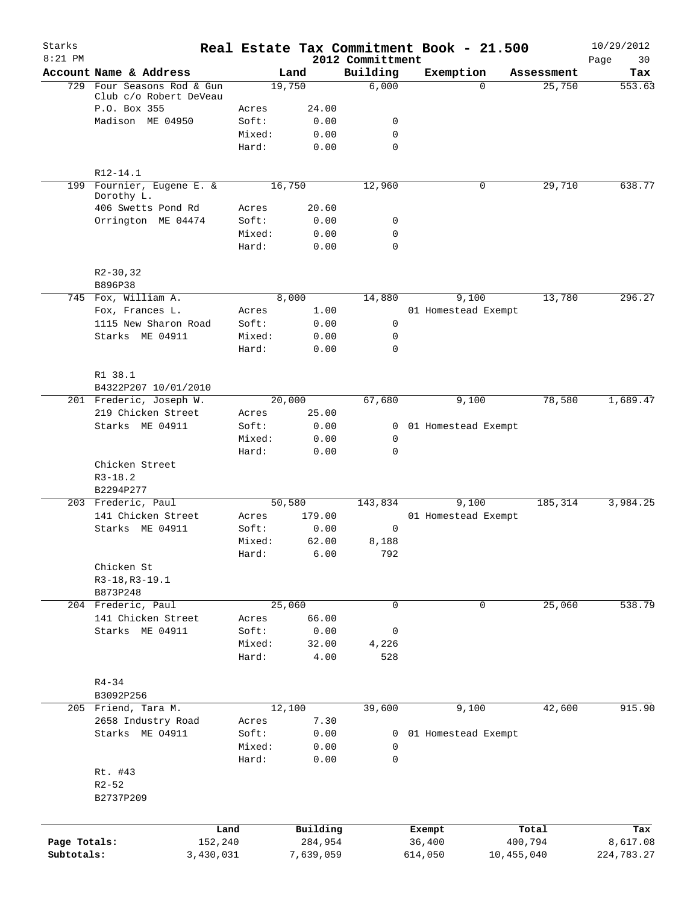# Real Estate Tax Commitment Book - 21.500

Starks
8:21 PM

2012 Committment

10/29/2012

| Account Name & Address | | Land | Building | Exemption | Assessment | Tax |
|---|---|---|---|---|---|---|
| 729 Four Seasons Rod & Gun Club c/o Robert DeVeau | | 19,750 | 6,000 | 0 | 25,750 | 553.63 |
| P.O. Box 355 | Acres | 24.00 | | | | |
| Madison ME 04950 | Soft: | 0.00 | 0 | | | |
| | Mixed: | 0.00 | 0 | | | |
| | Hard: | 0.00 | 0 | | | |
| R12-14.1 | | | | | | |
| 199 Fournier, Eugene E. & Dorothy L. | | 16,750 | 12,960 | 0 | 29,710 | 638.77 |
| 406 Swetts Pond Rd | Acres | 20.60 | | | | |
| Orrington ME 04474 | Soft: | 0.00 | 0 | | | |
| | Mixed: | 0.00 | 0 | | | |
| | Hard: | 0.00 | 0 | | | |
| R2-30,32 | | | | | | |
| B896P38 | | | | | | |
| 745 Fox, William A. | | 8,000 | 14,880 | 9,100 | 13,780 | 296.27 |
| Fox, Frances L. | Acres | 1.00 | | 01 Homestead Exempt | | |
| 1115 New Sharon Road | Soft: | 0.00 | 0 | | | |
| Starks ME 04911 | Mixed: | 0.00 | 0 | | | |
| | Hard: | 0.00 | 0 | | | |
| R1 38.1 | | | | | | |
| B4322P207 10/01/2010 | | | | | | |
| 201 Frederic, Joseph W. | | 20,000 | 67,680 | 9,100 | 78,580 | 1,689.47 |
| 219 Chicken Street | Acres | 25.00 | | | | |
| Starks ME 04911 | Soft: | 0.00 | 0 | 01 Homestead Exempt | | |
| | Mixed: | 0.00 | 0 | | | |
| | Hard: | 0.00 | 0 | | | |
| Chicken Street | | | | | | |
| R3-18.2 | | | | | | |
| B2294P277 | | | | | | |
| 203 Frederic, Paul | | 50,580 | 143,834 | 9,100 | 185,314 | 3,984.25 |
| 141 Chicken Street | Acres | 179.00 | | 01 Homestead Exempt | | |
| Starks ME 04911 | Soft: | 0.00 | 0 | | | |
| | Mixed: | 62.00 | 8,188 | | | |
| | Hard: | 6.00 | 792 | | | |
| Chicken St | | | | | | |
| R3-18,R3-19.1 | | | | | | |
| B873P248 | | | | | | |
| 204 Frederic, Paul | | 25,060 | 0 | 0 | 25,060 | 538.79 |
| 141 Chicken Street | Acres | 66.00 | | | | |
| Starks ME 04911 | Soft: | 0.00 | 0 | | | |
| | Mixed: | 32.00 | 4,226 | | | |
| | Hard: | 4.00 | 528 | | | |
| R4-34 | | | | | | |
| B3092P256 | | | | | | |
| 205 Friend, Tara M. | | 12,100 | 39,600 | 9,100 | 42,600 | 915.90 |
| 2658 Industry Road | Acres | 7.30 | | | | |
| Starks ME O4911 | Soft: | 0.00 | 0 | 01 Homestead Exempt | | |
| | Mixed: | 0.00 | 0 | | | |
| | Hard: | 0.00 | 0 | | | |
| Rt. #43 | | | | | | |
| R2-52 | | | | | | |
| B2737P209 | | | | | | |

| | Land | Building | Exempt | Total | Tax |
|---|---|---|---|---|---|
| Page Totals: | 152,240 | 284,954 | 36,400 | 400,794 | 8,617.08 |
| Subtotals: | 3,430,031 | 7,639,059 | 614,050 | 10,455,040 | 224,783.27 |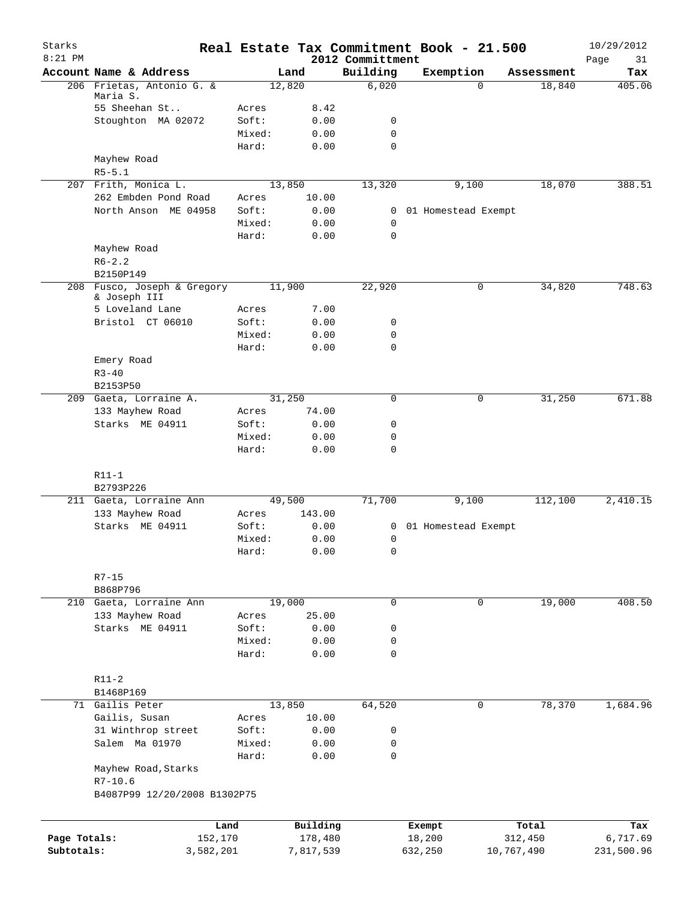# Starks — Real Estate Tax Commitment Book - 21.500

8:21 PM — 2012 Committment — 10/29/2012

| Account | Name & Address | | Land | Building | Exemption | Assessment | Tax |
|---|---|---|---|---|---|---|---|
| 206 | Frietas, Antonio G. & Maria S. | | 12,820 | 6,020 | 0 | 18,840 | 405.06 |
| | 55 Sheehan St.. | Acres | 8.42 | | | | |
| | Stoughton MA 02072 | Soft: | 0.00 | 0 | | | |
| | | Mixed: | 0.00 | 0 | | | |
| | | Hard: | 0.00 | 0 | | | |
| | Mayhew Road | | | | | | |
| | R5-5.1 | | | | | | |
| 207 | Frith, Monica L. | | 13,850 | 13,320 | 9,100 | 18,070 | 388.51 |
| | 262 Embden Pond Road | Acres | 10.00 | | | | |
| | North Anson ME 04958 | Soft: | 0.00 | 0 | 01 Homestead Exempt | | |
| | | Mixed: | 0.00 | 0 | | | |
| | | Hard: | 0.00 | 0 | | | |
| | Mayhew Road | | | | | | |
| | R6-2.2 | | | | | | |
| | B2150P149 | | | | | | |
| 208 | Fusco, Joseph & Gregory & Joseph III | | 11,900 | 22,920 | 0 | 34,820 | 748.63 |
| | 5 Loveland Lane | Acres | 7.00 | | | | |
| | Bristol CT 06010 | Soft: | 0.00 | 0 | | | |
| | | Mixed: | 0.00 | 0 | | | |
| | | Hard: | 0.00 | 0 | | | |
| | Emery Road | | | | | | |
| | R3-40 | | | | | | |
| | B2153P50 | | | | | | |
| 209 | Gaeta, Lorraine A. | | 31,250 | 0 | 0 | 31,250 | 671.88 |
| | 133 Mayhew Road | Acres | 74.00 | | | | |
| | Starks ME 04911 | Soft: | 0.00 | 0 | | | |
| | | Mixed: | 0.00 | 0 | | | |
| | | Hard: | 0.00 | 0 | | | |
| | R11-1 | | | | | | |
| | B2793P226 | | | | | | |
| 211 | Gaeta, Lorraine Ann | | 49,500 | 71,700 | 9,100 | 112,100 | 2,410.15 |
| | 133 Mayhew Road | Acres | 143.00 | | | | |
| | Starks ME 04911 | Soft: | 0.00 | 0 | 01 Homestead Exempt | | |
| | | Mixed: | 0.00 | 0 | | | |
| | | Hard: | 0.00 | 0 | | | |
| | R7-15 | | | | | | |
| | B868P796 | | | | | | |
| 210 | Gaeta, Lorraine Ann | | 19,000 | 0 | 0 | 19,000 | 408.50 |
| | 133 Mayhew Road | Acres | 25.00 | | | | |
| | Starks ME 04911 | Soft: | 0.00 | 0 | | | |
| | | Mixed: | 0.00 | 0 | | | |
| | | Hard: | 0.00 | 0 | | | |
| | R11-2 | | | | | | |
| | B1468P169 | | | | | | |
| 71 | Gailis Peter | | 13,850 | 64,520 | 0 | 78,370 | 1,684.96 |
| | Gailis, Susan | Acres | 10.00 | | | | |
| | 31 Winthrop street | Soft: | 0.00 | 0 | | | |
| | Salem Ma 01970 | Mixed: | 0.00 | 0 | | | |
| | | Hard: | 0.00 | 0 | | | |
| | Mayhew Road,Starks | | | | | | |
| | R7-10.6 | | | | | | |
| | B4087P99 12/20/2008 B1302P75 | | | | | | |

| | Land | Building | Exempt | Total | Tax |
|---|---|---|---|---|---|
| Page Totals: | 152,170 | 178,480 | 18,200 | 312,450 | 6,717.69 |
| Subtotals: | 3,582,201 | 7,817,539 | 632,250 | 10,767,490 | 231,500.96 |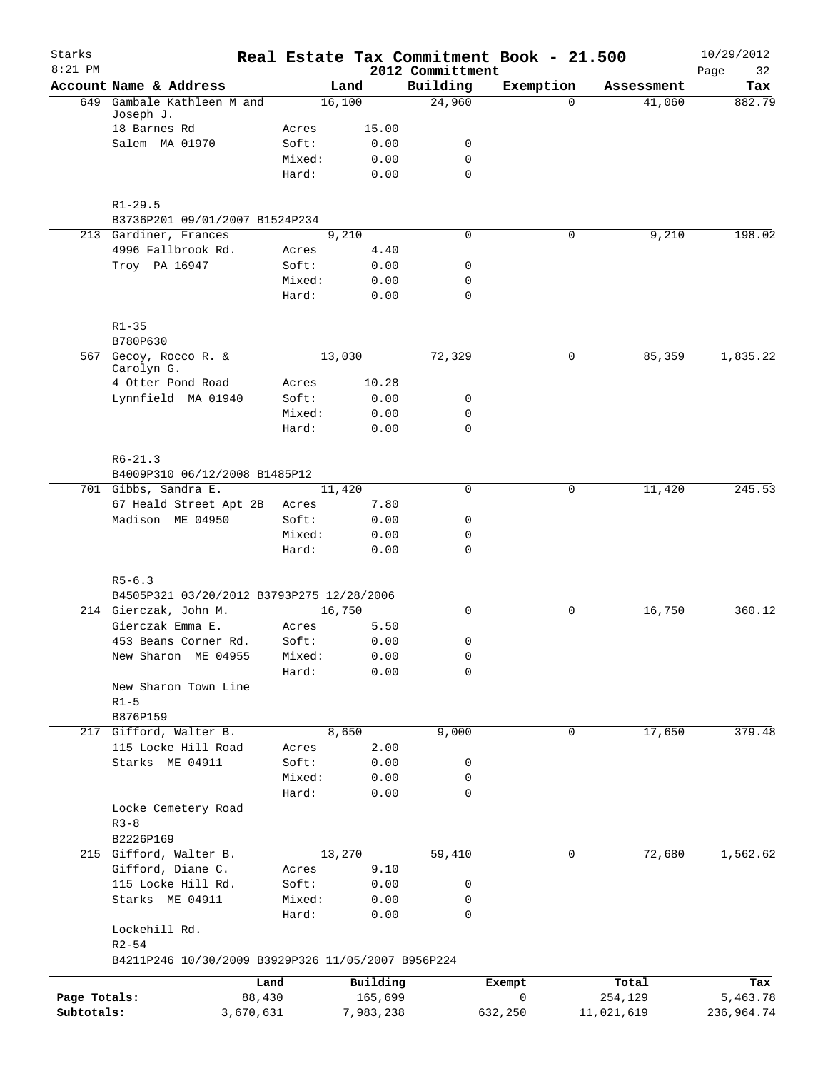Starks
8:21 PM

# Real Estate Tax Commitment Book - 21.500
## 2012 Committment

10/29/2012

| Account | Name & Address | | Land | Building | Exemption | Assessment | Tax |
|---|---|---|---|---|---|---|---|
| 649 | Gambale Kathleen M and Joseph J. | | 16,100 | 24,960 | 0 | 41,060 | 882.79 |
| | 18 Barnes Rd | Acres | 15.00 | | | | |
| | Salem MA 01970 | Soft: | 0.00 | 0 | | | |
| | | Mixed: | 0.00 | 0 | | | |
| | | Hard: | 0.00 | 0 | | | |
| | R1-29.5 | | | | | | |
| | B3736P201 09/01/2007 B1524P234 | | | | | | |
| 213 | Gardiner, Frances | | 9,210 | 0 | 0 | 9,210 | 198.02 |
| | 4996 Fallbrook Rd. | Acres | 4.40 | | | | |
| | Troy PA 16947 | Soft: | 0.00 | 0 | | | |
| | | Mixed: | 0.00 | 0 | | | |
| | | Hard: | 0.00 | 0 | | | |
| | R1-35 | | | | | | |
| | B780P630 | | | | | | |
| 567 | Gecoy, Rocco R. & Carolyn G. | | 13,030 | 72,329 | 0 | 85,359 | 1,835.22 |
| | 4 Otter Pond Road | Acres | 10.28 | | | | |
| | Lynnfield MA 01940 | Soft: | 0.00 | 0 | | | |
| | | Mixed: | 0.00 | 0 | | | |
| | | Hard: | 0.00 | 0 | | | |
| | R6-21.3 | | | | | | |
| | B4009P310 06/12/2008 B1485P12 | | | | | | |
| 701 | Gibbs, Sandra E. | | 11,420 | 0 | 0 | 11,420 | 245.53 |
| | 67 Heald Street Apt 2B | Acres | 7.80 | | | | |
| | Madison ME 04950 | Soft: | 0.00 | 0 | | | |
| | | Mixed: | 0.00 | 0 | | | |
| | | Hard: | 0.00 | 0 | | | |
| | R5-6.3 | | | | | | |
| | B4505P321 03/20/2012 B3793P275 12/28/2006 | | | | | | |
| 214 | Gierczak, John M. | | 16,750 | 0 | 0 | 16,750 | 360.12 |
| | Gierczak Emma E. | Acres | 5.50 | | | | |
| | 453 Beans Corner Rd. | Soft: | 0.00 | 0 | | | |
| | New Sharon ME 04955 | Mixed: | 0.00 | 0 | | | |
| | | Hard: | 0.00 | 0 | | | |
| | New Sharon Town Line | | | | | | |
| | R1-5 | | | | | | |
| | B876P159 | | | | | | |
| 217 | Gifford, Walter B. | | 8,650 | 9,000 | 0 | 17,650 | 379.48 |
| | 115 Locke Hill Road | Acres | 2.00 | | | | |
| | Starks ME 04911 | Soft: | 0.00 | 0 | | | |
| | | Mixed: | 0.00 | 0 | | | |
| | | Hard: | 0.00 | 0 | | | |
| | Locke Cemetery Road | | | | | | |
| | R3-8 | | | | | | |
| | B2226P169 | | | | | | |
| 215 | Gifford, Walter B. | | 13,270 | 59,410 | 0 | 72,680 | 1,562.62 |
| | Gifford, Diane C. | Acres | 9.10 | | | | |
| | 115 Locke Hill Rd. | Soft: | 0.00 | 0 | | | |
| | Starks ME 04911 | Mixed: | 0.00 | 0 | | | |
| | | Hard: | 0.00 | 0 | | | |
| | Lockehill Rd. | | | | | | |
| | R2-54 | | | | | | |
| | B4211P246 10/30/2009 B3929P326 11/05/2007 B956P224 | | | | | | |

| | Land | Building | Exempt | Total | Tax |
|---|---|---|---|---|---|
| Page Totals: | 88,430 | 165,699 | 0 | 254,129 | 5,463.78 |
| Subtotals: | 3,670,631 | 7,983,238 | 632,250 | 11,021,619 | 236,964.74 |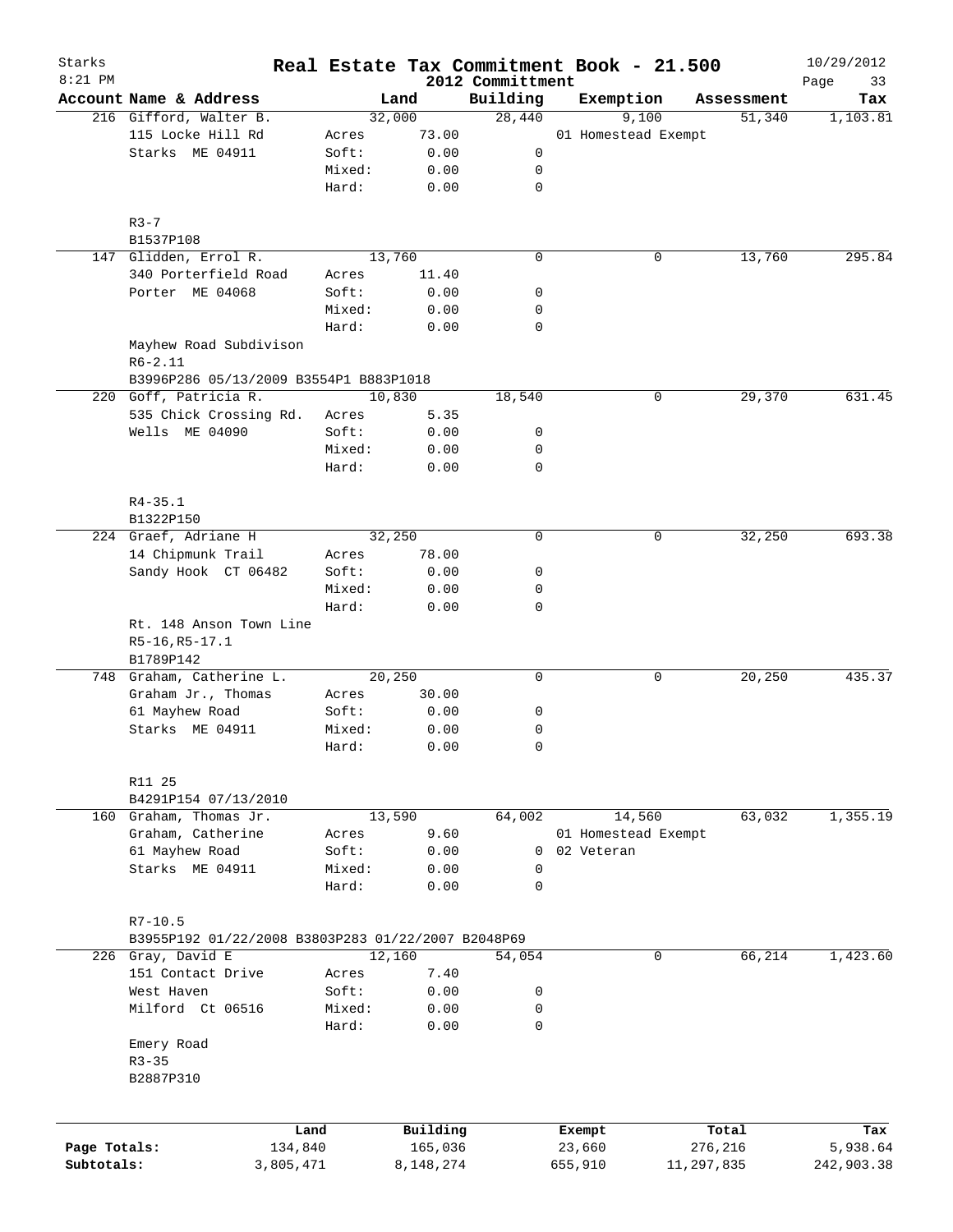# Real Estate Tax Commitment Book - 21.500

Starks
8:21 PM

2012 Committment

10/29/2012

| Account | Name & Address | | Land | Building | Exemption | Assessment | Tax |
|---|---|---|---|---|---|---|---|
| 216 | Gifford, Walter B. | | 32,000 | 28,440 | 9,100 | 51,340 | 1,103.81 |
| | 115 Locke Hill Rd | Acres | 73.00 | | 01 Homestead Exempt | | |
| | Starks ME 04911 | Soft: | 0.00 | 0 | | | |
| | | Mixed: | 0.00 | 0 | | | |
| | | Hard: | 0.00 | 0 | | | |
| | R3-7 | | | | | | |
| | B1537P108 | | | | | | |
| 147 | Glidden, Errol R. | | 13,760 | 0 | 0 | 13,760 | 295.84 |
| | 340 Porterfield Road | Acres | 11.40 | | | | |
| | Porter ME 04068 | Soft: | 0.00 | 0 | | | |
| | | Mixed: | 0.00 | 0 | | | |
| | | Hard: | 0.00 | 0 | | | |
| | Mayhew Road Subdivison | | | | | | |
| | R6-2.11 | | | | | | |
| | B3996P286 05/13/2009 B3554P1 B883P1018 | | | | | | |
| 220 | Goff, Patricia R. | | 10,830 | 18,540 | 0 | 29,370 | 631.45 |
| | 535 Chick Crossing Rd. | Acres | 5.35 | | | | |
| | Wells ME 04090 | Soft: | 0.00 | 0 | | | |
| | | Mixed: | 0.00 | 0 | | | |
| | | Hard: | 0.00 | 0 | | | |
| | R4-35.1 | | | | | | |
| | B1322P150 | | | | | | |
| 224 | Graef, Adriane H | | 32,250 | 0 | 0 | 32,250 | 693.38 |
| | 14 Chipmunk Trail | Acres | 78.00 | | | | |
| | Sandy Hook CT 06482 | Soft: | 0.00 | 0 | | | |
| | | Mixed: | 0.00 | 0 | | | |
| | | Hard: | 0.00 | 0 | | | |
| | Rt. 148 Anson Town Line | | | | | | |
| | R5-16,R5-17.1 | | | | | | |
| | B1789P142 | | | | | | |
| 748 | Graham, Catherine L. | | 20,250 | 0 | 0 | 20,250 | 435.37 |
| | Graham Jr., Thomas | Acres | 30.00 | | | | |
| | 61 Mayhew Road | Soft: | 0.00 | 0 | | | |
| | Starks ME 04911 | Mixed: | 0.00 | 0 | | | |
| | | Hard: | 0.00 | 0 | | | |
| | R11 25 | | | | | | |
| | B4291P154 07/13/2010 | | | | | | |
| 160 | Graham, Thomas Jr. | | 13,590 | 64,002 | 14,560 | 63,032 | 1,355.19 |
| | Graham, Catherine | Acres | 9.60 | | 01 Homestead Exempt | | |
| | 61 Mayhew Road | Soft: | 0.00 | 0 | 02 Veteran | | |
| | Starks ME 04911 | Mixed: | 0.00 | 0 | | | |
| | | Hard: | 0.00 | 0 | | | |
| | R7-10.5 | | | | | | |
| | B3955P192 01/22/2008 B3803P283 01/22/2007 B2048P69 | | | | | | |
| 226 | Gray, David E | | 12,160 | 54,054 | 0 | 66,214 | 1,423.60 |
| | 151 Contact Drive | Acres | 7.40 | | | | |
| | West Haven | Soft: | 0.00 | 0 | | | |
| | Milford Ct 06516 | Mixed: | 0.00 | 0 | | | |
| | | Hard: | 0.00 | 0 | | | |
| | Emery Road | | | | | | |
| | R3-35 | | | | | | |
| | B2887P310 | | | | | | |

| | Land | Building | Exempt | Total | Tax |
|---|---|---|---|---|---|
| Page Totals: | 134,840 | 165,036 | 23,660 | 276,216 | 5,938.64 |
| Subtotals: | 3,805,471 | 8,148,274 | 655,910 | 11,297,835 | 242,903.38 |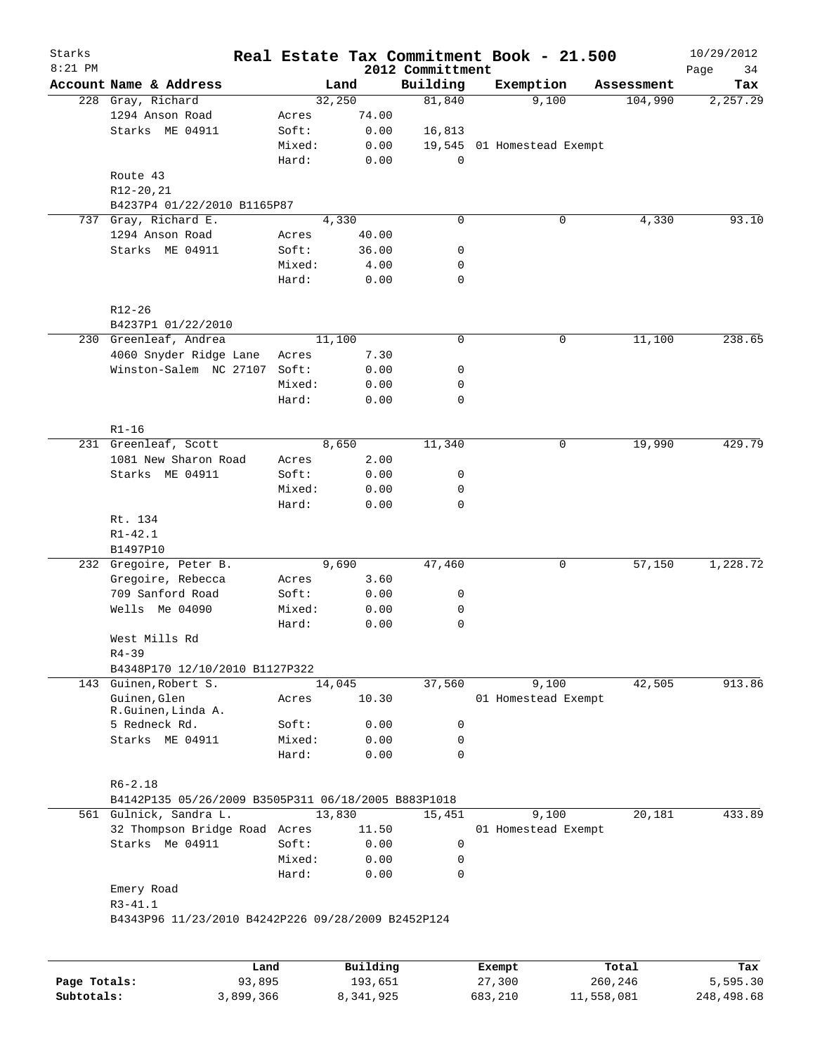# Starks — Real Estate Tax Commitment Book - 21.500 — 2012 Committment

8:21 PM — 10/29/2012

| Account Name & Address | | Land | Building | Exemption | Assessment | Tax |
|---|---|---|---|---|---|---|
| 228 Gray, Richard | | 32,250 | 81,840 | 9,100 | 104,990 | 2,257.29 |
| 1294 Anson Road | Acres | 74.00 | | | | |
| Starks ME 04911 | Soft: | 0.00 | 16,813 | | | |
| | Mixed: | 0.00 | 19,545 | 01 Homestead Exempt | | |
| | Hard: | 0.00 | 0 | | | |
| Route 43 | | | | | | |
| R12-20,21 | | | | | | |
| B4237P4 01/22/2010 B1165P87 | | | | | | |
| 737 Gray, Richard E. | | 4,330 | 0 | 0 | 4,330 | 93.10 |
| 1294 Anson Road | Acres | 40.00 | | | | |
| Starks ME 04911 | Soft: | 36.00 | 0 | | | |
| | Mixed: | 4.00 | 0 | | | |
| | Hard: | 0.00 | 0 | | | |
| R12-26 | | | | | | |
| B4237P1 01/22/2010 | | | | | | |
| 230 Greenleaf, Andrea | | 11,100 | 0 | 0 | 11,100 | 238.65 |
| 4060 Snyder Ridge Lane | Acres | 7.30 | | | | |
| Winston-Salem NC 27107 | Soft: | 0.00 | 0 | | | |
| | Mixed: | 0.00 | 0 | | | |
| | Hard: | 0.00 | 0 | | | |
| R1-16 | | | | | | |
| 231 Greenleaf, Scott | | 8,650 | 11,340 | 0 | 19,990 | 429.79 |
| 1081 New Sharon Road | Acres | 2.00 | | | | |
| Starks ME 04911 | Soft: | 0.00 | 0 | | | |
| | Mixed: | 0.00 | 0 | | | |
| | Hard: | 0.00 | 0 | | | |
| Rt. 134 | | | | | | |
| R1-42.1 | | | | | | |
| B1497P10 | | | | | | |
| 232 Gregoire, Peter B. | | 9,690 | 47,460 | 0 | 57,150 | 1,228.72 |
| Gregoire, Rebecca | Acres | 3.60 | | | | |
| 709 Sanford Road | Soft: | 0.00 | 0 | | | |
| Wells Me 04090 | Mixed: | 0.00 | 0 | | | |
| | Hard: | 0.00 | 0 | | | |
| West Mills Rd | | | | | | |
| R4-39 | | | | | | |
| B4348P170 12/10/2010 B1127P322 | | | | | | |
| 143 Guinen, Robert S. | | 14,045 | 37,560 | 9,100 | 42,505 | 913.86 |
| Guinen, Glen R.Guinen, Linda A. | Acres | 10.30 | | 01 Homestead Exempt | | |
| 5 Redneck Rd. | Soft: | 0.00 | 0 | | | |
| Starks ME 04911 | Mixed: | 0.00 | 0 | | | |
| | Hard: | 0.00 | 0 | | | |
| R6-2.18 | | | | | | |
| B4142P135 05/26/2009 B3505P311 06/18/2005 B883P1018 | | | | | | |
| 561 Gulnick, Sandra L. | | 13,830 | 15,451 | 9,100 | 20,181 | 433.89 |
| 32 Thompson Bridge Road | Acres | 11.50 | | 01 Homestead Exempt | | |
| Starks Me 04911 | Soft: | 0.00 | 0 | | | |
| | Mixed: | 0.00 | 0 | | | |
| | Hard: | 0.00 | 0 | | | |
| Emery Road | | | | | | |
| R3-41.1 | | | | | | |
| B4343P96 11/23/2010 B4242P226 09/28/2009 B2452P124 | | | | | | |

| | Land | Building | Exempt | Total | Tax |
|---|---|---|---|---|---|
| Page Totals: | 93,895 | 193,651 | 27,300 | 260,246 | 5,595.30 |
| Subtotals: | 3,899,366 | 8,341,925 | 683,210 | 11,558,081 | 248,498.68 |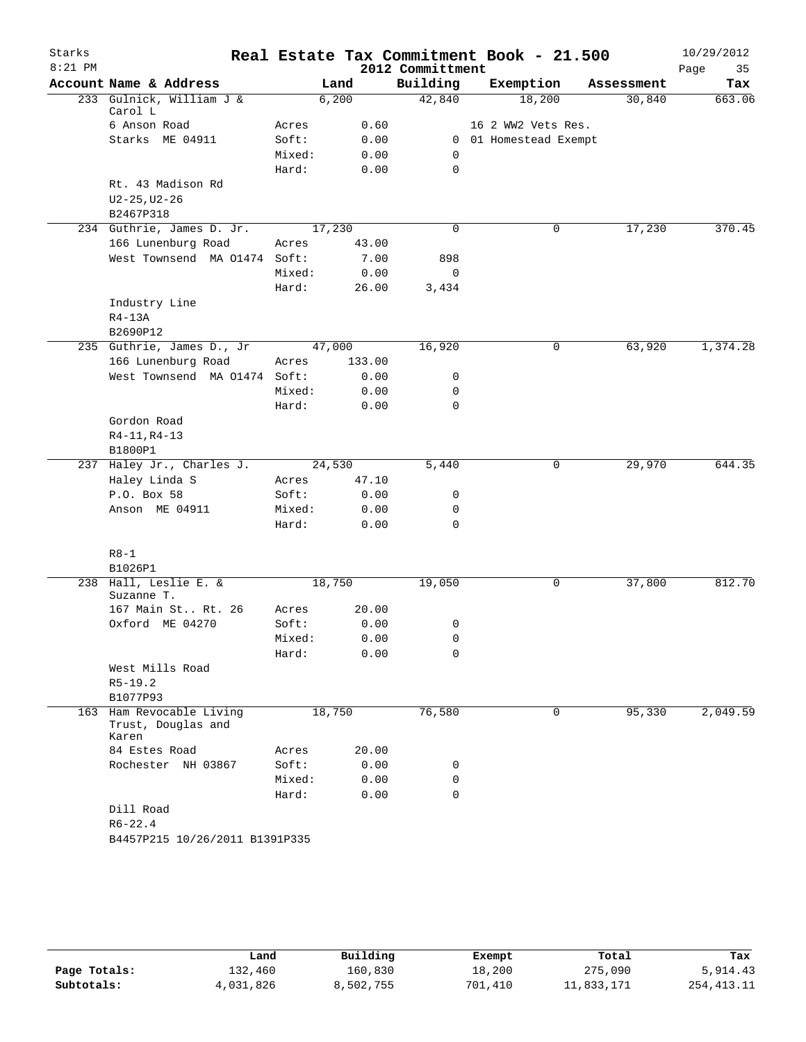# Real Estate Tax Commitment Book - 21.500

Starks
8:21 PM
2012 Committment
10/29/2012

| Account | Name & Address | | Land | Building | Exemption | Assessment | Tax |
|---|---|---|---|---|---|---|---|
| 233 | Gulnick, William J & Carol L | | 6,200 | 42,840 | 18,200 | 30,840 | 663.06 |
| | 6 Anson Road | Acres | 0.60 | | 16 2 WW2 Vets Res. | | |
| | Starks ME 04911 | Soft: | 0.00 | 0 | 01 Homestead Exempt | | |
| | | Mixed: | 0.00 | 0 | | | |
| | | Hard: | 0.00 | 0 | | | |
| | Rt. 43 Madison Rd | | | | | | |
| | U2-25,U2-26 | | | | | | |
| | B2467P318 | | | | | | |
| 234 | Guthrie, James D. Jr. | | 17,230 | 0 | 0 | 17,230 | 370.45 |
| | 166 Lunenburg Road | Acres | 43.00 | | | | |
| | West Townsend MA 01474 | Soft: | 7.00 | 898 | | | |
| | | Mixed: | 0.00 | 0 | | | |
| | | Hard: | 26.00 | 3,434 | | | |
| | Industry Line | | | | | | |
| | R4-13A | | | | | | |
| | B2690P12 | | | | | | |
| 235 | Guthrie, James D., Jr | | 47,000 | 16,920 | 0 | 63,920 | 1,374.28 |
| | 166 Lunenburg Road | Acres | 133.00 | | | | |
| | West Townsend MA 01474 | Soft: | 0.00 | 0 | | | |
| | | Mixed: | 0.00 | 0 | | | |
| | | Hard: | 0.00 | 0 | | | |
| | Gordon Road | | | | | | |
| | R4-11,R4-13 | | | | | | |
| | B1800P1 | | | | | | |
| 237 | Haley Jr., Charles J. | | 24,530 | 5,440 | 0 | 29,970 | 644.35 |
| | Haley Linda S | Acres | 47.10 | | | | |
| | P.O. Box 58 | Soft: | 0.00 | 0 | | | |
| | Anson ME 04911 | Mixed: | 0.00 | 0 | | | |
| | | Hard: | 0.00 | 0 | | | |
| | R8-1 | | | | | | |
| | B1026P1 | | | | | | |
| 238 | Hall, Leslie E. & Suzanne T. | | 18,750 | 19,050 | 0 | 37,800 | 812.70 |
| | 167 Main St.. Rt. 26 | Acres | 20.00 | | | | |
| | Oxford ME 04270 | Soft: | 0.00 | 0 | | | |
| | | Mixed: | 0.00 | 0 | | | |
| | | Hard: | 0.00 | 0 | | | |
| | West Mills Road | | | | | | |
| | R5-19.2 | | | | | | |
| | B1077P93 | | | | | | |
| 163 | Ham Revocable Living Trust, Douglas and Karen | | 18,750 | 76,580 | 0 | 95,330 | 2,049.59 |
| | 84 Estes Road | Acres | 20.00 | | | | |
| | Rochester NH 03867 | Soft: | 0.00 | 0 | | | |
| | | Mixed: | 0.00 | 0 | | | |
| | | Hard: | 0.00 | 0 | | | |
| | Dill Road | | | | | | |
| | R6-22.4 | | | | | | |
| | B4457P215 10/26/2011 B1391P335 | | | | | | |

| | Land | Building | Exempt | Total | Tax |
|---|---|---|---|---|---|
| Page Totals: | 132,460 | 160,830 | 18,200 | 275,090 | 5,914.43 |
| Subtotals: | 4,031,826 | 8,502,755 | 701,410 | 11,833,171 | 254,413.11 |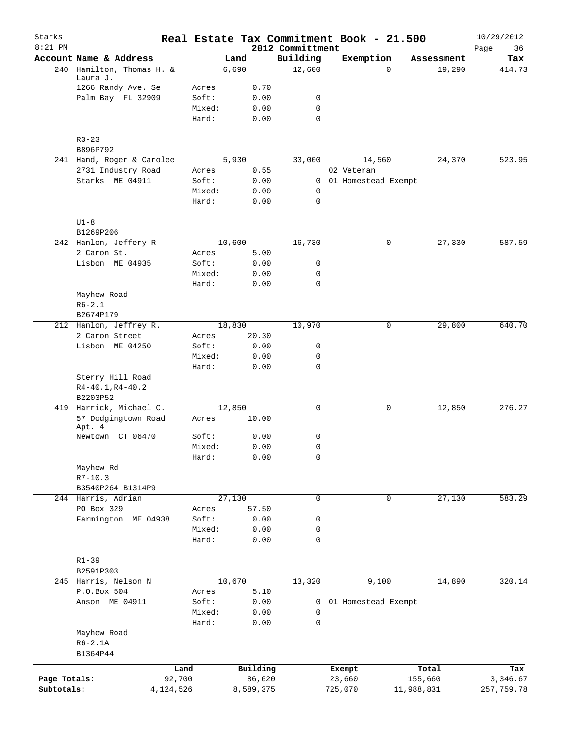Starks 8:21 PM

# Real Estate Tax Commitment Book - 21.500

2012 Committment — 10/29/2012

| Account Name & Address | | Land | Building | Exemption | Assessment | Tax |
|---|---|---|---|---|---|---|
| 240 Hamilton, Thomas H. & Laura J. | | 6,690 | 12,600 | 0 | 19,290 | 414.73 |
| 1266 Randy Ave. Se | Acres | 0.70 | | | | |
| Palm Bay FL 32909 | Soft: | 0.00 | 0 | | | |
| | Mixed: | 0.00 | 0 | | | |
| | Hard: | 0.00 | 0 | | | |
| R3-23 | | | | | | |
| B896P792 | | | | | | |
| 241 Hand, Roger & Carolee | | 5,930 | 33,000 | 14,560 | 24,370 | 523.95 |
| 2731 Industry Road | Acres | 0.55 | | 02 Veteran | | |
| Starks ME 04911 | Soft: | 0.00 | 0 | 01 Homestead Exempt | | |
| | Mixed: | 0.00 | 0 | | | |
| | Hard: | 0.00 | 0 | | | |
| U1-8 | | | | | | |
| B1269P206 | | | | | | |
| 242 Hanlon, Jeffery R | | 10,600 | 16,730 | 0 | 27,330 | 587.59 |
| 2 Caron St. | Acres | 5.00 | | | | |
| Lisbon ME 04935 | Soft: | 0.00 | 0 | | | |
| | Mixed: | 0.00 | 0 | | | |
| | Hard: | 0.00 | 0 | | | |
| Mayhew Road | | | | | | |
| R6-2.1 | | | | | | |
| B2674P179 | | | | | | |
| 212 Hanlon, Jeffrey R. | | 18,830 | 10,970 | 0 | 29,800 | 640.70 |
| 2 Caron Street | Acres | 20.30 | | | | |
| Lisbon ME 04250 | Soft: | 0.00 | 0 | | | |
| | Mixed: | 0.00 | 0 | | | |
| | Hard: | 0.00 | 0 | | | |
| Sterry Hill Road | | | | | | |
| R4-40.1,R4-40.2 | | | | | | |
| B2203P52 | | | | | | |
| 419 Harrick, Michael C. | | 12,850 | 0 | 0 | 12,850 | 276.27 |
| 57 Dodgingtown Road Apt. 4 | Acres | 10.00 | | | | |
| Newtown CT 06470 | Soft: | 0.00 | 0 | | | |
| | Mixed: | 0.00 | 0 | | | |
| | Hard: | 0.00 | 0 | | | |
| Mayhew Rd | | | | | | |
| R7-10.3 | | | | | | |
| B3540P264 B1314P9 | | | | | | |
| 244 Harris, Adrian | | 27,130 | 0 | 0 | 27,130 | 583.29 |
| PO Box 329 | Acres | 57.50 | | | | |
| Farmington ME 04938 | Soft: | 0.00 | 0 | | | |
| | Mixed: | 0.00 | 0 | | | |
| | Hard: | 0.00 | 0 | | | |
| R1-39 | | | | | | |
| B2591P303 | | | | | | |
| 245 Harris, Nelson N | | 10,670 | 13,320 | 9,100 | 14,890 | 320.14 |
| P.O.Box 504 | Acres | 5.10 | | | | |
| Anson ME 04911 | Soft: | 0.00 | 0 | 01 Homestead Exempt | | |
| | Mixed: | 0.00 | 0 | | | |
| | Hard: | 0.00 | 0 | | | |
| Mayhew Road | | | | | | |
| R6-2.1A | | | | | | |
| B1364P44 | | | | | | |

| | Land | Building | Exempt | Total | Tax |
|---|---|---|---|---|---|
| Page Totals: | 92,700 | 86,620 | 23,660 | 155,660 | 3,346.67 |
| Subtotals: | 4,124,526 | 8,589,375 | 725,070 | 11,988,831 | 257,759.78 |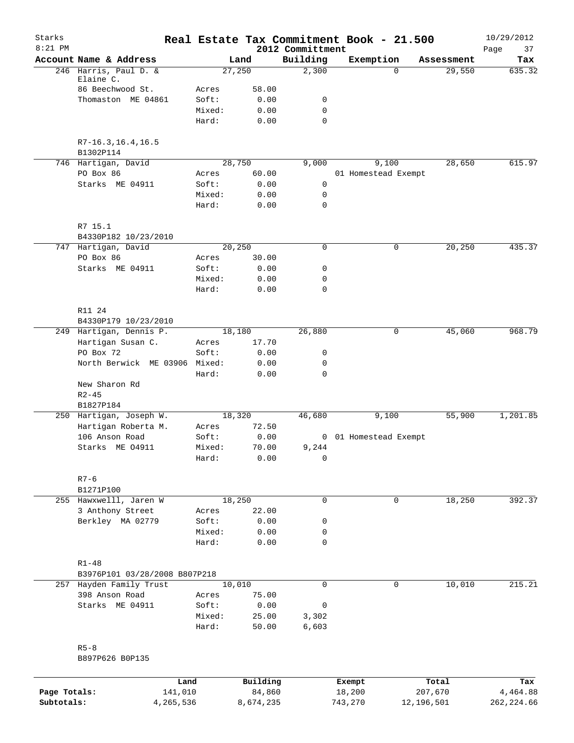# Real Estate Tax Commitment Book - 21.500

Starks
8:21 PM

2012 Committment

10/29/2012

| Account Name & Address | | Land | Building | Exemption | Assessment | Tax |
|---|---|---|---|---|---|---|
| 246 Harris, Paul D. & Elaine C. | | 27,250 | 2,300 | 0 | 29,550 | 635.32 |
| 86 Beechwood St. | Acres | 58.00 | | | | |
| Thomaston ME 04861 | Soft: | 0.00 | 0 | | | |
| | Mixed: | 0.00 | 0 | | | |
| | Hard: | 0.00 | 0 | | | |
| R7-16.3,16.4,16.5 | | | | | | |
| B1302P114 | | | | | | |
| 746 Hartigan, David | | 28,750 | 9,000 | 9,100 | 28,650 | 615.97 |
| PO Box 86 | Acres | 60.00 | | 01 Homestead Exempt | | |
| Starks ME 04911 | Soft: | 0.00 | 0 | | | |
| | Mixed: | 0.00 | 0 | | | |
| | Hard: | 0.00 | 0 | | | |
| R7 15.1 | | | | | | |
| B4330P182 10/23/2010 | | | | | | |
| 747 Hartigan, David | | 20,250 | 0 | 0 | 20,250 | 435.37 |
| PO Box 86 | Acres | 30.00 | | | | |
| Starks ME 04911 | Soft: | 0.00 | 0 | | | |
| | Mixed: | 0.00 | 0 | | | |
| | Hard: | 0.00 | 0 | | | |
| R11 24 | | | | | | |
| B4330P179 10/23/2010 | | | | | | |
| 249 Hartigan, Dennis P. | | 18,180 | 26,880 | 0 | 45,060 | 968.79 |
| Hartigan Susan C. | Acres | 17.70 | | | | |
| PO Box 72 | Soft: | 0.00 | 0 | | | |
| North Berwick ME 03906 | Mixed: | 0.00 | 0 | | | |
| | Hard: | 0.00 | 0 | | | |
| New Sharon Rd | | | | | | |
| R2-45 | | | | | | |
| B1827P184 | | | | | | |
| 250 Hartigan, Joseph W. | | 18,320 | 46,680 | 9,100 | 55,900 | 1,201.85 |
| Hartigan Roberta M. | Acres | 72.50 | | | | |
| 106 Anson Road | Soft: | 0.00 | 0 | 01 Homestead Exempt | | |
| Starks ME 04911 | Mixed: | 70.00 | 9,244 | | | |
| | Hard: | 0.00 | 0 | | | |
| R7-6 | | | | | | |
| B1271P100 | | | | | | |
| 255 Hawxwelll, Jaren W | | 18,250 | 0 | 0 | 18,250 | 392.37 |
| 3 Anthony Street | Acres | 22.00 | | | | |
| Berkley MA 02779 | Soft: | 0.00 | 0 | | | |
| | Mixed: | 0.00 | 0 | | | |
| | Hard: | 0.00 | 0 | | | |
| R1-48 | | | | | | |
| B3976P101 03/28/2008 B807P218 | | | | | | |
| 257 Hayden Family Trust | | 10,010 | 0 | 0 | 10,010 | 215.21 |
| 398 Anson Road | Acres | 75.00 | | | | |
| Starks ME 04911 | Soft: | 0.00 | 0 | | | |
| | Mixed: | 25.00 | 3,302 | | | |
| | Hard: | 50.00 | 6,603 | | | |
| R5-8 | | | | | | |
| B897P626 B0P135 | | | | | | |

| | Land | Building | Exempt | Total | Tax |
|---|---|---|---|---|---|
| Page Totals: | 141,010 | 84,860 | 18,200 | 207,670 | 4,464.88 |
| Subtotals: | 4,265,536 | 8,674,235 | 743,270 | 12,196,501 | 262,224.66 |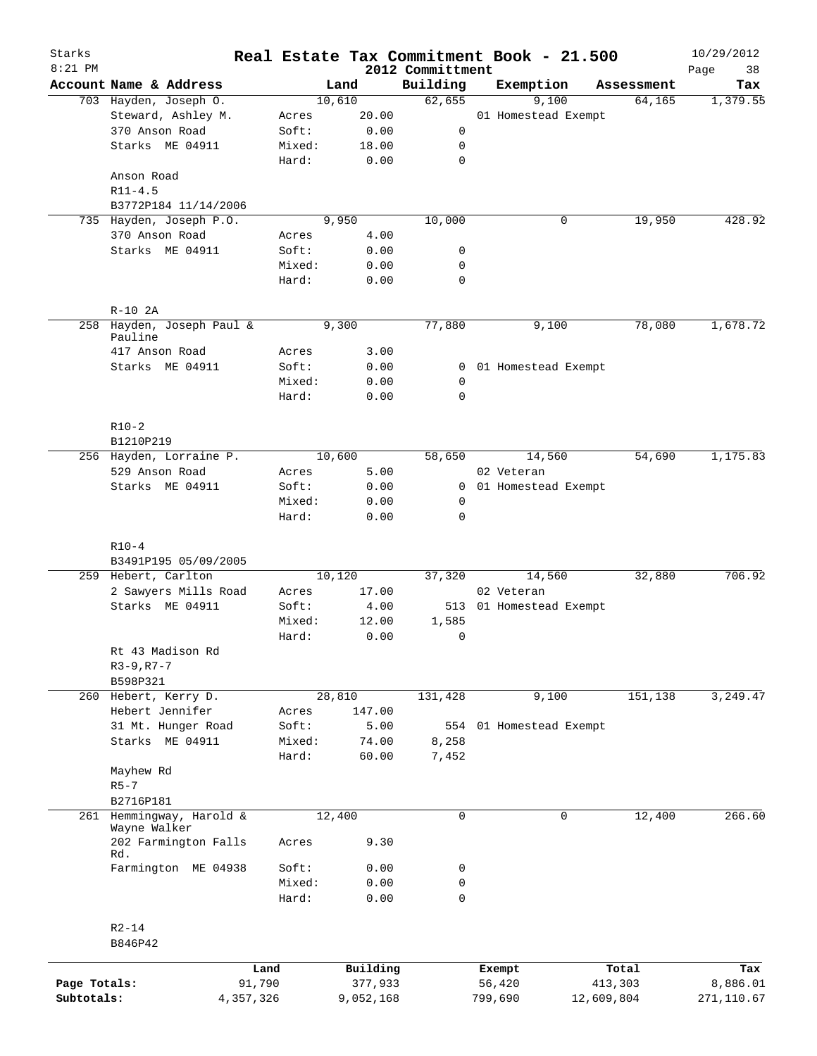# Real Estate Tax Commitment Book - 21.500

Starks 8:21 PM — 2012 Committment — 10/29/2012

| Account Name & Address | Land | | Building | Exemption | Assessment | Tax |
|---|---|---|---|---|---|---|
| 703 Hayden, Joseph O. | 10,610 | | 62,655 | 9,100 | 64,165 | 1,379.55 |
| Steward, Ashley M. | Acres | 20.00 | | 01 Homestead Exempt | | |
| 370 Anson Road | Soft: | 0.00 | 0 | | | |
| Starks ME 04911 | Mixed: | 18.00 | 0 | | | |
| | Hard: | 0.00 | 0 | | | |
| Anson Road | | | | | | |
| R11-4.5 | | | | | | |
| B3772P184 11/14/2006 | | | | | | |
| 735 Hayden, Joseph P.O. | 9,950 | | 10,000 | 0 | 19,950 | 428.92 |
| 370 Anson Road | Acres | 4.00 | | | | |
| Starks ME 04911 | Soft: | 0.00 | 0 | | | |
| | Mixed: | 0.00 | 0 | | | |
| | Hard: | 0.00 | 0 | | | |
| R-10 2A | | | | | | |
| 258 Hayden, Joseph Paul & Pauline | 9,300 | | 77,880 | 9,100 | 78,080 | 1,678.72 |
| 417 Anson Road | Acres | 3.00 | | | | |
| Starks ME 04911 | Soft: | 0.00 | 0 | 01 Homestead Exempt | | |
| | Mixed: | 0.00 | 0 | | | |
| | Hard: | 0.00 | 0 | | | |
| R10-2 | | | | | | |
| B1210P219 | | | | | | |
| 256 Hayden, Lorraine P. | 10,600 | | 58,650 | 14,560 | 54,690 | 1,175.83 |
| 529 Anson Road | Acres | 5.00 | | 02 Veteran | | |
| Starks ME 04911 | Soft: | 0.00 | 0 | 01 Homestead Exempt | | |
| | Mixed: | 0.00 | 0 | | | |
| | Hard: | 0.00 | 0 | | | |
| R10-4 | | | | | | |
| B3491P195 05/09/2005 | | | | | | |
| 259 Hebert, Carlton | 10,120 | | 37,320 | 14,560 | 32,880 | 706.92 |
| 2 Sawyers Mills Road | Acres | 17.00 | | 02 Veteran | | |
| Starks ME 04911 | Soft: | 4.00 | 513 | 01 Homestead Exempt | | |
| | Mixed: | 12.00 | 1,585 | | | |
| | Hard: | 0.00 | 0 | | | |
| Rt 43 Madison Rd | | | | | | |
| R3-9,R7-7 | | | | | | |
| B598P321 | | | | | | |
| 260 Hebert, Kerry D. | 28,810 | | 131,428 | 9,100 | 151,138 | 3,249.47 |
| Hebert Jennifer | Acres | 147.00 | | | | |
| 31 Mt. Hunger Road | Soft: | 5.00 | 554 | 01 Homestead Exempt | | |
| Starks ME 04911 | Mixed: | 74.00 | 8,258 | | | |
| | Hard: | 60.00 | 7,452 | | | |
| Mayhew Rd | | | | | | |
| R5-7 | | | | | | |
| B2716P181 | | | | | | |
| 261 Hemmingway, Harold & Wayne Walker | 12,400 | | 0 | 0 | 12,400 | 266.60 |
| 202 Farmington Falls Rd. | Acres | 9.30 | | | | |
| Farmington ME 04938 | Soft: | 0.00 | 0 | | | |
| | Mixed: | 0.00 | 0 | | | |
| | Hard: | 0.00 | 0 | | | |
| R2-14 | | | | | | |
| B846P42 | | | | | | |

| | Land | Building | Exempt | Total | Tax |
|---|---|---|---|---|---|
| Page Totals: | 91,790 | 377,933 | 56,420 | 413,303 | 8,886.01 |
| Subtotals: | 4,357,326 | 9,052,168 | 799,690 | 12,609,804 | 271,110.67 |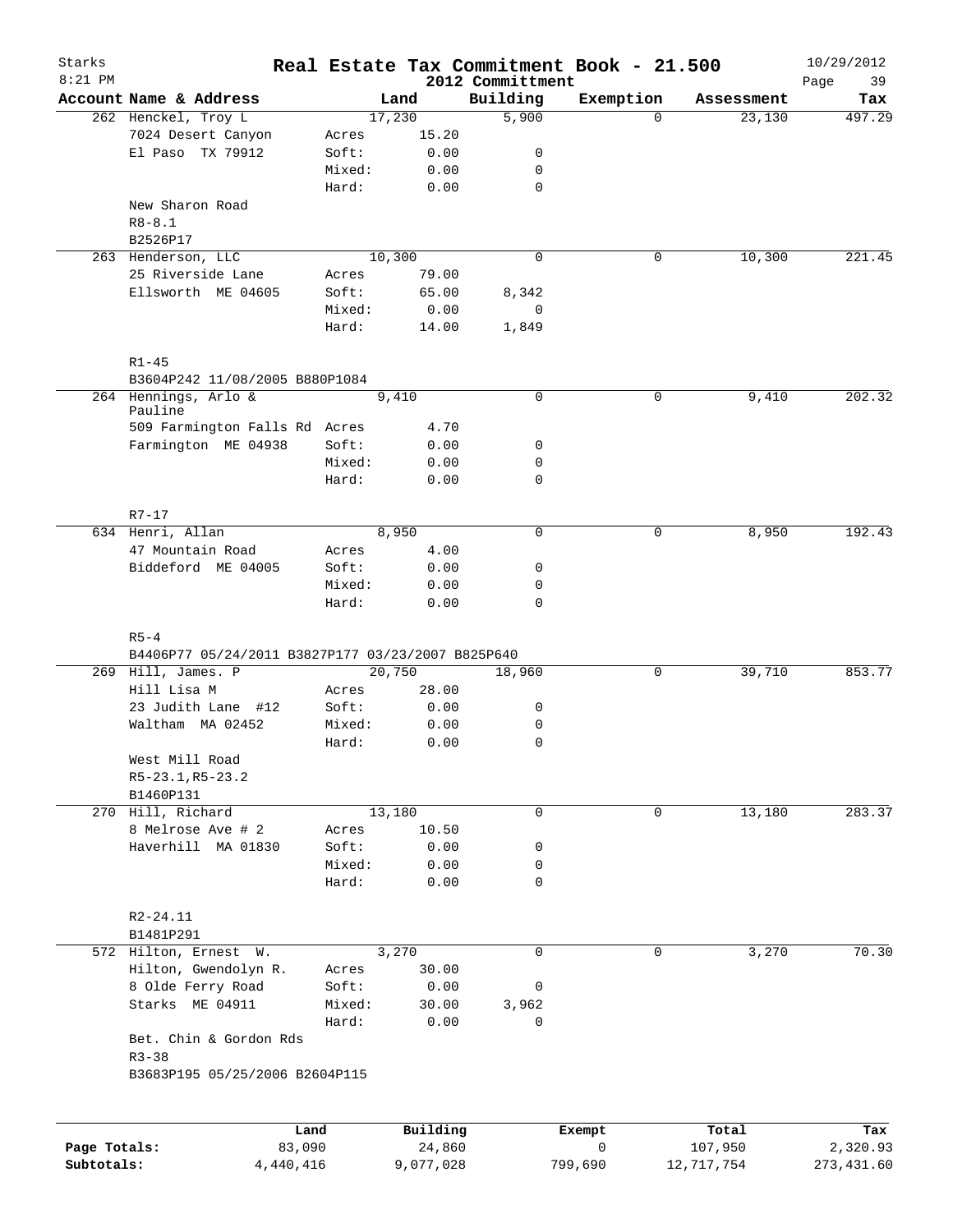# Real Estate Tax Commitment Book - 21.500

Starks
8:21 PM

2012 Committment

10/29/2012

| Account | Name & Address | | Land | Building | Exemption | Assessment | Tax |
|---|---|---|---|---|---|---|---|
| 262 | Henckel, Troy L | | 17,230 | 5,900 | 0 | 23,130 | 497.29 |
| | 7024 Desert Canyon | Acres | 15.20 | | | | |
| | El Paso TX 79912 | Soft: | 0.00 | 0 | | | |
| | | Mixed: | 0.00 | 0 | | | |
| | | Hard: | 0.00 | 0 | | | |
| | New Sharon Road | | | | | | |
| | R8-8.1 | | | | | | |
| | B2526P17 | | | | | | |
| 263 | Henderson, LLC | | 10,300 | 0 | 0 | 10,300 | 221.45 |
| | 25 Riverside Lane | Acres | 79.00 | | | | |
| | Ellsworth ME 04605 | Soft: | 65.00 | 8,342 | | | |
| | | Mixed: | 0.00 | 0 | | | |
| | | Hard: | 14.00 | 1,849 | | | |
| | R1-45 | | | | | | |
| | B3604P242 11/08/2005 B880P1084 | | | | | | |
| 264 | Hennings, Arlo & Pauline | | 9,410 | 0 | 0 | 9,410 | 202.32 |
| | 509 Farmington Falls Rd | Acres | 4.70 | | | | |
| | Farmington ME 04938 | Soft: | 0.00 | 0 | | | |
| | | Mixed: | 0.00 | 0 | | | |
| | | Hard: | 0.00 | 0 | | | |
| | R7-17 | | | | | | |
| 634 | Henri, Allan | | 8,950 | 0 | 0 | 8,950 | 192.43 |
| | 47 Mountain Road | Acres | 4.00 | | | | |
| | Biddeford ME 04005 | Soft: | 0.00 | 0 | | | |
| | | Mixed: | 0.00 | 0 | | | |
| | | Hard: | 0.00 | 0 | | | |
| | R5-4 | | | | | | |
| | B4406P77 05/24/2011 B3827P177 03/23/2007 B825P640 | | | | | | |
| 269 | Hill, James. P | | 20,750 | 18,960 | 0 | 39,710 | 853.77 |
| | Hill Lisa M | Acres | 28.00 | | | | |
| | 23 Judith Lane #12 | Soft: | 0.00 | 0 | | | |
| | Waltham MA 02452 | Mixed: | 0.00 | 0 | | | |
| | | Hard: | 0.00 | 0 | | | |
| | West Mill Road | | | | | | |
| | R5-23.1,R5-23.2 | | | | | | |
| | B1460P131 | | | | | | |
| 270 | Hill, Richard | | 13,180 | 0 | 0 | 13,180 | 283.37 |
| | 8 Melrose Ave # 2 | Acres | 10.50 | | | | |
| | Haverhill MA 01830 | Soft: | 0.00 | 0 | | | |
| | | Mixed: | 0.00 | 0 | | | |
| | | Hard: | 0.00 | 0 | | | |
| | R2-24.11 | | | | | | |
| | B1481P291 | | | | | | |
| 572 | Hilton, Ernest W. | | 3,270 | 0 | 0 | 3,270 | 70.30 |
| | Hilton, Gwendolyn R. | Acres | 30.00 | | | | |
| | 8 Olde Ferry Road | Soft: | 0.00 | 0 | | | |
| | Starks ME 04911 | Mixed: | 30.00 | 3,962 | | | |
| | | Hard: | 0.00 | 0 | | | |
| | Bet. Chin & Gordon Rds | | | | | | |
| | R3-38 | | | | | | |
| | B3683P195 05/25/2006 B2604P115 | | | | | | |

| | Land | Building | Exempt | Total | Tax |
|---|---|---|---|---|---|
| Page Totals: | 83,090 | 24,860 | 0 | 107,950 | 2,320.93 |
| Subtotals: | 4,440,416 | 9,077,028 | 799,690 | 12,717,754 | 273,431.60 |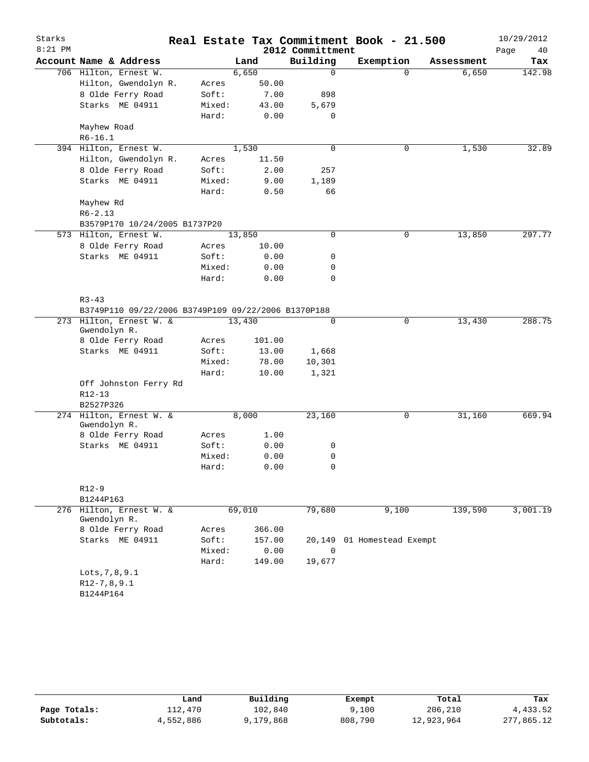# Real Estate Tax Commitment Book - 21.500

Starks
8:21 PM

2012 Committment

10/29/2012

| Account Name & Address | | Land | Building | Exemption | Assessment | Tax |
|---|---|---|---|---|---|---|
| 706 Hilton, Ernest W. | | 6,650 | 0 | 0 | 6,650 | 142.98 |
| Hilton, Gwendolyn R. | Acres | 50.00 | | | | |
| 8 Olde Ferry Road | Soft: | 7.00 | 898 | | | |
| Starks ME 04911 | Mixed: | 43.00 | 5,679 | | | |
| | Hard: | 0.00 | 0 | | | |
| Mayhew Road | | | | | | |
| R6-16.1 | | | | | | |
| 394 Hilton, Ernest W. | | 1,530 | 0 | 0 | 1,530 | 32.89 |
| Hilton, Gwendolyn R. | Acres | 11.50 | | | | |
| 8 Olde Ferry Road | Soft: | 2.00 | 257 | | | |
| Starks ME 04911 | Mixed: | 9.00 | 1,189 | | | |
| | Hard: | 0.50 | 66 | | | |
| Mayhew Rd | | | | | | |
| R6-2.13 | | | | | | |
| B3579P170 10/24/2005 B1737P20 | | | | | | |
| 573 Hilton, Ernest W. | | 13,850 | 0 | 0 | 13,850 | 297.77 |
| 8 Olde Ferry Road | Acres | 10.00 | | | | |
| Starks ME 04911 | Soft: | 0.00 | 0 | | | |
| | Mixed: | 0.00 | 0 | | | |
| | Hard: | 0.00 | 0 | | | |
| R3-43 | | | | | | |
| B3749P110 09/22/2006 B3749P109 09/22/2006 B1370P188 | | | | | | |
| 273 Hilton, Ernest W. & Gwendolyn R. | | 13,430 | 0 | 0 | 13,430 | 288.75 |
| 8 Olde Ferry Road | Acres | 101.00 | | | | |
| Starks ME 04911 | Soft: | 13.00 | 1,668 | | | |
| | Mixed: | 78.00 | 10,301 | | | |
| | Hard: | 10.00 | 1,321 | | | |
| Off Johnston Ferry Rd | | | | | | |
| R12-13 | | | | | | |
| B2527P326 | | | | | | |
| 274 Hilton, Ernest W. & Gwendolyn R. | | 8,000 | 23,160 | 0 | 31,160 | 669.94 |
| 8 Olde Ferry Road | Acres | 1.00 | | | | |
| Starks ME 04911 | Soft: | 0.00 | 0 | | | |
| | Mixed: | 0.00 | 0 | | | |
| | Hard: | 0.00 | 0 | | | |
| R12-9 | | | | | | |
| B1244P163 | | | | | | |
| 276 Hilton, Ernest W. & Gwendolyn R. | | 69,010 | 79,680 | 9,100 | 139,590 | 3,001.19 |
| 8 Olde Ferry Road | Acres | 366.00 | | | | |
| Starks ME 04911 | Soft: | 157.00 | 20,149 | 01 Homestead Exempt | | |
| | Mixed: | 0.00 | 0 | | | |
| | Hard: | 149.00 | 19,677 | | | |
| Lots,7,8,9.1 | | | | | | |
| R12-7,8,9.1 | | | | | | |
| B1244P164 | | | | | | |

| | Land | Building | Exempt | Total | Tax |
|---|---|---|---|---|---|
| Page Totals: | 112,470 | 102,840 | 9,100 | 206,210 | 4,433.52 |
| Subtotals: | 4,552,886 | 9,179,868 | 808,790 | 12,923,964 | 277,865.12 |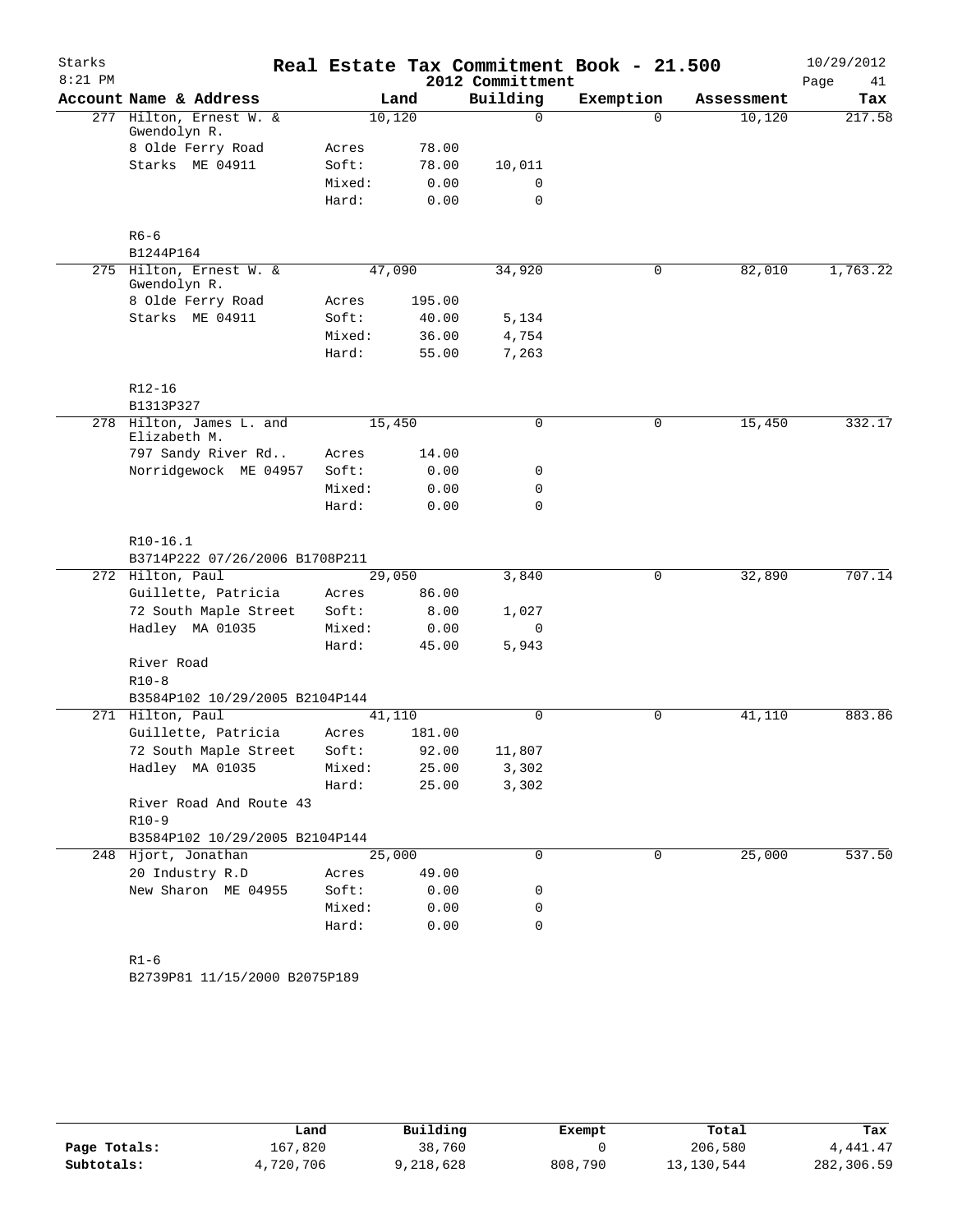# Real Estate Tax Commitment Book - 21.500

Starks
8:21 PM

2012 Committment

10/29/2012

| Account Name & Address | Land | | Building | Exemption | Assessment | Tax |
|---|---|---|---|---|---|---|
| 277 Hilton, Ernest W. & Gwendolyn R. | 10,120 | | 0 | 0 | 10,120 | 217.58 |
| 8 Olde Ferry Road | Acres | 78.00 | | | | |
| Starks ME 04911 | Soft: | 78.00 | 10,011 | | | |
| | Mixed: | 0.00 | 0 | | | |
| | Hard: | 0.00 | 0 | | | |
| R6-6 | | | | | | |
| B1244P164 | | | | | | |
| 275 Hilton, Ernest W. & Gwendolyn R. | 47,090 | | 34,920 | 0 | 82,010 | 1,763.22 |
| 8 Olde Ferry Road | Acres | 195.00 | | | | |
| Starks ME 04911 | Soft: | 40.00 | 5,134 | | | |
| | Mixed: | 36.00 | 4,754 | | | |
| | Hard: | 55.00 | 7,263 | | | |
| R12-16 | | | | | | |
| B1313P327 | | | | | | |
| 278 Hilton, James L. and Elizabeth M. | 15,450 | | 0 | 0 | 15,450 | 332.17 |
| 797 Sandy River Rd.. | Acres | 14.00 | | | | |
| Norridgewock ME 04957 | Soft: | 0.00 | 0 | | | |
| | Mixed: | 0.00 | 0 | | | |
| | Hard: | 0.00 | 0 | | | |
| R10-16.1 | | | | | | |
| B3714P222 07/26/2006 B1708P211 | | | | | | |
| 272 Hilton, Paul | 29,050 | | 3,840 | 0 | 32,890 | 707.14 |
| Guillette, Patricia | Acres | 86.00 | | | | |
| 72 South Maple Street | Soft: | 8.00 | 1,027 | | | |
| Hadley MA 01035 | Mixed: | 0.00 | 0 | | | |
| | Hard: | 45.00 | 5,943 | | | |
| River Road | | | | | | |
| R10-8 | | | | | | |
| B3584P102 10/29/2005 B2104P144 | | | | | | |
| 271 Hilton, Paul | 41,110 | | 0 | 0 | 41,110 | 883.86 |
| Guillette, Patricia | Acres | 181.00 | | | | |
| 72 South Maple Street | Soft: | 92.00 | 11,807 | | | |
| Hadley MA 01035 | Mixed: | 25.00 | 3,302 | | | |
| | Hard: | 25.00 | 3,302 | | | |
| River Road And Route 43 | | | | | | |
| R10-9 | | | | | | |
| B3584P102 10/29/2005 B2104P144 | | | | | | |
| 248 Hjort, Jonathan | 25,000 | | 0 | 0 | 25,000 | 537.50 |
| 20 Industry R.D | Acres | 49.00 | | | | |
| New Sharon ME 04955 | Soft: | 0.00 | 0 | | | |
| | Mixed: | 0.00 | 0 | | | |
| | Hard: | 0.00 | 0 | | | |
| R1-6 | | | | | | |
| B2739P81 11/15/2000 B2075P189 | | | | | | |

| | Land | Building | Exempt | Total | Tax |
|---|---|---|---|---|---|
| Page Totals: | 167,820 | 38,760 | 0 | 206,580 | 4,441.47 |
| Subtotals: | 4,720,706 | 9,218,628 | 808,790 | 13,130,544 | 282,306.59 |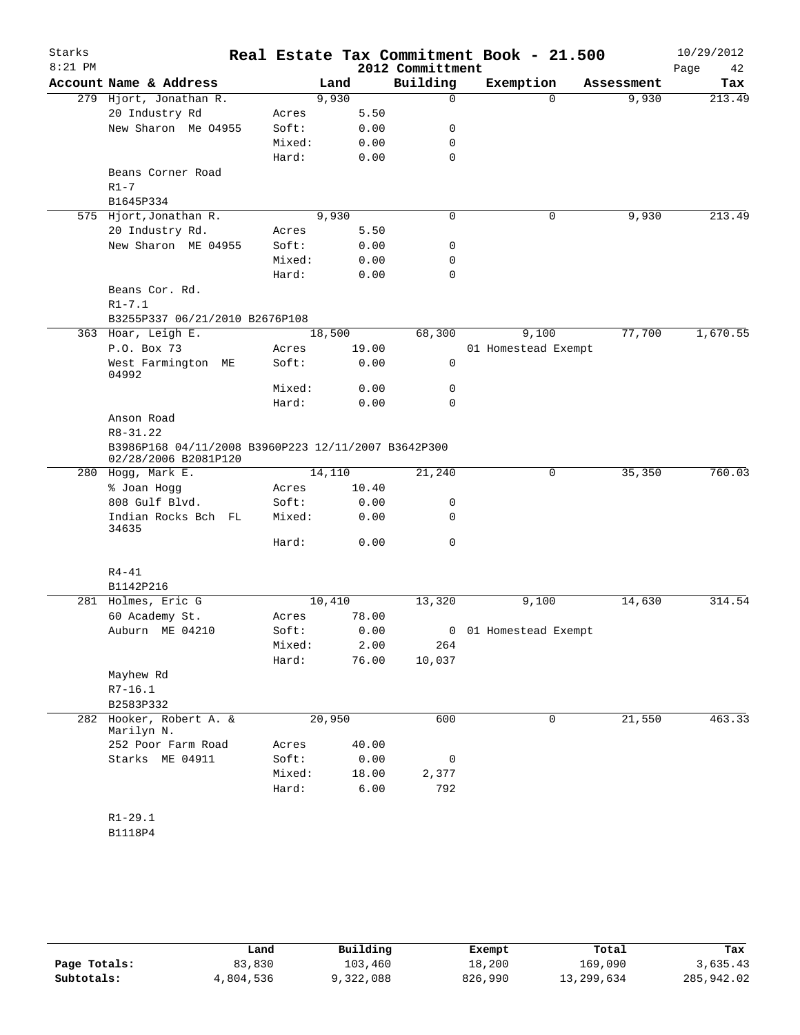# Real Estate Tax Commitment Book - 21.500

Starks
8:21 PM

2012 Committment

10/29/2012

| Account Name & Address | | Land | Building | Exemption | Assessment | Tax |
|---|---|---|---|---|---|---|
| 279 Hjort, Jonathan R. | | 9,930 | 0 | 0 | 9,930 | 213.49 |
| 20 Industry Rd | Acres | 5.50 | | | | |
| New Sharon Me 04955 | Soft: | 0.00 | 0 | | | |
| | Mixed: | 0.00 | 0 | | | |
| | Hard: | 0.00 | 0 | | | |
| Beans Corner Road | | | | | | |
| R1-7 | | | | | | |
| B1645P334 | | | | | | |
| 575 Hjort, Jonathan R. | | 9,930 | 0 | 0 | 9,930 | 213.49 |
| 20 Industry Rd. | Acres | 5.50 | | | | |
| New Sharon ME 04955 | Soft: | 0.00 | 0 | | | |
| | Mixed: | 0.00 | 0 | | | |
| | Hard: | 0.00 | 0 | | | |
| Beans Cor. Rd. | | | | | | |
| R1-7.1 | | | | | | |
| B3255P337 06/21/2010 B2676P108 | | | | | | |
| 363 Hoar, Leigh E. | | 18,500 | 68,300 | 9,100 | 77,700 | 1,670.55 |
| P.O. Box 73 | Acres | 19.00 | | 01 Homestead Exempt | | |
| West Farmington ME 04992 | Soft: | 0.00 | 0 | | | |
| | Mixed: | 0.00 | 0 | | | |
| | Hard: | 0.00 | 0 | | | |
| Anson Road | | | | | | |
| R8-31.22 | | | | | | |
| B3986P168 04/11/2008 B3960P223 12/11/2007 B3642P300 02/28/2006 B2081P120 | | | | | | |
| 280 Hogg, Mark E. | | 14,110 | 21,240 | 0 | 35,350 | 760.03 |
| % Joan Hogg | Acres | 10.40 | | | | |
| 808 Gulf Blvd. | Soft: | 0.00 | 0 | | | |
| Indian Rocks Bch FL 34635 | Mixed: | 0.00 | 0 | | | |
| | Hard: | 0.00 | 0 | | | |
| R4-41 | | | | | | |
| B1142P216 | | | | | | |
| 281 Holmes, Eric G | | 10,410 | 13,320 | 9,100 | 14,630 | 314.54 |
| 60 Academy St. | Acres | 78.00 | | | | |
| Auburn ME 04210 | Soft: | 0.00 | 0 | 01 Homestead Exempt | | |
| | Mixed: | 2.00 | 264 | | | |
| | Hard: | 76.00 | 10,037 | | | |
| Mayhew Rd | | | | | | |
| R7-16.1 | | | | | | |
| B2583P332 | | | | | | |
| 282 Hooker, Robert A. & Marilyn N. | | 20,950 | 600 | 0 | 21,550 | 463.33 |
| 252 Poor Farm Road | Acres | 40.00 | | | | |
| Starks ME 04911 | Soft: | 0.00 | 0 | | | |
| | Mixed: | 18.00 | 2,377 | | | |
| | Hard: | 6.00 | 792 | | | |
| R1-29.1 | | | | | | |
| B1118P4 | | | | | | |

| | Land | Building | Exempt | Total | Tax |
|---|---|---|---|---|---|
| Page Totals: | 83,830 | 103,460 | 18,200 | 169,090 | 3,635.43 |
| Subtotals: | 4,804,536 | 9,322,088 | 826,990 | 13,299,634 | 285,942.02 |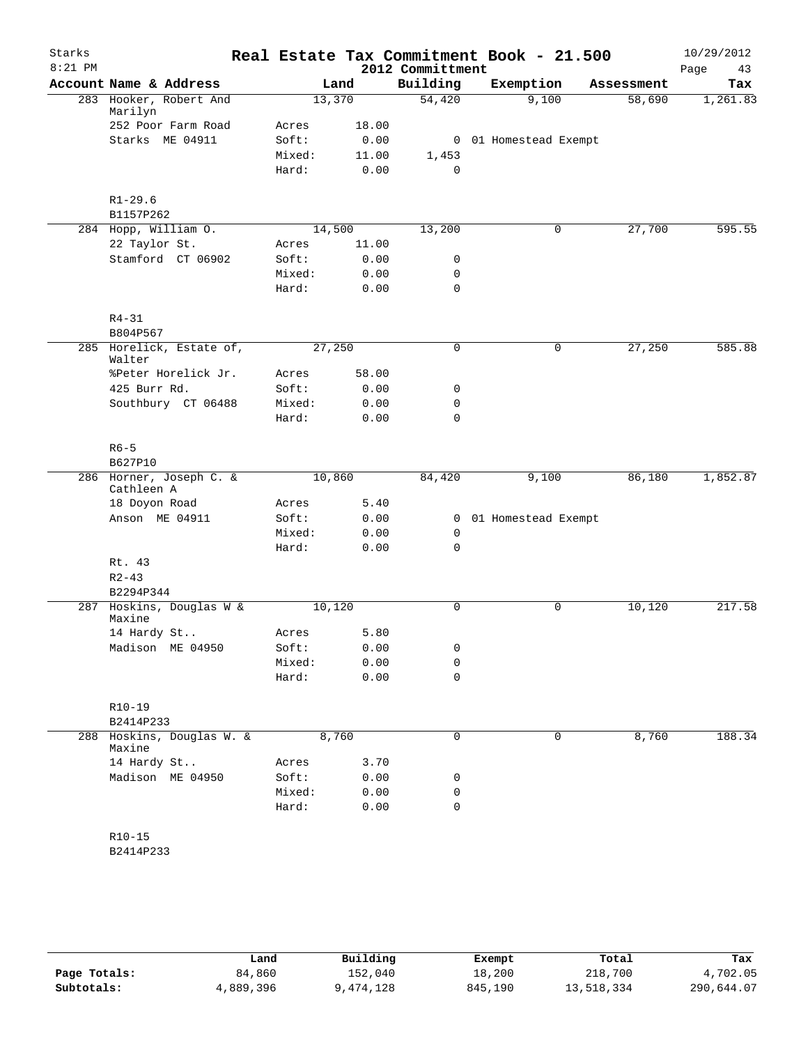# Real Estate Tax Commitment Book - 21.500

Starks
8:21 PM

2012 Committment

10/29/2012

| Account Name & Address | | Land | Building | Exemption | Assessment | Tax |
|---|---|---|---|---|---|---|
| 283 Hooker, Robert And Marilyn | | 13,370 | 54,420 | 9,100 | 58,690 | 1,261.83 |
| 252 Poor Farm Road | Acres | 18.00 | | | | |
| Starks ME 04911 | Soft: | 0.00 | 0 | 01 Homestead Exempt | | |
| | Mixed: | 11.00 | 1,453 | | | |
| | Hard: | 0.00 | 0 | | | |
| R1-29.6 | | | | | | |
| B1157P262 | | | | | | |
| 284 Hopp, William O. | | 14,500 | 13,200 | 0 | 27,700 | 595.55 |
| 22 Taylor St. | Acres | 11.00 | | | | |
| Stamford CT 06902 | Soft: | 0.00 | 0 | | | |
| | Mixed: | 0.00 | 0 | | | |
| | Hard: | 0.00 | 0 | | | |
| R4-31 | | | | | | |
| B804P567 | | | | | | |
| 285 Horelick, Estate of, Walter | | 27,250 | 0 | 0 | 27,250 | 585.88 |
| %Peter Horelick Jr. | Acres | 58.00 | | | | |
| 425 Burr Rd. | Soft: | 0.00 | 0 | | | |
| Southbury CT 06488 | Mixed: | 0.00 | 0 | | | |
| | Hard: | 0.00 | 0 | | | |
| R6-5 | | | | | | |
| B627P10 | | | | | | |
| 286 Horner, Joseph C. & Cathleen A | | 10,860 | 84,420 | 9,100 | 86,180 | 1,852.87 |
| 18 Doyon Road | Acres | 5.40 | | | | |
| Anson ME 04911 | Soft: | 0.00 | 0 | 01 Homestead Exempt | | |
| | Mixed: | 0.00 | 0 | | | |
| | Hard: | 0.00 | 0 | | | |
| Rt. 43 | | | | | | |
| R2-43 | | | | | | |
| B2294P344 | | | | | | |
| 287 Hoskins, Douglas W & Maxine | | 10,120 | 0 | 0 | 10,120 | 217.58 |
| 14 Hardy St.. | Acres | 5.80 | | | | |
| Madison ME 04950 | Soft: | 0.00 | 0 | | | |
| | Mixed: | 0.00 | 0 | | | |
| | Hard: | 0.00 | 0 | | | |
| R10-19 | | | | | | |
| B2414P233 | | | | | | |
| 288 Hoskins, Douglas W. & Maxine | | 8,760 | 0 | 0 | 8,760 | 188.34 |
| 14 Hardy St.. | Acres | 3.70 | | | | |
| Madison ME 04950 | Soft: | 0.00 | 0 | | | |
| | Mixed: | 0.00 | 0 | | | |
| | Hard: | 0.00 | 0 | | | |
| R10-15 | | | | | | |
| B2414P233 | | | | | | |

| | Land | Building | Exempt | Total | Tax |
|---|---|---|---|---|---|
| Page Totals: | 84,860 | 152,040 | 18,200 | 218,700 | 4,702.05 |
| Subtotals: | 4,889,396 | 9,474,128 | 845,190 | 13,518,334 | 290,644.07 |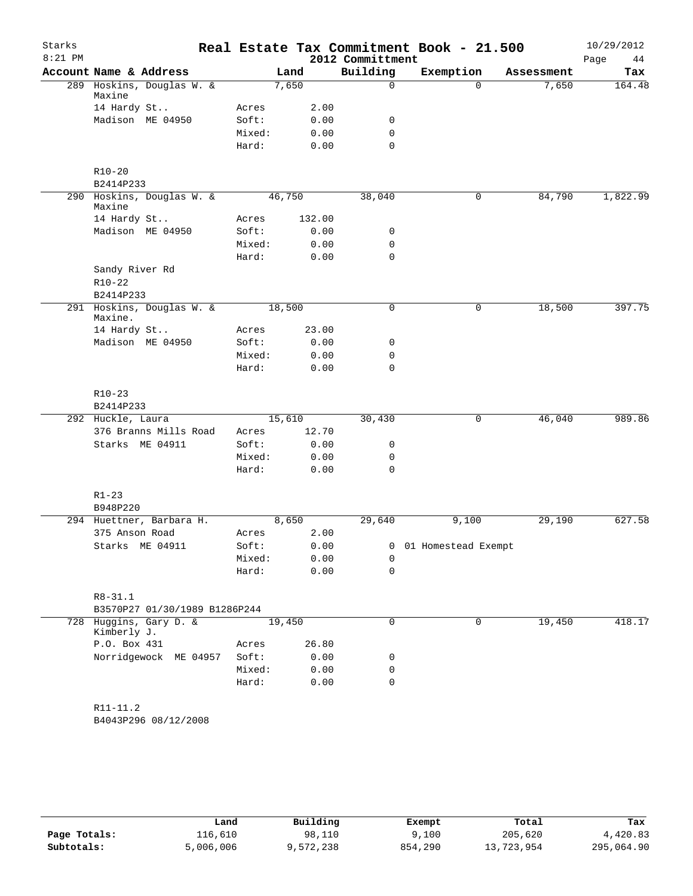# Real Estate Tax Commitment Book - 21.500

Starks 8:21 PM — 2012 Committment — 10/29/2012

| Account Name & Address | | Land | Building | Exemption | Assessment | Tax |
|---|---|---|---|---|---|---|
| 289 Hoskins, Douglas W. & Maxine | | 7,650 | 0 | 0 | 7,650 | 164.48 |
| 14 Hardy St.. | Acres | 2.00 | | | | |
| Madison ME 04950 | Soft: | 0.00 | 0 | | | |
| | Mixed: | 0.00 | 0 | | | |
| | Hard: | 0.00 | 0 | | | |
| R10-20 | | | | | | |
| B2414P233 | | | | | | |
| 290 Hoskins, Douglas W. & Maxine | | 46,750 | 38,040 | 0 | 84,790 | 1,822.99 |
| 14 Hardy St.. | Acres | 132.00 | | | | |
| Madison ME 04950 | Soft: | 0.00 | 0 | | | |
| | Mixed: | 0.00 | 0 | | | |
| | Hard: | 0.00 | 0 | | | |
| Sandy River Rd | | | | | | |
| R10-22 | | | | | | |
| B2414P233 | | | | | | |
| 291 Hoskins, Douglas W. & Maxine. | | 18,500 | 0 | 0 | 18,500 | 397.75 |
| 14 Hardy St.. | Acres | 23.00 | | | | |
| Madison ME 04950 | Soft: | 0.00 | 0 | | | |
| | Mixed: | 0.00 | 0 | | | |
| | Hard: | 0.00 | 0 | | | |
| R10-23 | | | | | | |
| B2414P233 | | | | | | |
| 292 Huckle, Laura | | 15,610 | 30,430 | 0 | 46,040 | 989.86 |
| 376 Branns Mills Road | Acres | 12.70 | | | | |
| Starks ME 04911 | Soft: | 0.00 | 0 | | | |
| | Mixed: | 0.00 | 0 | | | |
| | Hard: | 0.00 | 0 | | | |
| R1-23 | | | | | | |
| B948P220 | | | | | | |
| 294 Huettner, Barbara H. | | 8,650 | 29,640 | 9,100 | 29,190 | 627.58 |
| 375 Anson Road | Acres | 2.00 | | | | |
| Starks ME 04911 | Soft: | 0.00 | 0 | 01 Homestead Exempt | | |
| | Mixed: | 0.00 | 0 | | | |
| | Hard: | 0.00 | 0 | | | |
| R8-31.1 | | | | | | |
| B3570P27 01/30/1989 B1286P244 | | | | | | |
| 728 Huggins, Gary D. & Kimberly J. | | 19,450 | 0 | 0 | 19,450 | 418.17 |
| P.O. Box 431 | Acres | 26.80 | | | | |
| Norridgewock ME 04957 | Soft: | 0.00 | 0 | | | |
| | Mixed: | 0.00 | 0 | | | |
| | Hard: | 0.00 | 0 | | | |
| R11-11.2 | | | | | | |
| B4043P296 08/12/2008 | | | | | | |

| | Land | Building | Exempt | Total | Tax |
|---|---|---|---|---|---|
| Page Totals: | 116,610 | 98,110 | 9,100 | 205,620 | 4,420.83 |
| Subtotals: | 5,006,006 | 9,572,238 | 854,290 | 13,723,954 | 295,064.90 |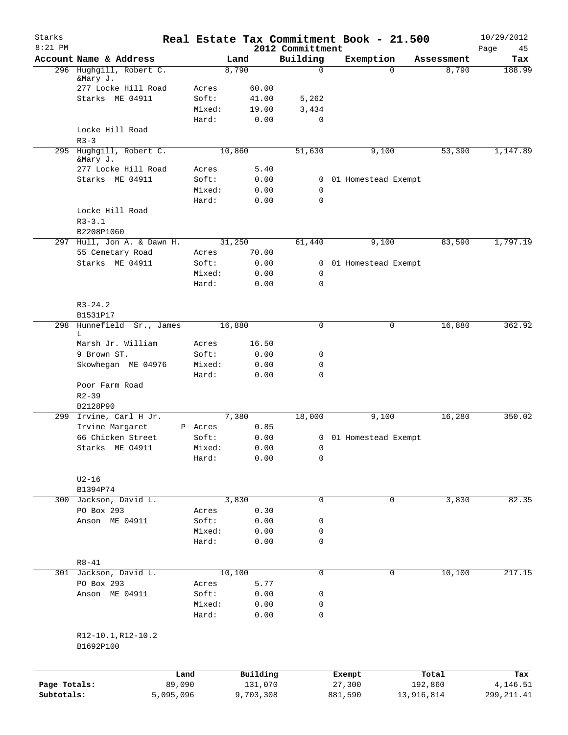# Real Estate Tax Commitment Book - 21.500

Starks
8:21 PM

2012 Committment

10/29/2012

| Account | Name & Address | | Land | Building | Exemption | Assessment | Tax |
|---|---|---|---|---|---|---|---|
| 296 | Hughgill, Robert C. &Mary J. | | 8,790 | 0 | 0 | 8,790 | 188.99 |
| | 277 Locke Hill Road | Acres | 60.00 | | | | |
| | Starks ME 04911 | Soft: | 41.00 | 5,262 | | | |
| | | Mixed: | 19.00 | 3,434 | | | |
| | | Hard: | 0.00 | 0 | | | |
| | Locke Hill Road | | | | | | |
| | R3-3 | | | | | | |
| 295 | Hughgill, Robert C. &Mary J. | | 10,860 | 51,630 | 9,100 | 53,390 | 1,147.89 |
| | 277 Locke Hill Road | Acres | 5.40 | | | | |
| | Starks ME 04911 | Soft: | 0.00 | 0 | 01 Homestead Exempt | | |
| | | Mixed: | 0.00 | 0 | | | |
| | | Hard: | 0.00 | 0 | | | |
| | Locke Hill Road | | | | | | |
| | R3-3.1 | | | | | | |
| | B2208P1060 | | | | | | |
| 297 | Hull, Jon A. & Dawn H. | | 31,250 | 61,440 | 9,100 | 83,590 | 1,797.19 |
| | 55 Cemetary Road | Acres | 70.00 | | | | |
| | Starks ME 04911 | Soft: | 0.00 | 0 | 01 Homestead Exempt | | |
| | | Mixed: | 0.00 | 0 | | | |
| | | Hard: | 0.00 | 0 | | | |
| | R3-24.2 | | | | | | |
| | B1531P17 | | | | | | |
| 298 | Hunnefield Sr., James L | | 16,880 | 0 | 0 | 16,880 | 362.92 |
| | Marsh Jr. William | Acres | 16.50 | | | | |
| | 9 Brown ST. | Soft: | 0.00 | 0 | | | |
| | Skowhegan ME 04976 | Mixed: | 0.00 | 0 | | | |
| | | Hard: | 0.00 | 0 | | | |
| | Poor Farm Road | | | | | | |
| | R2-39 | | | | | | |
| | B2128P90 | | | | | | |
| 299 | Irvine, Carl H Jr. | | 7,380 | 18,000 | 9,100 | 16,280 | 350.02 |
| | Irvine Margaret | P Acres | 0.85 | | | | |
| | 66 Chicken Street | Soft: | 0.00 | 0 | 01 Homestead Exempt | | |
| | Starks ME O4911 | Mixed: | 0.00 | 0 | | | |
| | | Hard: | 0.00 | 0 | | | |
| | U2-16 | | | | | | |
| | B1394P74 | | | | | | |
| 300 | Jackson, David L. | | 3,830 | 0 | 0 | 3,830 | 82.35 |
| | PO Box 293 | Acres | 0.30 | | | | |
| | Anson ME 04911 | Soft: | 0.00 | 0 | | | |
| | | Mixed: | 0.00 | 0 | | | |
| | | Hard: | 0.00 | 0 | | | |
| | R8-41 | | | | | | |
| 301 | Jackson, David L. | | 10,100 | 0 | 0 | 10,100 | 217.15 |
| | PO Box 293 | Acres | 5.77 | | | | |
| | Anson ME 04911 | Soft: | 0.00 | 0 | | | |
| | | Mixed: | 0.00 | 0 | | | |
| | | Hard: | 0.00 | 0 | | | |
| | R12-10.1,R12-10.2 | | | | | | |
| | B1692P100 | | | | | | |

| | Land | Building | Exempt | Total | Tax |
|---|---|---|---|---|---|
| Page Totals: | 89,090 | 131,070 | 27,300 | 192,860 | 4,146.51 |
| Subtotals: | 5,095,096 | 9,703,308 | 881,590 | 13,916,814 | 299,211.41 |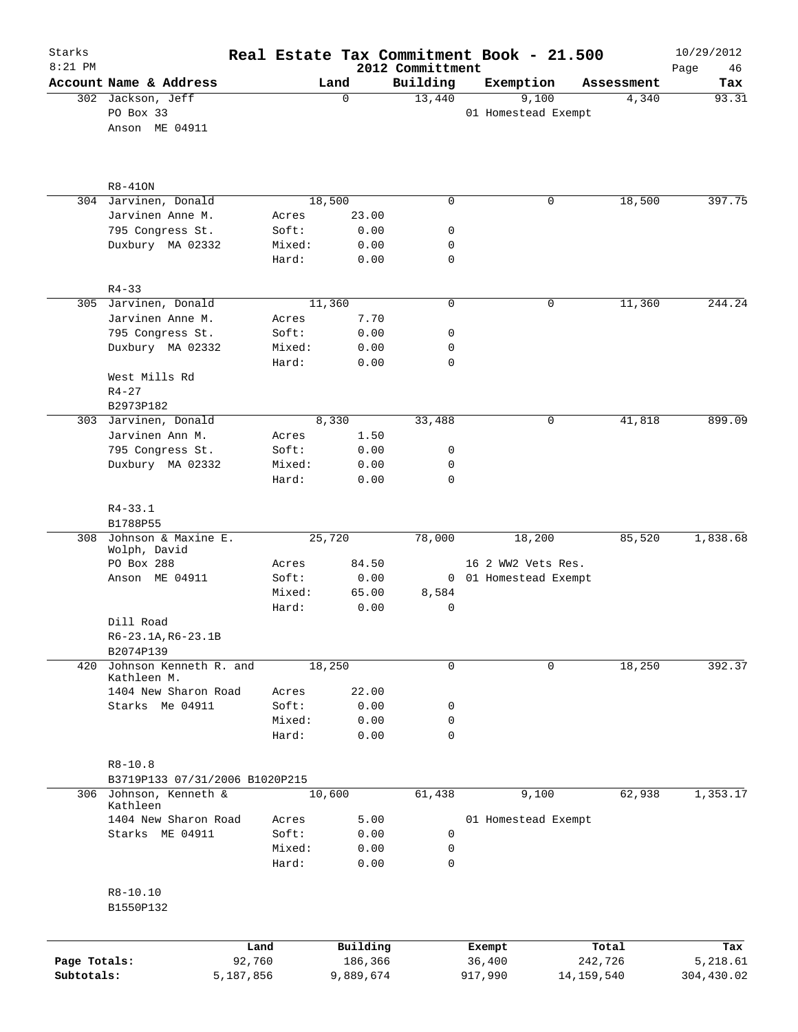# Real Estate Tax Commitment Book - 21.500

Starks 8:21 PM — 2012 Committment — 10/29/2012

| Account Name & Address | Land | | Building | Exemption | Assessment | Tax |
|---|---|---|---|---|---|---|
| 302 Jackson, Jeff | | 0 | 13,440 | 9,100 | 4,340 | 93.31 |
| PO Box 33 | | | | 01 Homestead Exempt | | |
| Anson ME 04911 | | | | | | |
| R8-41ON | | | | | | |
| 304 Jarvinen, Donald | | 18,500 | 0 | 0 | 18,500 | 397.75 |
| Jarvinen Anne M. | Acres | 23.00 | | | | |
| 795 Congress St. | Soft: | 0.00 | 0 | | | |
| Duxbury MA 02332 | Mixed: | 0.00 | 0 | | | |
| | Hard: | 0.00 | 0 | | | |
| R4-33 | | | | | | |
| 305 Jarvinen, Donald | | 11,360 | 0 | 0 | 11,360 | 244.24 |
| Jarvinen Anne M. | Acres | 7.70 | | | | |
| 795 Congress St. | Soft: | 0.00 | 0 | | | |
| Duxbury MA 02332 | Mixed: | 0.00 | 0 | | | |
| | Hard: | 0.00 | 0 | | | |
| West Mills Rd | | | | | | |
| R4-27 | | | | | | |
| B2973P182 | | | | | | |
| 303 Jarvinen, Donald | | 8,330 | 33,488 | 0 | 41,818 | 899.09 |
| Jarvinen Ann M. | Acres | 1.50 | | | | |
| 795 Congress St. | Soft: | 0.00 | 0 | | | |
| Duxbury MA 02332 | Mixed: | 0.00 | 0 | | | |
| | Hard: | 0.00 | 0 | | | |
| R4-33.1 | | | | | | |
| B1788P55 | | | | | | |
| 308 Johnson & Maxine E. Wolph, David | | 25,720 | 78,000 | 18,200 | 85,520 | 1,838.68 |
| PO Box 288 | Acres | 84.50 | | 16 2 WW2 Vets Res. | | |
| Anson ME 04911 | Soft: | 0.00 | 0 | 01 Homestead Exempt | | |
| | Mixed: | 65.00 | 8,584 | | | |
| | Hard: | 0.00 | 0 | | | |
| Dill Road | | | | | | |
| R6-23.1A,R6-23.1B | | | | | | |
| B2074P139 | | | | | | |
| 420 Johnson Kenneth R. and Kathleen M. | | 18,250 | 0 | 0 | 18,250 | 392.37 |
| 1404 New Sharon Road | Acres | 22.00 | | | | |
| Starks Me 04911 | Soft: | 0.00 | 0 | | | |
| | Mixed: | 0.00 | 0 | | | |
| | Hard: | 0.00 | 0 | | | |
| R8-10.8 | | | | | | |
| B3719P133 07/31/2006 B1020P215 | | | | | | |
| 306 Johnson, Kenneth & Kathleen | | 10,600 | 61,438 | 9,100 | 62,938 | 1,353.17 |
| 1404 New Sharon Road | Acres | 5.00 | | 01 Homestead Exempt | | |
| Starks ME 04911 | Soft: | 0.00 | 0 | | | |
| | Mixed: | 0.00 | 0 | | | |
| | Hard: | 0.00 | 0 | | | |
| R8-10.10 | | | | | | |
| B1550P132 | | | | | | |

| | Land | Building | Exempt | Total | Tax |
|---|---|---|---|---|---|
| Page Totals: | 92,760 | 186,366 | 36,400 | 242,726 | 5,218.61 |
| Subtotals: | 5,187,856 | 9,889,674 | 917,990 | 14,159,540 | 304,430.02 |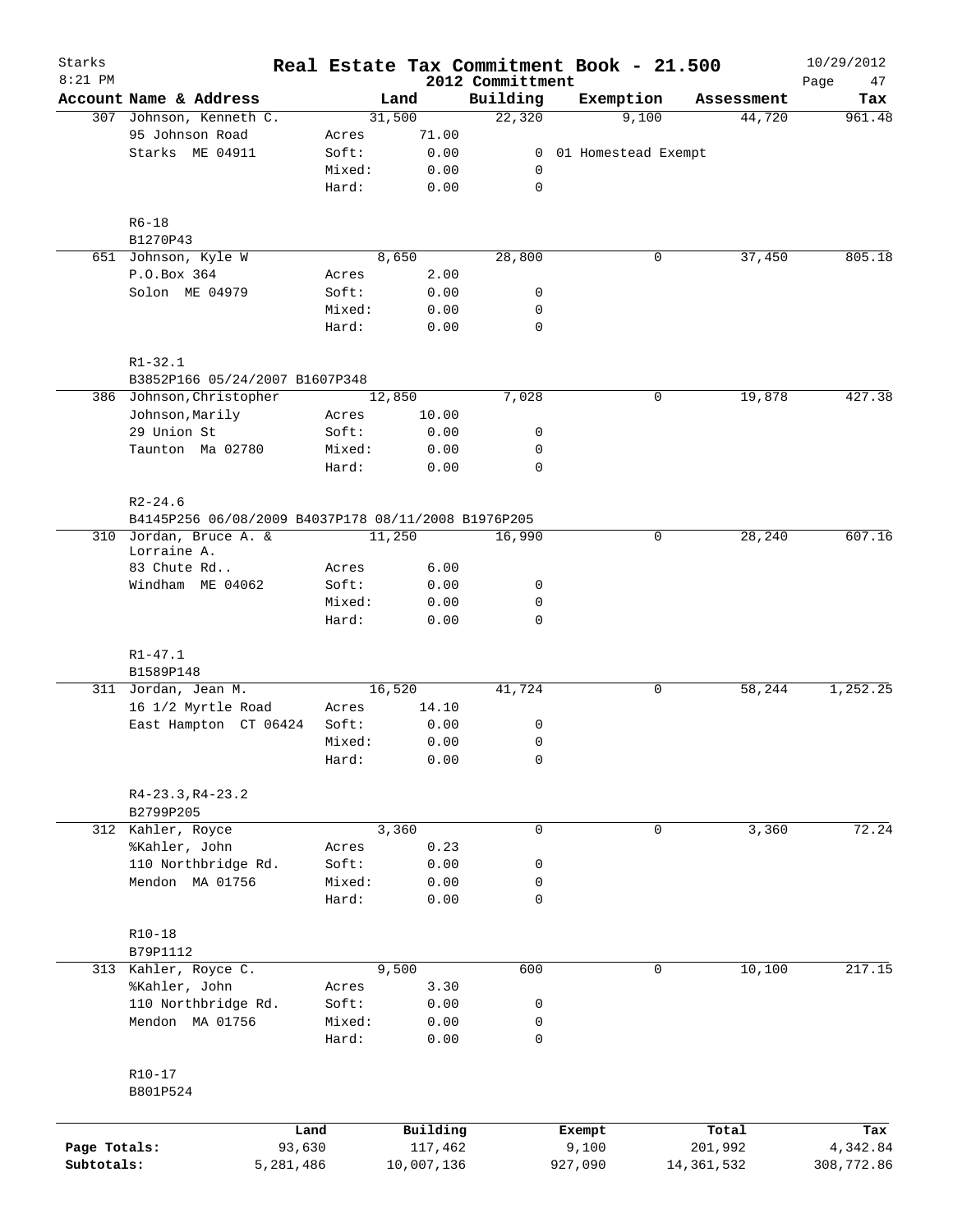# Real Estate Tax Commitment Book - 21.500

Starks
8:21 PM

2012 Committment

10/29/2012

| Account Name & Address | | Land | Building | Exemption | Assessment | Tax |
|---|---|---|---|---|---|---|
| 307 Johnson, Kenneth C. | | 31,500 | 22,320 | 9,100 | 44,720 | 961.48 |
| 95 Johnson Road | Acres | 71.00 | | | | |
| Starks ME 04911 | Soft: | 0.00 | 0 | 01 Homestead Exempt | | |
| | Mixed: | 0.00 | 0 | | | |
| | Hard: | 0.00 | 0 | | | |
| R6-18 | | | | | | |
| B1270P43 | | | | | | |
| 651 Johnson, Kyle W | | 8,650 | 28,800 | 0 | 37,450 | 805.18 |
| P.O.Box 364 | Acres | 2.00 | | | | |
| Solon ME 04979 | Soft: | 0.00 | 0 | | | |
| | Mixed: | 0.00 | 0 | | | |
| | Hard: | 0.00 | 0 | | | |
| R1-32.1 | | | | | | |
| B3852P166 05/24/2007 B1607P348 | | | | | | |
| 386 Johnson, Christopher | | 12,850 | 7,028 | 0 | 19,878 | 427.38 |
| Johnson, Marily | Acres | 10.00 | | | | |
| 29 Union St | Soft: | 0.00 | 0 | | | |
| Taunton Ma 02780 | Mixed: | 0.00 | 0 | | | |
| | Hard: | 0.00 | 0 | | | |
| R2-24.6 | | | | | | |
| B4145P256 06/08/2009 B4037P178 08/11/2008 B1976P205 | | | | | | |
| 310 Jordan, Bruce A. & Lorraine A. | | 11,250 | 16,990 | 0 | 28,240 | 607.16 |
| 83 Chute Rd.. | Acres | 6.00 | | | | |
| Windham ME 04062 | Soft: | 0.00 | 0 | | | |
| | Mixed: | 0.00 | 0 | | | |
| | Hard: | 0.00 | 0 | | | |
| R1-47.1 | | | | | | |
| B1589P148 | | | | | | |
| 311 Jordan, Jean M. | | 16,520 | 41,724 | 0 | 58,244 | 1,252.25 |
| 16 1/2 Myrtle Road | Acres | 14.10 | | | | |
| East Hampton CT 06424 | Soft: | 0.00 | 0 | | | |
| | Mixed: | 0.00 | 0 | | | |
| | Hard: | 0.00 | 0 | | | |
| R4-23.3, R4-23.2 | | | | | | |
| B2799P205 | | | | | | |
| 312 Kahler, Royce | | 3,360 | 0 | 0 | 3,360 | 72.24 |
| %Kahler, John | Acres | 0.23 | | | | |
| 110 Northbridge Rd. | Soft: | 0.00 | 0 | | | |
| Mendon MA 01756 | Mixed: | 0.00 | 0 | | | |
| | Hard: | 0.00 | 0 | | | |
| R10-18 | | | | | | |
| B79P1112 | | | | | | |
| 313 Kahler, Royce C. | | 9,500 | 600 | 0 | 10,100 | 217.15 |
| %Kahler, John | Acres | 3.30 | | | | |
| 110 Northbridge Rd. | Soft: | 0.00 | 0 | | | |
| Mendon MA 01756 | Mixed: | 0.00 | 0 | | | |
| | Hard: | 0.00 | 0 | | | |
| R10-17 | | | | | | |
| B801P524 | | | | | | |

| | Land | Building | Exempt | Total | Tax |
|---|---|---|---|---|---|
| Page Totals: | 93,630 | 117,462 | 9,100 | 201,992 | 4,342.84 |
| Subtotals: | 5,281,486 | 10,007,136 | 927,090 | 14,361,532 | 308,772.86 |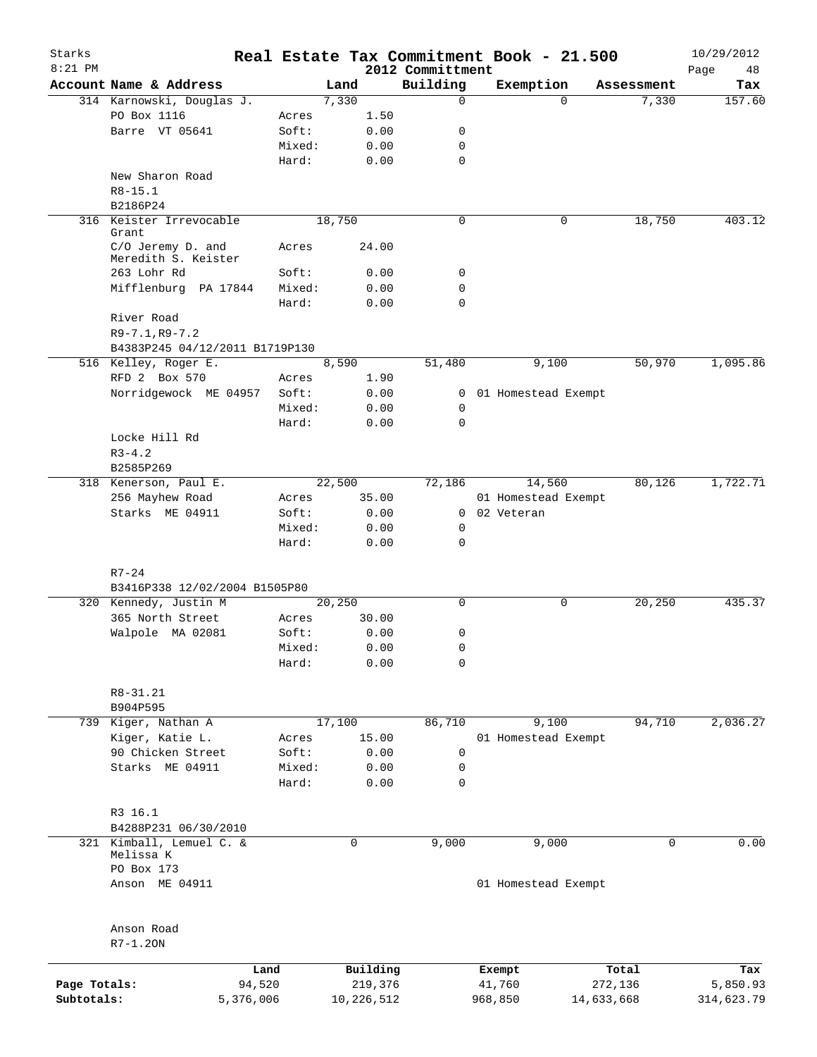# Real Estate Tax Commitment Book - 21.500

Starks 8:21 PM — 2012 Committment — 10/29/2012

| Account Name & Address | | Land | Building | Exemption | Assessment | Tax |
|---|---|---|---|---|---|---|
| 314 Karnowski, Douglas J. | | 7,330 | 0 | 0 | 7,330 | 157.60 |
| PO Box 1116 | Acres | 1.50 | | | | |
| Barre VT 05641 | Soft: | 0.00 | 0 | | | |
| | Mixed: | 0.00 | 0 | | | |
| | Hard: | 0.00 | 0 | | | |
| New Sharon Road | | | | | | |
| R8-15.1 | | | | | | |
| B2186P24 | | | | | | |
| 316 Keister Irrevocable Grant | | 18,750 | 0 | 0 | 18,750 | 403.12 |
| C/O Jeremy D. and Meredith S. Keister | Acres | 24.00 | | | | |
| 263 Lohr Rd | Soft: | 0.00 | 0 | | | |
| Mifflenburg PA 17844 | Mixed: | 0.00 | 0 | | | |
| | Hard: | 0.00 | 0 | | | |
| River Road | | | | | | |
| R9-7.1,R9-7.2 | | | | | | |
| B4383P245 04/12/2011 B1719P130 | | | | | | |
| 516 Kelley, Roger E. | | 8,590 | 51,480 | 9,100 | 50,970 | 1,095.86 |
| RFD 2 Box 570 | Acres | 1.90 | | | | |
| Norridgewock ME 04957 | Soft: | 0.00 | 0 | 01 Homestead Exempt | | |
| | Mixed: | 0.00 | 0 | | | |
| | Hard: | 0.00 | 0 | | | |
| Locke Hill Rd | | | | | | |
| R3-4.2 | | | | | | |
| B2585P269 | | | | | | |
| 318 Kenerson, Paul E. | | 22,500 | 72,186 | 14,560 | 80,126 | 1,722.71 |
| 256 Mayhew Road | Acres | 35.00 | | 01 Homestead Exempt | | |
| Starks ME 04911 | Soft: | 0.00 | 0 | 02 Veteran | | |
| | Mixed: | 0.00 | 0 | | | |
| | Hard: | 0.00 | 0 | | | |
| R7-24 | | | | | | |
| B3416P338 12/02/2004 B1505P80 | | | | | | |
| 320 Kennedy, Justin M | | 20,250 | 0 | 0 | 20,250 | 435.37 |
| 365 North Street | Acres | 30.00 | | | | |
| Walpole MA 02081 | Soft: | 0.00 | 0 | | | |
| | Mixed: | 0.00 | 0 | | | |
| | Hard: | 0.00 | 0 | | | |
| R8-31.21 | | | | | | |
| B904P595 | | | | | | |
| 739 Kiger, Nathan A | | 17,100 | 86,710 | 9,100 | 94,710 | 2,036.27 |
| Kiger, Katie L. | Acres | 15.00 | | 01 Homestead Exempt | | |
| 90 Chicken Street | Soft: | 0.00 | 0 | | | |
| Starks ME 04911 | Mixed: | 0.00 | 0 | | | |
| | Hard: | 0.00 | 0 | | | |
| R3 16.1 | | | | | | |
| B4288P231 06/30/2010 | | | | | | |
| 321 Kimball, Lemuel C. & Melissa K | | 0 | 9,000 | 9,000 | 0 | 0.00 |
| PO Box 173 | | | | | | |
| Anson ME 04911 | | | | 01 Homestead Exempt | | |
| Anson Road | | | | | | |
| R7-1.2ON | | | | | | |

| | Land | Building | Exempt | Total | Tax |
|---|---|---|---|---|---|
| Page Totals: | 94,520 | 219,376 | 41,760 | 272,136 | 5,850.93 |
| Subtotals: | 5,376,006 | 10,226,512 | 968,850 | 14,633,668 | 314,623.79 |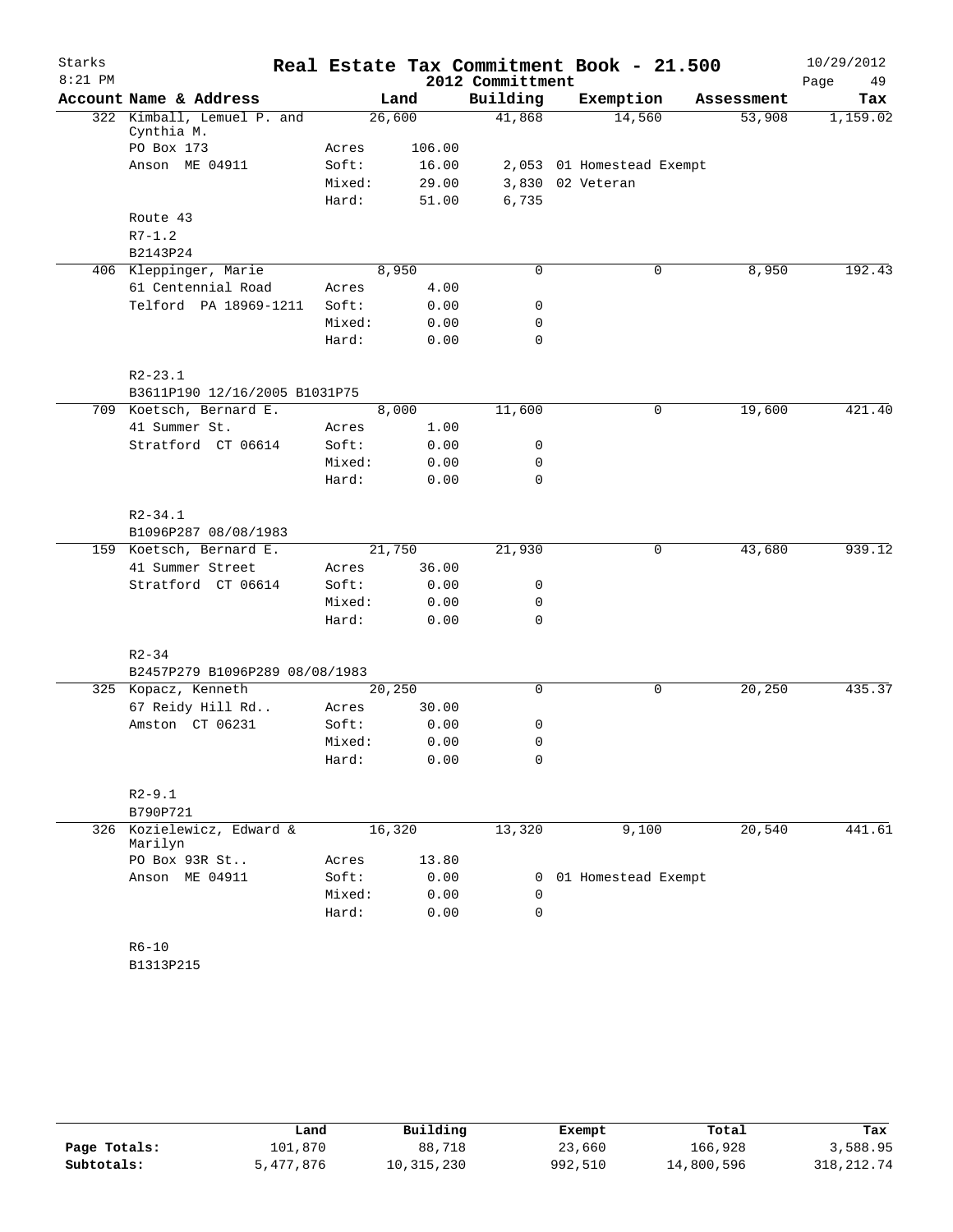# Real Estate Tax Commitment Book - 21.500

Starks 8:21 PM — 2012 Committment — 10/29/2012

| Account Name & Address | Land | | Building | Exemption | Assessment | Tax |
|---|---|---|---|---|---|---|
| 322 Kimball, Lemuel P. and Cynthia M. | 26,600 | | 41,868 | 14,560 | 53,908 | 1,159.02 |
| PO Box 173 | Acres | 106.00 | | | | |
| Anson ME 04911 | Soft: | 16.00 | 2,053 | 01 Homestead Exempt | | |
| | Mixed: | 29.00 | 3,830 | 02 Veteran | | |
| | Hard: | 51.00 | 6,735 | | | |
| Route 43 | | | | | | |
| R7-1.2 | | | | | | |
| B2143P24 | | | | | | |
| 406 Kleppinger, Marie | 8,950 | | 0 | 0 | 8,950 | 192.43 |
| 61 Centennial Road | Acres | 4.00 | | | | |
| Telford PA 18969-1211 | Soft: | 0.00 | 0 | | | |
| | Mixed: | 0.00 | 0 | | | |
| | Hard: | 0.00 | 0 | | | |
| R2-23.1 | | | | | | |
| B3611P190 12/16/2005 B1031P75 | | | | | | |
| 709 Koetsch, Bernard E. | 8,000 | | 11,600 | 0 | 19,600 | 421.40 |
| 41 Summer St. | Acres | 1.00 | | | | |
| Stratford CT 06614 | Soft: | 0.00 | 0 | | | |
| | Mixed: | 0.00 | 0 | | | |
| | Hard: | 0.00 | 0 | | | |
| R2-34.1 | | | | | | |
| B1096P287 08/08/1983 | | | | | | |
| 159 Koetsch, Bernard E. | 21,750 | | 21,930 | 0 | 43,680 | 939.12 |
| 41 Summer Street | Acres | 36.00 | | | | |
| Stratford CT 06614 | Soft: | 0.00 | 0 | | | |
| | Mixed: | 0.00 | 0 | | | |
| | Hard: | 0.00 | 0 | | | |
| R2-34 | | | | | | |
| B2457P279 B1096P289 08/08/1983 | | | | | | |
| 325 Kopacz, Kenneth | 20,250 | | 0 | 0 | 20,250 | 435.37 |
| 67 Reidy Hill Rd.. | Acres | 30.00 | | | | |
| Amston CT 06231 | Soft: | 0.00 | 0 | | | |
| | Mixed: | 0.00 | 0 | | | |
| | Hard: | 0.00 | 0 | | | |
| R2-9.1 | | | | | | |
| B790P721 | | | | | | |
| 326 Kozielewicz, Edward & Marilyn | 16,320 | | 13,320 | 9,100 | 20,540 | 441.61 |
| PO Box 93R St.. | Acres | 13.80 | | | | |
| Anson ME 04911 | Soft: | 0.00 | 0 | 01 Homestead Exempt | | |
| | Mixed: | 0.00 | 0 | | | |
| | Hard: | 0.00 | 0 | | | |
| R6-10 | | | | | | |
| B1313P215 | | | | | | |

| | Land | Building | Exempt | Total | Tax |
|---|---|---|---|---|---|
| Page Totals: | 101,870 | 88,718 | 23,660 | 166,928 | 3,588.95 |
| Subtotals: | 5,477,876 | 10,315,230 | 992,510 | 14,800,596 | 318,212.74 |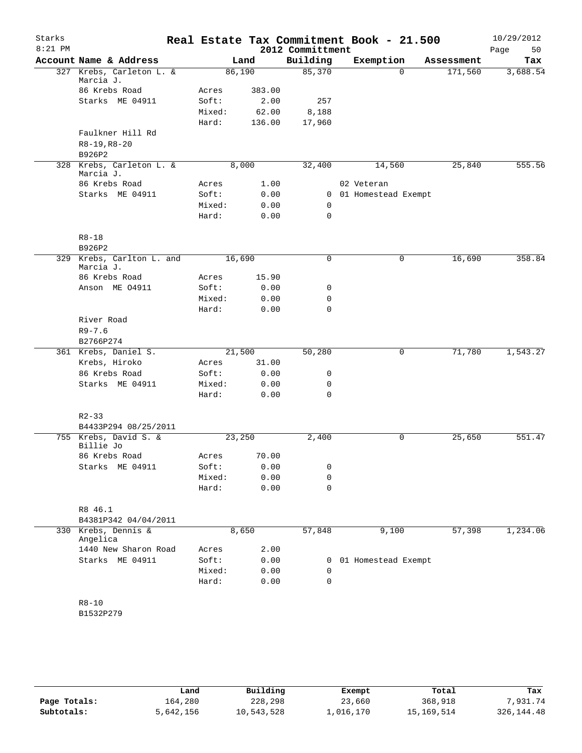# Real Estate Tax Commitment Book - 21.500

Starks  
8:21 PM  
2012 Committment  
10/29/2012

| Account Name & Address | | Land | Building | Exemption | Assessment | Tax |
|---|---|---|---|---|---|---|
| 327 Krebs, Carleton L. & Marcia J. | | 86,190 | 85,370 | 0 | 171,560 | 3,688.54 |
| 86 Krebs Road | Acres | 383.00 | | | | |
| Starks ME 04911 | Soft: | 2.00 | 257 | | | |
| | Mixed: | 62.00 | 8,188 | | | |
| | Hard: | 136.00 | 17,960 | | | |
| Faulkner Hill Rd | | | | | | |
| R8-19,R8-20 | | | | | | |
| B926P2 | | | | | | |
| 328 Krebs, Carleton L. & Marcia J. | | 8,000 | 32,400 | 14,560 | 25,840 | 555.56 |
| 86 Krebs Road | Acres | 1.00 | | 02 Veteran | | |
| Starks ME 04911 | Soft: | 0.00 | 0 | 01 Homestead Exempt | | |
| | Mixed: | 0.00 | 0 | | | |
| | Hard: | 0.00 | 0 | | | |
| R8-18 | | | | | | |
| B926P2 | | | | | | |
| 329 Krebs, Carlton L. and Marcia J. | | 16,690 | 0 | 0 | 16,690 | 358.84 |
| 86 Krebs Road | Acres | 15.90 | | | | |
| Anson ME O4911 | Soft: | 0.00 | 0 | | | |
| | Mixed: | 0.00 | 0 | | | |
| | Hard: | 0.00 | 0 | | | |
| River Road | | | | | | |
| R9-7.6 | | | | | | |
| B2766P274 | | | | | | |
| 361 Krebs, Daniel S. | | 21,500 | 50,280 | 0 | 71,780 | 1,543.27 |
| Krebs, Hiroko | Acres | 31.00 | | | | |
| 86 Krebs Road | Soft: | 0.00 | 0 | | | |
| Starks ME 04911 | Mixed: | 0.00 | 0 | | | |
| | Hard: | 0.00 | 0 | | | |
| R2-33 | | | | | | |
| B4433P294 08/25/2011 | | | | | | |
| 755 Krebs, David S. & Billie Jo | | 23,250 | 2,400 | 0 | 25,650 | 551.47 |
| 86 Krebs Road | Acres | 70.00 | | | | |
| Starks ME 04911 | Soft: | 0.00 | 0 | | | |
| | Mixed: | 0.00 | 0 | | | |
| | Hard: | 0.00 | 0 | | | |
| R8 46.1 | | | | | | |
| B4381P342 04/04/2011 | | | | | | |
| 330 Krebs, Dennis & Angelica | | 8,650 | 57,848 | 9,100 | 57,398 | 1,234.06 |
| 1440 New Sharon Road | Acres | 2.00 | | | | |
| Starks ME 04911 | Soft: | 0.00 | 0 | 01 Homestead Exempt | | |
| | Mixed: | 0.00 | 0 | | | |
| | Hard: | 0.00 | 0 | | | |
| R8-10 | | | | | | |
| B1532P279 | | | | | | |

| | Land | Building | Exempt | Total | Tax |
|---|---|---|---|---|---|
| Page Totals: | 164,280 | 228,298 | 23,660 | 368,918 | 7,931.74 |
| Subtotals: | 5,642,156 | 10,543,528 | 1,016,170 | 15,169,514 | 326,144.48 |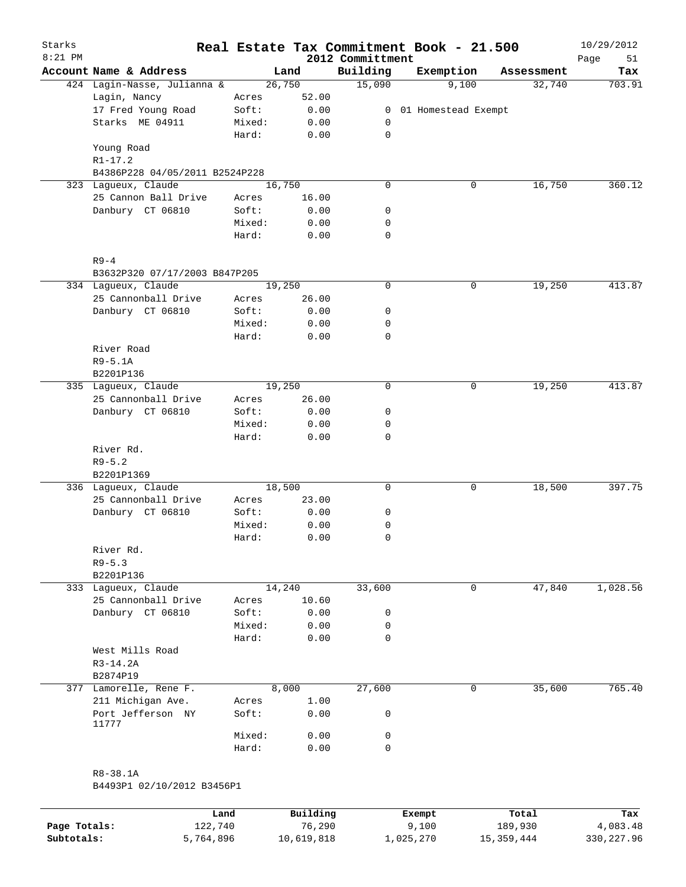# Real Estate Tax Commitment Book - 21.500

Starks
8:21 PM

2012 Committment

10/29/2012

| Account Name & Address | Land | | Building | Exemption | Assessment | Tax |
|---|---|---|---|---|---|---|
| 424 Lagin-Nasse, Julianna & | 26,750 | | 15,090 | 9,100 | 32,740 | 703.91 |
| Lagin, Nancy | Acres | 52.00 | | | | |
| 17 Fred Young Road | Soft: | 0.00 | 0 | 01 Homestead Exempt | | |
| Starks ME 04911 | Mixed: | 0.00 | 0 | | | |
| | Hard: | 0.00 | 0 | | | |
| Young Road | | | | | | |
| R1-17.2 | | | | | | |
| B4386P228 04/05/2011 B2524P228 | | | | | | |
| 323 Lagueux, Claude | 16,750 | | 0 | 0 | 16,750 | 360.12 |
| 25 Cannon Ball Drive | Acres | 16.00 | | | | |
| Danbury CT 06810 | Soft: | 0.00 | 0 | | | |
| | Mixed: | 0.00 | 0 | | | |
| | Hard: | 0.00 | 0 | | | |
| R9-4 | | | | | | |
| B3632P320 07/17/2003 B847P205 | | | | | | |
| 334 Lagueux, Claude | 19,250 | | 0 | 0 | 19,250 | 413.87 |
| 25 Cannonball Drive | Acres | 26.00 | | | | |
| Danbury CT 06810 | Soft: | 0.00 | 0 | | | |
| | Mixed: | 0.00 | 0 | | | |
| | Hard: | 0.00 | 0 | | | |
| River Road | | | | | | |
| R9-5.1A | | | | | | |
| B2201P136 | | | | | | |
| 335 Lagueux, Claude | 19,250 | | 0 | 0 | 19,250 | 413.87 |
| 25 Cannonball Drive | Acres | 26.00 | | | | |
| Danbury CT 06810 | Soft: | 0.00 | 0 | | | |
| | Mixed: | 0.00 | 0 | | | |
| | Hard: | 0.00 | 0 | | | |
| River Rd. | | | | | | |
| R9-5.2 | | | | | | |
| B2201P1369 | | | | | | |
| 336 Lagueux, Claude | 18,500 | | 0 | 0 | 18,500 | 397.75 |
| 25 Cannonball Drive | Acres | 23.00 | | | | |
| Danbury CT 06810 | Soft: | 0.00 | 0 | | | |
| | Mixed: | 0.00 | 0 | | | |
| | Hard: | 0.00 | 0 | | | |
| River Rd. | | | | | | |
| R9-5.3 | | | | | | |
| B2201P136 | | | | | | |
| 333 Lagueux, Claude | 14,240 | | 33,600 | 0 | 47,840 | 1,028.56 |
| 25 Cannonball Drive | Acres | 10.60 | | | | |
| Danbury CT 06810 | Soft: | 0.00 | 0 | | | |
| | Mixed: | 0.00 | 0 | | | |
| | Hard: | 0.00 | 0 | | | |
| West Mills Road | | | | | | |
| R3-14.2A | | | | | | |
| B2874P19 | | | | | | |
| 377 Lamorelle, Rene F. | 8,000 | | 27,600 | 0 | 35,600 | 765.40 |
| 211 Michigan Ave. | Acres | 1.00 | | | | |
| Port Jefferson NY 11777 | Soft: | 0.00 | 0 | | | |
| | Mixed: | 0.00 | 0 | | | |
| | Hard: | 0.00 | 0 | | | |
| R8-38.1A | | | | | | |
| B4493P1 02/10/2012 B3456P1 | | | | | | |

| | Land | Building | Exempt | Total | Tax |
|---|---|---|---|---|---|
| Page Totals: | 122,740 | 76,290 | 9,100 | 189,930 | 4,083.48 |
| Subtotals: | 5,764,896 | 10,619,818 | 1,025,270 | 15,359,444 | 330,227.96 |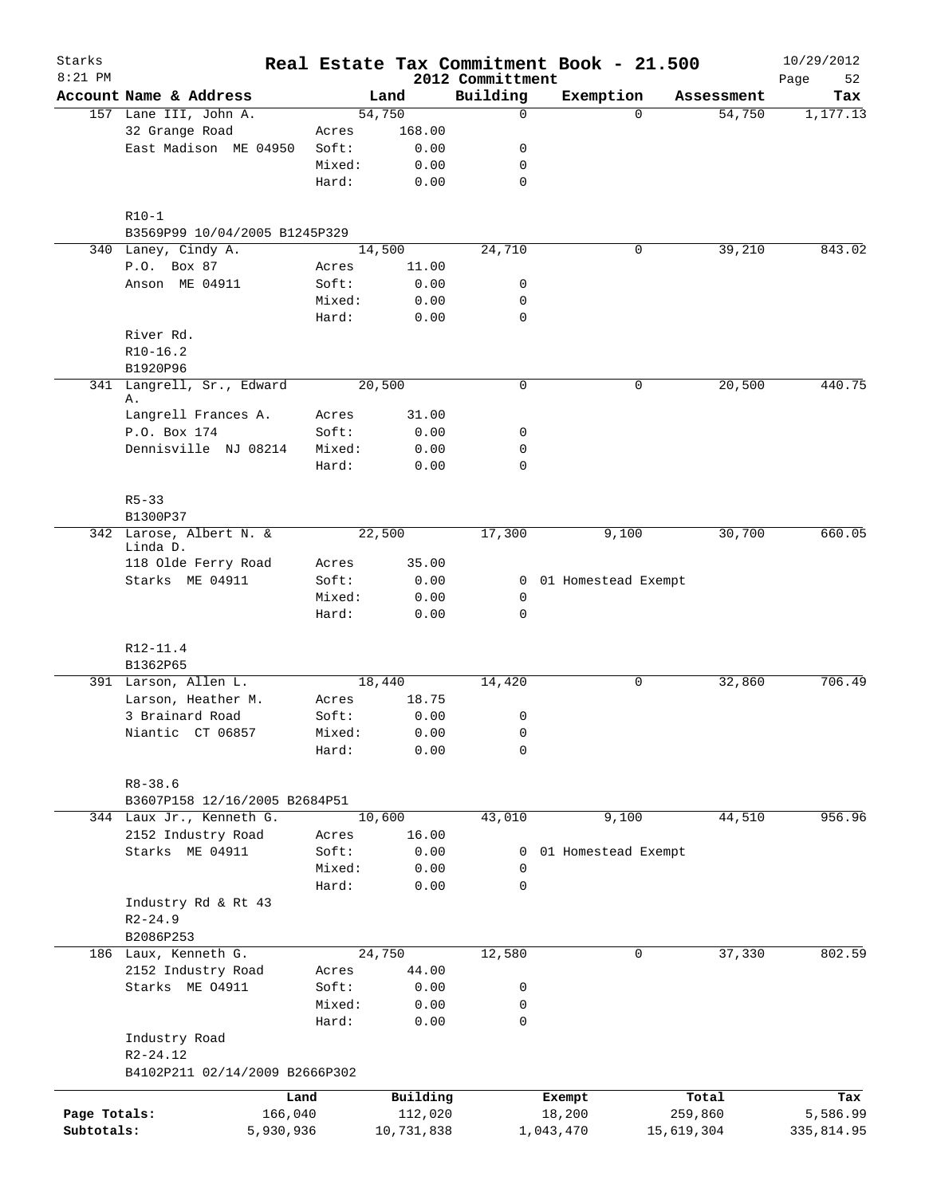Starks 8:21 PM

# Real Estate Tax Commitment Book - 21.500

2012 Committment

10/29/2012

| Account Name & Address | | Land | Building | Exemption | Assessment | Tax |
|---|---|---|---|---|---|---|
| 157 Lane III, John A. | | 54,750 | 0 | 0 | 54,750 | 1,177.13 |
| 32 Grange Road | Acres | 168.00 | | | | |
| East Madison ME 04950 | Soft: | 0.00 | 0 | | | |
| | Mixed: | 0.00 | 0 | | | |
| | Hard: | 0.00 | 0 | | | |
| R10-1 | | | | | | |
| B3569P99 10/04/2005 B1245P329 | | | | | | |
| 340 Laney, Cindy A. | | 14,500 | 24,710 | 0 | 39,210 | 843.02 |
| P.O. Box 87 | Acres | 11.00 | | | | |
| Anson ME 04911 | Soft: | 0.00 | 0 | | | |
| | Mixed: | 0.00 | 0 | | | |
| | Hard: | 0.00 | 0 | | | |
| River Rd. | | | | | | |
| R10-16.2 | | | | | | |
| B1920P96 | | | | | | |
| 341 Langrell, Sr., Edward A. | | 20,500 | 0 | 0 | 20,500 | 440.75 |
| Langrell Frances A. | Acres | 31.00 | | | | |
| P.O. Box 174 | Soft: | 0.00 | 0 | | | |
| Dennisville NJ 08214 | Mixed: | 0.00 | 0 | | | |
| | Hard: | 0.00 | 0 | | | |
| R5-33 | | | | | | |
| B1300P37 | | | | | | |
| 342 Larose, Albert N. & Linda D. | | 22,500 | 17,300 | 9,100 | 30,700 | 660.05 |
| 118 Olde Ferry Road | Acres | 35.00 | | | | |
| Starks ME 04911 | Soft: | 0.00 | 0 | 01 Homestead Exempt | | |
| | Mixed: | 0.00 | 0 | | | |
| | Hard: | 0.00 | 0 | | | |
| R12-11.4 | | | | | | |
| B1362P65 | | | | | | |
| 391 Larson, Allen L. | | 18,440 | 14,420 | 0 | 32,860 | 706.49 |
| Larson, Heather M. | Acres | 18.75 | | | | |
| 3 Brainard Road | Soft: | 0.00 | 0 | | | |
| Niantic CT 06857 | Mixed: | 0.00 | 0 | | | |
| | Hard: | 0.00 | 0 | | | |
| R8-38.6 | | | | | | |
| B3607P158 12/16/2005 B2684P51 | | | | | | |
| 344 Laux Jr., Kenneth G. | | 10,600 | 43,010 | 9,100 | 44,510 | 956.96 |
| 2152 Industry Road | Acres | 16.00 | | | | |
| Starks ME 04911 | Soft: | 0.00 | 0 | 01 Homestead Exempt | | |
| | Mixed: | 0.00 | 0 | | | |
| | Hard: | 0.00 | 0 | | | |
| Industry Rd & Rt 43 | | | | | | |
| R2-24.9 | | | | | | |
| B2086P253 | | | | | | |
| 186 Laux, Kenneth G. | | 24,750 | 12,580 | 0 | 37,330 | 802.59 |
| 2152 Industry Road | Acres | 44.00 | | | | |
| Starks ME 04911 | Soft: | 0.00 | 0 | | | |
| | Mixed: | 0.00 | 0 | | | |
| | Hard: | 0.00 | 0 | | | |
| Industry Road | | | | | | |
| R2-24.12 | | | | | | |
| B4102P211 02/14/2009 B2666P302 | | | | | | |

| | Land | Building | Exempt | Total | Tax |
|---|---|---|---|---|---|
| Page Totals: | 166,040 | 112,020 | 18,200 | 259,860 | 5,586.99 |
| Subtotals: | 5,930,936 | 10,731,838 | 1,043,470 | 15,619,304 | 335,814.95 |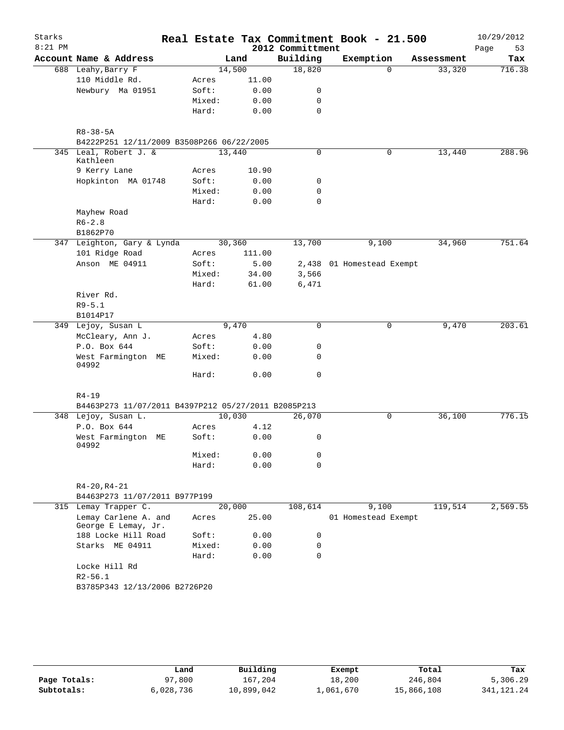# Real Estate Tax Commitment Book - 21.500

Starks
8:21 PM

2012 Committment

10/29/2012

| Account Name & Address | | Land | Building | Exemption | Assessment | Tax |
|---|---|---|---|---|---|---|
| 688 Leahy, Barry F | | 14,500 | 18,820 | 0 | 33,320 | 716.38 |
| 110 Middle Rd. | Acres | 11.00 | | | | |
| Newbury Ma 01951 | Soft: | 0.00 | 0 | | | |
| | Mixed: | 0.00 | 0 | | | |
| | Hard: | 0.00 | 0 | | | |
| R8-38-5A | | | | | | |
| B4222P251 12/11/2009 B3508P266 06/22/2005 | | | | | | |
| 345 Leal, Robert J. & Kathleen | | 13,440 | 0 | 0 | 13,440 | 288.96 |
| 9 Kerry Lane | Acres | 10.90 | | | | |
| Hopkinton MA 01748 | Soft: | 0.00 | 0 | | | |
| | Mixed: | 0.00 | 0 | | | |
| | Hard: | 0.00 | 0 | | | |
| Mayhew Road | | | | | | |
| R6-2.8 | | | | | | |
| B1862P70 | | | | | | |
| 347 Leighton, Gary & Lynda | | 30,360 | 13,700 | 9,100 | 34,960 | 751.64 |
| 101 Ridge Road | Acres | 111.00 | | | | |
| Anson ME 04911 | Soft: | 5.00 | 2,438 | 01 Homestead Exempt | | |
| | Mixed: | 34.00 | 3,566 | | | |
| | Hard: | 61.00 | 6,471 | | | |
| River Rd. | | | | | | |
| R9-5.1 | | | | | | |
| B1014P17 | | | | | | |
| 349 Lejoy, Susan L | | 9,470 | 0 | 0 | 9,470 | 203.61 |
| McCleary, Ann J. | Acres | 4.80 | | | | |
| P.O. Box 644 | Soft: | 0.00 | 0 | | | |
| West Farmington ME 04992 | Mixed: | 0.00 | 0 | | | |
| | Hard: | 0.00 | 0 | | | |
| R4-19 | | | | | | |
| B4463P273 11/07/2011 B4397P212 05/27/2011 B2085P213 | | | | | | |
| 348 Lejoy, Susan L. | | 10,030 | 26,070 | 0 | 36,100 | 776.15 |
| P.O. Box 644 | Acres | 4.12 | | | | |
| West Farmington ME 04992 | Soft: | 0.00 | 0 | | | |
| | Mixed: | 0.00 | 0 | | | |
| | Hard: | 0.00 | 0 | | | |
| R4-20, R4-21 | | | | | | |
| B4463P273 11/07/2011 B977P199 | | | | | | |
| 315 Lemay Trapper C. | | 20,000 | 108,614 | 9,100 | 119,514 | 2,569.55 |
| Lemay Carlene A. and George E Lemay, Jr. | Acres | 25.00 | | 01 Homestead Exempt | | |
| 188 Locke Hill Road | Soft: | 0.00 | 0 | | | |
| Starks ME 04911 | Mixed: | 0.00 | 0 | | | |
| | Hard: | 0.00 | 0 | | | |
| Locke Hill Rd | | | | | | |
| R2-56.1 | | | | | | |
| B3785P343 12/13/2006 B2726P20 | | | | | | |

| | Land | Building | Exempt | Total | Tax |
|---|---|---|---|---|---|
| Page Totals: | 97,800 | 167,204 | 18,200 | 246,804 | 5,306.29 |
| Subtotals: | 6,028,736 | 10,899,042 | 1,061,670 | 15,866,108 | 341,121.24 |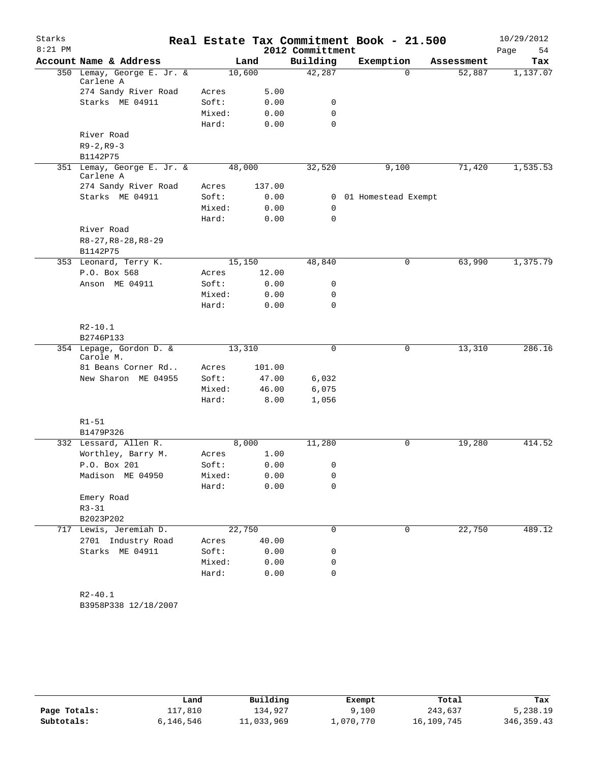# Real Estate Tax Commitment Book - 21.500

Starks
8:21 PM

2012 Committment

10/29/2012

| Account Name & Address | Land | | Building | Exemption | Assessment | Tax |
|---|---|---|---|---|---|---|
| 350 Lemay, George E. Jr. & Carlene A | 10,600 | | 42,287 | 0 | 52,887 | 1,137.07 |
| 274 Sandy River Road | Acres | 5.00 | | | | |
| Starks ME 04911 | Soft: | 0.00 | 0 | | | |
| | Mixed: | 0.00 | 0 | | | |
| | Hard: | 0.00 | 0 | | | |
| River Road | | | | | | |
| R9-2,R9-3 | | | | | | |
| B1142P75 | | | | | | |
| 351 Lemay, George E. Jr. & Carlene A | 48,000 | | 32,520 | 9,100 | 71,420 | 1,535.53 |
| 274 Sandy River Road | Acres | 137.00 | | | | |
| Starks ME 04911 | Soft: | 0.00 | 0 | 01 Homestead Exempt | | |
| | Mixed: | 0.00 | 0 | | | |
| | Hard: | 0.00 | 0 | | | |
| River Road | | | | | | |
| R8-27,R8-28,R8-29 | | | | | | |
| B1142P75 | | | | | | |
| 353 Leonard, Terry K. | 15,150 | | 48,840 | 0 | 63,990 | 1,375.79 |
| P.O. Box 568 | Acres | 12.00 | | | | |
| Anson ME 04911 | Soft: | 0.00 | 0 | | | |
| | Mixed: | 0.00 | 0 | | | |
| | Hard: | 0.00 | 0 | | | |
| R2-10.1 | | | | | | |
| B2746P133 | | | | | | |
| 354 Lepage, Gordon D. & Carole M. | 13,310 | | 0 | 0 | 13,310 | 286.16 |
| 81 Beans Corner Rd.. | Acres | 101.00 | | | | |
| New Sharon ME 04955 | Soft: | 47.00 | 6,032 | | | |
| | Mixed: | 46.00 | 6,075 | | | |
| | Hard: | 8.00 | 1,056 | | | |
| R1-51 | | | | | | |
| B1479P326 | | | | | | |
| 332 Lessard, Allen R. | 8,000 | | 11,280 | 0 | 19,280 | 414.52 |
| Worthley, Barry M. | Acres | 1.00 | | | | |
| P.O. Box 201 | Soft: | 0.00 | 0 | | | |
| Madison ME 04950 | Mixed: | 0.00 | 0 | | | |
| | Hard: | 0.00 | 0 | | | |
| Emery Road | | | | | | |
| R3-31 | | | | | | |
| B2023P202 | | | | | | |
| 717 Lewis, Jeremiah D. | 22,750 | | 0 | 0 | 22,750 | 489.12 |
| 2701 Industry Road | Acres | 40.00 | | | | |
| Starks ME 04911 | Soft: | 0.00 | 0 | | | |
| | Mixed: | 0.00 | 0 | | | |
| | Hard: | 0.00 | 0 | | | |
| R2-40.1 | | | | | | |
| B3958P338 12/18/2007 | | | | | | |

| | Land | Building | Exempt | Total | Tax |
|---|---|---|---|---|---|
| Page Totals: | 117,810 | 134,927 | 9,100 | 243,637 | 5,238.19 |
| Subtotals: | 6,146,546 | 11,033,969 | 1,070,770 | 16,109,745 | 346,359.43 |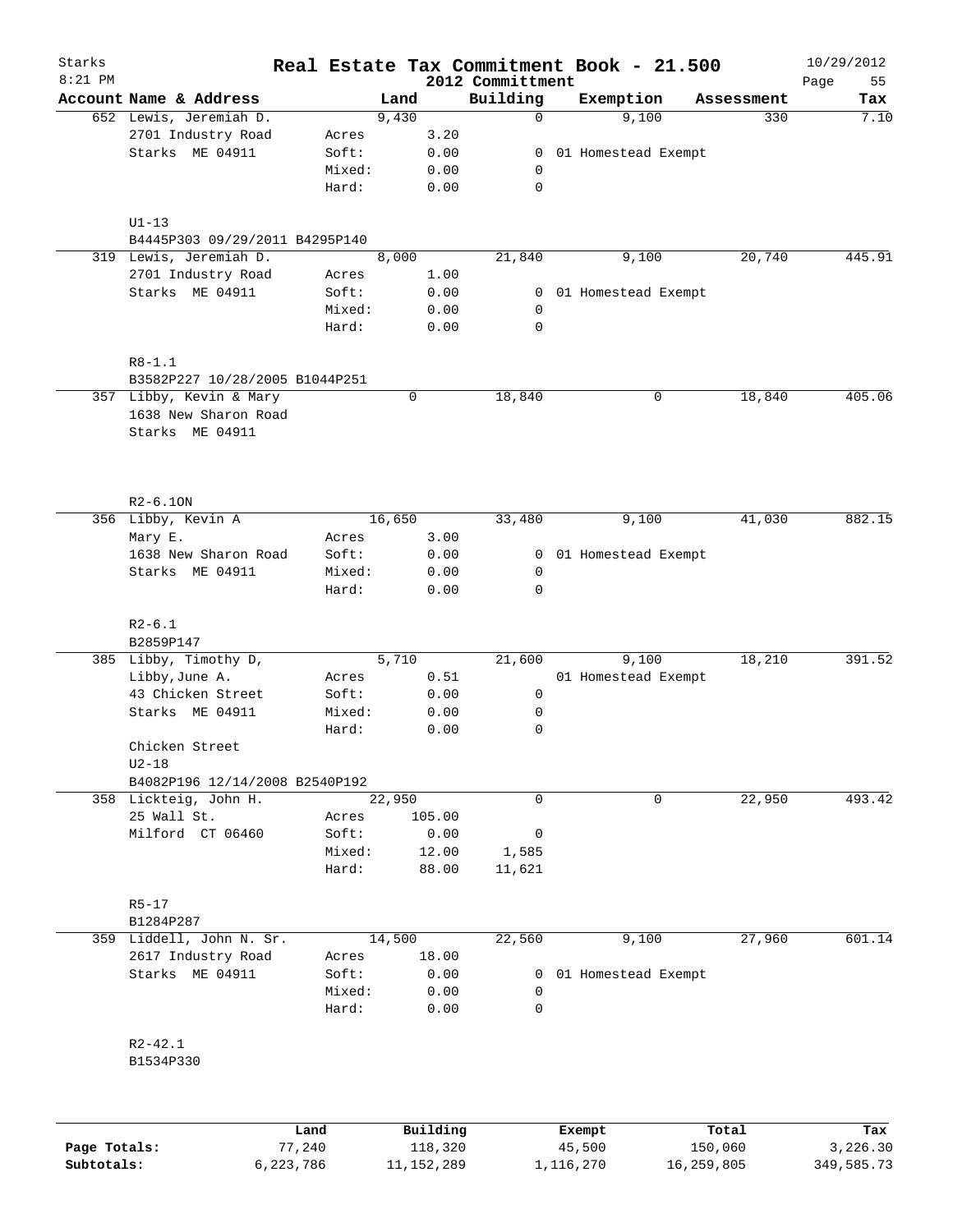# Real Estate Tax Commitment Book - 21.500

Starks
8:21 PM

2012 Committment

10/29/2012

| Account Name & Address | | Land | Building | Exemption | Assessment | Tax |
|---|---|---|---|---|---|---|
| 652 Lewis, Jeremiah D. | | 9,430 | 0 | 9,100 | 330 | 7.10 |
| 2701 Industry Road | Acres | 3.20 | | | | |
| Starks ME 04911 | Soft: | 0.00 | 0 | 01 Homestead Exempt | | |
| | Mixed: | 0.00 | 0 | | | |
| | Hard: | 0.00 | 0 | | | |
| U1-13 | | | | | | |
| B4445P303 09/29/2011 B4295P140 | | | | | | |
| 319 Lewis, Jeremiah D. | | 8,000 | 21,840 | 9,100 | 20,740 | 445.91 |
| 2701 Industry Road | Acres | 1.00 | | | | |
| Starks ME 04911 | Soft: | 0.00 | 0 | 01 Homestead Exempt | | |
| | Mixed: | 0.00 | 0 | | | |
| | Hard: | 0.00 | 0 | | | |
| R8-1.1 | | | | | | |
| B3582P227 10/28/2005 B1044P251 | | | | | | |
| 357 Libby, Kevin & Mary | | 0 | 18,840 | 0 | 18,840 | 405.06 |
| 1638 New Sharon Road | | | | | | |
| Starks ME 04911 | | | | | | |
| R2-6.1ON | | | | | | |
| 356 Libby, Kevin A | | 16,650 | 33,480 | 9,100 | 41,030 | 882.15 |
| Mary E. | Acres | 3.00 | | | | |
| 1638 New Sharon Road | Soft: | 0.00 | 0 | 01 Homestead Exempt | | |
| Starks ME 04911 | Mixed: | 0.00 | 0 | | | |
| | Hard: | 0.00 | 0 | | | |
| R2-6.1 | | | | | | |
| B2859P147 | | | | | | |
| 385 Libby, Timothy D, | | 5,710 | 21,600 | 9,100 | 18,210 | 391.52 |
| Libby, June A. | Acres | 0.51 | | 01 Homestead Exempt | | |
| 43 Chicken Street | Soft: | 0.00 | 0 | | | |
| Starks ME 04911 | Mixed: | 0.00 | 0 | | | |
| | Hard: | 0.00 | 0 | | | |
| Chicken Street | | | | | | |
| U2-18 | | | | | | |
| B4082P196 12/14/2008 B2540P192 | | | | | | |
| 358 Lickteig, John H. | | 22,950 | 0 | 0 | 22,950 | 493.42 |
| 25 Wall St. | Acres | 105.00 | | | | |
| Milford CT 06460 | Soft: | 0.00 | 0 | | | |
| | Mixed: | 12.00 | 1,585 | | | |
| | Hard: | 88.00 | 11,621 | | | |
| R5-17 | | | | | | |
| B1284P287 | | | | | | |
| 359 Liddell, John N. Sr. | | 14,500 | 22,560 | 9,100 | 27,960 | 601.14 |
| 2617 Industry Road | Acres | 18.00 | | | | |
| Starks ME 04911 | Soft: | 0.00 | 0 | 01 Homestead Exempt | | |
| | Mixed: | 0.00 | 0 | | | |
| | Hard: | 0.00 | 0 | | | |
| R2-42.1 | | | | | | |
| B1534P330 | | | | | | |

| | Land | Building | Exempt | Total | Tax |
|---|---|---|---|---|---|
| Page Totals: | 77,240 | 118,320 | 45,500 | 150,060 | 3,226.30 |
| Subtotals: | 6,223,786 | 11,152,289 | 1,116,270 | 16,259,805 | 349,585.73 |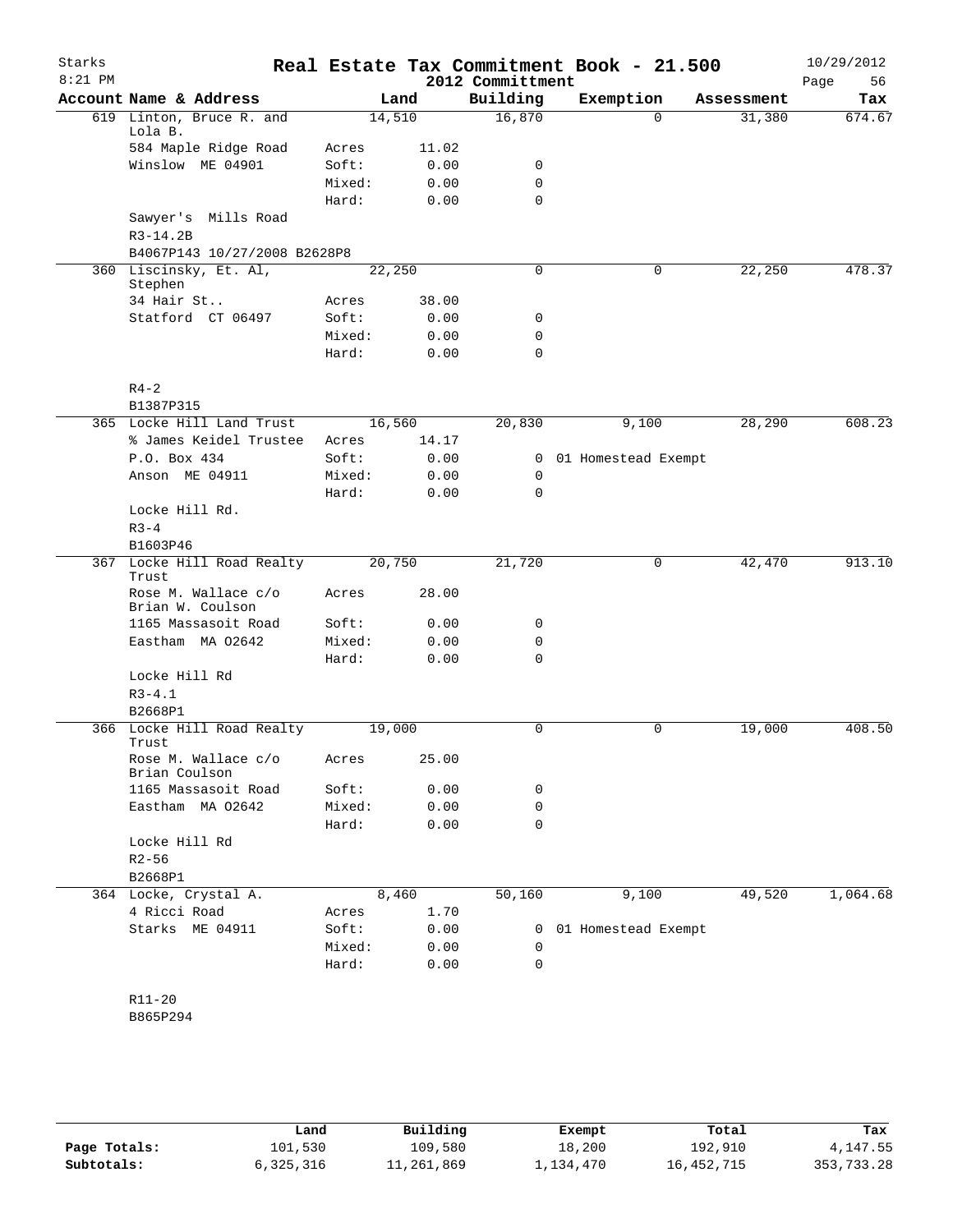# Starks — Real Estate Tax Commitment Book - 21.500

8:21 PM — 2012 Committment — 10/29/2012

| Account Name & Address | Land | | Building | Exemption | Assessment | Tax |
|---|---|---|---|---|---|---|
| 619 Linton, Bruce R. and Lola B. | 14,510 | | 16,870 | 0 | 31,380 | 674.67 |
| 584 Maple Ridge Road | Acres | 11.02 | | | | |
| Winslow ME 04901 | Soft: | 0.00 | 0 | | | |
| | Mixed: | 0.00 | 0 | | | |
| | Hard: | 0.00 | 0 | | | |
| Sawyer's Mills Road | | | | | | |
| R3-14.2B | | | | | | |
| B4067P143 10/27/2008 B2628P8 | | | | | | |
| 360 Liscinsky, Et. Al, Stephen | 22,250 | | 0 | 0 | 22,250 | 478.37 |
| 34 Hair St.. | Acres | 38.00 | | | | |
| Statford CT 06497 | Soft: | 0.00 | 0 | | | |
| | Mixed: | 0.00 | 0 | | | |
| | Hard: | 0.00 | 0 | | | |
| R4-2 | | | | | | |
| B1387P315 | | | | | | |
| 365 Locke Hill Land Trust | 16,560 | | 20,830 | 9,100 | 28,290 | 608.23 |
| % James Keidel Trustee | Acres | 14.17 | | | | |
| P.O. Box 434 | Soft: | 0.00 | 0 | 01 Homestead Exempt | | |
| Anson ME 04911 | Mixed: | 0.00 | 0 | | | |
| | Hard: | 0.00 | 0 | | | |
| Locke Hill Rd. | | | | | | |
| R3-4 | | | | | | |
| B1603P46 | | | | | | |
| 367 Locke Hill Road Realty Trust | 20,750 | | 21,720 | 0 | 42,470 | 913.10 |
| Rose M. Wallace c/o Brian W. Coulson | Acres | 28.00 | | | | |
| 1165 Massasoit Road | Soft: | 0.00 | 0 | | | |
| Eastham MA 02642 | Mixed: | 0.00 | 0 | | | |
| | Hard: | 0.00 | 0 | | | |
| Locke Hill Rd | | | | | | |
| R3-4.1 | | | | | | |
| B2668P1 | | | | | | |
| 366 Locke Hill Road Realty Trust | 19,000 | | 0 | 0 | 19,000 | 408.50 |
| Rose M. Wallace c/o Brian Coulson | Acres | 25.00 | | | | |
| 1165 Massasoit Road | Soft: | 0.00 | 0 | | | |
| Eastham MA 02642 | Mixed: | 0.00 | 0 | | | |
| | Hard: | 0.00 | 0 | | | |
| Locke Hill Rd | | | | | | |
| R2-56 | | | | | | |
| B2668P1 | | | | | | |
| 364 Locke, Crystal A. | 8,460 | | 50,160 | 9,100 | 49,520 | 1,064.68 |
| 4 Ricci Road | Acres | 1.70 | | | | |
| Starks ME 04911 | Soft: | 0.00 | 0 | 01 Homestead Exempt | | |
| | Mixed: | 0.00 | 0 | | | |
| | Hard: | 0.00 | 0 | | | |
| R11-20 | | | | | | |
| B865P294 | | | | | | |

| | Land | Building | Exempt | Total | Tax |
|---|---|---|---|---|---|
| Page Totals: | 101,530 | 109,580 | 18,200 | 192,910 | 4,147.55 |
| Subtotals: | 6,325,316 | 11,261,869 | 1,134,470 | 16,452,715 | 353,733.28 |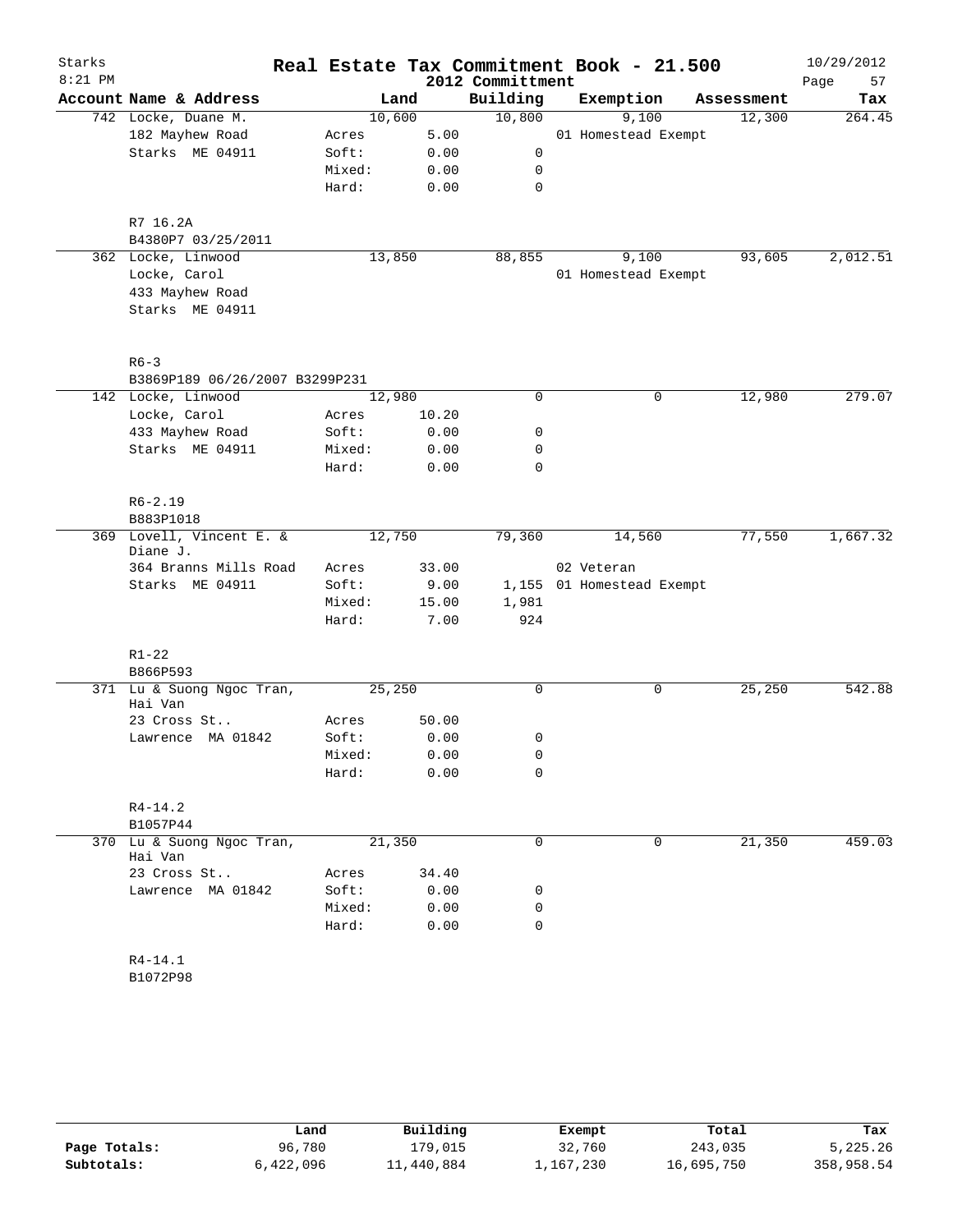# Starks Real Estate Tax Commitment Book - 21.500

2012 Committment

8:21 PM — 10/29/2012

| Account | Name & Address | | Land | Building | Exemption | Assessment | Tax |
|---|---|---|---|---|---|---|---|
| 742 | Locke, Duane M. | | 10,600 | 10,800 | 9,100 | 12,300 | 264.45 |
| | 182 Mayhew Road | Acres | 5.00 | | 01 Homestead Exempt | | |
| | Starks ME 04911 | Soft: | 0.00 | 0 | | | |
| | | Mixed: | 0.00 | 0 | | | |
| | | Hard: | 0.00 | 0 | | | |
| | R7 16.2A | | | | | | |
| | B4380P7 03/25/2011 | | | | | | |
| 362 | Locke, Linwood | | 13,850 | 88,855 | 9,100 | 93,605 | 2,012.51 |
| | Locke, Carol | | | | 01 Homestead Exempt | | |
| | 433 Mayhew Road | | | | | | |
| | Starks ME 04911 | | | | | | |
| | R6-3 | | | | | | |
| | B3869P189 06/26/2007 B3299P231 | | | | | | |
| 142 | Locke, Linwood | | 12,980 | 0 | 0 | 12,980 | 279.07 |
| | Locke, Carol | Acres | 10.20 | | | | |
| | 433 Mayhew Road | Soft: | 0.00 | 0 | | | |
| | Starks ME 04911 | Mixed: | 0.00 | 0 | | | |
| | | Hard: | 0.00 | 0 | | | |
| | R6-2.19 | | | | | | |
| | B883P1018 | | | | | | |
| 369 | Lovell, Vincent E. & Diane J. | | 12,750 | 79,360 | 14,560 | 77,550 | 1,667.32 |
| | 364 Branns Mills Road | Acres | 33.00 | | 02 Veteran | | |
| | Starks ME 04911 | Soft: | 9.00 | 1,155 | 01 Homestead Exempt | | |
| | | Mixed: | 15.00 | 1,981 | | | |
| | | Hard: | 7.00 | 924 | | | |
| | R1-22 | | | | | | |
| | B866P593 | | | | | | |
| 371 | Lu & Suong Ngoc Tran, Hai Van | | 25,250 | 0 | 0 | 25,250 | 542.88 |
| | 23 Cross St.. | Acres | 50.00 | | | | |
| | Lawrence MA 01842 | Soft: | 0.00 | 0 | | | |
| | | Mixed: | 0.00 | 0 | | | |
| | | Hard: | 0.00 | 0 | | | |
| | R4-14.2 | | | | | | |
| | B1057P44 | | | | | | |
| 370 | Lu & Suong Ngoc Tran, Hai Van | | 21,350 | 0 | 0 | 21,350 | 459.03 |
| | 23 Cross St.. | Acres | 34.40 | | | | |
| | Lawrence MA 01842 | Soft: | 0.00 | 0 | | | |
| | | Mixed: | 0.00 | 0 | | | |
| | | Hard: | 0.00 | 0 | | | |
| | R4-14.1 | | | | | | |
| | B1072P98 | | | | | | |

| | Land | Building | Exempt | Total | Tax |
|---|---|---|---|---|---|
| **Page Totals:** | 96,780 | 179,015 | 32,760 | 243,035 | 5,225.26 |
| **Subtotals:** | 6,422,096 | 11,440,884 | 1,167,230 | 16,695,750 | 358,958.54 |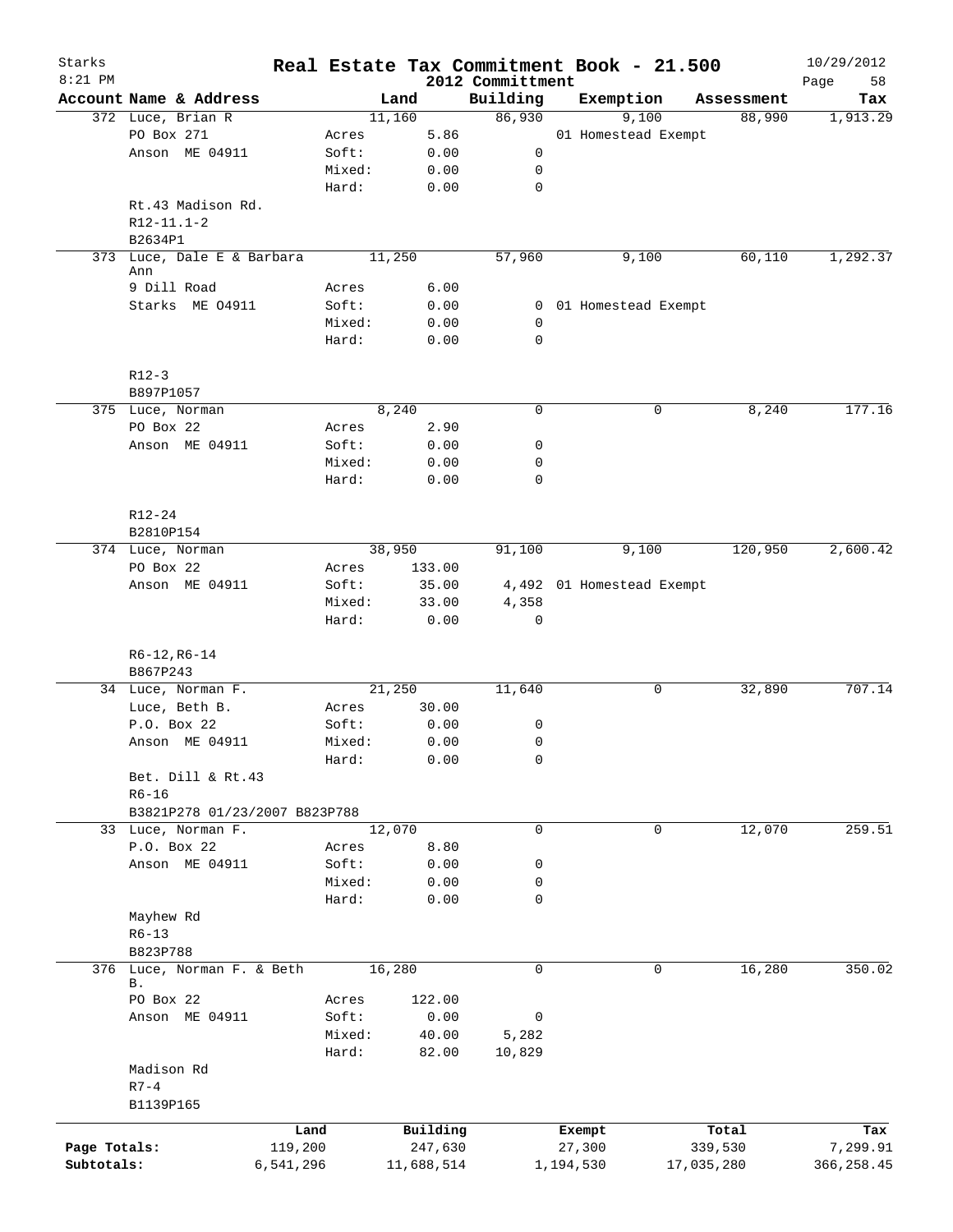# Starks — Real Estate Tax Commitment Book - 21.500

8:21 PM — 2012 Committment — 10/29/2012

| Account Name & Address | | Land | Building | Exemption | Assessment | Tax |
|---|---|---|---|---|---|---|
| 372 Luce, Brian R | | 11,160 | 86,930 | 9,100 | 88,990 | 1,913.29 |
| PO Box 271 | Acres | 5.86 | | 01 Homestead Exempt | | |
| Anson ME 04911 | Soft: | 0.00 | 0 | | | |
| | Mixed: | 0.00 | 0 | | | |
| | Hard: | 0.00 | 0 | | | |
| Rt.43 Madison Rd. | | | | | | |
| R12-11.1-2 | | | | | | |
| B2634P1 | | | | | | |
| 373 Luce, Dale E & Barbara Ann | | 11,250 | 57,960 | 9,100 | 60,110 | 1,292.37 |
| 9 Dill Road | Acres | 6.00 | | | | |
| Starks ME O4911 | Soft: | 0.00 | 0 | 01 Homestead Exempt | | |
| | Mixed: | 0.00 | 0 | | | |
| | Hard: | 0.00 | 0 | | | |
| R12-3 | | | | | | |
| B897P1057 | | | | | | |
| 375 Luce, Norman | | 8,240 | 0 | 0 | 8,240 | 177.16 |
| PO Box 22 | Acres | 2.90 | | | | |
| Anson ME 04911 | Soft: | 0.00 | 0 | | | |
| | Mixed: | 0.00 | 0 | | | |
| | Hard: | 0.00 | 0 | | | |
| R12-24 | | | | | | |
| B2810P154 | | | | | | |
| 374 Luce, Norman | | 38,950 | 91,100 | 9,100 | 120,950 | 2,600.42 |
| PO Box 22 | Acres | 133.00 | | | | |
| Anson ME 04911 | Soft: | 35.00 | 4,492 | 01 Homestead Exempt | | |
| | Mixed: | 33.00 | 4,358 | | | |
| | Hard: | 0.00 | 0 | | | |
| R6-12,R6-14 | | | | | | |
| B867P243 | | | | | | |
| 34 Luce, Norman F. | | 21,250 | 11,640 | 0 | 32,890 | 707.14 |
| Luce, Beth B. | Acres | 30.00 | | | | |
| P.O. Box 22 | Soft: | 0.00 | 0 | | | |
| Anson ME 04911 | Mixed: | 0.00 | 0 | | | |
| | Hard: | 0.00 | 0 | | | |
| Bet. Dill & Rt.43 | | | | | | |
| R6-16 | | | | | | |
| B3821P278 01/23/2007 B823P788 | | | | | | |
| 33 Luce, Norman F. | | 12,070 | 0 | 0 | 12,070 | 259.51 |
| P.O. Box 22 | Acres | 8.80 | | | | |
| Anson ME 04911 | Soft: | 0.00 | 0 | | | |
| | Mixed: | 0.00 | 0 | | | |
| | Hard: | 0.00 | 0 | | | |
| Mayhew Rd | | | | | | |
| R6-13 | | | | | | |
| B823P788 | | | | | | |
| 376 Luce, Norman F. & Beth B. | | 16,280 | 0 | 0 | 16,280 | 350.02 |
| PO Box 22 | Acres | 122.00 | | | | |
| Anson ME 04911 | Soft: | 0.00 | 0 | | | |
| | Mixed: | 40.00 | 5,282 | | | |
| | Hard: | 82.00 | 10,829 | | | |
| Madison Rd | | | | | | |
| R7-4 | | | | | | |
| B1139P165 | | | | | | |

| | Land | Building | Exempt | Total | Tax |
|---|---|---|---|---|---|
| Page Totals: | 119,200 | 247,630 | 27,300 | 339,530 | 7,299.91 |
| Subtotals: | 6,541,296 | 11,688,514 | 1,194,530 | 17,035,280 | 366,258.45 |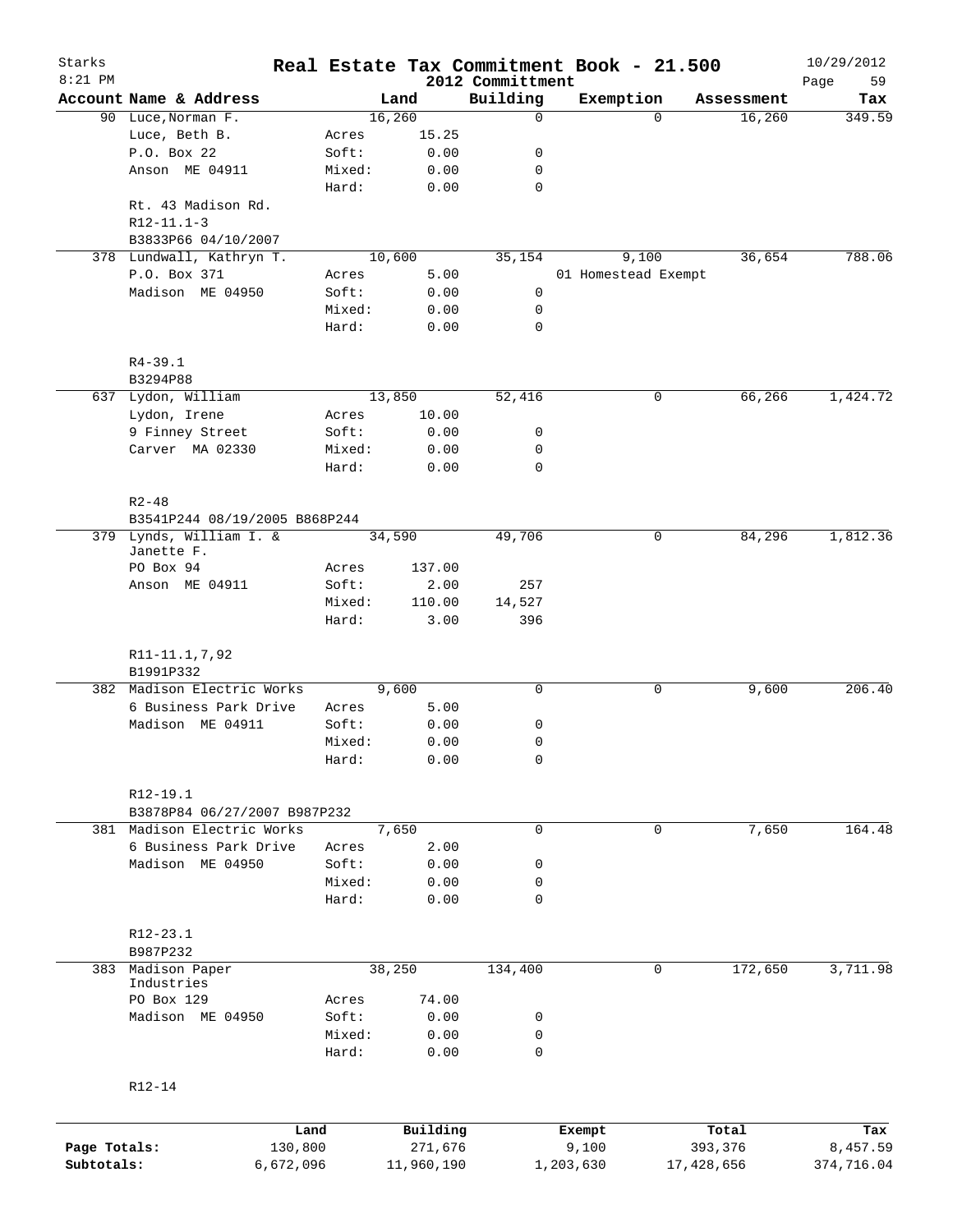Starks
8:21 PM

# Real Estate Tax Commitment Book - 21.500

2012 Committment

10/29/2012

| Account Name & Address | | Land | Building | Exemption | Assessment | Tax |
|---|---|---|---|---|---|---|
| 90 Luce, Norman F. | | 16,260 | 0 | 0 | 16,260 | 349.59 |
| Luce, Beth B. | Acres | 15.25 | | | | |
| P.O. Box 22 | Soft: | 0.00 | 0 | | | |
| Anson ME 04911 | Mixed: | 0.00 | 0 | | | |
| | Hard: | 0.00 | 0 | | | |
| Rt. 43 Madison Rd. | | | | | | |
| R12-11.1-3 | | | | | | |
| B3833P66 04/10/2007 | | | | | | |
| 378 Lundwall, Kathryn T. | | 10,600 | 35,154 | 9,100 | 36,654 | 788.06 |
| P.O. Box 371 | Acres | 5.00 | | 01 Homestead Exempt | | |
| Madison ME 04950 | Soft: | 0.00 | 0 | | | |
| | Mixed: | 0.00 | 0 | | | |
| | Hard: | 0.00 | 0 | | | |
| R4-39.1 | | | | | | |
| B3294P88 | | | | | | |
| 637 Lydon, William | | 13,850 | 52,416 | 0 | 66,266 | 1,424.72 |
| Lydon, Irene | Acres | 10.00 | | | | |
| 9 Finney Street | Soft: | 0.00 | 0 | | | |
| Carver MA 02330 | Mixed: | 0.00 | 0 | | | |
| | Hard: | 0.00 | 0 | | | |
| R2-48 | | | | | | |
| B3541P244 08/19/2005 B868P244 | | | | | | |
| 379 Lynds, William I. & Janette F. | | 34,590 | 49,706 | 0 | 84,296 | 1,812.36 |
| PO Box 94 | Acres | 137.00 | | | | |
| Anson ME 04911 | Soft: | 2.00 | 257 | | | |
| | Mixed: | 110.00 | 14,527 | | | |
| | Hard: | 3.00 | 396 | | | |
| R11-11.1,7,92 | | | | | | |
| B1991P332 | | | | | | |
| 382 Madison Electric Works | | 9,600 | 0 | 0 | 9,600 | 206.40 |
| 6 Business Park Drive | Acres | 5.00 | | | | |
| Madison ME 04911 | Soft: | 0.00 | 0 | | | |
| | Mixed: | 0.00 | 0 | | | |
| | Hard: | 0.00 | 0 | | | |
| R12-19.1 | | | | | | |
| B3878P84 06/27/2007 B987P232 | | | | | | |
| 381 Madison Electric Works | | 7,650 | 0 | 0 | 7,650 | 164.48 |
| 6 Business Park Drive | Acres | 2.00 | | | | |
| Madison ME 04950 | Soft: | 0.00 | 0 | | | |
| | Mixed: | 0.00 | 0 | | | |
| | Hard: | 0.00 | 0 | | | |
| R12-23.1 | | | | | | |
| B987P232 | | | | | | |
| 383 Madison Paper Industries | | 38,250 | 134,400 | 0 | 172,650 | 3,711.98 |
| PO Box 129 | Acres | 74.00 | | | | |
| Madison ME 04950 | Soft: | 0.00 | 0 | | | |
| | Mixed: | 0.00 | 0 | | | |
| | Hard: | 0.00 | 0 | | | |
| R12-14 | | | | | | |

| | Land | Building | Exempt | Total | Tax |
|---|---|---|---|---|---|
| Page Totals: | 130,800 | 271,676 | 9,100 | 393,376 | 8,457.59 |
| Subtotals: | 6,672,096 | 11,960,190 | 1,203,630 | 17,428,656 | 374,716.04 |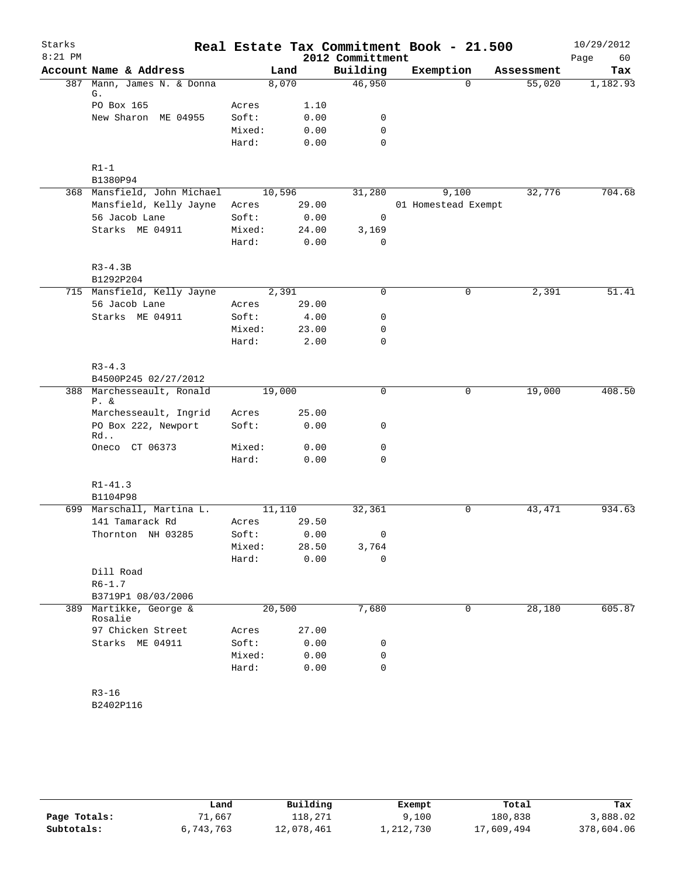Starks 8:21 PM

# Real Estate Tax Commitment Book - 21.500

2012 Committment

10/29/2012

| Account | Name & Address | | Land | Building | Exemption | Assessment | Tax |
|---|---|---|---|---|---|---|---|
| 387 | Mann, James N. & Donna G. | | 8,070 | 46,950 | 0 | 55,020 | 1,182.93 |
| | PO Box 165 | Acres | 1.10 | | | | |
| | New Sharon ME 04955 | Soft: | 0.00 | 0 | | | |
| | | Mixed: | 0.00 | 0 | | | |
| | | Hard: | 0.00 | 0 | | | |
| | R1-1 | | | | | | |
| | B1380P94 | | | | | | |
| 368 | Mansfield, John Michael | | 10,596 | 31,280 | 9,100 | 32,776 | 704.68 |
| | Mansfield, Kelly Jayne | Acres | 29.00 | | 01 Homestead Exempt | | |
| | 56 Jacob Lane | Soft: | 0.00 | 0 | | | |
| | Starks ME 04911 | Mixed: | 24.00 | 3,169 | | | |
| | | Hard: | 0.00 | 0 | | | |
| | R3-4.3B | | | | | | |
| | B1292P204 | | | | | | |
| 715 | Mansfield, Kelly Jayne | | 2,391 | 0 | 0 | 2,391 | 51.41 |
| | 56 Jacob Lane | Acres | 29.00 | | | | |
| | Starks ME 04911 | Soft: | 4.00 | 0 | | | |
| | | Mixed: | 23.00 | 0 | | | |
| | | Hard: | 2.00 | 0 | | | |
| | R3-4.3 | | | | | | |
| | B4500P245 02/27/2012 | | | | | | |
| 388 | Marchesseault, Ronald P. & | | 19,000 | 0 | 0 | 19,000 | 408.50 |
| | Marchesseault, Ingrid | Acres | 25.00 | | | | |
| | PO Box 222, Newport Rd.. | Soft: | 0.00 | 0 | | | |
| | Oneco CT 06373 | Mixed: | 0.00 | 0 | | | |
| | | Hard: | 0.00 | 0 | | | |
| | R1-41.3 | | | | | | |
| | B1104P98 | | | | | | |
| 699 | Marschall, Martina L. | | 11,110 | 32,361 | 0 | 43,471 | 934.63 |
| | 141 Tamarack Rd | Acres | 29.50 | | | | |
| | Thornton NH 03285 | Soft: | 0.00 | 0 | | | |
| | | Mixed: | 28.50 | 3,764 | | | |
| | | Hard: | 0.00 | 0 | | | |
| | Dill Road | | | | | | |
| | R6-1.7 | | | | | | |
| | B3719P1 08/03/2006 | | | | | | |
| 389 | Martikke, George & Rosalie | | 20,500 | 7,680 | 0 | 28,180 | 605.87 |
| | 97 Chicken Street | Acres | 27.00 | | | | |
| | Starks ME 04911 | Soft: | 0.00 | 0 | | | |
| | | Mixed: | 0.00 | 0 | | | |
| | | Hard: | 0.00 | 0 | | | |
| | R3-16 | | | | | | |
| | B2402P116 | | | | | | |

| | Land | Building | Exempt | Total | Tax |
|---|---|---|---|---|---|
| Page Totals: | 71,667 | 118,271 | 9,100 | 180,838 | 3,888.02 |
| Subtotals: | 6,743,763 | 12,078,461 | 1,212,730 | 17,609,494 | 378,604.06 |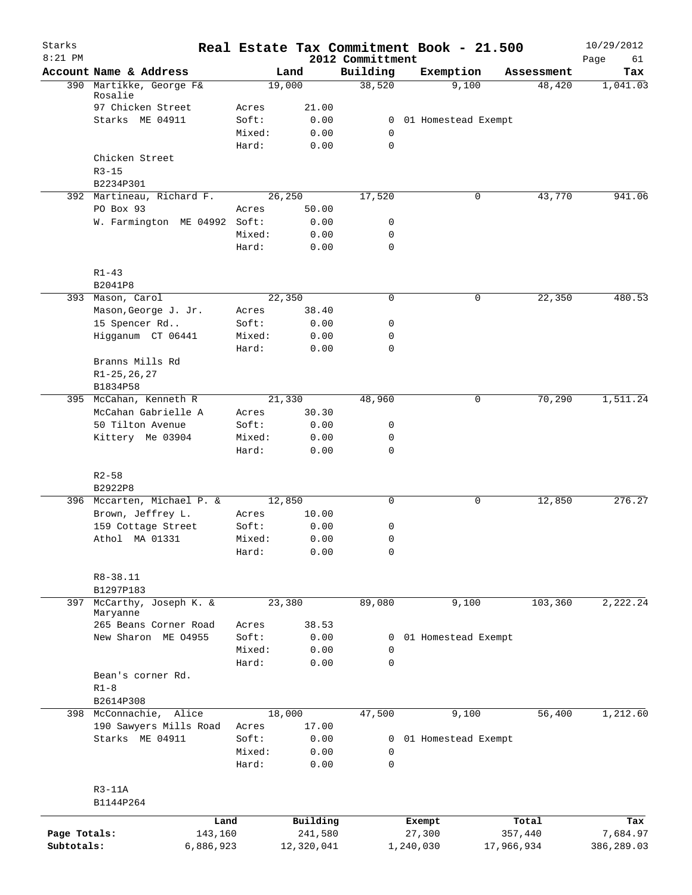# Real Estate Tax Commitment Book - 21.500

Starks
8:21 PM

2012 Committment

10/29/2012

| Account Name & Address | | Land | Building | Exemption | Assessment | Tax |
|---|---|---|---|---|---|---|
| 390 Martikke, George F& Rosalie | | 19,000 | 38,520 | 9,100 | 48,420 | 1,041.03 |
| 97 Chicken Street | Acres | 21.00 | | | | |
| Starks ME 04911 | Soft: | 0.00 | 0 | 01 Homestead Exempt | | |
| | Mixed: | 0.00 | 0 | | | |
| | Hard: | 0.00 | 0 | | | |
| Chicken Street | | | | | | |
| R3-15 | | | | | | |
| B2234P301 | | | | | | |
| 392 Martineau, Richard F. | | 26,250 | 17,520 | 0 | 43,770 | 941.06 |
| PO Box 93 | Acres | 50.00 | | | | |
| W. Farmington ME 04992 | Soft: | 0.00 | 0 | | | |
| | Mixed: | 0.00 | 0 | | | |
| | Hard: | 0.00 | 0 | | | |
| R1-43 | | | | | | |
| B2041P8 | | | | | | |
| 393 Mason, Carol | | 22,350 | 0 | 0 | 22,350 | 480.53 |
| Mason,George J. Jr. | Acres | 38.40 | | | | |
| 15 Spencer Rd.. | Soft: | 0.00 | 0 | | | |
| Higganum CT 06441 | Mixed: | 0.00 | 0 | | | |
| | Hard: | 0.00 | 0 | | | |
| Branns Mills Rd | | | | | | |
| R1-25,26,27 | | | | | | |
| B1834P58 | | | | | | |
| 395 McCahan, Kenneth R | | 21,330 | 48,960 | 0 | 70,290 | 1,511.24 |
| McCahan Gabrielle A | Acres | 30.30 | | | | |
| 50 Tilton Avenue | Soft: | 0.00 | 0 | | | |
| Kittery Me 03904 | Mixed: | 0.00 | 0 | | | |
| | Hard: | 0.00 | 0 | | | |
| R2-58 | | | | | | |
| B2922P8 | | | | | | |
| 396 Mccarten, Michael P. & | | 12,850 | 0 | 0 | 12,850 | 276.27 |
| Brown, Jeffrey L. | Acres | 10.00 | | | | |
| 159 Cottage Street | Soft: | 0.00 | 0 | | | |
| Athol MA 01331 | Mixed: | 0.00 | 0 | | | |
| | Hard: | 0.00 | 0 | | | |
| R8-38.11 | | | | | | |
| B1297P183 | | | | | | |
| 397 McCarthy, Joseph K. & Maryanne | | 23,380 | 89,080 | 9,100 | 103,360 | 2,222.24 |
| 265 Beans Corner Road | Acres | 38.53 | | | | |
| New Sharon ME 04955 | Soft: | 0.00 | 0 | 01 Homestead Exempt | | |
| | Mixed: | 0.00 | 0 | | | |
| | Hard: | 0.00 | 0 | | | |
| Bean's corner Rd. | | | | | | |
| R1-8 | | | | | | |
| B2614P308 | | | | | | |
| 398 McConnachie, Alice | | 18,000 | 47,500 | 9,100 | 56,400 | 1,212.60 |
| 190 Sawyers Mills Road | Acres | 17.00 | | | | |
| Starks ME 04911 | Soft: | 0.00 | 0 | 01 Homestead Exempt | | |
| | Mixed: | 0.00 | 0 | | | |
| | Hard: | 0.00 | 0 | | | |
| R3-11A | | | | | | |
| B1144P264 | | | | | | |

| | Land | Building | Exempt | Total | Tax |
|---|---|---|---|---|---|
| Page Totals: | 143,160 | 241,580 | 27,300 | 357,440 | 7,684.97 |
| Subtotals: | 6,886,923 | 12,320,041 | 1,240,030 | 17,966,934 | 386,289.03 |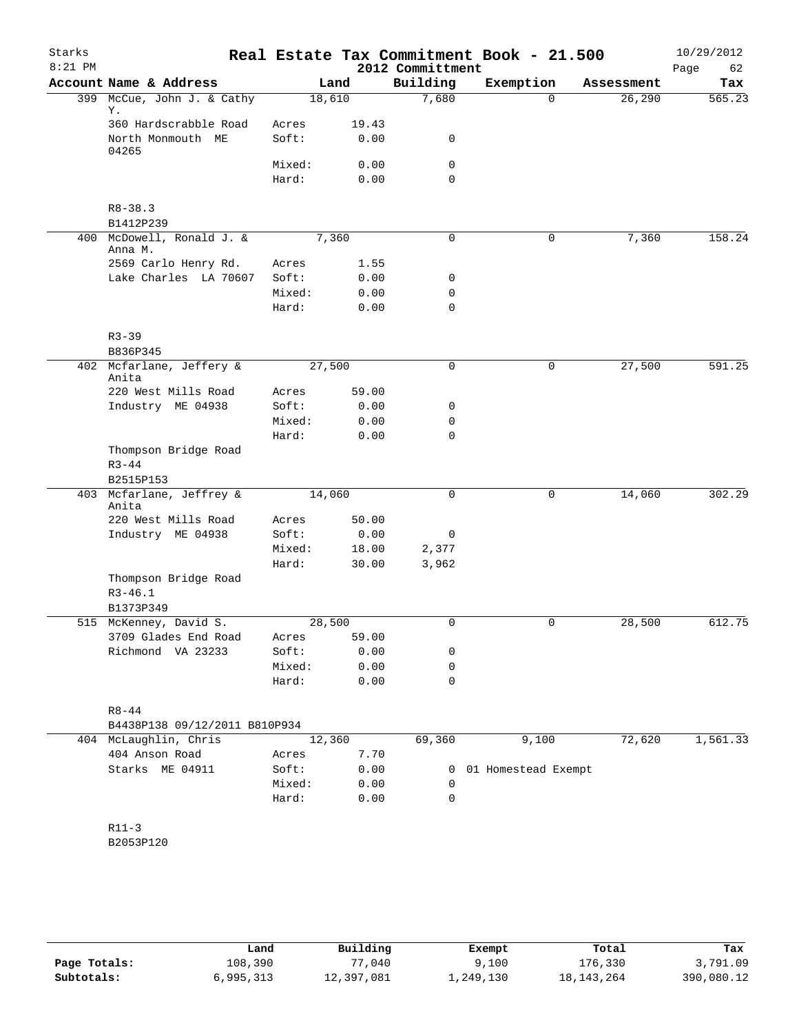# Real Estate Tax Commitment Book - 21.500

Starks
8:21 PM

2012 Committment

10/29/2012

| Account | Name & Address | Land | | Building | Exemption | Assessment | Tax |
|---|---|---|---|---|---|---|---|
| 399 | McCue, John J. & Cathy Y. | 18,610 | | 7,680 | 0 | 26,290 | 565.23 |
| | 360 Hardscrabble Road | Acres | 19.43 | | | | |
| | North Monmouth ME 04265 | Soft: | 0.00 | 0 | | | |
| | | Mixed: | 0.00 | 0 | | | |
| | | Hard: | 0.00 | 0 | | | |
| | R8-38.3 | | | | | | |
| | B1412P239 | | | | | | |
| 400 | McDowell, Ronald J. & Anna M. | 7,360 | | 0 | 0 | 7,360 | 158.24 |
| | 2569 Carlo Henry Rd. | Acres | 1.55 | | | | |
| | Lake Charles LA 70607 | Soft: | 0.00 | 0 | | | |
| | | Mixed: | 0.00 | 0 | | | |
| | | Hard: | 0.00 | 0 | | | |
| | R3-39 | | | | | | |
| | B836P345 | | | | | | |
| 402 | Mcfarlane, Jeffery & Anita | 27,500 | | 0 | 0 | 27,500 | 591.25 |
| | 220 West Mills Road | Acres | 59.00 | | | | |
| | Industry ME 04938 | Soft: | 0.00 | 0 | | | |
| | | Mixed: | 0.00 | 0 | | | |
| | | Hard: | 0.00 | 0 | | | |
| | Thompson Bridge Road | | | | | | |
| | R3-44 | | | | | | |
| | B2515P153 | | | | | | |
| 403 | Mcfarlane, Jeffrey & Anita | 14,060 | | 0 | 0 | 14,060 | 302.29 |
| | 220 West Mills Road | Acres | 50.00 | | | | |
| | Industry ME 04938 | Soft: | 0.00 | 0 | | | |
| | | Mixed: | 18.00 | 2,377 | | | |
| | | Hard: | 30.00 | 3,962 | | | |
| | Thompson Bridge Road | | | | | | |
| | R3-46.1 | | | | | | |
| | B1373P349 | | | | | | |
| 515 | McKenney, David S. | 28,500 | | 0 | 0 | 28,500 | 612.75 |
| | 3709 Glades End Road | Acres | 59.00 | | | | |
| | Richmond VA 23233 | Soft: | 0.00 | 0 | | | |
| | | Mixed: | 0.00 | 0 | | | |
| | | Hard: | 0.00 | 0 | | | |
| | R8-44 | | | | | | |
| | B4438P138 09/12/2011 B810P934 | | | | | | |
| 404 | McLaughlin, Chris | 12,360 | | 69,360 | 9,100 | 72,620 | 1,561.33 |
| | 404 Anson Road | Acres | 7.70 | | | | |
| | Starks ME 04911 | Soft: | 0.00 | 0 | 01 Homestead Exempt | | |
| | | Mixed: | 0.00 | 0 | | | |
| | | Hard: | 0.00 | 0 | | | |
| | R11-3 | | | | | | |
| | B2053P120 | | | | | | |

| | Land | Building | Exempt | Total | Tax |
|---|---|---|---|---|---|
| Page Totals: | 108,390 | 77,040 | 9,100 | 176,330 | 3,791.09 |
| Subtotals: | 6,995,313 | 12,397,081 | 1,249,130 | 18,143,264 | 390,080.12 |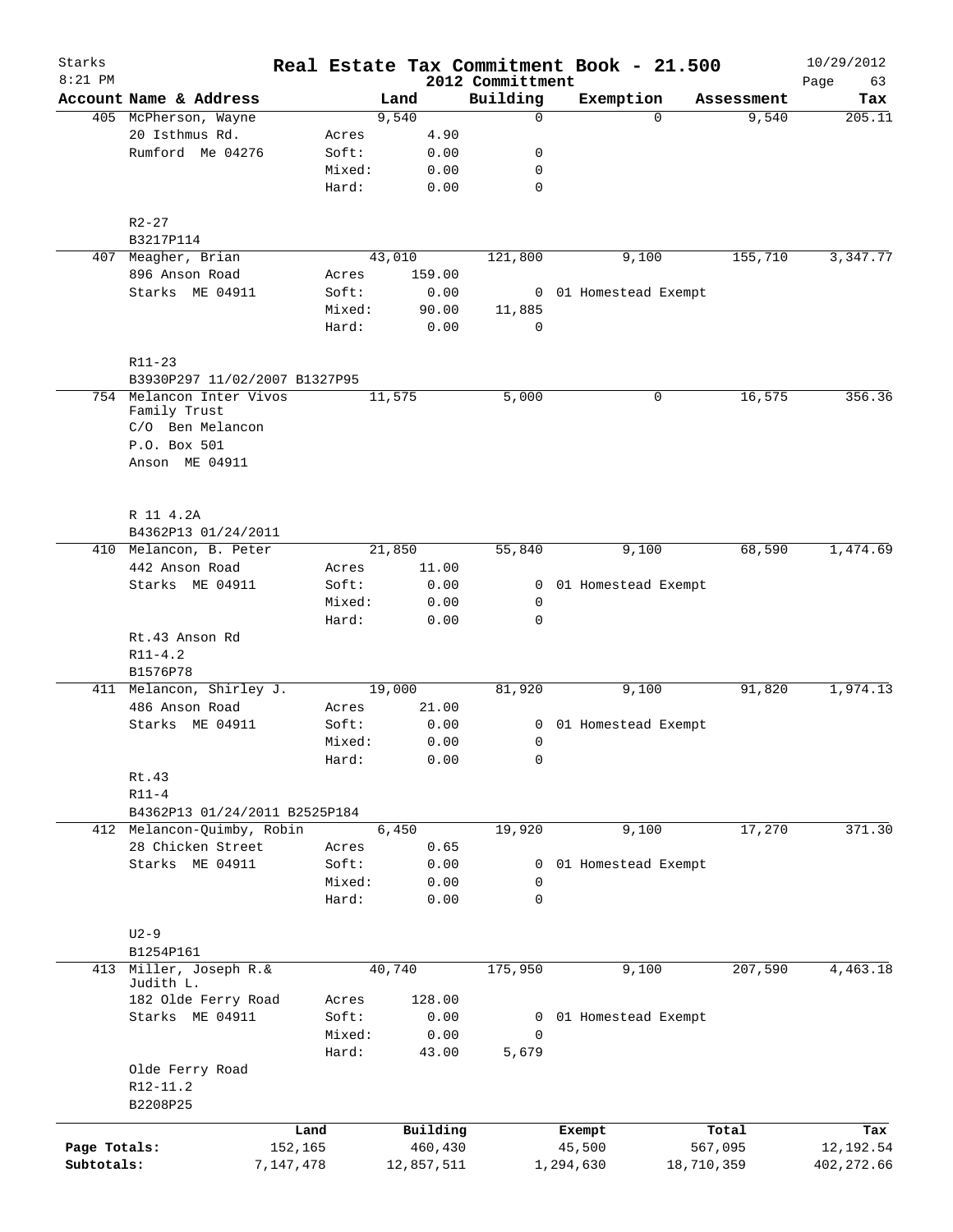# Real Estate Tax Commitment Book - 21.500

Starks
8:21 PM

2012 Committment

10/29/2012

| Account Name & Address | | Land | Building | Exemption | Assessment | Tax |
|---|---|---|---|---|---|---|
| 405 McPherson, Wayne | | 9,540 | 0 | 0 | 9,540 | 205.11 |
| 20 Isthmus Rd. | Acres | 4.90 | | | | |
| Rumford Me 04276 | Soft: | 0.00 | 0 | | | |
| | Mixed: | 0.00 | 0 | | | |
| | Hard: | 0.00 | 0 | | | |
| R2-27 | | | | | | |
| B3217P114 | | | | | | |
| 407 Meagher, Brian | | 43,010 | 121,800 | 9,100 | 155,710 | 3,347.77 |
| 896 Anson Road | Acres | 159.00 | | | | |
| Starks ME 04911 | Soft: | 0.00 | 0 | 01 Homestead Exempt | | |
| | Mixed: | 90.00 | 11,885 | | | |
| | Hard: | 0.00 | 0 | | | |
| R11-23 | | | | | | |
| B3930P297 11/02/2007 B1327P95 | | | | | | |
| 754 Melancon Inter Vivos Family Trust | | 11,575 | 5,000 | 0 | 16,575 | 356.36 |
| C/O Ben Melancon | | | | | | |
| P.O. Box 501 | | | | | | |
| Anson ME 04911 | | | | | | |
| R 11 4.2A | | | | | | |
| B4362P13 01/24/2011 | | | | | | |
| 410 Melancon, B. Peter | | 21,850 | 55,840 | 9,100 | 68,590 | 1,474.69 |
| 442 Anson Road | Acres | 11.00 | | | | |
| Starks ME 04911 | Soft: | 0.00 | 0 | 01 Homestead Exempt | | |
| | Mixed: | 0.00 | 0 | | | |
| | Hard: | 0.00 | 0 | | | |
| Rt.43 Anson Rd | | | | | | |
| R11-4.2 | | | | | | |
| B1576P78 | | | | | | |
| 411 Melancon, Shirley J. | | 19,000 | 81,920 | 9,100 | 91,820 | 1,974.13 |
| 486 Anson Road | Acres | 21.00 | | | | |
| Starks ME 04911 | Soft: | 0.00 | 0 | 01 Homestead Exempt | | |
| | Mixed: | 0.00 | 0 | | | |
| | Hard: | 0.00 | 0 | | | |
| Rt.43 | | | | | | |
| R11-4 | | | | | | |
| B4362P13 01/24/2011 B2525P184 | | | | | | |
| 412 Melancon-Quimby, Robin | | 6,450 | 19,920 | 9,100 | 17,270 | 371.30 |
| 28 Chicken Street | Acres | 0.65 | | | | |
| Starks ME 04911 | Soft: | 0.00 | 0 | 01 Homestead Exempt | | |
| | Mixed: | 0.00 | 0 | | | |
| | Hard: | 0.00 | 0 | | | |
| U2-9 | | | | | | |
| B1254P161 | | | | | | |
| 413 Miller, Joseph R.& Judith L. | | 40,740 | 175,950 | 9,100 | 207,590 | 4,463.18 |
| 182 Olde Ferry Road | Acres | 128.00 | | | | |
| Starks ME 04911 | Soft: | 0.00 | 0 | 01 Homestead Exempt | | |
| | Mixed: | 0.00 | 0 | | | |
| | Hard: | 43.00 | 5,679 | | | |
| Olde Ferry Road | | | | | | |
| R12-11.2 | | | | | | |
| B2208P25 | | | | | | |

| | Land | Building | Exempt | Total | Tax |
|---|---|---|---|---|---|
| Page Totals: | 152,165 | 460,430 | 45,500 | 567,095 | 12,192.54 |
| Subtotals: | 7,147,478 | 12,857,511 | 1,294,630 | 18,710,359 | 402,272.66 |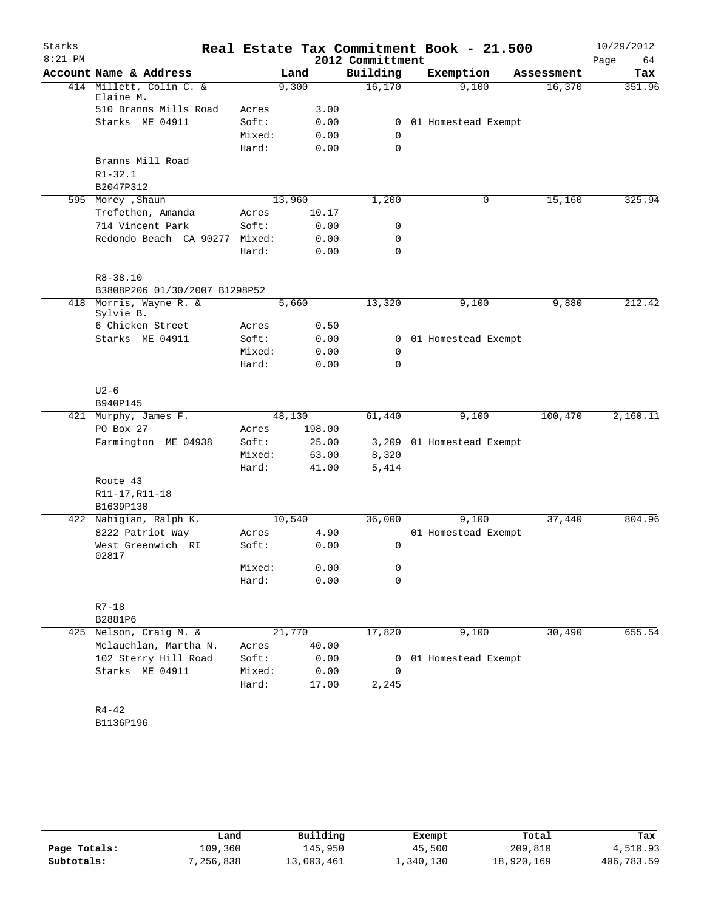Starks 8:21 PM

# Real Estate Tax Commitment Book - 21.500

2012 Committment

10/29/2012

| Account | Name & Address | | Land | Building | Exemption | Assessment | Tax |
|---|---|---|---|---|---|---|---|
| 414 | Millett, Colin C. & Elaine M. | | 9,300 | 16,170 | 9,100 | 16,370 | 351.96 |
| | 510 Branns Mills Road | Acres | 3.00 | | | | |
| | Starks ME 04911 | Soft: | 0.00 | 0 | 01 Homestead Exempt | | |
| | | Mixed: | 0.00 | 0 | | | |
| | | Hard: | 0.00 | 0 | | | |
| | Branns Mill Road | | | | | | |
| | R1-32.1 | | | | | | |
| | B2047P312 | | | | | | |
| 595 | Morey ,Shaun | | 13,960 | 1,200 | 0 | 15,160 | 325.94 |
| | Trefethen, Amanda | Acres | 10.17 | | | | |
| | 714 Vincent Park | Soft: | 0.00 | 0 | | | |
| | Redondo Beach CA 90277 | Mixed: | 0.00 | 0 | | | |
| | | Hard: | 0.00 | 0 | | | |
| | R8-38.10 | | | | | | |
| | B3808P206 01/30/2007 B1298P52 | | | | | | |
| 418 | Morris, Wayne R. & Sylvie B. | | 5,660 | 13,320 | 9,100 | 9,880 | 212.42 |
| | 6 Chicken Street | Acres | 0.50 | | | | |
| | Starks ME 04911 | Soft: | 0.00 | 0 | 01 Homestead Exempt | | |
| | | Mixed: | 0.00 | 0 | | | |
| | | Hard: | 0.00 | 0 | | | |
| | U2-6 | | | | | | |
| | B940P145 | | | | | | |
| 421 | Murphy, James F. | | 48,130 | 61,440 | 9,100 | 100,470 | 2,160.11 |
| | PO Box 27 | Acres | 198.00 | | | | |
| | Farmington ME 04938 | Soft: | 25.00 | 3,209 | 01 Homestead Exempt | | |
| | | Mixed: | 63.00 | 8,320 | | | |
| | | Hard: | 41.00 | 5,414 | | | |
| | Route 43 | | | | | | |
| | R11-17,R11-18 | | | | | | |
| | B1639P130 | | | | | | |
| 422 | Nahigian, Ralph K. | | 10,540 | 36,000 | 9,100 | 37,440 | 804.96 |
| | 8222 Patriot Way | Acres | 4.90 | | 01 Homestead Exempt | | |
| | West Greenwich RI 02817 | Soft: | 0.00 | 0 | | | |
| | | Mixed: | 0.00 | 0 | | | |
| | | Hard: | 0.00 | 0 | | | |
| | R7-18 | | | | | | |
| | B2881P6 | | | | | | |
| 425 | Nelson, Craig M. & | | 21,770 | 17,820 | 9,100 | 30,490 | 655.54 |
| | Mclauchlan, Martha N. | Acres | 40.00 | | | | |
| | 102 Sterry Hill Road | Soft: | 0.00 | 0 | 01 Homestead Exempt | | |
| | Starks ME 04911 | Mixed: | 0.00 | 0 | | | |
| | | Hard: | 17.00 | 2,245 | | | |
| | R4-42 | | | | | | |
| | B1136P196 | | | | | | |

| | Land | Building | Exempt | Total | Tax |
|---|---|---|---|---|---|
| Page Totals: | 109,360 | 145,950 | 45,500 | 209,810 | 4,510.93 |
| Subtotals: | 7,256,838 | 13,003,461 | 1,340,130 | 18,920,169 | 406,783.59 |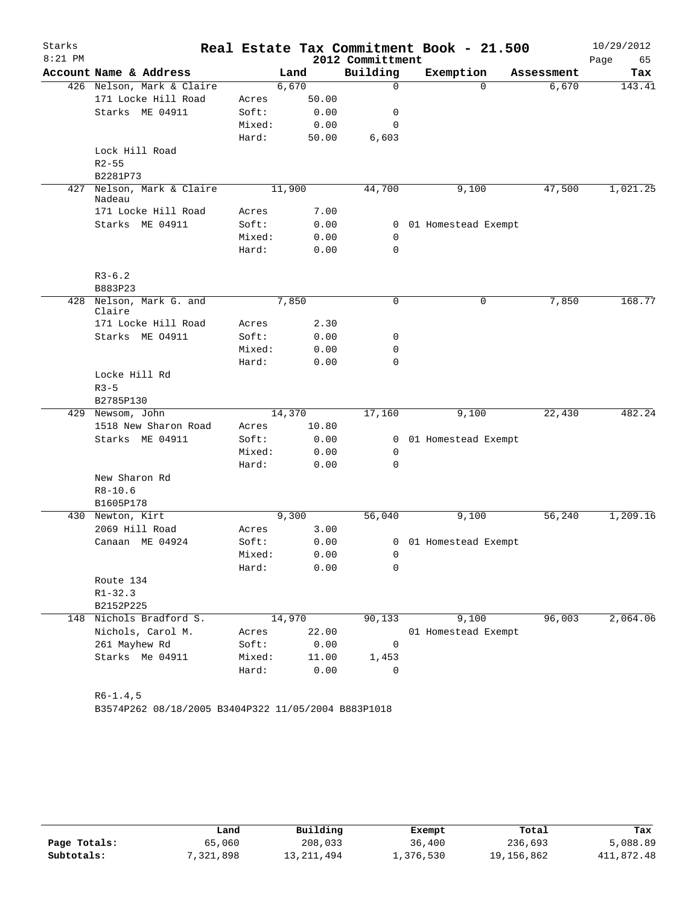# Real Estate Tax Commitment Book - 21.500

Starks 8:21 PM — 2012 Committment — 10/29/2012

| Account Name & Address | Land | | Building | Exemption | Assessment | Tax |
|---|---|---|---|---|---|---|
| 426 Nelson, Mark & Claire | 6,670 | | 0 | 0 | 6,670 | 143.41 |
| 171 Locke Hill Road | Acres | 50.00 | | | | |
| Starks ME 04911 | Soft: | 0.00 | 0 | | | |
| | Mixed: | 0.00 | 0 | | | |
| | Hard: | 50.00 | 6,603 | | | |
| Lock Hill Road | | | | | | |
| R2-55 | | | | | | |
| B2281P73 | | | | | | |
| 427 Nelson, Mark & Claire Nadeau | 11,900 | | 44,700 | 9,100 | 47,500 | 1,021.25 |
| 171 Locke Hill Road | Acres | 7.00 | | | | |
| Starks ME 04911 | Soft: | 0.00 | 0 | 01 Homestead Exempt | | |
| | Mixed: | 0.00 | 0 | | | |
| | Hard: | 0.00 | 0 | | | |
| R3-6.2 | | | | | | |
| B883P23 | | | | | | |
| 428 Nelson, Mark G. and Claire | 7,850 | | 0 | 0 | 7,850 | 168.77 |
| 171 Locke Hill Road | Acres | 2.30 | | | | |
| Starks ME O4911 | Soft: | 0.00 | 0 | | | |
| | Mixed: | 0.00 | 0 | | | |
| | Hard: | 0.00 | 0 | | | |
| Locke Hill Rd | | | | | | |
| R3-5 | | | | | | |
| B2785P130 | | | | | | |
| 429 Newsom, John | 14,370 | | 17,160 | 9,100 | 22,430 | 482.24 |
| 1518 New Sharon Road | Acres | 10.80 | | | | |
| Starks ME 04911 | Soft: | 0.00 | 0 | 01 Homestead Exempt | | |
| | Mixed: | 0.00 | 0 | | | |
| | Hard: | 0.00 | 0 | | | |
| New Sharon Rd | | | | | | |
| R8-10.6 | | | | | | |
| B1605P178 | | | | | | |
| 430 Newton, Kirt | 9,300 | | 56,040 | 9,100 | 56,240 | 1,209.16 |
| 2069 Hill Road | Acres | 3.00 | | | | |
| Canaan ME 04924 | Soft: | 0.00 | 0 | 01 Homestead Exempt | | |
| | Mixed: | 0.00 | 0 | | | |
| | Hard: | 0.00 | 0 | | | |
| Route 134 | | | | | | |
| R1-32.3 | | | | | | |
| B2152P225 | | | | | | |
| 148 Nichols Bradford S. | 14,970 | | 90,133 | 9,100 | 96,003 | 2,064.06 |
| Nichols, Carol M. | Acres | 22.00 | | 01 Homestead Exempt | | |
| 261 Mayhew Rd | Soft: | 0.00 | 0 | | | |
| Starks Me 04911 | Mixed: | 11.00 | 1,453 | | | |
| | Hard: | 0.00 | 0 | | | |
| R6-1.4,5 | | | | | | |
| B3574P262 08/18/2005 B3404P322 11/05/2004 B883P1018 | | | | | | |

| | Land | Building | Exempt | Total | Tax |
|---|---|---|---|---|---|
| Page Totals: | 65,060 | 208,033 | 36,400 | 236,693 | 5,088.89 |
| Subtotals: | 7,321,898 | 13,211,494 | 1,376,530 | 19,156,862 | 411,872.48 |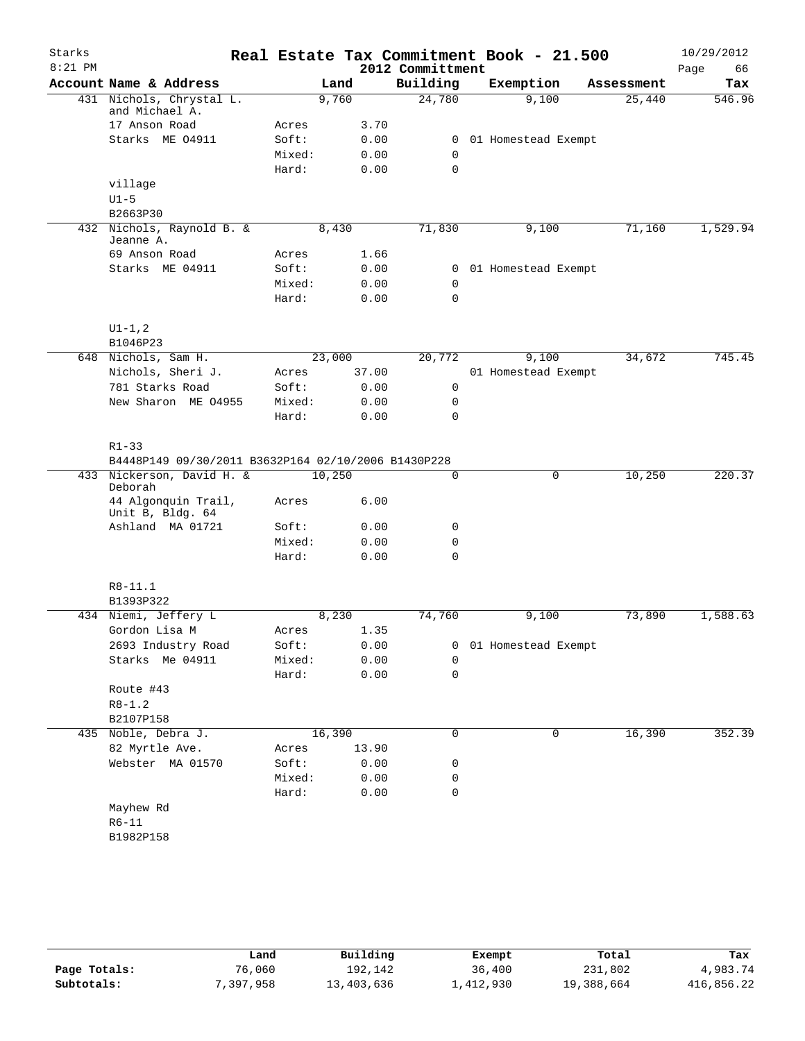# Real Estate Tax Commitment Book - 21.500

Starks
8:21 PM

2012 Committment

10/29/2012
Page 66

| Account Name & Address | | Land | Building | Exemption | Assessment | Tax |
|---|---|---|---|---|---|---|
| 431 Nichols, Chrystal L. and Michael A. | | 9,760 | 24,780 | 9,100 | 25,440 | 546.96 |
| 17 Anson Road | Acres | 3.70 | | | | |
| Starks ME 04911 | Soft: | 0.00 | 0 | 01 Homestead Exempt | | |
| | Mixed: | 0.00 | 0 | | | |
| | Hard: | 0.00 | 0 | | | |
| village | | | | | | |
| U1-5 | | | | | | |
| B2663P30 | | | | | | |
| 432 Nichols, Raynold B. & Jeanne A. | | 8,430 | 71,830 | 9,100 | 71,160 | 1,529.94 |
| 69 Anson Road | Acres | 1.66 | | | | |
| Starks ME 04911 | Soft: | 0.00 | 0 | 01 Homestead Exempt | | |
| | Mixed: | 0.00 | 0 | | | |
| | Hard: | 0.00 | 0 | | | |
| U1-1,2 | | | | | | |
| B1046P23 | | | | | | |
| 648 Nichols, Sam H. | | 23,000 | 20,772 | 9,100 | 34,672 | 745.45 |
| Nichols, Sheri J. | Acres | 37.00 | | 01 Homestead Exempt | | |
| 781 Starks Road | Soft: | 0.00 | 0 | | | |
| New Sharon ME 04955 | Mixed: | 0.00 | 0 | | | |
| | Hard: | 0.00 | 0 | | | |
| R1-33 | | | | | | |
| B4448P149 09/30/2011 B3632P164 02/10/2006 B1430P228 | | | | | | |
| 433 Nickerson, David H. & Deborah | | 10,250 | 0 | 0 | 10,250 | 220.37 |
| 44 Algonquin Trail, Unit B, Bldg. 64 | Acres | 6.00 | | | | |
| Ashland MA 01721 | Soft: | 0.00 | 0 | | | |
| | Mixed: | 0.00 | 0 | | | |
| | Hard: | 0.00 | 0 | | | |
| R8-11.1 | | | | | | |
| B1393P322 | | | | | | |
| 434 Niemi, Jeffery L | | 8,230 | 74,760 | 9,100 | 73,890 | 1,588.63 |
| Gordon Lisa M | Acres | 1.35 | | | | |
| 2693 Industry Road | Soft: | 0.00 | 0 | 01 Homestead Exempt | | |
| Starks Me 04911 | Mixed: | 0.00 | 0 | | | |
| | Hard: | 0.00 | 0 | | | |
| Route #43 | | | | | | |
| R8-1.2 | | | | | | |
| B2107P158 | | | | | | |
| 435 Noble, Debra J. | | 16,390 | 0 | 0 | 16,390 | 352.39 |
| 82 Myrtle Ave. | Acres | 13.90 | | | | |
| Webster MA 01570 | Soft: | 0.00 | 0 | | | |
| | Mixed: | 0.00 | 0 | | | |
| | Hard: | 0.00 | 0 | | | |
| Mayhew Rd | | | | | | |
| R6-11 | | | | | | |
| B1982P158 | | | | | | |

| | Land | Building | Exempt | Total | Tax |
|---|---|---|---|---|---|
| Page Totals: | 76,060 | 192,142 | 36,400 | 231,802 | 4,983.74 |
| Subtotals: | 7,397,958 | 13,403,636 | 1,412,930 | 19,388,664 | 416,856.22 |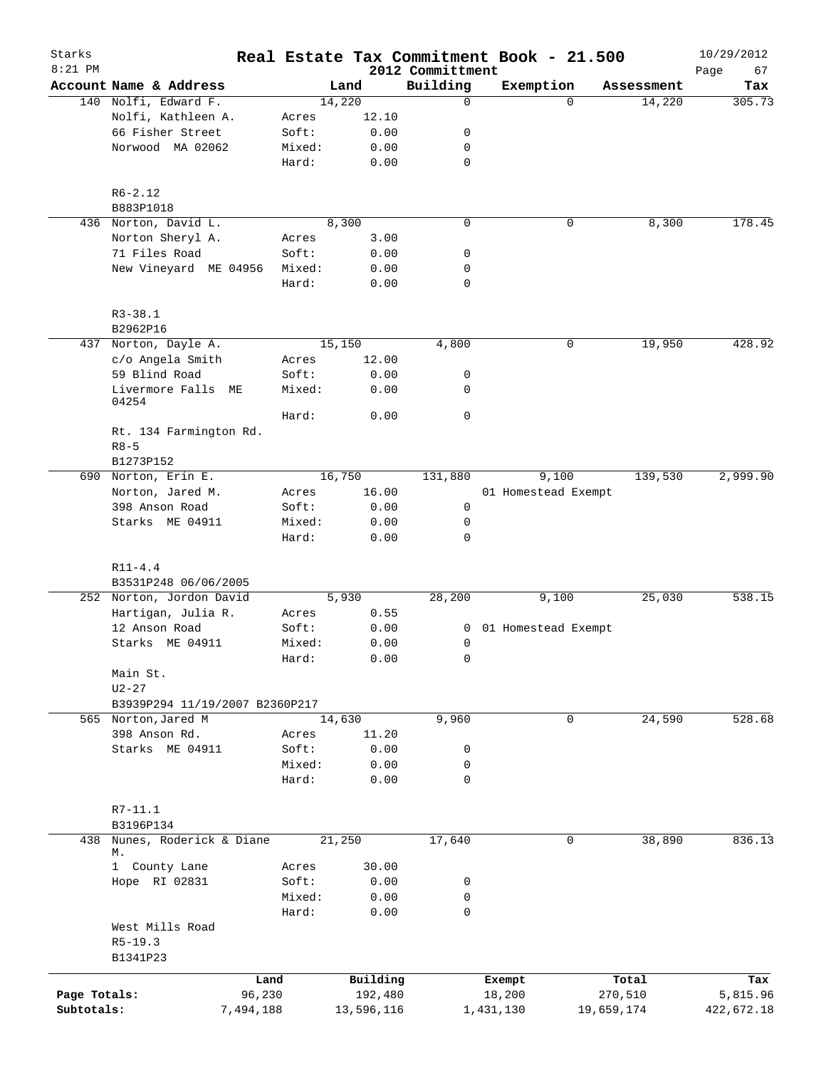# Real Estate Tax Commitment Book - 21.500

Starks
8:21 PM

2012 Committment

10/29/2012

| Account | Name & Address | | Land | Building | Exemption | Assessment | Tax |
|---|---|---|---|---|---|---|---|
| 140 | Nolfi, Edward F. | | 14,220 | 0 | 0 | 14,220 | 305.73 |
| | Nolfi, Kathleen A. | Acres | 12.10 | | | | |
| | 66 Fisher Street | Soft: | 0.00 | 0 | | | |
| | Norwood MA 02062 | Mixed: | 0.00 | 0 | | | |
| | | Hard: | 0.00 | 0 | | | |
| | R6-2.12 | | | | | | |
| | B883P1018 | | | | | | |
| 436 | Norton, David L. | | 8,300 | 0 | 0 | 8,300 | 178.45 |
| | Norton Sheryl A. | Acres | 3.00 | | | | |
| | 71 Files Road | Soft: | 0.00 | 0 | | | |
| | New Vineyard ME 04956 | Mixed: | 0.00 | 0 | | | |
| | | Hard: | 0.00 | 0 | | | |
| | R3-38.1 | | | | | | |
| | B2962P16 | | | | | | |
| 437 | Norton, Dayle A. | | 15,150 | 4,800 | 0 | 19,950 | 428.92 |
| | c/o Angela Smith | Acres | 12.00 | | | | |
| | 59 Blind Road | Soft: | 0.00 | 0 | | | |
| | Livermore Falls ME 04254 | Mixed: | 0.00 | 0 | | | |
| | | Hard: | 0.00 | 0 | | | |
| | Rt. 134 Farmington Rd. | | | | | | |
| | R8-5 | | | | | | |
| | B1273P152 | | | | | | |
| 690 | Norton, Erin E. | | 16,750 | 131,880 | 9,100 | 139,530 | 2,999.90 |
| | Norton, Jared M. | Acres | 16.00 | | 01 Homestead Exempt | | |
| | 398 Anson Road | Soft: | 0.00 | 0 | | | |
| | Starks ME 04911 | Mixed: | 0.00 | 0 | | | |
| | | Hard: | 0.00 | 0 | | | |
| | R11-4.4 | | | | | | |
| | B3531P248 06/06/2005 | | | | | | |
| 252 | Norton, Jordon David | | 5,930 | 28,200 | 9,100 | 25,030 | 538.15 |
| | Hartigan, Julia R. | Acres | 0.55 | | | | |
| | 12 Anson Road | Soft: | 0.00 | 0 | 01 Homestead Exempt | | |
| | Starks ME 04911 | Mixed: | 0.00 | 0 | | | |
| | | Hard: | 0.00 | 0 | | | |
| | Main St. | | | | | | |
| | U2-27 | | | | | | |
| | B3939P294 11/19/2007 B2360P217 | | | | | | |
| 565 | Norton, Jared M | | 14,630 | 9,960 | 0 | 24,590 | 528.68 |
| | 398 Anson Rd. | Acres | 11.20 | | | | |
| | Starks ME 04911 | Soft: | 0.00 | 0 | | | |
| | | Mixed: | 0.00 | 0 | | | |
| | | Hard: | 0.00 | 0 | | | |
| | R7-11.1 | | | | | | |
| | B3196P134 | | | | | | |
| 438 | Nunes, Roderick & Diane M. | | 21,250 | 17,640 | 0 | 38,890 | 836.13 |
| | 1 County Lane | Acres | 30.00 | | | | |
| | Hope RI 02831 | Soft: | 0.00 | 0 | | | |
| | | Mixed: | 0.00 | 0 | | | |
| | | Hard: | 0.00 | 0 | | | |
| | West Mills Road | | | | | | |
| | R5-19.3 | | | | | | |
| | B1341P23 | | | | | | |

| | Land | Building | Exempt | Total | Tax |
|---|---|---|---|---|---|
| Page Totals: | 96,230 | 192,480 | 18,200 | 270,510 | 5,815.96 |
| Subtotals: | 7,494,188 | 13,596,116 | 1,431,130 | 19,659,174 | 422,672.18 |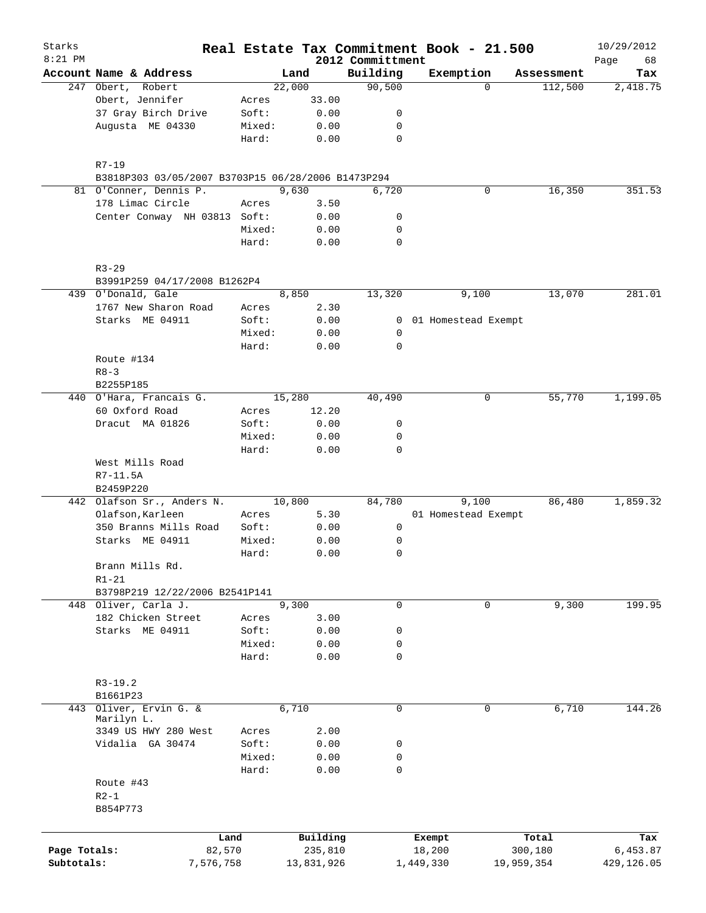Starks 8:21 PM

# Real Estate Tax Commitment Book - 21.500

2012 Committment

10/29/2012

| Account Name & Address | | Land | Building | Exemption | Assessment | Tax |
|---|---|---|---|---|---|---|
| 247 Obert, Robert | | 22,000 | 90,500 | 0 | 112,500 | 2,418.75 |
| Obert, Jennifer | Acres | 33.00 | | | | |
| 37 Gray Birch Drive | Soft: | 0.00 | 0 | | | |
| Augusta ME 04330 | Mixed: | 0.00 | 0 | | | |
| | Hard: | 0.00 | 0 | | | |
| R7-19 | | | | | | |
| B3818P303 03/05/2007 B3703P15 06/28/2006 B1473P294 | | | | | | |
| 81 O'Conner, Dennis P. | | 9,630 | 6,720 | 0 | 16,350 | 351.53 |
| 178 Limac Circle | Acres | 3.50 | | | | |
| Center Conway NH 03813 | Soft: | 0.00 | 0 | | | |
| | Mixed: | 0.00 | 0 | | | |
| | Hard: | 0.00 | 0 | | | |
| R3-29 | | | | | | |
| B3991P259 04/17/2008 B1262P4 | | | | | | |
| 439 O'Donald, Gale | | 8,850 | 13,320 | 9,100 | 13,070 | 281.01 |
| 1767 New Sharon Road | Acres | 2.30 | | | | |
| Starks ME 04911 | Soft: | 0.00 | 0 | 01 Homestead Exempt | | |
| | Mixed: | 0.00 | 0 | | | |
| | Hard: | 0.00 | 0 | | | |
| Route #134 | | | | | | |
| R8-3 | | | | | | |
| B2255P185 | | | | | | |
| 440 O'Hara, Francais G. | | 15,280 | 40,490 | 0 | 55,770 | 1,199.05 |
| 60 Oxford Road | Acres | 12.20 | | | | |
| Dracut MA 01826 | Soft: | 0.00 | 0 | | | |
| | Mixed: | 0.00 | 0 | | | |
| | Hard: | 0.00 | 0 | | | |
| West Mills Road | | | | | | |
| R7-11.5A | | | | | | |
| B2459P220 | | | | | | |
| 442 Olafson Sr., Anders N. | | 10,800 | 84,780 | 9,100 | 86,480 | 1,859.32 |
| Olafson,Karleen | Acres | 5.30 | | 01 Homestead Exempt | | |
| 350 Branns Mills Road | Soft: | 0.00 | 0 | | | |
| Starks ME 04911 | Mixed: | 0.00 | 0 | | | |
| | Hard: | 0.00 | 0 | | | |
| Brann Mills Rd. | | | | | | |
| R1-21 | | | | | | |
| B3798P219 12/22/2006 B2541P141 | | | | | | |
| 448 Oliver, Carla J. | | 9,300 | 0 | 0 | 9,300 | 199.95 |
| 182 Chicken Street | Acres | 3.00 | | | | |
| Starks ME 04911 | Soft: | 0.00 | 0 | | | |
| | Mixed: | 0.00 | 0 | | | |
| | Hard: | 0.00 | 0 | | | |
| R3-19.2 | | | | | | |
| B1661P23 | | | | | | |
| 443 Oliver, Ervin G. & Marilyn L. | | 6,710 | 0 | 0 | 6,710 | 144.26 |
| 3349 US HWY 280 West | Acres | 2.00 | | | | |
| Vidalia GA 30474 | Soft: | 0.00 | 0 | | | |
| | Mixed: | 0.00 | 0 | | | |
| | Hard: | 0.00 | 0 | | | |
| Route #43 | | | | | | |
| R2-1 | | | | | | |
| B854P773 | | | | | | |

| | Land | Building | Exempt | Total | Tax |
|---|---|---|---|---|---|
| Page Totals: | 82,570 | 235,810 | 18,200 | 300,180 | 6,453.87 |
| Subtotals: | 7,576,758 | 13,831,926 | 1,449,330 | 19,959,354 | 429,126.05 |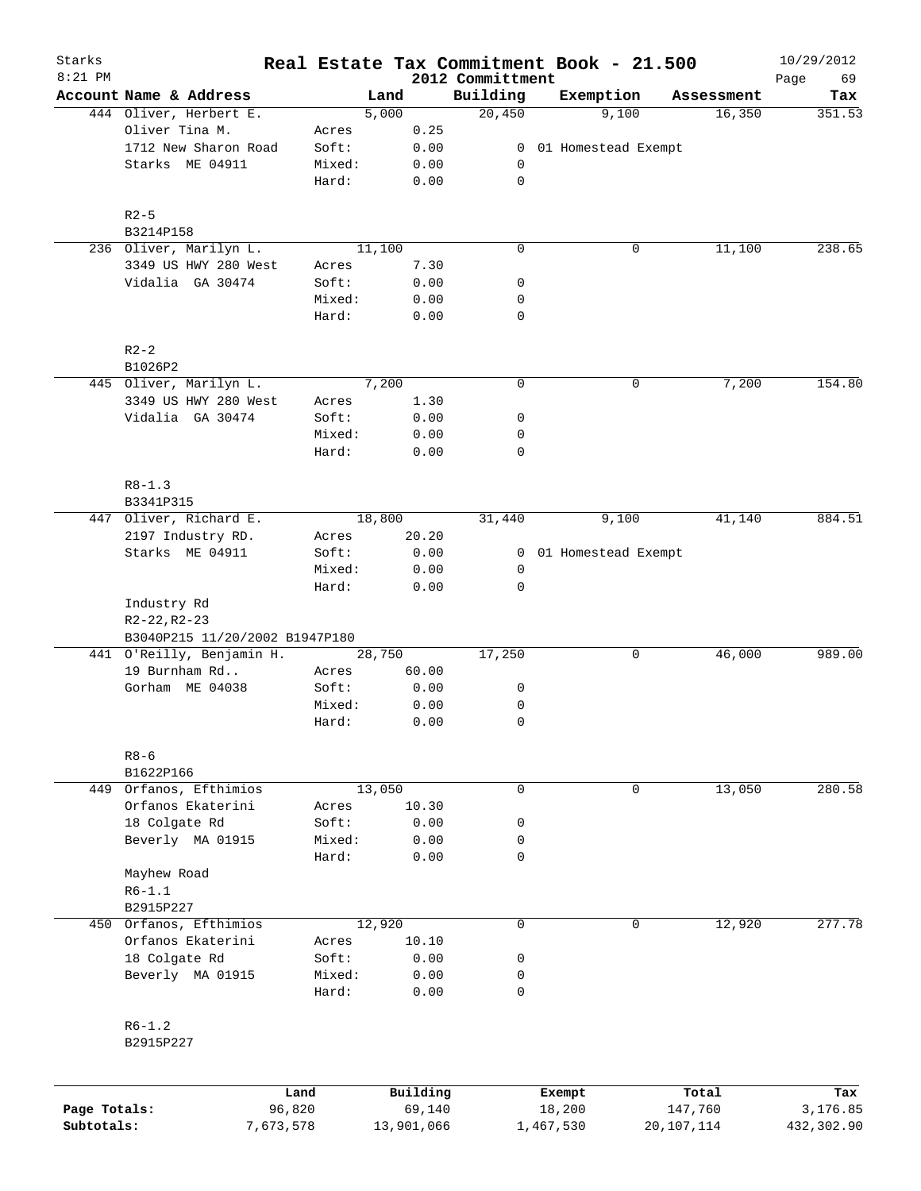# Real Estate Tax Commitment Book - 21.500

2012 Committment

Starks 8:21 PM — 10/29/2012

| Account | Name & Address | | Land | Building | Exemption | Assessment | Tax |
|---|---|---|---|---|---|---|---|
| 444 | Oliver, Herbert E. | | 5,000 | 20,450 | 9,100 | 16,350 | 351.53 |
| | Oliver Tina M. | Acres | 0.25 | | | | |
| | 1712 New Sharon Road | Soft: | 0.00 | 0 | 01 Homestead Exempt | | |
| | Starks ME 04911 | Mixed: | 0.00 | 0 | | | |
| | | Hard: | 0.00 | 0 | | | |
| | R2-5 | | | | | | |
| | B3214P158 | | | | | | |
| 236 | Oliver, Marilyn L. | | 11,100 | 0 | 0 | 11,100 | 238.65 |
| | 3349 US HWY 280 West | Acres | 7.30 | | | | |
| | Vidalia GA 30474 | Soft: | 0.00 | 0 | | | |
| | | Mixed: | 0.00 | 0 | | | |
| | | Hard: | 0.00 | 0 | | | |
| | R2-2 | | | | | | |
| | B1026P2 | | | | | | |
| 445 | Oliver, Marilyn L. | | 7,200 | 0 | 0 | 7,200 | 154.80 |
| | 3349 US HWY 280 West | Acres | 1.30 | | | | |
| | Vidalia GA 30474 | Soft: | 0.00 | 0 | | | |
| | | Mixed: | 0.00 | 0 | | | |
| | | Hard: | 0.00 | 0 | | | |
| | R8-1.3 | | | | | | |
| | B3341P315 | | | | | | |
| 447 | Oliver, Richard E. | | 18,800 | 31,440 | 9,100 | 41,140 | 884.51 |
| | 2197 Industry RD. | Acres | 20.20 | | | | |
| | Starks ME 04911 | Soft: | 0.00 | 0 | 01 Homestead Exempt | | |
| | | Mixed: | 0.00 | 0 | | | |
| | | Hard: | 0.00 | 0 | | | |
| | Industry Rd | | | | | | |
| | R2-22,R2-23 | | | | | | |
| | B3040P215 11/20/2002 B1947P180 | | | | | | |
| 441 | O'Reilly, Benjamin H. | | 28,750 | 17,250 | 0 | 46,000 | 989.00 |
| | 19 Burnham Rd.. | Acres | 60.00 | | | | |
| | Gorham ME 04038 | Soft: | 0.00 | 0 | | | |
| | | Mixed: | 0.00 | 0 | | | |
| | | Hard: | 0.00 | 0 | | | |
| | R8-6 | | | | | | |
| | B1622P166 | | | | | | |
| 449 | Orfanos, Efthimios | | 13,050 | 0 | 0 | 13,050 | 280.58 |
| | Orfanos Ekaterini | Acres | 10.30 | | | | |
| | 18 Colgate Rd | Soft: | 0.00 | 0 | | | |
| | Beverly MA 01915 | Mixed: | 0.00 | 0 | | | |
| | | Hard: | 0.00 | 0 | | | |
| | Mayhew Road | | | | | | |
| | R6-1.1 | | | | | | |
| | B2915P227 | | | | | | |
| 450 | Orfanos, Efthimios | | 12,920 | 0 | 0 | 12,920 | 277.78 |
| | Orfanos Ekaterini | Acres | 10.10 | | | | |
| | 18 Colgate Rd | Soft: | 0.00 | 0 | | | |
| | Beverly MA 01915 | Mixed: | 0.00 | 0 | | | |
| | | Hard: | 0.00 | 0 | | | |
| | R6-1.2 | | | | | | |
| | B2915P227 | | | | | | |

| | Land | Building | Exempt | Total | Tax |
|---|---|---|---|---|---|
| Page Totals: | 96,820 | 69,140 | 18,200 | 147,760 | 3,176.85 |
| Subtotals: | 7,673,578 | 13,901,066 | 1,467,530 | 20,107,114 | 432,302.90 |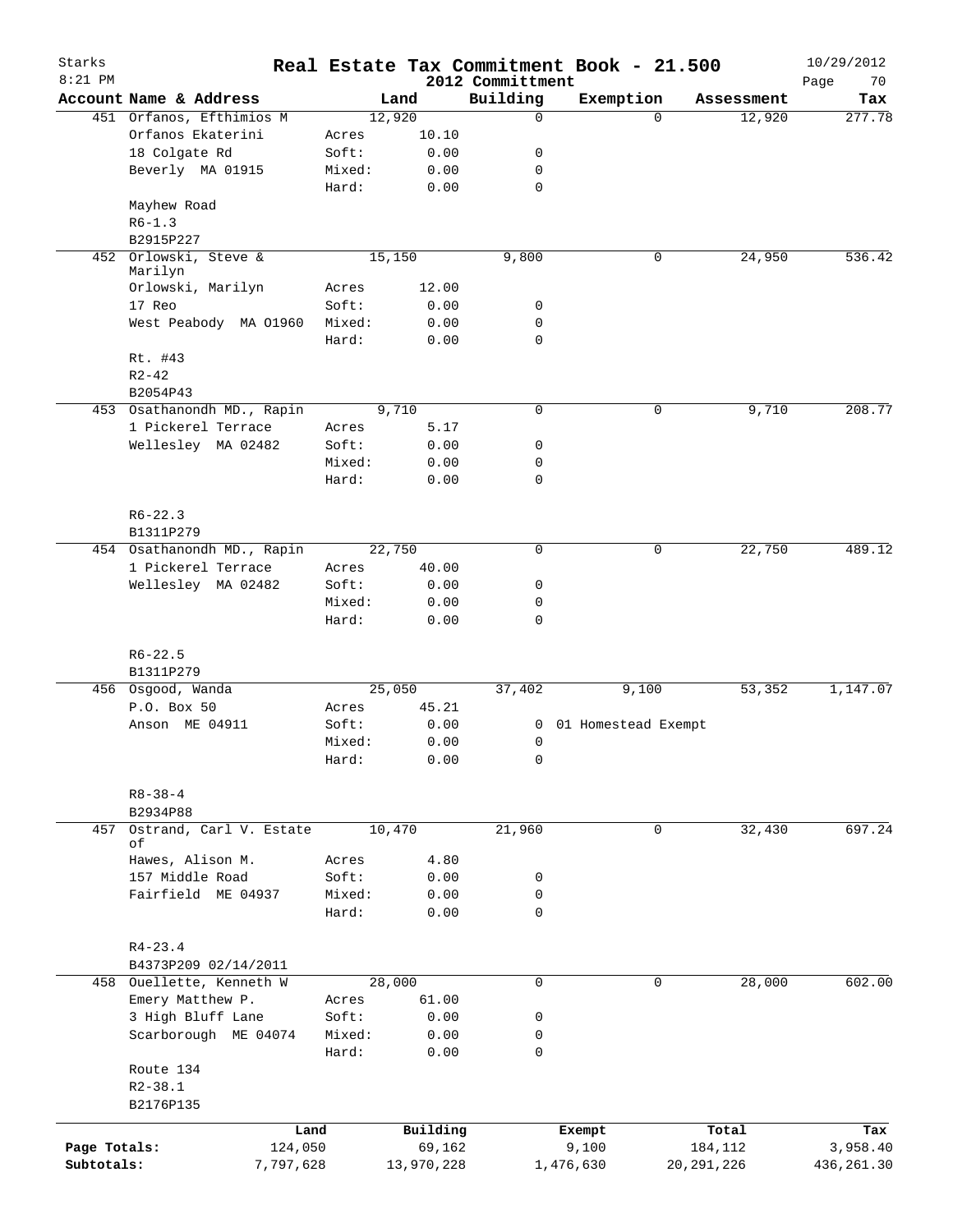# Real Estate Tax Commitment Book - 21.500

Starks
8:21 PM

2012 Committment

10/29/2012

| Account Name & Address | Land | | Building | Exemption | Assessment | Tax |
|---|---|---|---|---|---|---|
| 451 Orfanos, Efthimios M | 12,920 | | 0 | 0 | 12,920 | 277.78 |
| Orfanos Ekaterini | Acres | 10.10 | | | | |
| 18 Colgate Rd | Soft: | 0.00 | 0 | | | |
| Beverly MA 01915 | Mixed: | 0.00 | 0 | | | |
| | Hard: | 0.00 | 0 | | | |
| Mayhew Road | | | | | | |
| R6-1.3 | | | | | | |
| B2915P227 | | | | | | |
| 452 Orlowski, Steve & Marilyn | 15,150 | | 9,800 | 0 | 24,950 | 536.42 |
| Orlowski, Marilyn | Acres | 12.00 | | | | |
| 17 Reo | Soft: | 0.00 | 0 | | | |
| West Peabody MA O1960 | Mixed: | 0.00 | 0 | | | |
| | Hard: | 0.00 | 0 | | | |
| Rt. #43 | | | | | | |
| R2-42 | | | | | | |
| B2054P43 | | | | | | |
| 453 Osathanondh MD., Rapin | 9,710 | | 0 | 0 | 9,710 | 208.77 |
| 1 Pickerel Terrace | Acres | 5.17 | | | | |
| Wellesley MA 02482 | Soft: | 0.00 | 0 | | | |
| | Mixed: | 0.00 | 0 | | | |
| | Hard: | 0.00 | 0 | | | |
| R6-22.3 | | | | | | |
| B1311P279 | | | | | | |
| 454 Osathanondh MD., Rapin | 22,750 | | 0 | 0 | 22,750 | 489.12 |
| 1 Pickerel Terrace | Acres | 40.00 | | | | |
| Wellesley MA 02482 | Soft: | 0.00 | 0 | | | |
| | Mixed: | 0.00 | 0 | | | |
| | Hard: | 0.00 | 0 | | | |
| R6-22.5 | | | | | | |
| B1311P279 | | | | | | |
| 456 Osgood, Wanda | 25,050 | | 37,402 | 9,100 | 53,352 | 1,147.07 |
| P.O. Box 50 | Acres | 45.21 | | | | |
| Anson ME 04911 | Soft: | 0.00 | 0 | 01 Homestead Exempt | | |
| | Mixed: | 0.00 | 0 | | | |
| | Hard: | 0.00 | 0 | | | |
| R8-38-4 | | | | | | |
| B2934P88 | | | | | | |
| 457 Ostrand, Carl V. Estate of | 10,470 | | 21,960 | 0 | 32,430 | 697.24 |
| Hawes, Alison M. | Acres | 4.80 | | | | |
| 157 Middle Road | Soft: | 0.00 | 0 | | | |
| Fairfield ME 04937 | Mixed: | 0.00 | 0 | | | |
| | Hard: | 0.00 | 0 | | | |
| R4-23.4 | | | | | | |
| B4373P209 02/14/2011 | | | | | | |
| 458 Ouellette, Kenneth W | 28,000 | | 0 | 0 | 28,000 | 602.00 |
| Emery Matthew P. | Acres | 61.00 | | | | |
| 3 High Bluff Lane | Soft: | 0.00 | 0 | | | |
| Scarborough ME 04074 | Mixed: | 0.00 | 0 | | | |
| | Hard: | 0.00 | 0 | | | |
| Route 134 | | | | | | |
| R2-38.1 | | | | | | |
| B2176P135 | | | | | | |

| | Land | Building | Exempt | Total | Tax |
|---|---|---|---|---|---|
| Page Totals: | 124,050 | 69,162 | 9,100 | 184,112 | 3,958.40 |
| Subtotals: | 7,797,628 | 13,970,228 | 1,476,630 | 20,291,226 | 436,261.30 |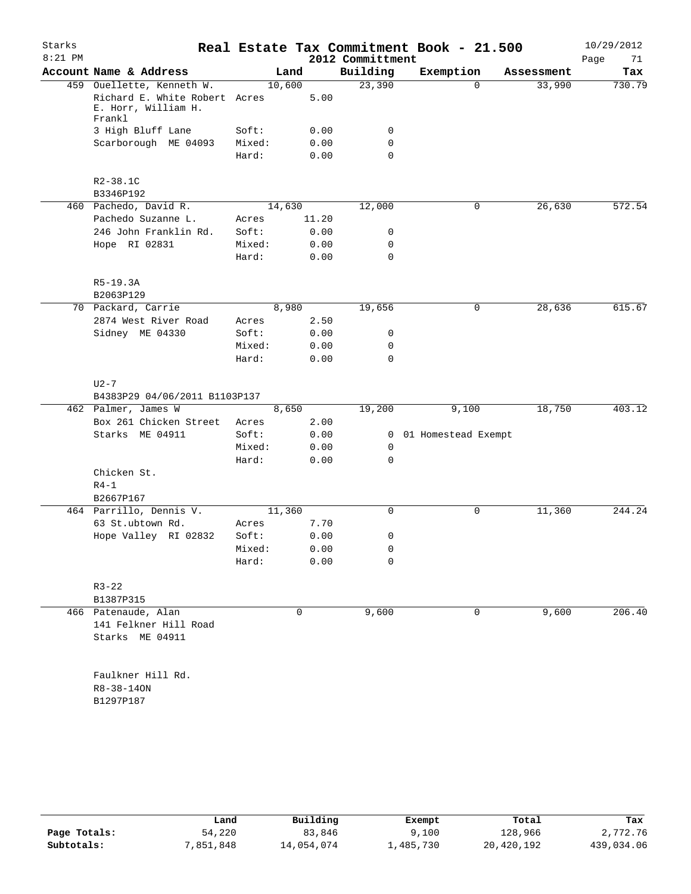Starks
8:21 PM

# Real Estate Tax Commitment Book - 21.500

## 2012 Committment

10/29/2012

| Account Name & Address | | Land | Building | Exemption | Assessment | Tax |
|---|---|---|---|---|---|---|
| 459 Ouellette, Kenneth W. | | 10,600 | 23,390 | 0 | 33,990 | 730.79 |
| Richard E. White Robert E. Horr, William H. Frankl | Acres | 5.00 | | | | |
| 3 High Bluff Lane | Soft: | 0.00 | 0 | | | |
| Scarborough ME 04093 | Mixed: | 0.00 | 0 | | | |
| | Hard: | 0.00 | 0 | | | |
| R2-38.1C | | | | | | |
| B3346P192 | | | | | | |
| 460 Pachedo, David R. | | 14,630 | 12,000 | 0 | 26,630 | 572.54 |
| Pachedo Suzanne L. | Acres | 11.20 | | | | |
| 246 John Franklin Rd. | Soft: | 0.00 | 0 | | | |
| Hope RI 02831 | Mixed: | 0.00 | 0 | | | |
| | Hard: | 0.00 | 0 | | | |
| R5-19.3A | | | | | | |
| B2063P129 | | | | | | |
| 70 Packard, Carrie | | 8,980 | 19,656 | 0 | 28,636 | 615.67 |
| 2874 West River Road | Acres | 2.50 | | | | |
| Sidney ME 04330 | Soft: | 0.00 | 0 | | | |
| | Mixed: | 0.00 | 0 | | | |
| | Hard: | 0.00 | 0 | | | |
| U2-7 | | | | | | |
| B4383P29 04/06/2011 B1103P137 | | | | | | |
| 462 Palmer, James W | | 8,650 | 19,200 | 9,100 | 18,750 | 403.12 |
| Box 261 Chicken Street | Acres | 2.00 | | | | |
| Starks ME 04911 | Soft: | 0.00 | 0 | 01 Homestead Exempt | | |
| | Mixed: | 0.00 | 0 | | | |
| | Hard: | 0.00 | 0 | | | |
| Chicken St. | | | | | | |
| R4-1 | | | | | | |
| B2667P167 | | | | | | |
| 464 Parrillo, Dennis V. | | 11,360 | 0 | 0 | 11,360 | 244.24 |
| 63 St.ubtown Rd. | Acres | 7.70 | | | | |
| Hope Valley RI 02832 | Soft: | 0.00 | 0 | | | |
| | Mixed: | 0.00 | 0 | | | |
| | Hard: | 0.00 | 0 | | | |
| R3-22 | | | | | | |
| B1387P315 | | | | | | |
| 466 Patenaude, Alan | | 0 | 9,600 | 0 | 9,600 | 206.40 |
| 141 Felkner Hill Road | | | | | | |
| Starks ME 04911 | | | | | | |
| Faulkner Hill Rd. | | | | | | |
| R8-38-14ON | | | | | | |
| B1297P187 | | | | | | |

| | Land | Building | Exempt | Total | Tax |
|---|---|---|---|---|---|
| Page Totals: | 54,220 | 83,846 | 9,100 | 128,966 | 2,772.76 |
| Subtotals: | 7,851,848 | 14,054,074 | 1,485,730 | 20,420,192 | 439,034.06 |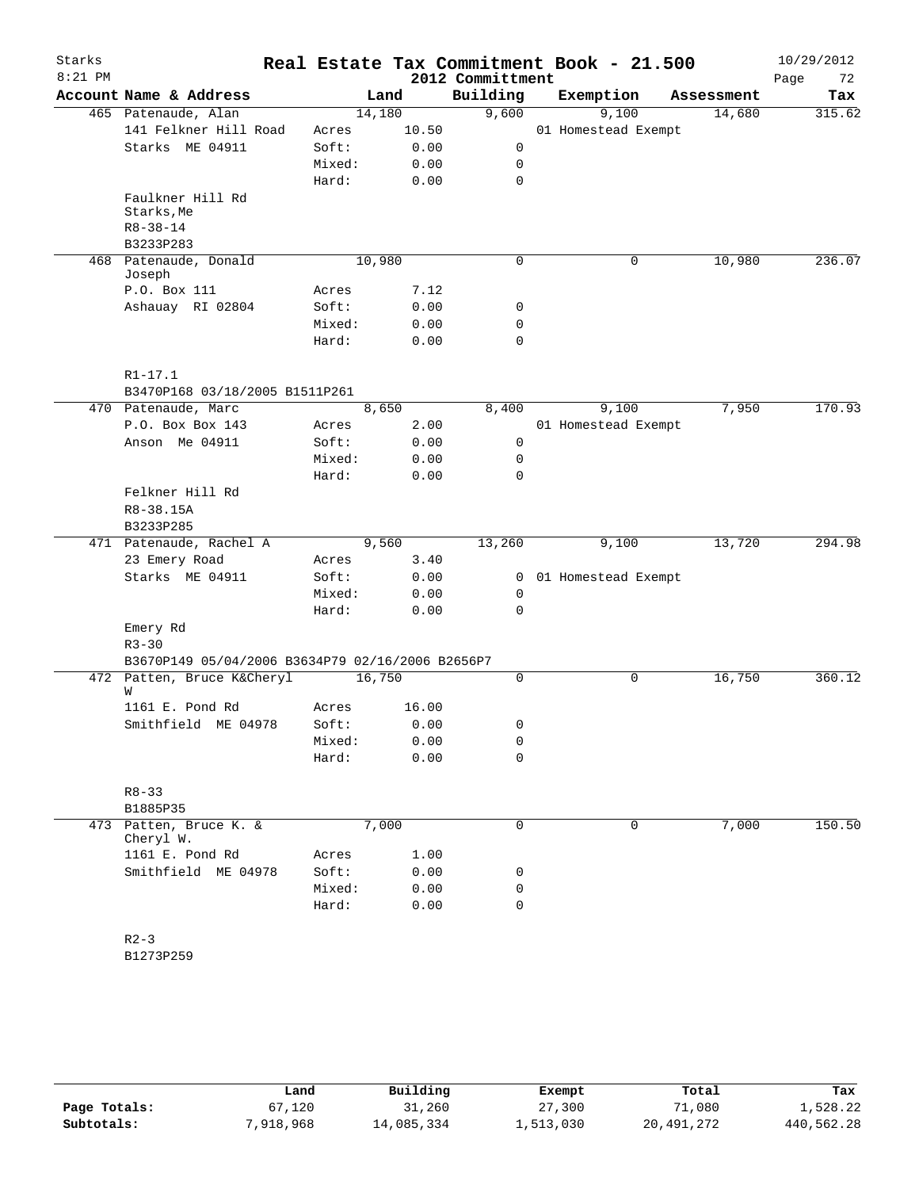# Starks — Real Estate Tax Commitment Book - 21.500

8:21 PM — 2012 Committment — 10/29/2012

| Account Name & Address | | Land | Building | Exemption | Assessment | Tax |
|---|---|---|---|---|---|---|
| 465 Patenaude, Alan | | 14,180 | 9,600 | 9,100 | 14,680 | 315.62 |
| 141 Felkner Hill Road | Acres | 10.50 | | 01 Homestead Exempt | | |
| Starks ME 04911 | Soft: | 0.00 | 0 | | | |
| | Mixed: | 0.00 | 0 | | | |
| | Hard: | 0.00 | 0 | | | |
| Faulkner Hill Rd Starks,Me | | | | | | |
| R8-38-14 | | | | | | |
| B3233P283 | | | | | | |
| 468 Patenaude, Donald Joseph | | 10,980 | 0 | 0 | 10,980 | 236.07 |
| P.O. Box 111 | Acres | 7.12 | | | | |
| Ashauay RI 02804 | Soft: | 0.00 | 0 | | | |
| | Mixed: | 0.00 | 0 | | | |
| | Hard: | 0.00 | 0 | | | |
| R1-17.1 | | | | | | |
| B3470P168 03/18/2005 B1511P261 | | | | | | |
| 470 Patenaude, Marc | | 8,650 | 8,400 | 9,100 | 7,950 | 170.93 |
| P.O. Box Box 143 | Acres | 2.00 | | 01 Homestead Exempt | | |
| Anson Me 04911 | Soft: | 0.00 | 0 | | | |
| | Mixed: | 0.00 | 0 | | | |
| | Hard: | 0.00 | 0 | | | |
| Felkner Hill Rd | | | | | | |
| R8-38.15A | | | | | | |
| B3233P285 | | | | | | |
| 471 Patenaude, Rachel A | | 9,560 | 13,260 | 9,100 | 13,720 | 294.98 |
| 23 Emery Road | Acres | 3.40 | | | | |
| Starks ME 04911 | Soft: | 0.00 | 0 | 01 Homestead Exempt | | |
| | Mixed: | 0.00 | 0 | | | |
| | Hard: | 0.00 | 0 | | | |
| Emery Rd | | | | | | |
| R3-30 | | | | | | |
| B3670P149 05/04/2006 B3634P79 02/16/2006 B2656P7 | | | | | | |
| 472 Patten, Bruce K&Cheryl W | | 16,750 | 0 | 0 | 16,750 | 360.12 |
| 1161 E. Pond Rd | Acres | 16.00 | | | | |
| Smithfield ME 04978 | Soft: | 0.00 | 0 | | | |
| | Mixed: | 0.00 | 0 | | | |
| | Hard: | 0.00 | 0 | | | |
| R8-33 | | | | | | |
| B1885P35 | | | | | | |
| 473 Patten, Bruce K. & Cheryl W. | | 7,000 | 0 | 0 | 7,000 | 150.50 |
| 1161 E. Pond Rd | Acres | 1.00 | | | | |
| Smithfield ME 04978 | Soft: | 0.00 | 0 | | | |
| | Mixed: | 0.00 | 0 | | | |
| | Hard: | 0.00 | 0 | | | |
| R2-3 | | | | | | |
| B1273P259 | | | | | | |

| | Land | Building | Exempt | Total | Tax |
|---|---|---|---|---|---|
| Page Totals: | 67,120 | 31,260 | 27,300 | 71,080 | 1,528.22 |
| Subtotals: | 7,918,968 | 14,085,334 | 1,513,030 | 20,491,272 | 440,562.28 |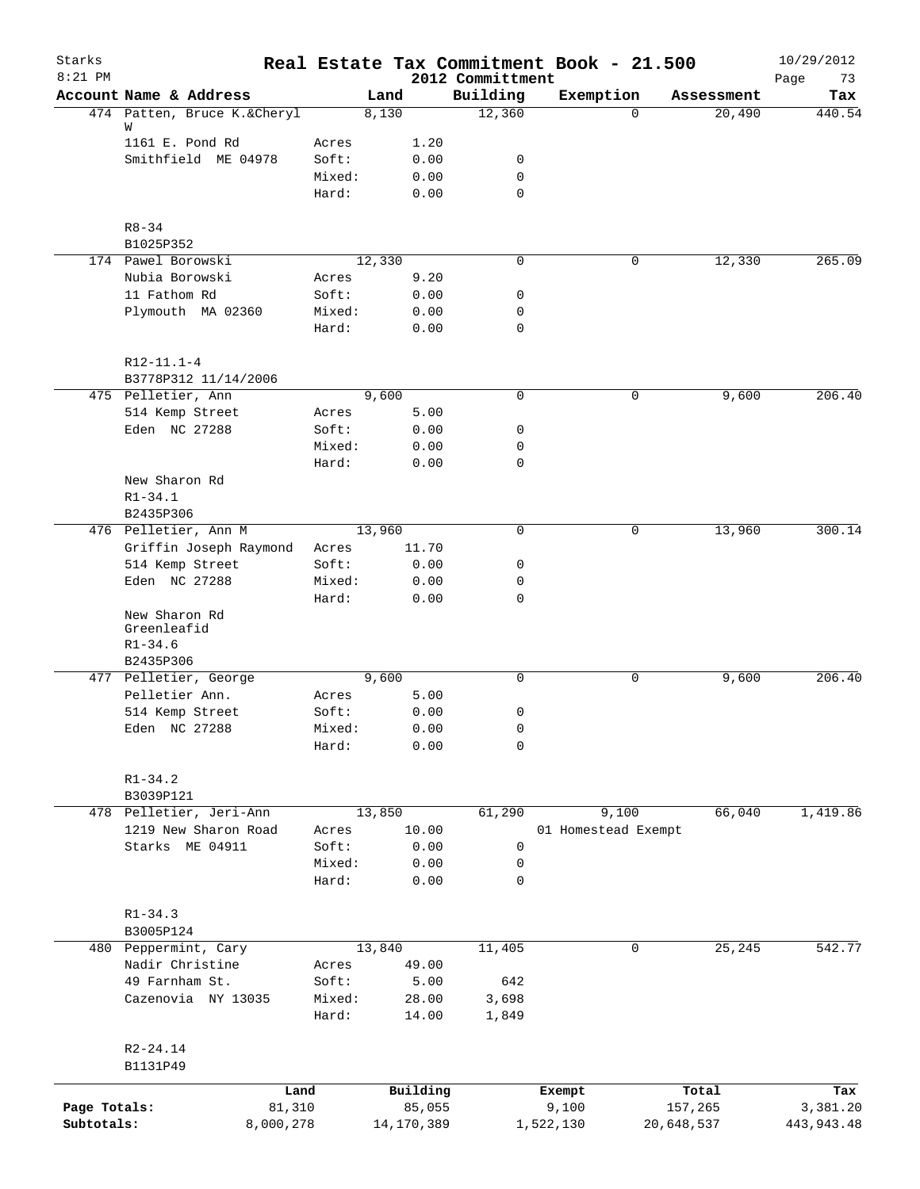# Real Estate Tax Commitment Book - 21.500

Starks 8:21 PM — 2012 Committment — 10/29/2012

| Account Name & Address | | Land | Building | Exemption | Assessment | Tax |
|---|---|---|---|---|---|---|
| 474 Patten, Bruce K.&Cheryl W | | 8,130 | 12,360 | 0 | 20,490 | 440.54 |
| 1161 E. Pond Rd | Acres | 1.20 | | | | |
| Smithfield ME 04978 | Soft: | 0.00 | 0 | | | |
| | Mixed: | 0.00 | 0 | | | |
| | Hard: | 0.00 | 0 | | | |
| R8-34 | | | | | | |
| B1025P352 | | | | | | |
| 174 Pawel Borowski | | 12,330 | 0 | 0 | 12,330 | 265.09 |
| Nubia Borowski | Acres | 9.20 | | | | |
| 11 Fathom Rd | Soft: | 0.00 | 0 | | | |
| Plymouth MA 02360 | Mixed: | 0.00 | 0 | | | |
| | Hard: | 0.00 | 0 | | | |
| R12-11.1-4 | | | | | | |
| B3778P312 11/14/2006 | | | | | | |
| 475 Pelletier, Ann | | 9,600 | 0 | 0 | 9,600 | 206.40 |
| 514 Kemp Street | Acres | 5.00 | | | | |
| Eden NC 27288 | Soft: | 0.00 | 0 | | | |
| | Mixed: | 0.00 | 0 | | | |
| | Hard: | 0.00 | 0 | | | |
| New Sharon Rd | | | | | | |
| R1-34.1 | | | | | | |
| B2435P306 | | | | | | |
| 476 Pelletier, Ann M | | 13,960 | 0 | 0 | 13,960 | 300.14 |
| Griffin Joseph Raymond | Acres | 11.70 | | | | |
| 514 Kemp Street | Soft: | 0.00 | 0 | | | |
| Eden NC 27288 | Mixed: | 0.00 | 0 | | | |
| | Hard: | 0.00 | 0 | | | |
| New Sharon Rd Greenleafid | | | | | | |
| R1-34.6 | | | | | | |
| B2435P306 | | | | | | |
| 477 Pelletier, George | | 9,600 | 0 | 0 | 9,600 | 206.40 |
| Pelletier Ann. | Acres | 5.00 | | | | |
| 514 Kemp Street | Soft: | 0.00 | 0 | | | |
| Eden NC 27288 | Mixed: | 0.00 | 0 | | | |
| | Hard: | 0.00 | 0 | | | |
| R1-34.2 | | | | | | |
| B3039P121 | | | | | | |
| 478 Pelletier, Jeri-Ann | | 13,850 | 61,290 | 9,100 | 66,040 | 1,419.86 |
| 1219 New Sharon Road | Acres | 10.00 | | 01 Homestead Exempt | | |
| Starks ME 04911 | Soft: | 0.00 | 0 | | | |
| | Mixed: | 0.00 | 0 | | | |
| | Hard: | 0.00 | 0 | | | |
| R1-34.3 | | | | | | |
| B3005P124 | | | | | | |
| 480 Peppermint, Cary | | 13,840 | 11,405 | 0 | 25,245 | 542.77 |
| Nadir Christine | Acres | 49.00 | | | | |
| 49 Farnham St. | Soft: | 5.00 | 642 | | | |
| Cazenovia NY 13035 | Mixed: | 28.00 | 3,698 | | | |
| | Hard: | 14.00 | 1,849 | | | |
| R2-24.14 | | | | | | |
| B1131P49 | | | | | | |

| | Land | Building | Exempt | Total | Tax |
|---|---|---|---|---|---|
| Page Totals: | 81,310 | 85,055 | 9,100 | 157,265 | 3,381.20 |
| Subtotals: | 8,000,278 | 14,170,389 | 1,522,130 | 20,648,537 | 443,943.48 |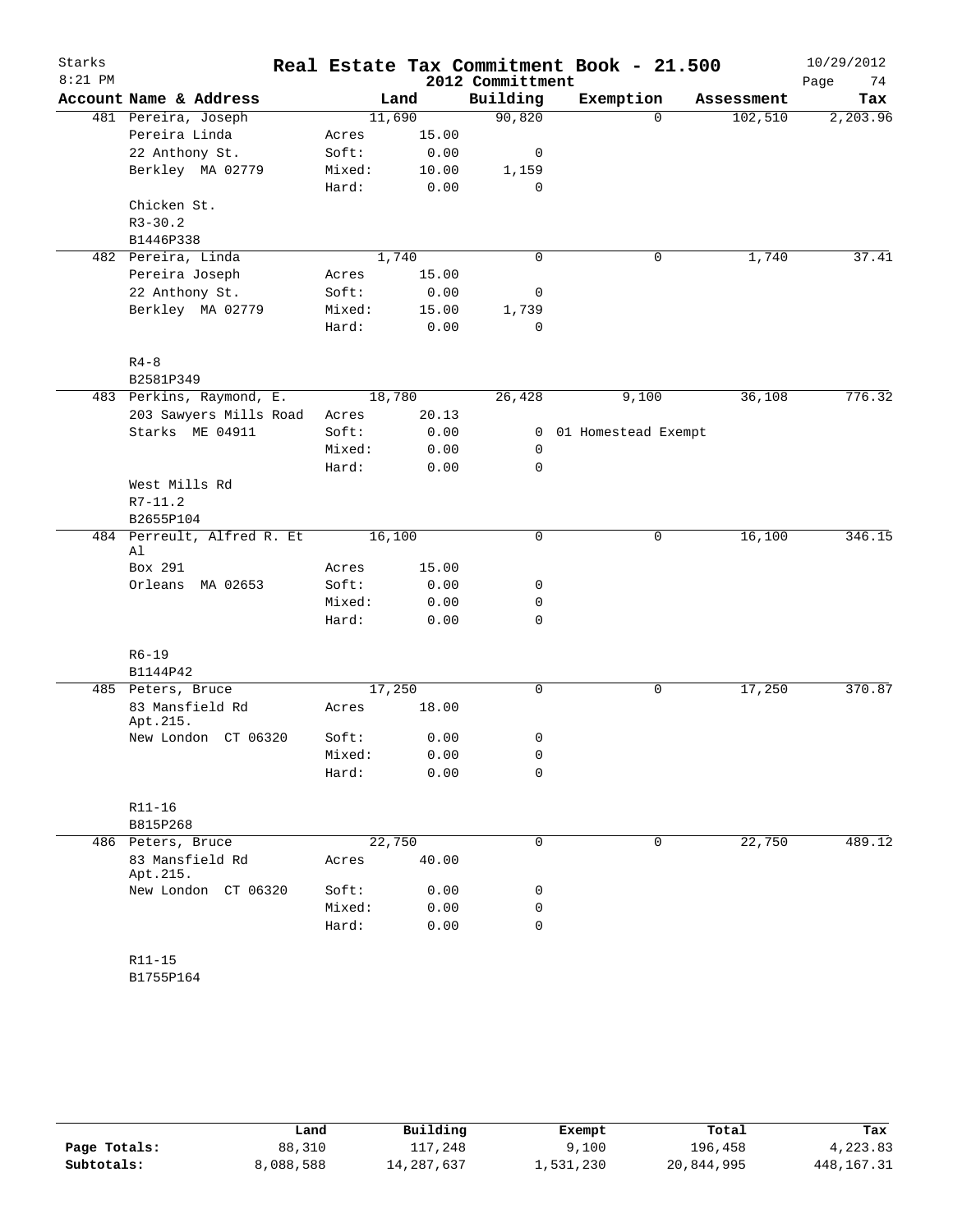# Real Estate Tax Commitment Book - 21.500

Starks
8:21 PM

2012 Committment

10/29/2012

| Account Name & Address | | Land | Building | Exemption | Assessment | Tax |
|---|---|---|---|---|---|---|
| 481 Pereira, Joseph | | 11,690 | 90,820 | 0 | 102,510 | 2,203.96 |
| Pereira Linda | Acres | 15.00 | | | | |
| 22 Anthony St. | Soft: | 0.00 | 0 | | | |
| Berkley MA 02779 | Mixed: | 10.00 | 1,159 | | | |
| | Hard: | 0.00 | 0 | | | |
| Chicken St. | | | | | | |
| R3-30.2 | | | | | | |
| B1446P338 | | | | | | |
| 482 Pereira, Linda | | 1,740 | 0 | 0 | 1,740 | 37.41 |
| Pereira Joseph | Acres | 15.00 | | | | |
| 22 Anthony St. | Soft: | 0.00 | 0 | | | |
| Berkley MA 02779 | Mixed: | 15.00 | 1,739 | | | |
| | Hard: | 0.00 | 0 | | | |
| R4-8 | | | | | | |
| B2581P349 | | | | | | |
| 483 Perkins, Raymond, E. | | 18,780 | 26,428 | 9,100 | 36,108 | 776.32 |
| 203 Sawyers Mills Road | Acres | 20.13 | | | | |
| Starks ME 04911 | Soft: | 0.00 | 0 | 01 Homestead Exempt | | |
| | Mixed: | 0.00 | 0 | | | |
| | Hard: | 0.00 | 0 | | | |
| West Mills Rd | | | | | | |
| R7-11.2 | | | | | | |
| B2655P104 | | | | | | |
| 484 Perreult, Alfred R. Et Al | | 16,100 | 0 | 0 | 16,100 | 346.15 |
| Box 291 | Acres | 15.00 | | | | |
| Orleans MA 02653 | Soft: | 0.00 | 0 | | | |
| | Mixed: | 0.00 | 0 | | | |
| | Hard: | 0.00 | 0 | | | |
| R6-19 | | | | | | |
| B1144P42 | | | | | | |
| 485 Peters, Bruce | | 17,250 | 0 | 0 | 17,250 | 370.87 |
| 83 Mansfield Rd Apt.215. | Acres | 18.00 | | | | |
| New London CT 06320 | Soft: | 0.00 | 0 | | | |
| | Mixed: | 0.00 | 0 | | | |
| | Hard: | 0.00 | 0 | | | |
| R11-16 | | | | | | |
| B815P268 | | | | | | |
| 486 Peters, Bruce | | 22,750 | 0 | 0 | 22,750 | 489.12 |
| 83 Mansfield Rd Apt.215. | Acres | 40.00 | | | | |
| New London CT 06320 | Soft: | 0.00 | 0 | | | |
| | Mixed: | 0.00 | 0 | | | |
| | Hard: | 0.00 | 0 | | | |
| R11-15 | | | | | | |
| B1755P164 | | | | | | |

| | Land | Building | Exempt | Total | Tax |
|---|---|---|---|---|---|
| Page Totals: | 88,310 | 117,248 | 9,100 | 196,458 | 4,223.83 |
| Subtotals: | 8,088,588 | 14,287,637 | 1,531,230 | 20,844,995 | 448,167.31 |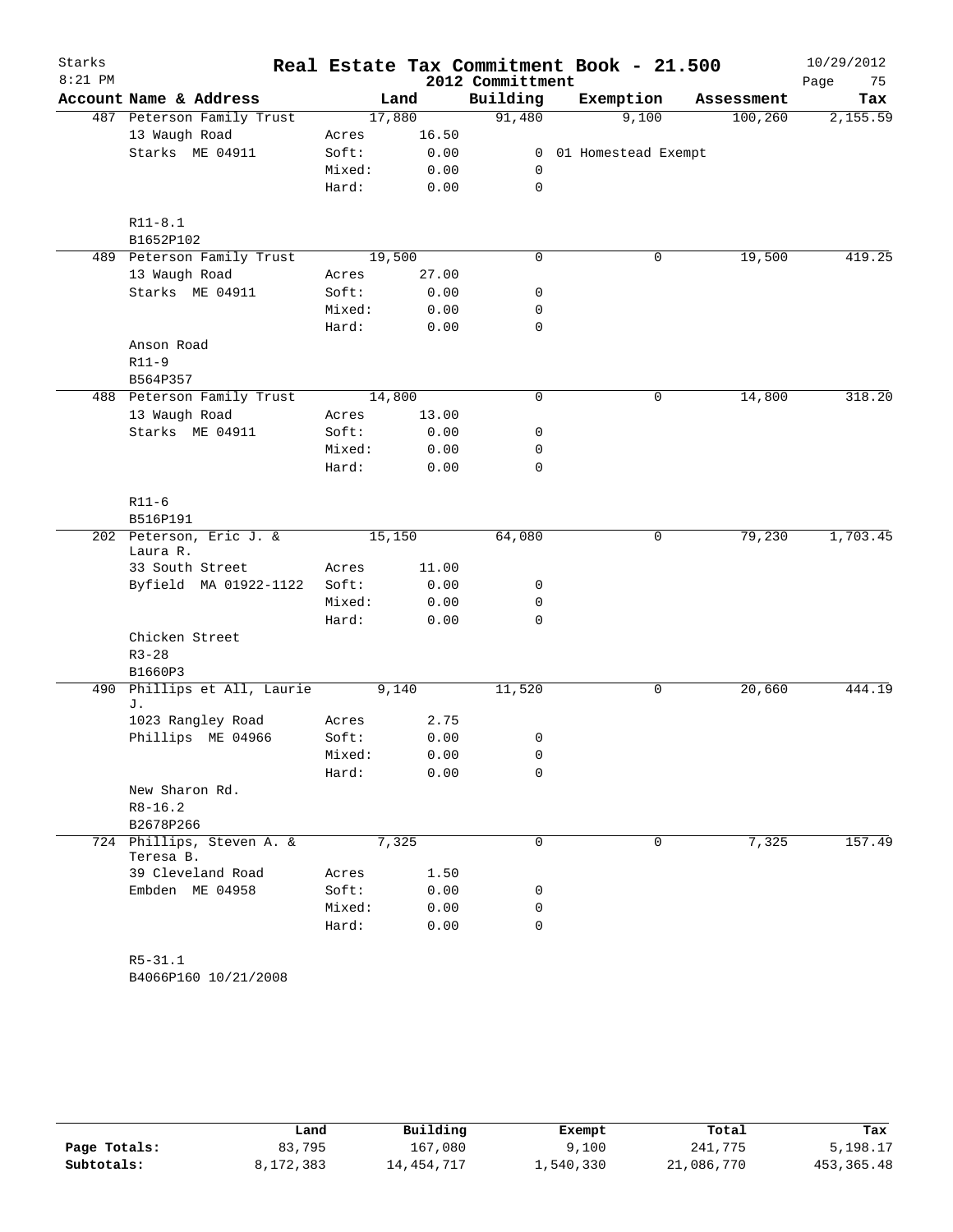# Real Estate Tax Commitment Book - 21.500

Starks 8:21 PM — 2012 Committment — 10/29/2012

| Account Name & Address | Land | | Building | Exemption | Assessment | Tax |
|---|---|---|---|---|---|---|
| 487 Peterson Family Trust | 17,880 | | 91,480 | 9,100 | 100,260 | 2,155.59 |
| 13 Waugh Road | Acres | 16.50 | | | | |
| Starks ME 04911 | Soft: | 0.00 | 0 | 01 Homestead Exempt | | |
| | Mixed: | 0.00 | 0 | | | |
| | Hard: | 0.00 | 0 | | | |
| R11-8.1 | | | | | | |
| B1652P102 | | | | | | |
| 489 Peterson Family Trust | 19,500 | | 0 | 0 | 19,500 | 419.25 |
| 13 Waugh Road | Acres | 27.00 | | | | |
| Starks ME 04911 | Soft: | 0.00 | 0 | | | |
| | Mixed: | 0.00 | 0 | | | |
| | Hard: | 0.00 | 0 | | | |
| Anson Road | | | | | | |
| R11-9 | | | | | | |
| B564P357 | | | | | | |
| 488 Peterson Family Trust | 14,800 | | 0 | 0 | 14,800 | 318.20 |
| 13 Waugh Road | Acres | 13.00 | | | | |
| Starks ME 04911 | Soft: | 0.00 | 0 | | | |
| | Mixed: | 0.00 | 0 | | | |
| | Hard: | 0.00 | 0 | | | |
| R11-6 | | | | | | |
| B516P191 | | | | | | |
| 202 Peterson, Eric J. & Laura R. | 15,150 | | 64,080 | 0 | 79,230 | 1,703.45 |
| 33 South Street | Acres | 11.00 | | | | |
| Byfield MA 01922-1122 | Soft: | 0.00 | 0 | | | |
| | Mixed: | 0.00 | 0 | | | |
| | Hard: | 0.00 | 0 | | | |
| Chicken Street | | | | | | |
| R3-28 | | | | | | |
| B1660P3 | | | | | | |
| 490 Phillips et All, Laurie J. | 9,140 | | 11,520 | 0 | 20,660 | 444.19 |
| 1023 Rangley Road | Acres | 2.75 | | | | |
| Phillips ME 04966 | Soft: | 0.00 | 0 | | | |
| | Mixed: | 0.00 | 0 | | | |
| | Hard: | 0.00 | 0 | | | |
| New Sharon Rd. | | | | | | |
| R8-16.2 | | | | | | |
| B2678P266 | | | | | | |
| 724 Phillips, Steven A. & Teresa B. | 7,325 | | 0 | 0 | 7,325 | 157.49 |
| 39 Cleveland Road | Acres | 1.50 | | | | |
| Embden ME 04958 | Soft: | 0.00 | 0 | | | |
| | Mixed: | 0.00 | 0 | | | |
| | Hard: | 0.00 | 0 | | | |
| R5-31.1 | | | | | | |
| B4066P160 10/21/2008 | | | | | | |

| | Land | Building | Exempt | Total | Tax |
|---|---|---|---|---|---|
| Page Totals: | 83,795 | 167,080 | 9,100 | 241,775 | 5,198.17 |
| Subtotals: | 8,172,383 | 14,454,717 | 1,540,330 | 21,086,770 | 453,365.48 |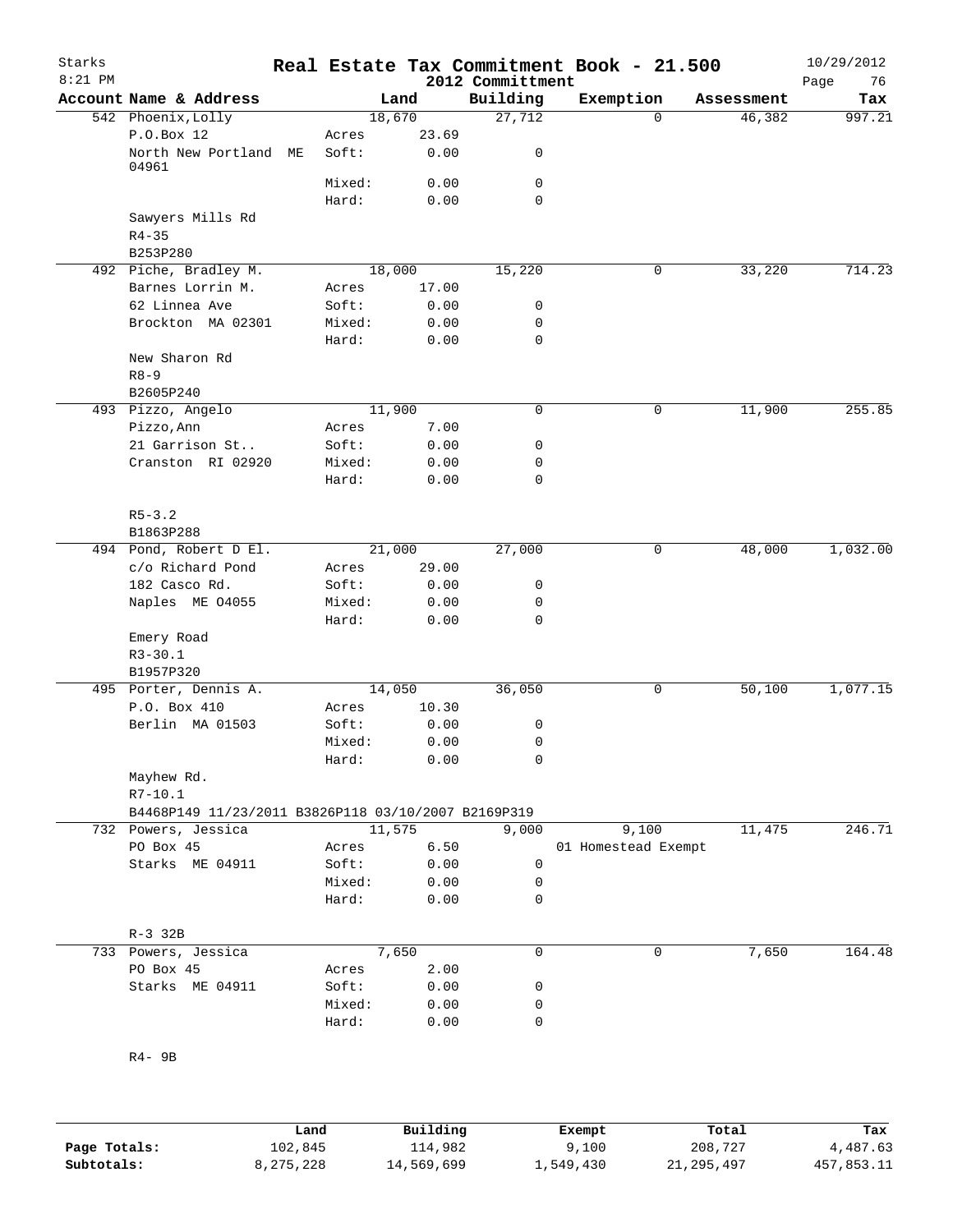# Real Estate Tax Commitment Book - 21.500

Starks
8:21 PM
2012 Committment
10/29/2012

| Account Name & Address | Land | | Building | Exemption | Assessment | Tax |
|---|---|---|---|---|---|---|
| 542 Phoenix,Lolly | | 18,670 | 27,712 | 0 | 46,382 | 997.21 |
| P.O.Box 12 | Acres | 23.69 | | | | |
| North New Portland ME 04961 | Soft: | 0.00 | 0 | | | |
| | Mixed: | 0.00 | 0 | | | |
| | Hard: | 0.00 | 0 | | | |
| Sawyers Mills Rd | | | | | | |
| R4-35 | | | | | | |
| B253P280 | | | | | | |
| 492 Piche, Bradley M. | | 18,000 | 15,220 | 0 | 33,220 | 714.23 |
| Barnes Lorrin M. | Acres | 17.00 | | | | |
| 62 Linnea Ave | Soft: | 0.00 | 0 | | | |
| Brockton MA 02301 | Mixed: | 0.00 | 0 | | | |
| | Hard: | 0.00 | 0 | | | |
| New Sharon Rd | | | | | | |
| R8-9 | | | | | | |
| B2605P240 | | | | | | |
| 493 Pizzo, Angelo | | 11,900 | 0 | 0 | 11,900 | 255.85 |
| Pizzo,Ann | Acres | 7.00 | | | | |
| 21 Garrison St.. | Soft: | 0.00 | 0 | | | |
| Cranston RI 02920 | Mixed: | 0.00 | 0 | | | |
| | Hard: | 0.00 | 0 | | | |
| R5-3.2 | | | | | | |
| B1863P288 | | | | | | |
| 494 Pond, Robert D El. | | 21,000 | 27,000 | 0 | 48,000 | 1,032.00 |
| c/o Richard Pond | Acres | 29.00 | | | | |
| 182 Casco Rd. | Soft: | 0.00 | 0 | | | |
| Naples ME 04055 | Mixed: | 0.00 | 0 | | | |
| | Hard: | 0.00 | 0 | | | |
| Emery Road | | | | | | |
| R3-30.1 | | | | | | |
| B1957P320 | | | | | | |
| 495 Porter, Dennis A. | | 14,050 | 36,050 | 0 | 50,100 | 1,077.15 |
| P.O. Box 410 | Acres | 10.30 | | | | |
| Berlin MA 01503 | Soft: | 0.00 | 0 | | | |
| | Mixed: | 0.00 | 0 | | | |
| | Hard: | 0.00 | 0 | | | |
| Mayhew Rd. | | | | | | |
| R7-10.1 | | | | | | |
| B4468P149 11/23/2011 B3826P118 03/10/2007 B2169P319 | | | | | | |
| 732 Powers, Jessica | | 11,575 | 9,000 | 9,100 | 11,475 | 246.71 |
| PO Box 45 | Acres | 6.50 | | 01 Homestead Exempt | | |
| Starks ME 04911 | Soft: | 0.00 | 0 | | | |
| | Mixed: | 0.00 | 0 | | | |
| | Hard: | 0.00 | 0 | | | |
| R-3 32B | | | | | | |
| 733 Powers, Jessica | | 7,650 | 0 | 0 | 7,650 | 164.48 |
| PO Box 45 | Acres | 2.00 | | | | |
| Starks ME 04911 | Soft: | 0.00 | 0 | | | |
| | Mixed: | 0.00 | 0 | | | |
| | Hard: | 0.00 | 0 | | | |
| R4- 9B | | | | | | |

| | Land | Building | Exempt | Total | Tax |
|---|---|---|---|---|---|
| Page Totals: | 102,845 | 114,982 | 9,100 | 208,727 | 4,487.63 |
| Subtotals: | 8,275,228 | 14,569,699 | 1,549,430 | 21,295,497 | 457,853.11 |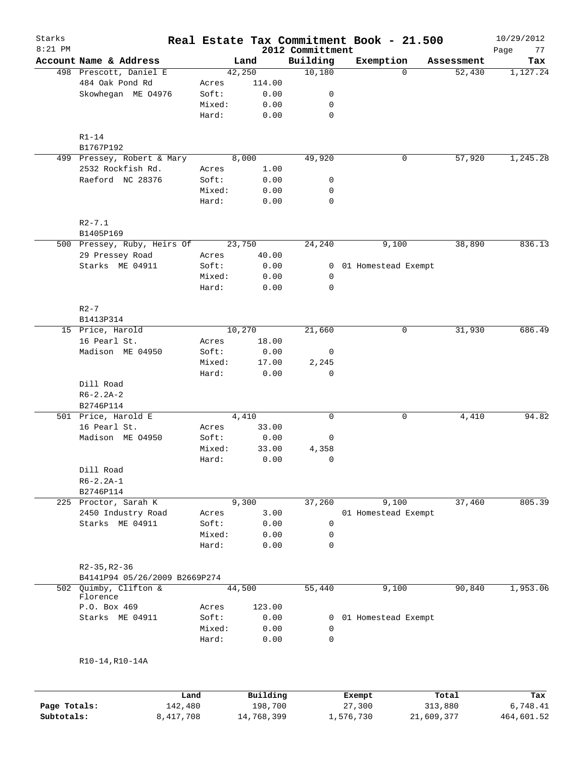# Real Estate Tax Commitment Book - 21.500

Starks
8:21 PM

2012 Committment

10/29/2012

| Account Name & Address | | Land | Building | Exemption | Assessment | Tax |
|---|---|---|---|---|---|---|
| 498 Prescott, Daniel E | | 42,250 | 10,180 | 0 | 52,430 | 1,127.24 |
| 484 Oak Pond Rd | Acres | 114.00 | | | | |
| Skowhegan ME 04976 | Soft: | 0.00 | 0 | | | |
| | Mixed: | 0.00 | 0 | | | |
| | Hard: | 0.00 | 0 | | | |
| R1-14 | | | | | | |
| B1767P192 | | | | | | |
| 499 Pressey, Robert & Mary | | 8,000 | 49,920 | 0 | 57,920 | 1,245.28 |
| 2532 Rockfish Rd. | Acres | 1.00 | | | | |
| Raeford NC 28376 | Soft: | 0.00 | 0 | | | |
| | Mixed: | 0.00 | 0 | | | |
| | Hard: | 0.00 | 0 | | | |
| R2-7.1 | | | | | | |
| B1405P169 | | | | | | |
| 500 Pressey, Ruby, Heirs Of | | 23,750 | 24,240 | 9,100 | 38,890 | 836.13 |
| 29 Pressey Road | Acres | 40.00 | | | | |
| Starks ME 04911 | Soft: | 0.00 | 0 | 01 Homestead Exempt | | |
| | Mixed: | 0.00 | 0 | | | |
| | Hard: | 0.00 | 0 | | | |
| R2-7 | | | | | | |
| B1413P314 | | | | | | |
| 15 Price, Harold | | 10,270 | 21,660 | 0 | 31,930 | 686.49 |
| 16 Pearl St. | Acres | 18.00 | | | | |
| Madison ME 04950 | Soft: | 0.00 | 0 | | | |
| | Mixed: | 17.00 | 2,245 | | | |
| | Hard: | 0.00 | 0 | | | |
| Dill Road | | | | | | |
| R6-2.2A-2 | | | | | | |
| B2746P114 | | | | | | |
| 501 Price, Harold E | | 4,410 | 0 | 0 | 4,410 | 94.82 |
| 16 Pearl St. | Acres | 33.00 | | | | |
| Madison ME 04950 | Soft: | 0.00 | 0 | | | |
| | Mixed: | 33.00 | 4,358 | | | |
| | Hard: | 0.00 | 0 | | | |
| Dill Road | | | | | | |
| R6-2.2A-1 | | | | | | |
| B2746P114 | | | | | | |
| 225 Proctor, Sarah K | | 9,300 | 37,260 | 9,100 | 37,460 | 805.39 |
| 2450 Industry Road | Acres | 3.00 | | 01 Homestead Exempt | | |
| Starks ME 04911 | Soft: | 0.00 | 0 | | | |
| | Mixed: | 0.00 | 0 | | | |
| | Hard: | 0.00 | 0 | | | |
| R2-35,R2-36 | | | | | | |
| B4141P94 05/26/2009 B2669P274 | | | | | | |
| 502 Quimby, Clifton & Florence | | 44,500 | 55,440 | 9,100 | 90,840 | 1,953.06 |
| P.O. Box 469 | Acres | 123.00 | | | | |
| Starks ME 04911 | Soft: | 0.00 | 0 | 01 Homestead Exempt | | |
| | Mixed: | 0.00 | 0 | | | |
| | Hard: | 0.00 | 0 | | | |
| R10-14,R10-14A | | | | | | |

| | Land | Building | Exempt | Total | Tax |
|---|---|---|---|---|---|
| Page Totals: | 142,480 | 198,700 | 27,300 | 313,880 | 6,748.41 |
| Subtotals: | 8,417,708 | 14,768,399 | 1,576,730 | 21,609,377 | 464,601.52 |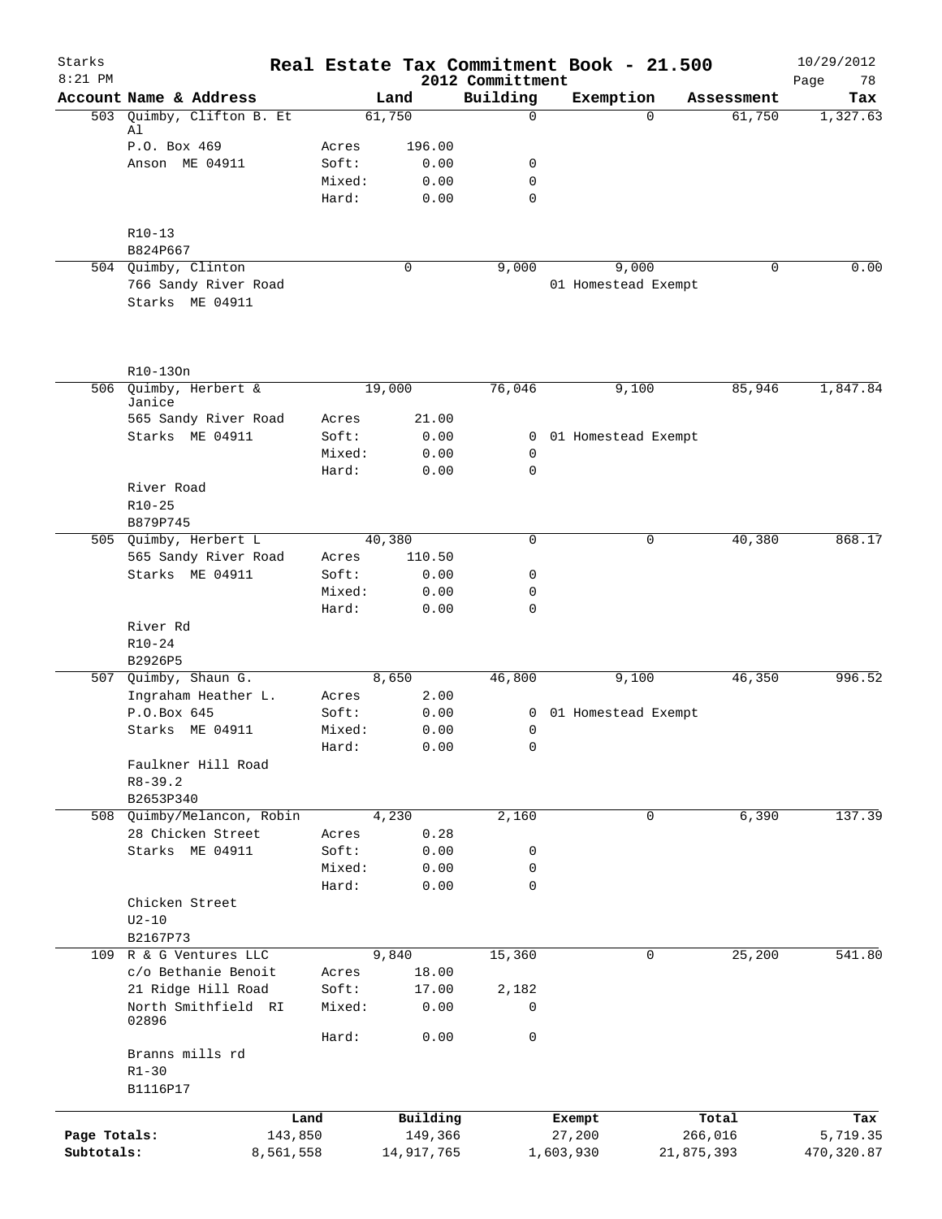Starks
8:21 PM

# Real Estate Tax Commitment Book - 21.500

2012 Committment

10/29/2012

| Account Name & Address | | Land | Building | Exemption | Assessment | Tax |
|---|---|---|---|---|---|---|
| 503 Quimby, Clifton B. Et Al | | 61,750 | 0 | 0 | 61,750 | 1,327.63 |
| P.O. Box 469 | Acres | 196.00 | | | | |
| Anson ME 04911 | Soft: | 0.00 | 0 | | | |
| | Mixed: | 0.00 | 0 | | | |
| | Hard: | 0.00 | 0 | | | |
| R10-13 | | | | | | |
| B824P667 | | | | | | |
| 504 Quimby, Clinton | | 0 | 9,000 | 9,000 | 0 | 0.00 |
| 766 Sandy River Road | | | | 01 Homestead Exempt | | |
| Starks ME 04911 | | | | | | |
| R10-13On | | | | | | |
| 506 Quimby, Herbert & Janice | | 19,000 | 76,046 | 9,100 | 85,946 | 1,847.84 |
| 565 Sandy River Road | Acres | 21.00 | | | | |
| Starks ME 04911 | Soft: | 0.00 | 0 | 01 Homestead Exempt | | |
| | Mixed: | 0.00 | 0 | | | |
| | Hard: | 0.00 | 0 | | | |
| River Road | | | | | | |
| R10-25 | | | | | | |
| B879P745 | | | | | | |
| 505 Quimby, Herbert L | | 40,380 | 0 | 0 | 40,380 | 868.17 |
| 565 Sandy River Road | Acres | 110.50 | | | | |
| Starks ME 04911 | Soft: | 0.00 | 0 | | | |
| | Mixed: | 0.00 | 0 | | | |
| | Hard: | 0.00 | 0 | | | |
| River Rd | | | | | | |
| R10-24 | | | | | | |
| B2926P5 | | | | | | |
| 507 Quimby, Shaun G. | | 8,650 | 46,800 | 9,100 | 46,350 | 996.52 |
| Ingraham Heather L. | Acres | 2.00 | | | | |
| P.O.Box 645 | Soft: | 0.00 | 0 | 01 Homestead Exempt | | |
| Starks ME 04911 | Mixed: | 0.00 | 0 | | | |
| | Hard: | 0.00 | 0 | | | |
| Faulkner Hill Road | | | | | | |
| R8-39.2 | | | | | | |
| B2653P340 | | | | | | |
| 508 Quimby/Melancon, Robin | | 4,230 | 2,160 | 0 | 6,390 | 137.39 |
| 28 Chicken Street | Acres | 0.28 | | | | |
| Starks ME 04911 | Soft: | 0.00 | 0 | | | |
| | Mixed: | 0.00 | 0 | | | |
| | Hard: | 0.00 | 0 | | | |
| Chicken Street | | | | | | |
| U2-10 | | | | | | |
| B2167P73 | | | | | | |
| 109 R & G Ventures LLC | | 9,840 | 15,360 | 0 | 25,200 | 541.80 |
| c/o Bethanie Benoit | Acres | 18.00 | | | | |
| 21 Ridge Hill Road | Soft: | 17.00 | 2,182 | | | |
| North Smithfield RI 02896 | Mixed: | 0.00 | 0 | | | |
| | Hard: | 0.00 | 0 | | | |
| Branns mills rd | | | | | | |
| R1-30 | | | | | | |
| B1116P17 | | | | | | |

| | Land | Building | Exempt | Total | Tax |
|---|---|---|---|---|---|
| Page Totals: | 143,850 | 149,366 | 27,200 | 266,016 | 5,719.35 |
| Subtotals: | 8,561,558 | 14,917,765 | 1,603,930 | 21,875,393 | 470,320.87 |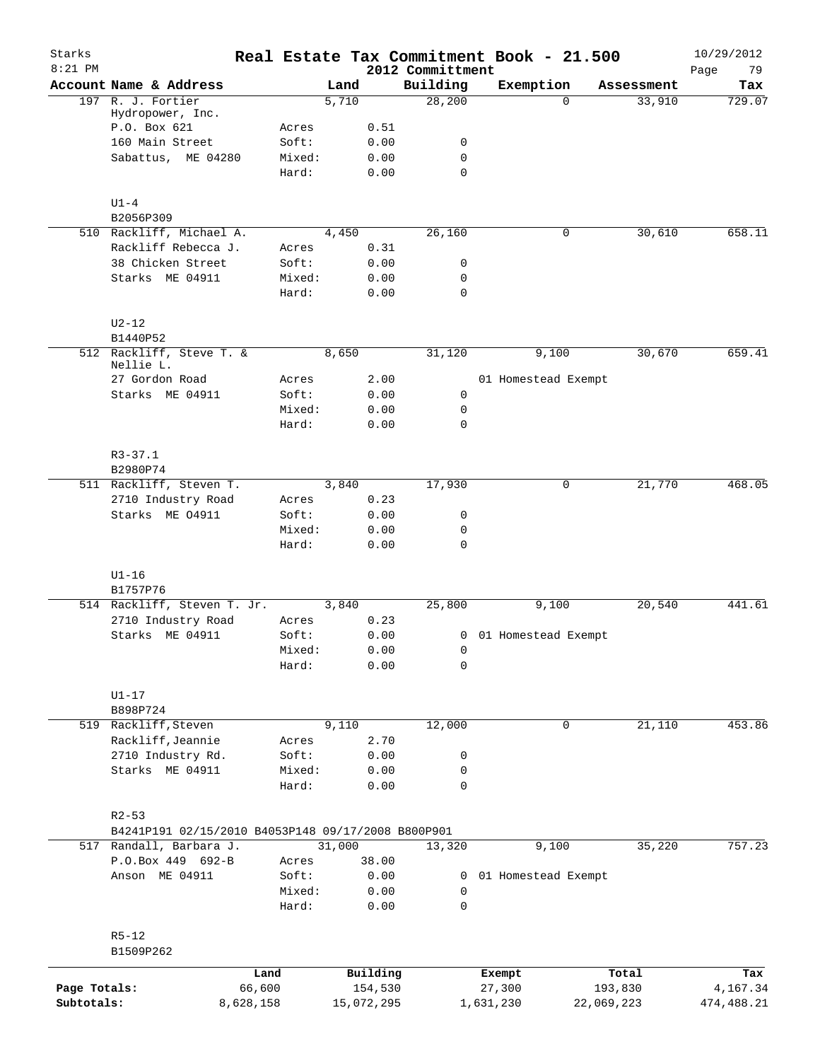# Real Estate Tax Commitment Book - 21.500

Starks 8:21 PM — 2012 Committment — 10/29/2012

| Account | Name & Address | | Land | Building | Exemption | Assessment | Tax |
|---|---|---|---|---|---|---|---|
| 197 | R. J. Fortier Hydropower, Inc. | | 5,710 | 28,200 | 0 | 33,910 | 729.07 |
| | P.O. Box 621 | Acres | 0.51 | | | | |
| | 160 Main Street | Soft: | 0.00 | 0 | | | |
| | Sabattus, ME 04280 | Mixed: | 0.00 | 0 | | | |
| | | Hard: | 0.00 | 0 | | | |
| | U1-4 | | | | | | |
| | B2056P309 | | | | | | |
| 510 | Rackliff, Michael A. | | 4,450 | 26,160 | 0 | 30,610 | 658.11 |
| | Rackliff Rebecca J. | Acres | 0.31 | | | | |
| | 38 Chicken Street | Soft: | 0.00 | 0 | | | |
| | Starks ME 04911 | Mixed: | 0.00 | 0 | | | |
| | | Hard: | 0.00 | 0 | | | |
| | U2-12 | | | | | | |
| | B1440P52 | | | | | | |
| 512 | Rackliff, Steve T. & Nellie L. | | 8,650 | 31,120 | 9,100 | 30,670 | 659.41 |
| | 27 Gordon Road | Acres | 2.00 | | 01 Homestead Exempt | | |
| | Starks ME 04911 | Soft: | 0.00 | 0 | | | |
| | | Mixed: | 0.00 | 0 | | | |
| | | Hard: | 0.00 | 0 | | | |
| | R3-37.1 | | | | | | |
| | B2980P74 | | | | | | |
| 511 | Rackliff, Steven T. | | 3,840 | 17,930 | 0 | 21,770 | 468.05 |
| | 2710 Industry Road | Acres | 0.23 | | | | |
| | Starks ME O4911 | Soft: | 0.00 | 0 | | | |
| | | Mixed: | 0.00 | 0 | | | |
| | | Hard: | 0.00 | 0 | | | |
| | U1-16 | | | | | | |
| | B1757P76 | | | | | | |
| 514 | Rackliff, Steven T. Jr. | | 3,840 | 25,800 | 9,100 | 20,540 | 441.61 |
| | 2710 Industry Road | Acres | 0.23 | | | | |
| | Starks ME 04911 | Soft: | 0.00 | 0 | 01 Homestead Exempt | | |
| | | Mixed: | 0.00 | 0 | | | |
| | | Hard: | 0.00 | 0 | | | |
| | U1-17 | | | | | | |
| | B898P724 | | | | | | |
| 519 | Rackliff,Steven | | 9,110 | 12,000 | 0 | 21,110 | 453.86 |
| | Rackliff,Jeannie | Acres | 2.70 | | | | |
| | 2710 Industry Rd. | Soft: | 0.00 | 0 | | | |
| | Starks ME 04911 | Mixed: | 0.00 | 0 | | | |
| | | Hard: | 0.00 | 0 | | | |
| | R2-53 | | | | | | |
| | B4241P191 02/15/2010 B4053P148 09/17/2008 B800P901 | | | | | | |
| 517 | Randall, Barbara J. | | 31,000 | 13,320 | 9,100 | 35,220 | 757.23 |
| | P.O.Box 449 692-B | Acres | 38.00 | | | | |
| | Anson ME 04911 | Soft: | 0.00 | 0 | 01 Homestead Exempt | | |
| | | Mixed: | 0.00 | 0 | | | |
| | | Hard: | 0.00 | 0 | | | |
| | R5-12 | | | | | | |
| | B1509P262 | | | | | | |

| | Land | Building | Exempt | Total | Tax |
|---|---|---|---|---|---|
| Page Totals: | 66,600 | 154,530 | 27,300 | 193,830 | 4,167.34 |
| Subtotals: | 8,628,158 | 15,072,295 | 1,631,230 | 22,069,223 | 474,488.21 |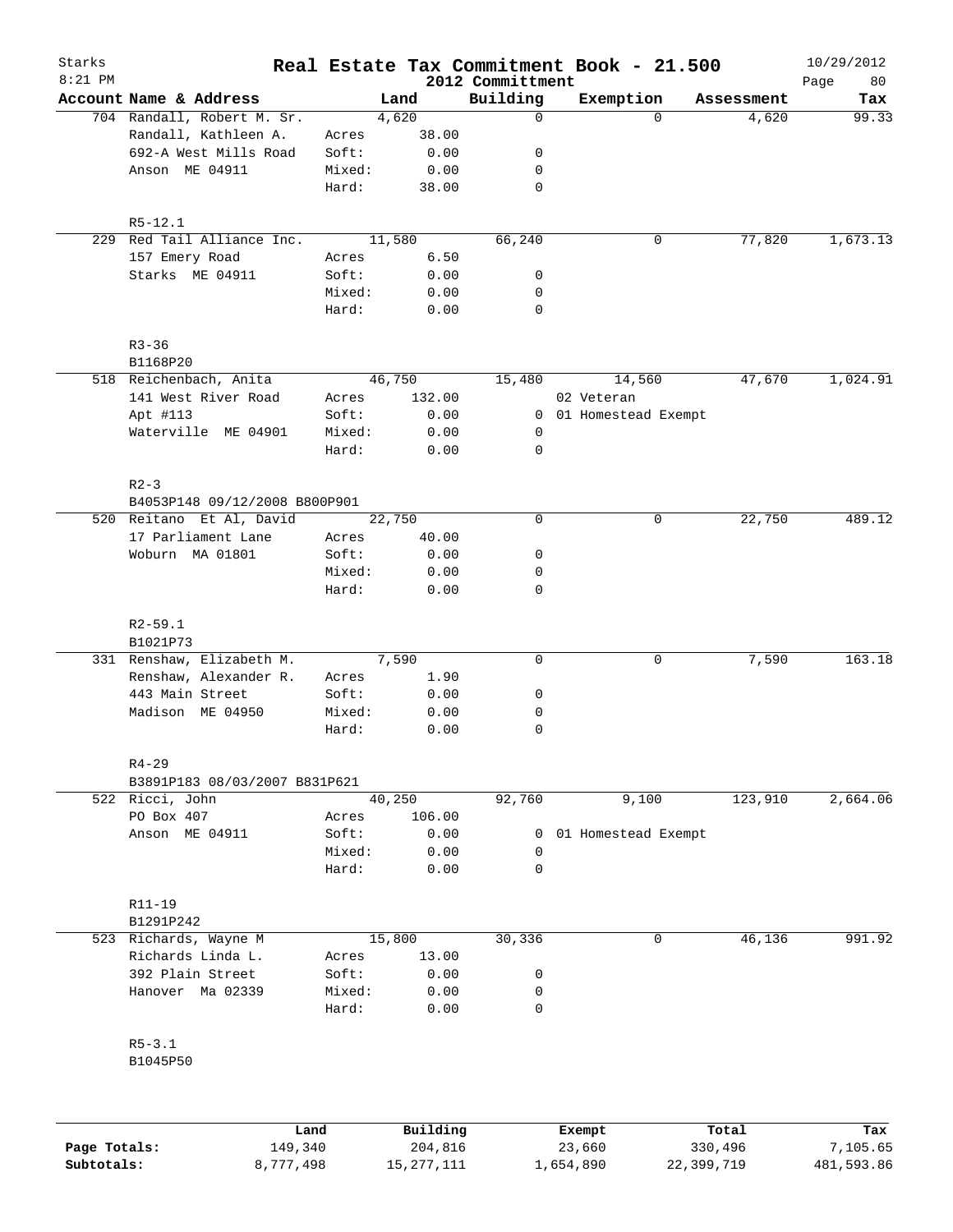# Real Estate Tax Commitment Book - 21.500

Starks
8:21 PM

2012 Committment

10/29/2012

| Account Name & Address | | Land | Building | Exemption | Assessment | Tax |
|---|---|---|---|---|---|---|
| 704 Randall, Robert M. Sr. | | 4,620 | 0 | 0 | 4,620 | 99.33 |
| Randall, Kathleen A. | Acres | 38.00 | | | | |
| 692-A West Mills Road | Soft: | 0.00 | 0 | | | |
| Anson ME 04911 | Mixed: | 0.00 | 0 | | | |
| | Hard: | 38.00 | 0 | | | |
| R5-12.1 | | | | | | |
| 229 Red Tail Alliance Inc. | | 11,580 | 66,240 | 0 | 77,820 | 1,673.13 |
| 157 Emery Road | Acres | 6.50 | | | | |
| Starks ME 04911 | Soft: | 0.00 | 0 | | | |
| | Mixed: | 0.00 | 0 | | | |
| | Hard: | 0.00 | 0 | | | |
| R3-36 | | | | | | |
| B1168P20 | | | | | | |
| 518 Reichenbach, Anita | | 46,750 | 15,480 | 14,560 | 47,670 | 1,024.91 |
| 141 West River Road | Acres | 132.00 | | 02 Veteran | | |
| Apt #113 | Soft: | 0.00 | 0 | 01 Homestead Exempt | | |
| Waterville ME 04901 | Mixed: | 0.00 | 0 | | | |
| | Hard: | 0.00 | 0 | | | |
| R2-3 | | | | | | |
| B4053P148 09/12/2008 B800P901 | | | | | | |
| 520 Reitano Et Al, David | | 22,750 | 0 | 0 | 22,750 | 489.12 |
| 17 Parliament Lane | Acres | 40.00 | | | | |
| Woburn MA 01801 | Soft: | 0.00 | 0 | | | |
| | Mixed: | 0.00 | 0 | | | |
| | Hard: | 0.00 | 0 | | | |
| R2-59.1 | | | | | | |
| B1021P73 | | | | | | |
| 331 Renshaw, Elizabeth M. | | 7,590 | 0 | 0 | 7,590 | 163.18 |
| Renshaw, Alexander R. | Acres | 1.90 | | | | |
| 443 Main Street | Soft: | 0.00 | 0 | | | |
| Madison ME 04950 | Mixed: | 0.00 | 0 | | | |
| | Hard: | 0.00 | 0 | | | |
| R4-29 | | | | | | |
| B3891P183 08/03/2007 B831P621 | | | | | | |
| 522 Ricci, John | | 40,250 | 92,760 | 9,100 | 123,910 | 2,664.06 |
| PO Box 407 | Acres | 106.00 | | | | |
| Anson ME 04911 | Soft: | 0.00 | 0 | 01 Homestead Exempt | | |
| | Mixed: | 0.00 | 0 | | | |
| | Hard: | 0.00 | 0 | | | |
| R11-19 | | | | | | |
| B1291P242 | | | | | | |
| 523 Richards, Wayne M | | 15,800 | 30,336 | 0 | 46,136 | 991.92 |
| Richards Linda L. | Acres | 13.00 | | | | |
| 392 Plain Street | Soft: | 0.00 | 0 | | | |
| Hanover Ma 02339 | Mixed: | 0.00 | 0 | | | |
| | Hard: | 0.00 | 0 | | | |
| R5-3.1 | | | | | | |
| B1045P50 | | | | | | |

| | Land | Building | Exempt | Total | Tax |
|---|---|---|---|---|---|
| Page Totals: | 149,340 | 204,816 | 23,660 | 330,496 | 7,105.65 |
| Subtotals: | 8,777,498 | 15,277,111 | 1,654,890 | 22,399,719 | 481,593.86 |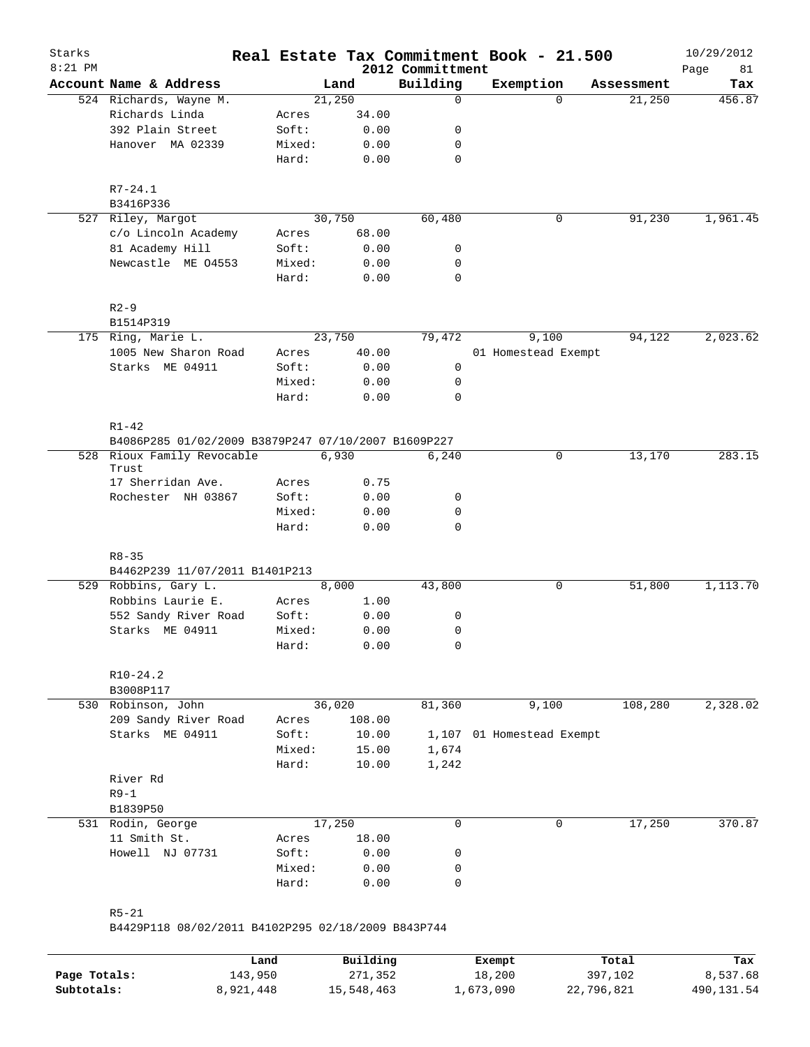# Real Estate Tax Commitment Book - 21.500

Starks
8:21 PM

2012 Committment

10/29/2012

| Account Name & Address | | Land | Building | Exemption | Assessment | Tax |
|---|---|---|---|---|---|---|
| 524 Richards, Wayne M. | | 21,250 | 0 | 0 | 21,250 | 456.87 |
| Richards Linda | Acres | 34.00 | | | | |
| 392 Plain Street | Soft: | 0.00 | 0 | | | |
| Hanover MA 02339 | Mixed: | 0.00 | 0 | | | |
| | Hard: | 0.00 | 0 | | | |
| R7-24.1 | | | | | | |
| B3416P336 | | | | | | |
| 527 Riley, Margot | | 30,750 | 60,480 | 0 | 91,230 | 1,961.45 |
| c/o Lincoln Academy | Acres | 68.00 | | | | |
| 81 Academy Hill | Soft: | 0.00 | 0 | | | |
| Newcastle ME 04553 | Mixed: | 0.00 | 0 | | | |
| | Hard: | 0.00 | 0 | | | |
| R2-9 | | | | | | |
| B1514P319 | | | | | | |
| 175 Ring, Marie L. | | 23,750 | 79,472 | 9,100 | 94,122 | 2,023.62 |
| 1005 New Sharon Road | Acres | 40.00 | | 01 Homestead Exempt | | |
| Starks ME 04911 | Soft: | 0.00 | 0 | | | |
| | Mixed: | 0.00 | 0 | | | |
| | Hard: | 0.00 | 0 | | | |
| R1-42 | | | | | | |
| B4086P285 01/02/2009 B3879P247 07/10/2007 B1609P227 | | | | | | |
| 528 Rioux Family Revocable Trust | | 6,930 | 6,240 | 0 | 13,170 | 283.15 |
| 17 Sherridan Ave. | Acres | 0.75 | | | | |
| Rochester NH 03867 | Soft: | 0.00 | 0 | | | |
| | Mixed: | 0.00 | 0 | | | |
| | Hard: | 0.00 | 0 | | | |
| R8-35 | | | | | | |
| B4462P239 11/07/2011 B1401P213 | | | | | | |
| 529 Robbins, Gary L. | | 8,000 | 43,800 | 0 | 51,800 | 1,113.70 |
| Robbins Laurie E. | Acres | 1.00 | | | | |
| 552 Sandy River Road | Soft: | 0.00 | 0 | | | |
| Starks ME 04911 | Mixed: | 0.00 | 0 | | | |
| | Hard: | 0.00 | 0 | | | |
| R10-24.2 | | | | | | |
| B3008P117 | | | | | | |
| 530 Robinson, John | | 36,020 | 81,360 | 9,100 | 108,280 | 2,328.02 |
| 209 Sandy River Road | Acres | 108.00 | | | | |
| Starks ME 04911 | Soft: | 10.00 | 1,107 | 01 Homestead Exempt | | |
| | Mixed: | 15.00 | 1,674 | | | |
| | Hard: | 10.00 | 1,242 | | | |
| River Rd | | | | | | |
| R9-1 | | | | | | |
| B1839P50 | | | | | | |
| 531 Rodin, George | | 17,250 | 0 | 0 | 17,250 | 370.87 |
| 11 Smith St. | Acres | 18.00 | | | | |
| Howell NJ 07731 | Soft: | 0.00 | 0 | | | |
| | Mixed: | 0.00 | 0 | | | |
| | Hard: | 0.00 | 0 | | | |
| R5-21 | | | | | | |
| B4429P118 08/02/2011 B4102P295 02/18/2009 B843P744 | | | | | | |

| | Land | Building | Exempt | Total | Tax |
|---|---|---|---|---|---|
| Page Totals: | 143,950 | 271,352 | 18,200 | 397,102 | 8,537.68 |
| Subtotals: | 8,921,448 | 15,548,463 | 1,673,090 | 22,796,821 | 490,131.54 |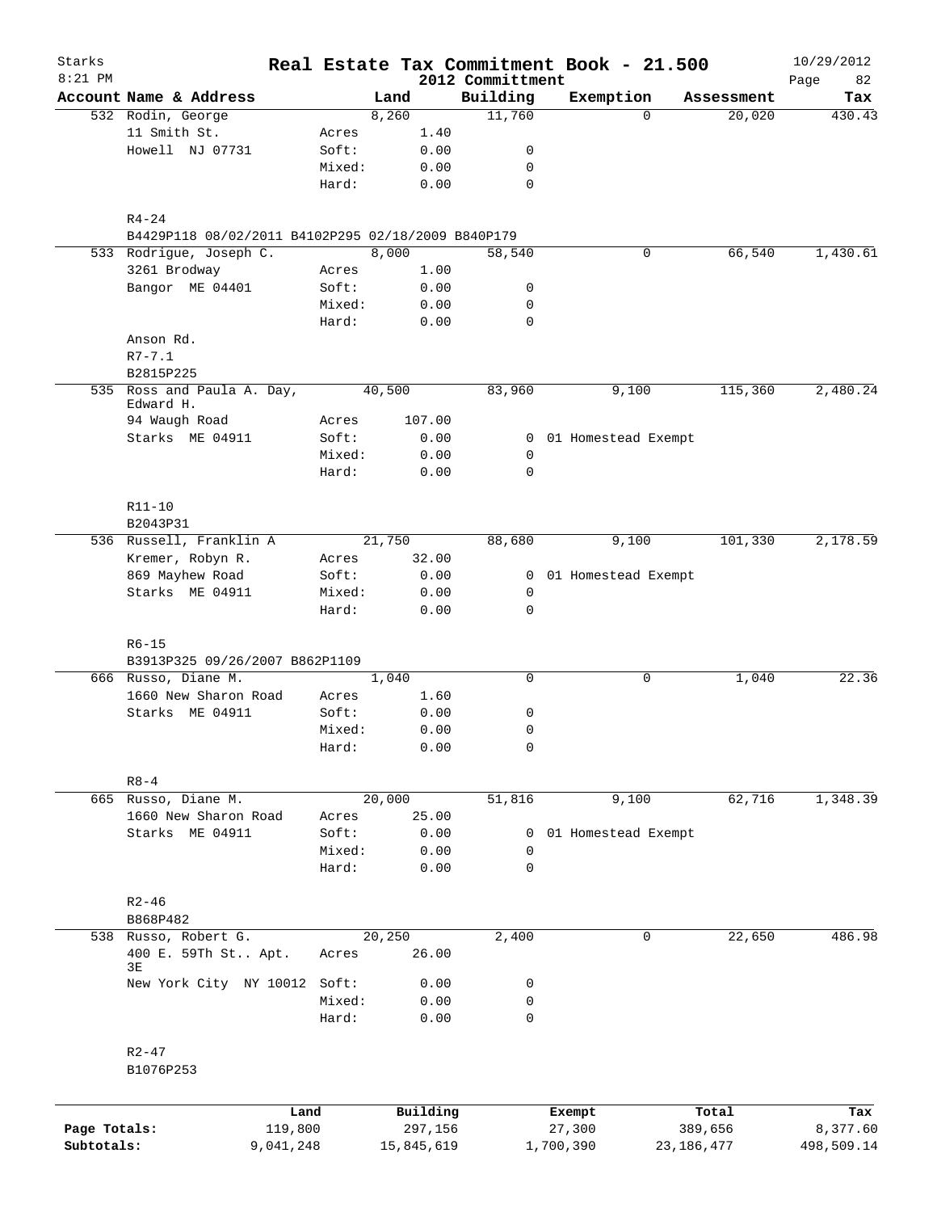Starks | Real Estate Tax Commitment Book - 21.500 | 10/29/2012
8:21 PM | 2012 Committment | Page 82

| Account Name & Address | | Land | Building | Exemption | Assessment | Tax |
|---|---|---|---|---|---|---|
| 532 Rodin, George | | 8,260 | 11,760 | 0 | 20,020 | 430.43 |
| 11 Smith St. | Acres | 1.40 | | | | |
| Howell NJ 07731 | Soft: | 0.00 | 0 | | | |
| | Mixed: | 0.00 | 0 | | | |
| | Hard: | 0.00 | 0 | | | |
| R4-24 | | | | | | |
| B4429P118 08/02/2011 B4102P295 02/18/2009 B840P179 | | | | | | |
| 533 Rodrigue, Joseph C. | | 8,000 | 58,540 | 0 | 66,540 | 1,430.61 |
| 3261 Brodway | Acres | 1.00 | | | | |
| Bangor ME 04401 | Soft: | 0.00 | 0 | | | |
| | Mixed: | 0.00 | 0 | | | |
| | Hard: | 0.00 | 0 | | | |
| Anson Rd. | | | | | | |
| R7-7.1 | | | | | | |
| B2815P225 | | | | | | |
| 535 Ross and Paula A. Day, Edward H. | | 40,500 | 83,960 | 9,100 | 115,360 | 2,480.24 |
| 94 Waugh Road | Acres | 107.00 | | | | |
| Starks ME 04911 | Soft: | 0.00 | 0 | 01 Homestead Exempt | | |
| | Mixed: | 0.00 | 0 | | | |
| | Hard: | 0.00 | 0 | | | |
| R11-10 | | | | | | |
| B2043P31 | | | | | | |
| 536 Russell, Franklin A | | 21,750 | 88,680 | 9,100 | 101,330 | 2,178.59 |
| Kremer, Robyn R. | Acres | 32.00 | | | | |
| 869 Mayhew Road | Soft: | 0.00 | 0 | 01 Homestead Exempt | | |
| Starks ME 04911 | Mixed: | 0.00 | 0 | | | |
| | Hard: | 0.00 | 0 | | | |
| R6-15 | | | | | | |
| B3913P325 09/26/2007 B862P1109 | | | | | | |
| 666 Russo, Diane M. | | 1,040 | 0 | 0 | 1,040 | 22.36 |
| 1660 New Sharon Road | Acres | 1.60 | | | | |
| Starks ME 04911 | Soft: | 0.00 | 0 | | | |
| | Mixed: | 0.00 | 0 | | | |
| | Hard: | 0.00 | 0 | | | |
| R8-4 | | | | | | |
| 665 Russo, Diane M. | | 20,000 | 51,816 | 9,100 | 62,716 | 1,348.39 |
| 1660 New Sharon Road | Acres | 25.00 | | | | |
| Starks ME 04911 | Soft: | 0.00 | 0 | 01 Homestead Exempt | | |
| | Mixed: | 0.00 | 0 | | | |
| | Hard: | 0.00 | 0 | | | |
| R2-46 | | | | | | |
| B868P482 | | | | | | |
| 538 Russo, Robert G. | | 20,250 | 2,400 | 0 | 22,650 | 486.98 |
| 400 E. 59Th St.. Apt. 3E | Acres | 26.00 | | | | |
| New York City NY 10012 | Soft: | 0.00 | 0 | | | |
| | Mixed: | 0.00 | 0 | | | |
| | Hard: | 0.00 | 0 | | | |
| R2-47 | | | | | | |
| B1076P253 | | | | | | |

| | Land | Building | Exempt | Total | Tax |
|---|---|---|---|---|---|
| Page Totals: | 119,800 | 297,156 | 27,300 | 389,656 | 8,377.60 |
| Subtotals: | 9,041,248 | 15,845,619 | 1,700,390 | 23,186,477 | 498,509.14 |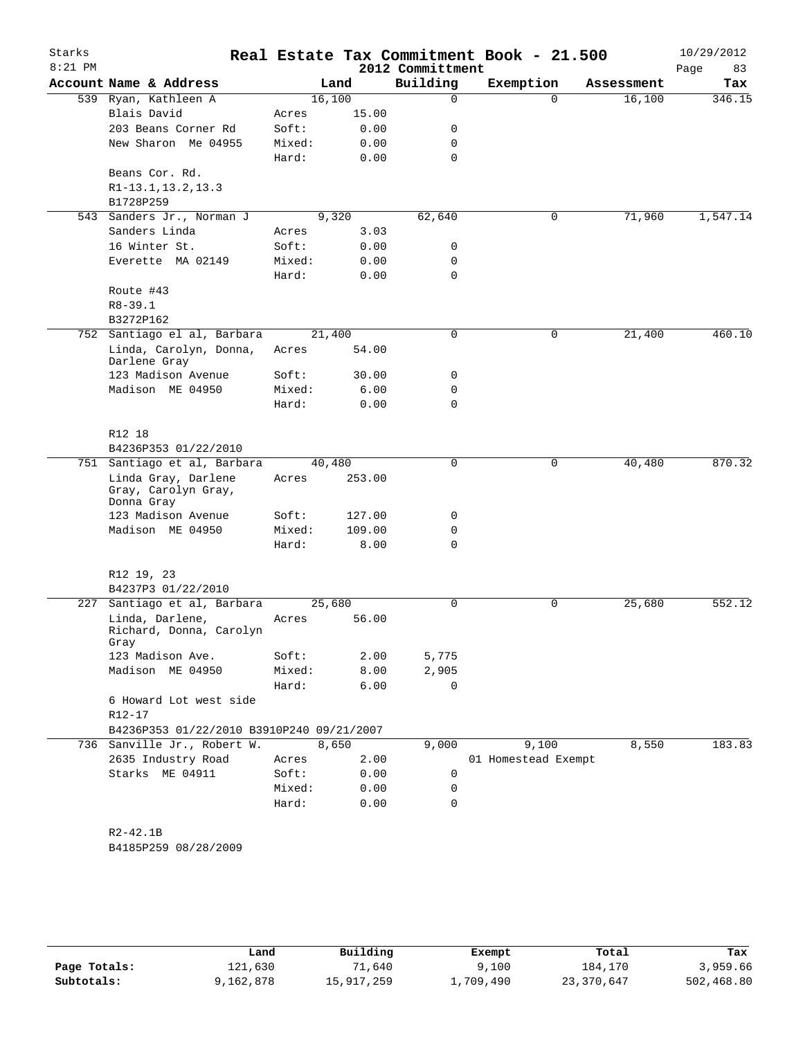# Real Estate Tax Commitment Book - 21.500

Starks 8:21 PM — 2012 Committment — 10/29/2012

| Account | Name & Address | Land | | Building | Exemption | Assessment | Tax |
|---|---|---|---|---|---|---|---|
| 539 | Ryan, Kathleen A | 16,100 | | 0 | 0 | 16,100 | 346.15 |
| | Blais David | Acres | 15.00 | | | | |
| | 203 Beans Corner Rd | Soft: | 0.00 | 0 | | | |
| | New Sharon Me 04955 | Mixed: | 0.00 | 0 | | | |
| | | Hard: | 0.00 | 0 | | | |
| | Beans Cor. Rd. | | | | | | |
| | R1-13.1,13.2,13.3 | | | | | | |
| | B1728P259 | | | | | | |
| 543 | Sanders Jr., Norman J | 9,320 | | 62,640 | 0 | 71,960 | 1,547.14 |
| | Sanders Linda | Acres | 3.03 | | | | |
| | 16 Winter St. | Soft: | 0.00 | 0 | | | |
| | Everette MA 02149 | Mixed: | 0.00 | 0 | | | |
| | | Hard: | 0.00 | 0 | | | |
| | Route #43 | | | | | | |
| | R8-39.1 | | | | | | |
| | B3272P162 | | | | | | |
| 752 | Santiago el al, Barbara | 21,400 | | 0 | 0 | 21,400 | 460.10 |
| | Linda, Carolyn, Donna, Darlene Gray | Acres | 54.00 | | | | |
| | 123 Madison Avenue | Soft: | 30.00 | 0 | | | |
| | Madison ME 04950 | Mixed: | 6.00 | 0 | | | |
| | | Hard: | 0.00 | 0 | | | |
| | R12 18 | | | | | | |
| | B4236P353 01/22/2010 | | | | | | |
| 751 | Santiago et al, Barbara | 40,480 | | 0 | 0 | 40,480 | 870.32 |
| | Linda Gray, Darlene Gray, Carolyn Gray, Donna Gray | Acres | 253.00 | | | | |
| | 123 Madison Avenue | Soft: | 127.00 | 0 | | | |
| | Madison ME 04950 | Mixed: | 109.00 | 0 | | | |
| | | Hard: | 8.00 | 0 | | | |
| | R12 19, 23 | | | | | | |
| | B4237P3 01/22/2010 | | | | | | |
| 227 | Santiago et al, Barbara | 25,680 | | 0 | 0 | 25,680 | 552.12 |
| | Linda, Darlene, Richard, Donna, Carolyn Gray | Acres | 56.00 | | | | |
| | 123 Madison Ave. | Soft: | 2.00 | 5,775 | | | |
| | Madison ME 04950 | Mixed: | 8.00 | 2,905 | | | |
| | | Hard: | 6.00 | 0 | | | |
| | 6 Howard Lot west side | | | | | | |
| | R12-17 | | | | | | |
| | B4236P353 01/22/2010 B3910P240 09/21/2007 | | | | | | |
| 736 | Sanville Jr., Robert W. | 8,650 | | 9,000 | 9,100 | 8,550 | 183.83 |
| | 2635 Industry Road | Acres | 2.00 | | 01 Homestead Exempt | | |
| | Starks ME 04911 | Soft: | 0.00 | 0 | | | |
| | | Mixed: | 0.00 | 0 | | | |
| | | Hard: | 0.00 | 0 | | | |
| | R2-42.1B | | | | | | |
| | B4185P259 08/28/2009 | | | | | | |

| | Land | Building | Exempt | Total | Tax |
|---|---|---|---|---|---|
| Page Totals: | 121,630 | 71,640 | 9,100 | 184,170 | 3,959.66 |
| Subtotals: | 9,162,878 | 15,917,259 | 1,709,490 | 23,370,647 | 502,468.80 |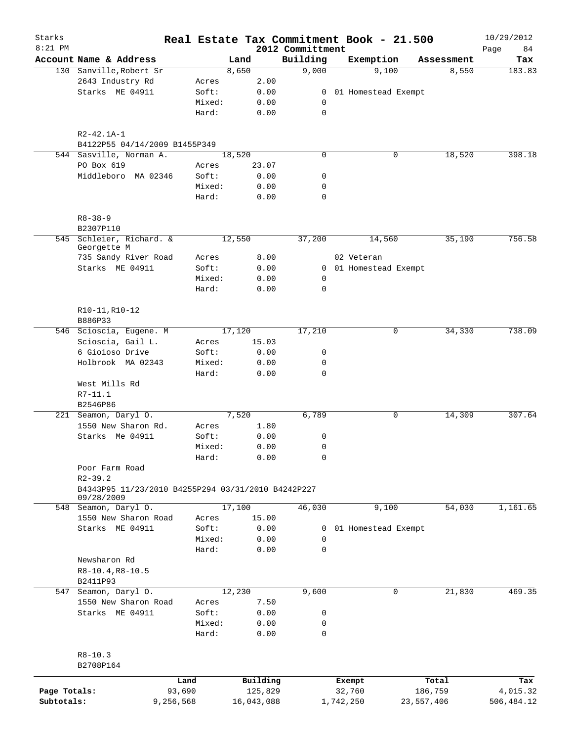# Real Estate Tax Commitment Book - 21.500

Starks
8:21 PM

2012 Committment

10/29/2012

| Account Name & Address | | Land | Building | Exemption | Assessment | Tax |
|---|---|---|---|---|---|---|
| 130 Sanville,Robert Sr | | 8,650 | 9,000 | 9,100 | 8,550 | 183.83 |
| 2643 Industry Rd | Acres | 2.00 | | | | |
| Starks ME 04911 | Soft: | 0.00 | 0 | 01 Homestead Exempt | | |
| | Mixed: | 0.00 | 0 | | | |
| | Hard: | 0.00 | 0 | | | |
| R2-42.1A-1 | | | | | | |
| B4122P55 04/14/2009 B1455P349 | | | | | | |
| 544 Sasville, Norman A. | | 18,520 | 0 | 0 | 18,520 | 398.18 |
| PO Box 619 | Acres | 23.07 | | | | |
| Middleboro MA 02346 | Soft: | 0.00 | 0 | | | |
| | Mixed: | 0.00 | 0 | | | |
| | Hard: | 0.00 | 0 | | | |
| R8-38-9 | | | | | | |
| B2307P110 | | | | | | |
| 545 Schleier, Richard. & Georgette M | | 12,550 | 37,200 | 14,560 | 35,190 | 756.58 |
| 735 Sandy River Road | Acres | 8.00 | | 02 Veteran | | |
| Starks ME 04911 | Soft: | 0.00 | 0 | 01 Homestead Exempt | | |
| | Mixed: | 0.00 | 0 | | | |
| | Hard: | 0.00 | 0 | | | |
| R10-11,R10-12 | | | | | | |
| B886P33 | | | | | | |
| 546 Scioscia, Eugene. M | | 17,120 | 17,210 | 0 | 34,330 | 738.09 |
| Scioscia, Gail L. | Acres | 15.03 | | | | |
| 6 Gioioso Drive | Soft: | 0.00 | 0 | | | |
| Holbrook MA 02343 | Mixed: | 0.00 | 0 | | | |
| | Hard: | 0.00 | 0 | | | |
| West Mills Rd | | | | | | |
| R7-11.1 | | | | | | |
| B2546P86 | | | | | | |
| 221 Seamon, Daryl O. | | 7,520 | 6,789 | 0 | 14,309 | 307.64 |
| 1550 New Sharon Rd. | Acres | 1.80 | | | | |
| Starks Me 04911 | Soft: | 0.00 | 0 | | | |
| | Mixed: | 0.00 | 0 | | | |
| | Hard: | 0.00 | 0 | | | |
| Poor Farm Road | | | | | | |
| R2-39.2 | | | | | | |
| B4343P95 11/23/2010 B4255P294 03/31/2010 B4242P227 09/28/2009 | | | | | | |
| 548 Seamon, Daryl O. | | 17,100 | 46,030 | 9,100 | 54,030 | 1,161.65 |
| 1550 New Sharon Road | Acres | 15.00 | | | | |
| Starks ME 04911 | Soft: | 0.00 | 0 | 01 Homestead Exempt | | |
| | Mixed: | 0.00 | 0 | | | |
| | Hard: | 0.00 | 0 | | | |
| Newsharon Rd | | | | | | |
| R8-10.4,R8-10.5 | | | | | | |
| B2411P93 | | | | | | |
| 547 Seamon, Daryl O. | | 12,230 | 9,600 | 0 | 21,830 | 469.35 |
| 1550 New Sharon Road | Acres | 7.50 | | | | |
| Starks ME 04911 | Soft: | 0.00 | 0 | | | |
| | Mixed: | 0.00 | 0 | | | |
| | Hard: | 0.00 | 0 | | | |
| R8-10.3 | | | | | | |
| B2708P164 | | | | | | |

| | Land | Building | Exempt | Total | Tax |
|---|---|---|---|---|---|
| Page Totals: | 93,690 | 125,829 | 32,760 | 186,759 | 4,015.32 |
| Subtotals: | 9,256,568 | 16,043,088 | 1,742,250 | 23,557,406 | 506,484.12 |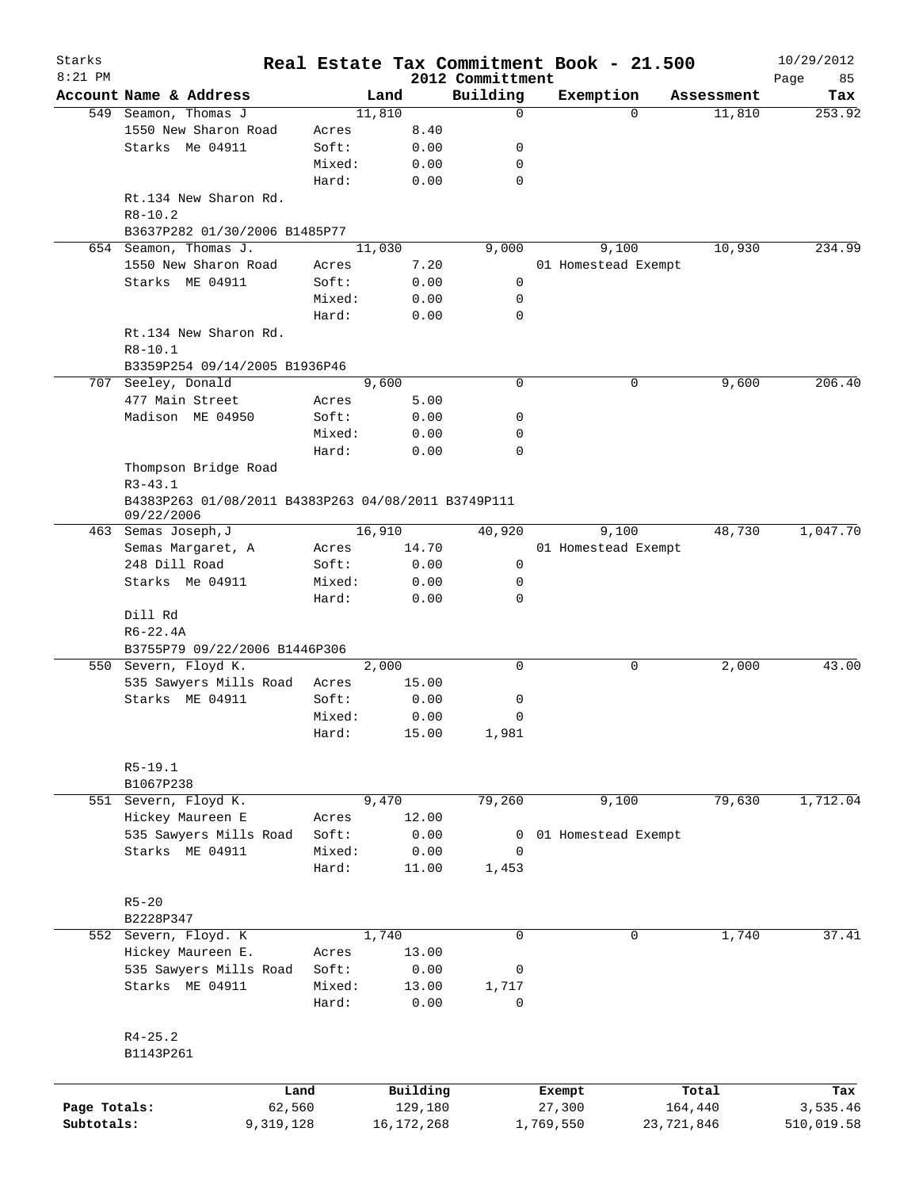# Real Estate Tax Commitment Book - 21.500

2012 Committment

Starks 8:21 PM — 10/29/2012

| Account Name & Address | Land | | Building | Exemption | Assessment | Tax |
|---|---|---|---|---|---|---|
| 549 Seamon, Thomas J | 11,810 | | 0 | 0 | 11,810 | 253.92 |
| 1550 New Sharon Road | Acres | 8.40 | | | | |
| Starks Me 04911 | Soft: | 0.00 | 0 | | | |
| | Mixed: | 0.00 | 0 | | | |
| | Hard: | 0.00 | 0 | | | |
| Rt.134 New Sharon Rd. | | | | | | |
| R8-10.2 | | | | | | |
| B3637P282 01/30/2006 B1485P77 | | | | | | |
| 654 Seamon, Thomas J. | 11,030 | | 9,000 | 9,100 | 10,930 | 234.99 |
| 1550 New Sharon Road | Acres | 7.20 | | 01 Homestead Exempt | | |
| Starks ME 04911 | Soft: | 0.00 | 0 | | | |
| | Mixed: | 0.00 | 0 | | | |
| | Hard: | 0.00 | 0 | | | |
| Rt.134 New Sharon Rd. | | | | | | |
| R8-10.1 | | | | | | |
| B3359P254 09/14/2005 B1936P46 | | | | | | |
| 707 Seeley, Donald | 9,600 | | 0 | 0 | 9,600 | 206.40 |
| 477 Main Street | Acres | 5.00 | | | | |
| Madison ME 04950 | Soft: | 0.00 | 0 | | | |
| | Mixed: | 0.00 | 0 | | | |
| | Hard: | 0.00 | 0 | | | |
| Thompson Bridge Road | | | | | | |
| R3-43.1 | | | | | | |
| B4383P263 01/08/2011 B4383P263 04/08/2011 B3749P111 09/22/2006 | | | | | | |
| 463 Semas Joseph,J | 16,910 | | 40,920 | 9,100 | 48,730 | 1,047.70 |
| Semas Margaret, A | Acres | 14.70 | | 01 Homestead Exempt | | |
| 248 Dill Road | Soft: | 0.00 | 0 | | | |
| Starks Me 04911 | Mixed: | 0.00 | 0 | | | |
| | Hard: | 0.00 | 0 | | | |
| Dill Rd | | | | | | |
| R6-22.4A | | | | | | |
| B3755P79 09/22/2006 B1446P306 | | | | | | |
| 550 Severn, Floyd K. | 2,000 | | 0 | 0 | 2,000 | 43.00 |
| 535 Sawyers Mills Road | Acres | 15.00 | | | | |
| Starks ME 04911 | Soft: | 0.00 | 0 | | | |
| | Mixed: | 0.00 | 0 | | | |
| | Hard: | 15.00 | 1,981 | | | |
| R5-19.1 | | | | | | |
| B1067P238 | | | | | | |
| 551 Severn, Floyd K. | 9,470 | | 79,260 | 9,100 | 79,630 | 1,712.04 |
| Hickey Maureen E | Acres | 12.00 | | | | |
| 535 Sawyers Mills Road | Soft: | 0.00 | 0 | 01 Homestead Exempt | | |
| Starks ME 04911 | Mixed: | 0.00 | 0 | | | |
| | Hard: | 11.00 | 1,453 | | | |
| R5-20 | | | | | | |
| B2228P347 | | | | | | |
| 552 Severn, Floyd. K | 1,740 | | 0 | 0 | 1,740 | 37.41 |
| Hickey Maureen E. | Acres | 13.00 | | | | |
| 535 Sawyers Mills Road | Soft: | 0.00 | 0 | | | |
| Starks ME 04911 | Mixed: | 13.00 | 1,717 | | | |
| | Hard: | 0.00 | 0 | | | |
| R4-25.2 | | | | | | |
| B1143P261 | | | | | | |

| | Land | Building | Exempt | Total | Tax |
|---|---|---|---|---|---|
| Page Totals: | 62,560 | 129,180 | 27,300 | 164,440 | 3,535.46 |
| Subtotals: | 9,319,128 | 16,172,268 | 1,769,550 | 23,721,846 | 510,019.58 |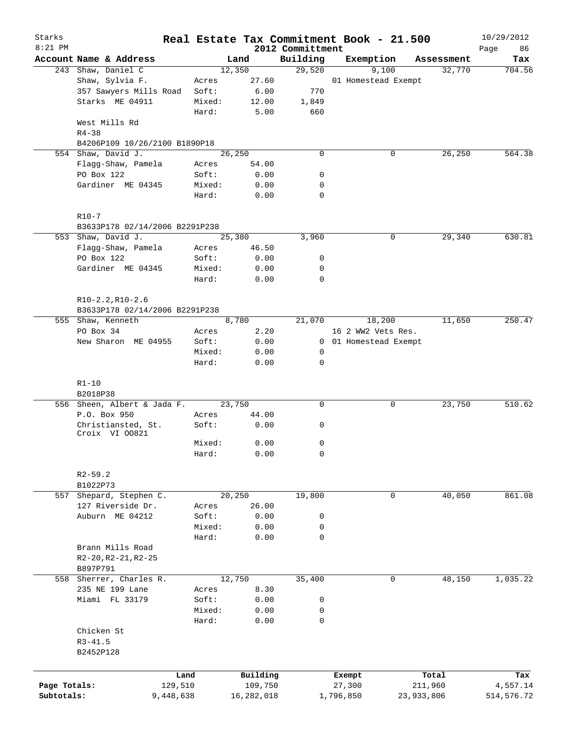# Starks — Real Estate Tax Commitment Book - 21.500

8:21 PM — 2012 Committment — 10/29/2012

| Account | Name & Address | | Land | Building | Exemption | Assessment | Tax |
|---|---|---|---|---|---|---|---|
| 243 | Shaw, Daniel C | | 12,350 | 29,520 | 9,100 | 32,770 | 704.56 |
| | Shaw, Sylvia F. | Acres | 27.60 | | 01 Homestead Exempt | | |
| | 357 Sawyers Mills Road | Soft: | 6.00 | 770 | | | |
| | Starks ME 04911 | Mixed: | 12.00 | 1,849 | | | |
| | | Hard: | 5.00 | 660 | | | |
| | West Mills Rd | | | | | | |
| | R4-38 | | | | | | |
| | B4206P109 10/26/2100 B1890P18 | | | | | | |
| 554 | Shaw, David J. | | 26,250 | 0 | 0 | 26,250 | 564.38 |
| | Flagg-Shaw, Pamela | Acres | 54.00 | | | | |
| | PO Box 122 | Soft: | 0.00 | 0 | | | |
| | Gardiner ME 04345 | Mixed: | 0.00 | 0 | | | |
| | | Hard: | 0.00 | 0 | | | |
| | R10-7 | | | | | | |
| | B3633P178 02/14/2006 B2291P238 | | | | | | |
| 553 | Shaw, David J. | | 25,380 | 3,960 | 0 | 29,340 | 630.81 |
| | Flagg-Shaw, Pamela | Acres | 46.50 | | | | |
| | PO Box 122 | Soft: | 0.00 | 0 | | | |
| | Gardiner ME 04345 | Mixed: | 0.00 | 0 | | | |
| | | Hard: | 0.00 | 0 | | | |
| | R10-2.2,R10-2.6 | | | | | | |
| | B3633P178 02/14/2006 B2291P238 | | | | | | |
| 555 | Shaw, Kenneth | | 8,780 | 21,070 | 18,200 | 11,650 | 250.47 |
| | PO Box 34 | Acres | 2.20 | | 16 2 WW2 Vets Res. | | |
| | New Sharon ME 04955 | Soft: | 0.00 | 0 | 01 Homestead Exempt | | |
| | | Mixed: | 0.00 | 0 | | | |
| | | Hard: | 0.00 | 0 | | | |
| | R1-10 | | | | | | |
| | B2018P38 | | | | | | |
| 556 | Sheen, Albert & Jada F. | | 23,750 | 0 | 0 | 23,750 | 510.62 |
| | P.O. Box 950 | Acres | 44.00 | | | | |
| | Christiansted, St. Croix VI OO821 | Soft: | 0.00 | 0 | | | |
| | | Mixed: | 0.00 | 0 | | | |
| | | Hard: | 0.00 | 0 | | | |
| | R2-59.2 | | | | | | |
| | B1022P73 | | | | | | |
| 557 | Shepard, Stephen C. | | 20,250 | 19,800 | 0 | 40,050 | 861.08 |
| | 127 Riverside Dr. | Acres | 26.00 | | | | |
| | Auburn ME 04212 | Soft: | 0.00 | 0 | | | |
| | | Mixed: | 0.00 | 0 | | | |
| | | Hard: | 0.00 | 0 | | | |
| | Brann Mills Road | | | | | | |
| | R2-20,R2-21,R2-25 | | | | | | |
| | B897P791 | | | | | | |
| 558 | Sherrer, Charles R. | | 12,750 | 35,400 | 0 | 48,150 | 1,035.22 |
| | 235 NE 199 Lane | Acres | 8.30 | | | | |
| | Miami FL 33179 | Soft: | 0.00 | 0 | | | |
| | | Mixed: | 0.00 | 0 | | | |
| | | Hard: | 0.00 | 0 | | | |
| | Chicken St | | | | | | |
| | R3-41.5 | | | | | | |
| | B2452P128 | | | | | | |

| | Land | Building | Exempt | Total | Tax |
|---|---|---|---|---|---|
| Page Totals: | 129,510 | 109,750 | 27,300 | 211,960 | 4,557.14 |
| Subtotals: | 9,448,638 | 16,282,018 | 1,796,850 | 23,933,806 | 514,576.72 |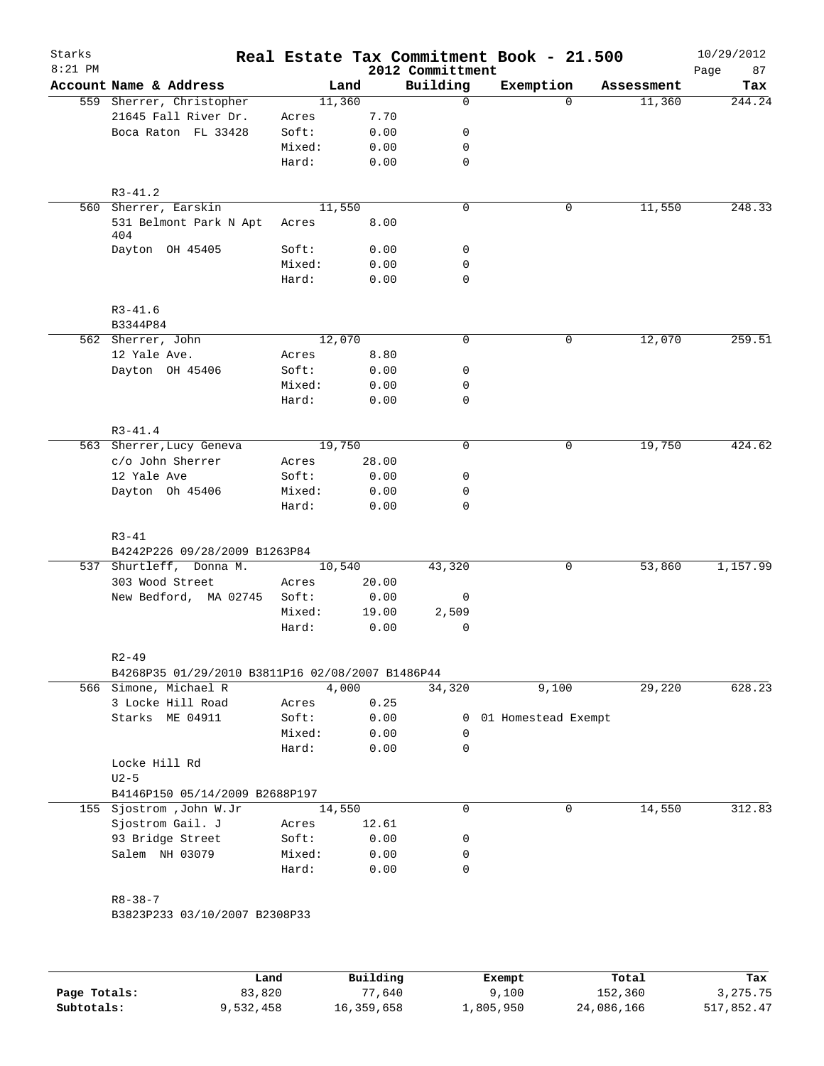# Real Estate Tax Commitment Book - 21.500

Starks
8:21 PM

2012 Committment

10/29/2012

| Account Name & Address | Land | | Building | Exemption | Assessment | Tax |
|---|---|---|---|---|---|---|
| 559 Sherrer, Christopher | 11,360 | | 0 | 0 | 11,360 | 244.24 |
| 21645 Fall River Dr. | Acres | 7.70 | | | | |
| Boca Raton FL 33428 | Soft: | 0.00 | 0 | | | |
| | Mixed: | 0.00 | 0 | | | |
| | Hard: | 0.00 | 0 | | | |
| R3-41.2 | | | | | | |
| 560 Sherrer, Earskin | 11,550 | | 0 | 0 | 11,550 | 248.33 |
| 531 Belmont Park N Apt 404 | Acres | 8.00 | | | | |
| Dayton OH 45405 | Soft: | 0.00 | 0 | | | |
| | Mixed: | 0.00 | 0 | | | |
| | Hard: | 0.00 | 0 | | | |
| R3-41.6 | | | | | | |
| B3344P84 | | | | | | |
| 562 Sherrer, John | 12,070 | | 0 | 0 | 12,070 | 259.51 |
| 12 Yale Ave. | Acres | 8.80 | | | | |
| Dayton OH 45406 | Soft: | 0.00 | 0 | | | |
| | Mixed: | 0.00 | 0 | | | |
| | Hard: | 0.00 | 0 | | | |
| R3-41.4 | | | | | | |
| 563 Sherrer,Lucy Geneva | 19,750 | | 0 | 0 | 19,750 | 424.62 |
| c/o John Sherrer | Acres | 28.00 | | | | |
| 12 Yale Ave | Soft: | 0.00 | 0 | | | |
| Dayton Oh 45406 | Mixed: | 0.00 | 0 | | | |
| | Hard: | 0.00 | 0 | | | |
| R3-41 | | | | | | |
| B4242P226 09/28/2009 B1263P84 | | | | | | |
| 537 Shurtleff, Donna M. | 10,540 | | 43,320 | 0 | 53,860 | 1,157.99 |
| 303 Wood Street | Acres | 20.00 | | | | |
| New Bedford, MA 02745 | Soft: | 0.00 | 0 | | | |
| | Mixed: | 19.00 | 2,509 | | | |
| | Hard: | 0.00 | 0 | | | |
| R2-49 | | | | | | |
| B4268P35 01/29/2010 B3811P16 02/08/2007 B1486P44 | | | | | | |
| 566 Simone, Michael R | 4,000 | | 34,320 | 9,100 | 29,220 | 628.23 |
| 3 Locke Hill Road | Acres | 0.25 | | | | |
| Starks ME 04911 | Soft: | 0.00 | 0 | 01 Homestead Exempt | | |
| | Mixed: | 0.00 | 0 | | | |
| | Hard: | 0.00 | 0 | | | |
| Locke Hill Rd | | | | | | |
| U2-5 | | | | | | |
| B4146P150 05/14/2009 B2688P197 | | | | | | |
| 155 Sjostrom ,John W.Jr | 14,550 | | 0 | 0 | 14,550 | 312.83 |
| Sjostrom Gail. J | Acres | 12.61 | | | | |
| 93 Bridge Street | Soft: | 0.00 | 0 | | | |
| Salem NH 03079 | Mixed: | 0.00 | 0 | | | |
| | Hard: | 0.00 | 0 | | | |
| R8-38-7 | | | | | | |
| B3823P233 03/10/2007 B2308P33 | | | | | | |

| | Land | Building | Exempt | Total | Tax |
|---|---|---|---|---|---|
| Page Totals: | 83,820 | 77,640 | 9,100 | 152,360 | 3,275.75 |
| Subtotals: | 9,532,458 | 16,359,658 | 1,805,950 | 24,086,166 | 517,852.47 |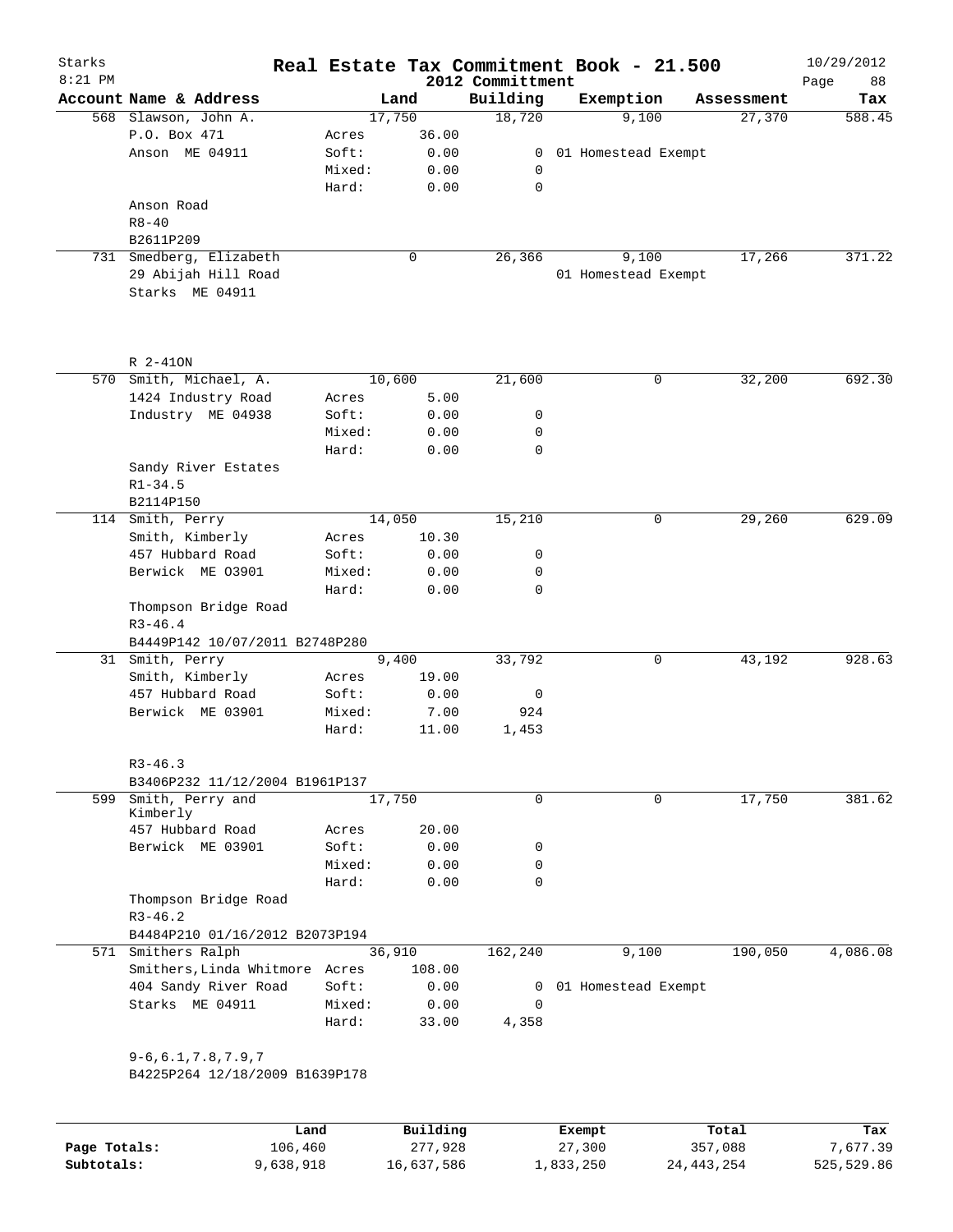Starks
8:21 PM

# Real Estate Tax Commitment Book - 21.500

2012 Committment

10/29/2012

| Account Name & Address | | Land | Building | Exemption | Assessment | Tax |
|---|---|---|---|---|---|---|
| 568 Slawson, John A. | | 17,750 | 18,720 | 9,100 | 27,370 | 588.45 |
| P.O. Box 471 | Acres | 36.00 | | | | |
| Anson ME 04911 | Soft: | 0.00 | 0 | 01 Homestead Exempt | | |
| | Mixed: | 0.00 | 0 | | | |
| | Hard: | 0.00 | 0 | | | |
| Anson Road | | | | | | |
| R8-40 | | | | | | |
| B2611P209 | | | | | | |
| 731 Smedberg, Elizabeth | | 0 | 26,366 | 9,100 | 17,266 | 371.22 |
| 29 Abijah Hill Road | | | | 01 Homestead Exempt | | |
| Starks ME 04911 | | | | | | |
| R 2-41ON | | | | | | |
| 570 Smith, Michael, A. | | 10,600 | 21,600 | 0 | 32,200 | 692.30 |
| 1424 Industry Road | Acres | 5.00 | | | | |
| Industry ME 04938 | Soft: | 0.00 | 0 | | | |
| | Mixed: | 0.00 | 0 | | | |
| | Hard: | 0.00 | 0 | | | |
| Sandy River Estates | | | | | | |
| R1-34.5 | | | | | | |
| B2114P150 | | | | | | |
| 114 Smith, Perry | | 14,050 | 15,210 | 0 | 29,260 | 629.09 |
| Smith, Kimberly | Acres | 10.30 | | | | |
| 457 Hubbard Road | Soft: | 0.00 | 0 | | | |
| Berwick ME O3901 | Mixed: | 0.00 | 0 | | | |
| | Hard: | 0.00 | 0 | | | |
| Thompson Bridge Road | | | | | | |
| R3-46.4 | | | | | | |
| B4449P142 10/07/2011 B2748P280 | | | | | | |
| 31 Smith, Perry | | 9,400 | 33,792 | 0 | 43,192 | 928.63 |
| Smith, Kimberly | Acres | 19.00 | | | | |
| 457 Hubbard Road | Soft: | 0.00 | 0 | | | |
| Berwick ME 03901 | Mixed: | 7.00 | 924 | | | |
| | Hard: | 11.00 | 1,453 | | | |
| R3-46.3 | | | | | | |
| B3406P232 11/12/2004 B1961P137 | | | | | | |
| 599 Smith, Perry and Kimberly | | 17,750 | 0 | 0 | 17,750 | 381.62 |
| 457 Hubbard Road | Acres | 20.00 | | | | |
| Berwick ME 03901 | Soft: | 0.00 | 0 | | | |
| | Mixed: | 0.00 | 0 | | | |
| | Hard: | 0.00 | 0 | | | |
| Thompson Bridge Road | | | | | | |
| R3-46.2 | | | | | | |
| B4484P210 01/16/2012 B2073P194 | | | | | | |
| 571 Smithers Ralph | | 36,910 | 162,240 | 9,100 | 190,050 | 4,086.08 |
| Smithers,Linda Whitmore | Acres | 108.00 | | | | |
| 404 Sandy River Road | Soft: | 0.00 | 0 | 01 Homestead Exempt | | |
| Starks ME 04911 | Mixed: | 0.00 | 0 | | | |
| | Hard: | 33.00 | 4,358 | | | |
| 9-6,6.1,7.8,7.9,7 | | | | | | |
| B4225P264 12/18/2009 B1639P178 | | | | | | |

| | Land | Building | Exempt | Total | Tax |
|---|---|---|---|---|---|
| Page Totals: | 106,460 | 277,928 | 27,300 | 357,088 | 7,677.39 |
| Subtotals: | 9,638,918 | 16,637,586 | 1,833,250 | 24,443,254 | 525,529.86 |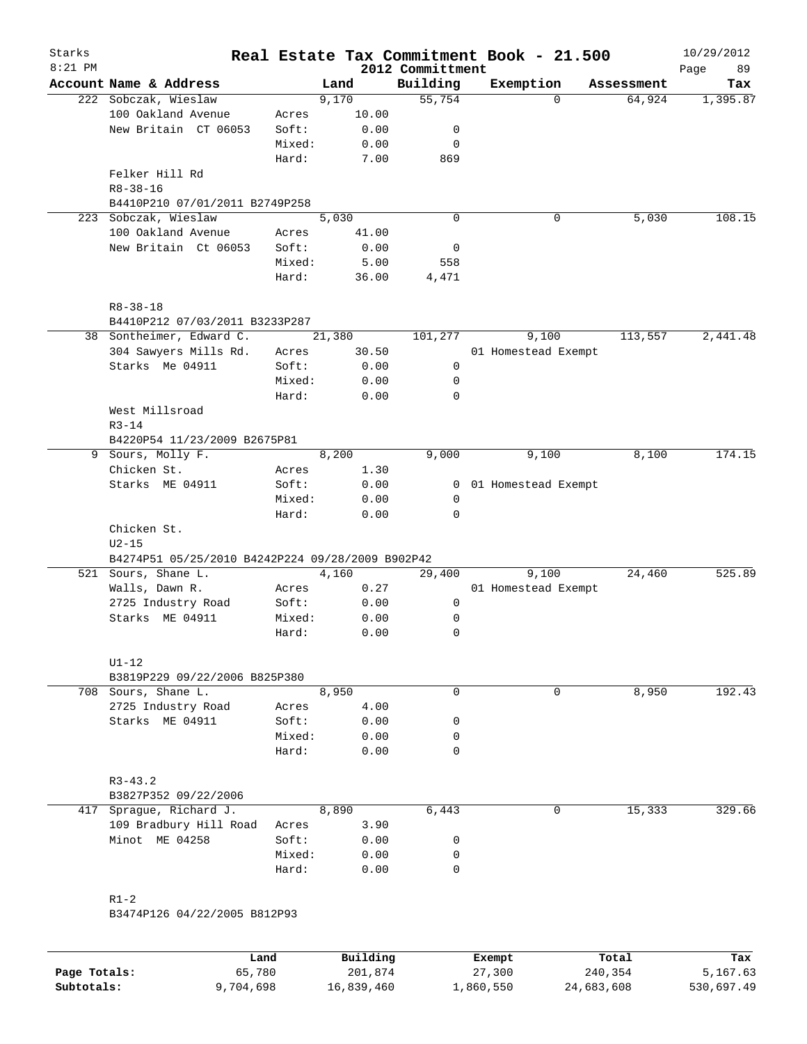# Real Estate Tax Commitment Book - 21.500

Starks 8:21 PM — 2012 Committment — 10/29/2012

| Account Name & Address | | Land | Building | Exemption | Assessment | Tax |
|---|---|---|---|---|---|---|
| 222 Sobczak, Wieslaw | | 9,170 | 55,754 | 0 | 64,924 | 1,395.87 |
| 100 Oakland Avenue | Acres | 10.00 | | | | |
| New Britain CT 06053 | Soft: | 0.00 | 0 | | | |
| | Mixed: | 0.00 | 0 | | | |
| | Hard: | 7.00 | 869 | | | |
| Felker Hill Rd | | | | | | |
| R8-38-16 | | | | | | |
| B4410P210 07/01/2011 B2749P258 | | | | | | |
| 223 Sobczak, Wieslaw | | 5,030 | 0 | 0 | 5,030 | 108.15 |
| 100 Oakland Avenue | Acres | 41.00 | | | | |
| New Britain Ct 06053 | Soft: | 0.00 | 0 | | | |
| | Mixed: | 5.00 | 558 | | | |
| | Hard: | 36.00 | 4,471 | | | |
| R8-38-18 | | | | | | |
| B4410P212 07/03/2011 B3233P287 | | | | | | |
| 38 Sontheimer, Edward C. | | 21,380 | 101,277 | 9,100 | 113,557 | 2,441.48 |
| 304 Sawyers Mills Rd. | Acres | 30.50 | | 01 Homestead Exempt | | |
| Starks Me 04911 | Soft: | 0.00 | 0 | | | |
| | Mixed: | 0.00 | 0 | | | |
| | Hard: | 0.00 | 0 | | | |
| West Millsroad | | | | | | |
| R3-14 | | | | | | |
| B4220P54 11/23/2009 B2675P81 | | | | | | |
| 9 Sours, Molly F. | | 8,200 | 9,000 | 9,100 | 8,100 | 174.15 |
| Chicken St. | Acres | 1.30 | | | | |
| Starks ME 04911 | Soft: | 0.00 | 0 | 01 Homestead Exempt | | |
| | Mixed: | 0.00 | 0 | | | |
| | Hard: | 0.00 | 0 | | | |
| Chicken St. | | | | | | |
| U2-15 | | | | | | |
| B4274P51 05/25/2010 B4242P224 09/28/2009 B902P42 | | | | | | |
| 521 Sours, Shane L. | | 4,160 | 29,400 | 9,100 | 24,460 | 525.89 |
| Walls, Dawn R. | Acres | 0.27 | | 01 Homestead Exempt | | |
| 2725 Industry Road | Soft: | 0.00 | 0 | | | |
| Starks ME 04911 | Mixed: | 0.00 | 0 | | | |
| | Hard: | 0.00 | 0 | | | |
| U1-12 | | | | | | |
| B3819P229 09/22/2006 B825P380 | | | | | | |
| 708 Sours, Shane L. | | 8,950 | 0 | 0 | 8,950 | 192.43 |
| 2725 Industry Road | Acres | 4.00 | | | | |
| Starks ME 04911 | Soft: | 0.00 | 0 | | | |
| | Mixed: | 0.00 | 0 | | | |
| | Hard: | 0.00 | 0 | | | |
| R3-43.2 | | | | | | |
| B3827P352 09/22/2006 | | | | | | |
| 417 Sprague, Richard J. | | 8,890 | 6,443 | 0 | 15,333 | 329.66 |
| 109 Bradbury Hill Road | Acres | 3.90 | | | | |
| Minot ME 04258 | Soft: | 0.00 | 0 | | | |
| | Mixed: | 0.00 | 0 | | | |
| | Hard: | 0.00 | 0 | | | |
| R1-2 | | | | | | |
| B3474P126 04/22/2005 B812P93 | | | | | | |

| | Land | Building | Exempt | Total | Tax |
|---|---|---|---|---|---|
| Page Totals: | 65,780 | 201,874 | 27,300 | 240,354 | 5,167.63 |
| Subtotals: | 9,704,698 | 16,839,460 | 1,860,550 | 24,683,608 | 530,697.49 |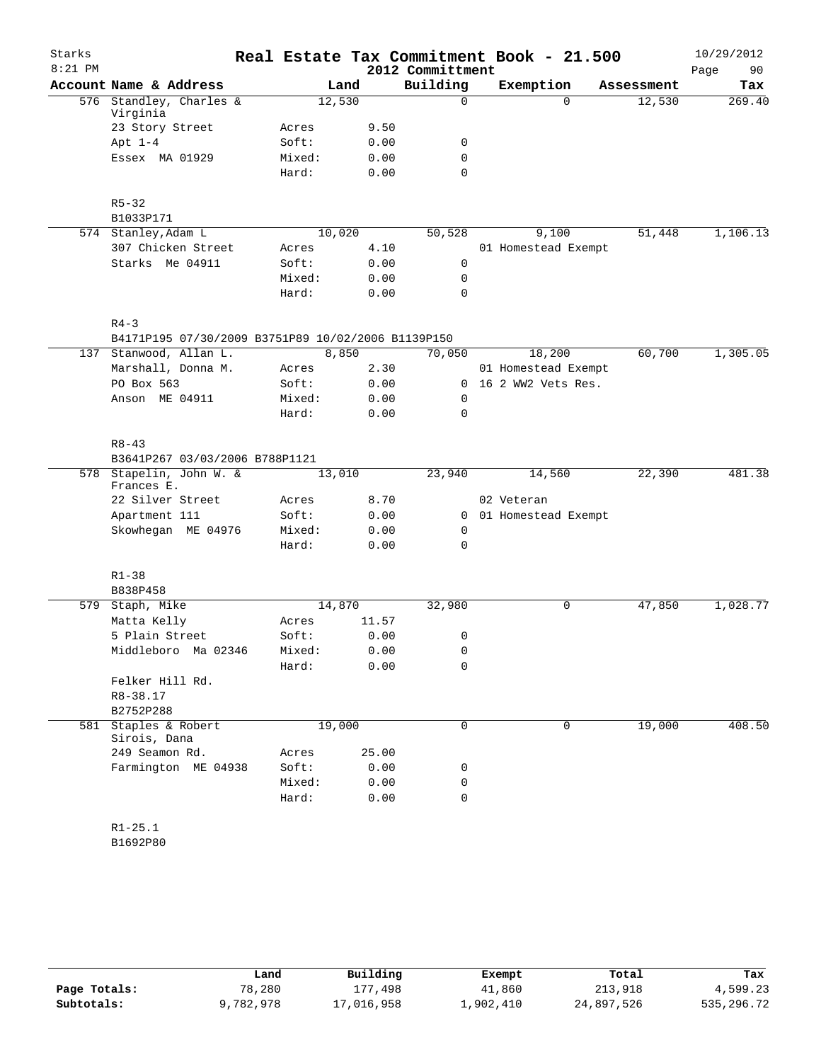Starks
8:21 PM

# Real Estate Tax Commitment Book - 21.500

2012 Committment

10/29/2012

| Account Name & Address | Land | | Building | Exemption | Assessment | Tax |
|---|---|---|---|---|---|---|
| 576 Standley, Charles & Virginia | 12,530 | | 0 | 0 | 12,530 | 269.40 |
| 23 Story Street | Acres | 9.50 | | | | |
| Apt 1-4 | Soft: | 0.00 | 0 | | | |
| Essex MA 01929 | Mixed: | 0.00 | 0 | | | |
| | Hard: | 0.00 | 0 | | | |
| R5-32 | | | | | | |
| B1033P171 | | | | | | |
| 574 Stanley,Adam L | 10,020 | | 50,528 | 9,100 | 51,448 | 1,106.13 |
| 307 Chicken Street | Acres | 4.10 | | 01 Homestead Exempt | | |
| Starks Me 04911 | Soft: | 0.00 | 0 | | | |
| | Mixed: | 0.00 | 0 | | | |
| | Hard: | 0.00 | 0 | | | |
| R4-3 | | | | | | |
| B4171P195 07/30/2009 B3751P89 10/02/2006 B1139P150 | | | | | | |
| 137 Stanwood, Allan L. | 8,850 | | 70,050 | 18,200 | 60,700 | 1,305.05 |
| Marshall, Donna M. | Acres | 2.30 | | 01 Homestead Exempt | | |
| PO Box 563 | Soft: | 0.00 | 0 | 16 2 WW2 Vets Res. | | |
| Anson ME 04911 | Mixed: | 0.00 | 0 | | | |
| | Hard: | 0.00 | 0 | | | |
| R8-43 | | | | | | |
| B3641P267 03/03/2006 B788P1121 | | | | | | |
| 578 Stapelin, John W. & Frances E. | 13,010 | | 23,940 | 14,560 | 22,390 | 481.38 |
| 22 Silver Street | Acres | 8.70 | | 02 Veteran | | |
| Apartment 111 | Soft: | 0.00 | 0 | 01 Homestead Exempt | | |
| Skowhegan ME 04976 | Mixed: | 0.00 | 0 | | | |
| | Hard: | 0.00 | 0 | | | |
| R1-38 | | | | | | |
| B838P458 | | | | | | |
| 579 Staph, Mike | 14,870 | | 32,980 | 0 | 47,850 | 1,028.77 |
| Matta Kelly | Acres | 11.57 | | | | |
| 5 Plain Street | Soft: | 0.00 | 0 | | | |
| Middleboro Ma 02346 | Mixed: | 0.00 | 0 | | | |
| | Hard: | 0.00 | 0 | | | |
| Felker Hill Rd. | | | | | | |
| R8-38.17 | | | | | | |
| B2752P288 | | | | | | |
| 581 Staples & Robert Sirois, Dana | 19,000 | | 0 | 0 | 19,000 | 408.50 |
| 249 Seamon Rd. | Acres | 25.00 | | | | |
| Farmington ME 04938 | Soft: | 0.00 | 0 | | | |
| | Mixed: | 0.00 | 0 | | | |
| | Hard: | 0.00 | 0 | | | |
| R1-25.1 | | | | | | |
| B1692P80 | | | | | | |

| | Land | Building | Exempt | Total | Tax |
|---|---|---|---|---|---|
| Page Totals: | 78,280 | 177,498 | 41,860 | 213,918 | 4,599.23 |
| Subtotals: | 9,782,978 | 17,016,958 | 1,902,410 | 24,897,526 | 535,296.72 |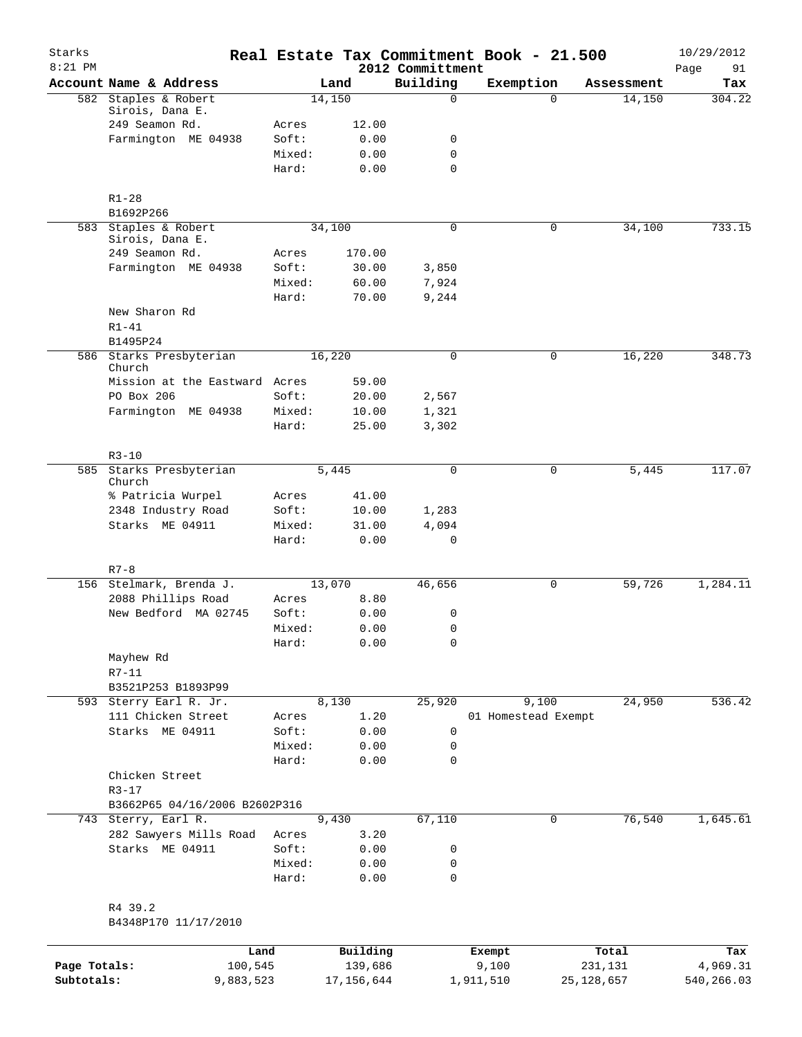# Real Estate Tax Commitment Book - 21.500

Starks
8:21 PM

2012 Committment

10/29/2012

| Account Name & Address | | Land | Building | Exemption | Assessment | Tax |
|---|---|---|---|---|---|---|
| 582 Staples & Robert Sirois, Dana E. | | 14,150 | 0 | 0 | 14,150 | 304.22 |
| 249 Seamon Rd. | Acres | 12.00 | | | | |
| Farmington ME 04938 | Soft: | 0.00 | 0 | | | |
| | Mixed: | 0.00 | 0 | | | |
| | Hard: | 0.00 | 0 | | | |
| R1-28 | | | | | | |
| B1692P266 | | | | | | |
| 583 Staples & Robert Sirois, Dana E. | | 34,100 | 0 | 0 | 34,100 | 733.15 |
| 249 Seamon Rd. | Acres | 170.00 | | | | |
| Farmington ME 04938 | Soft: | 30.00 | 3,850 | | | |
| | Mixed: | 60.00 | 7,924 | | | |
| | Hard: | 70.00 | 9,244 | | | |
| New Sharon Rd | | | | | | |
| R1-41 | | | | | | |
| B1495P24 | | | | | | |
| 586 Starks Presbyterian Church | | 16,220 | 0 | 0 | 16,220 | 348.73 |
| Mission at the Eastward | Acres | 59.00 | | | | |
| PO Box 206 | Soft: | 20.00 | 2,567 | | | |
| Farmington ME 04938 | Mixed: | 10.00 | 1,321 | | | |
| | Hard: | 25.00 | 3,302 | | | |
| R3-10 | | | | | | |
| 585 Starks Presbyterian Church | | 5,445 | 0 | 0 | 5,445 | 117.07 |
| % Patricia Wurpel | Acres | 41.00 | | | | |
| 2348 Industry Road | Soft: | 10.00 | 1,283 | | | |
| Starks ME 04911 | Mixed: | 31.00 | 4,094 | | | |
| | Hard: | 0.00 | 0 | | | |
| R7-8 | | | | | | |
| 156 Stelmark, Brenda J. | | 13,070 | 46,656 | 0 | 59,726 | 1,284.11 |
| 2088 Phillips Road | Acres | 8.80 | | | | |
| New Bedford MA 02745 | Soft: | 0.00 | 0 | | | |
| | Mixed: | 0.00 | 0 | | | |
| | Hard: | 0.00 | 0 | | | |
| Mayhew Rd | | | | | | |
| R7-11 | | | | | | |
| B3521P253 B1893P99 | | | | | | |
| 593 Sterry Earl R. Jr. | | 8,130 | 25,920 | 9,100 | 24,950 | 536.42 |
| 111 Chicken Street | Acres | 1.20 | | 01 Homestead Exempt | | |
| Starks ME 04911 | Soft: | 0.00 | 0 | | | |
| | Mixed: | 0.00 | 0 | | | |
| | Hard: | 0.00 | 0 | | | |
| Chicken Street | | | | | | |
| R3-17 | | | | | | |
| B3662P65 04/16/2006 B2602P316 | | | | | | |
| 743 Sterry, Earl R. | | 9,430 | 67,110 | 0 | 76,540 | 1,645.61 |
| 282 Sawyers Mills Road | Acres | 3.20 | | | | |
| Starks ME 04911 | Soft: | 0.00 | 0 | | | |
| | Mixed: | 0.00 | 0 | | | |
| | Hard: | 0.00 | 0 | | | |
| R4 39.2 | | | | | | |
| B4348P170 11/17/2010 | | | | | | |

| | Land | Building | Exempt | Total | Tax |
|---|---|---|---|---|---|
| Page Totals: | 100,545 | 139,686 | 9,100 | 231,131 | 4,969.31 |
| Subtotals: | 9,883,523 | 17,156,644 | 1,911,510 | 25,128,657 | 540,266.03 |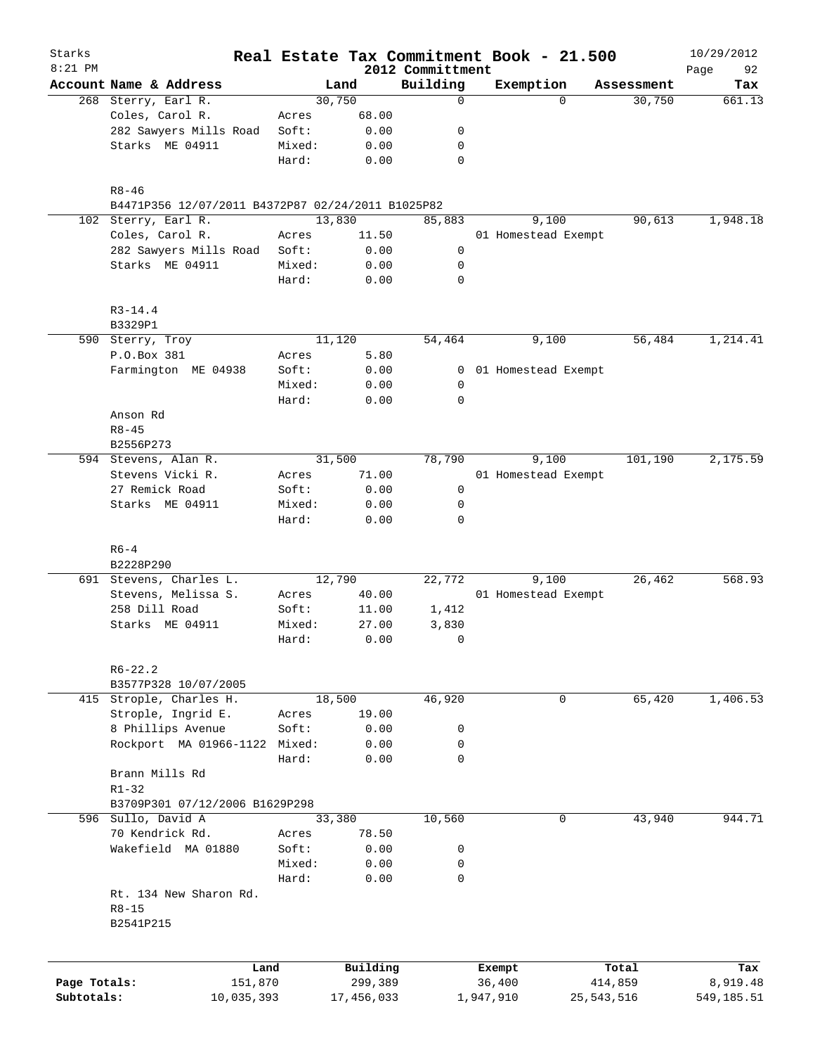# Real Estate Tax Commitment Book - 21.500

Starks
8:21 PM

2012 Committment

10/29/2012

| Account Name & Address | | Land | Building | Exemption | Assessment | Tax |
|---|---|---|---|---|---|---|
| 268 Sterry, Earl R. | | 30,750 | 0 | 0 | 30,750 | 661.13 |
| Coles, Carol R. | Acres | 68.00 | | | | |
| 282 Sawyers Mills Road | Soft: | 0.00 | 0 | | | |
| Starks ME 04911 | Mixed: | 0.00 | 0 | | | |
| | Hard: | 0.00 | 0 | | | |
| R8-46 | | | | | | |
| B4471P356 12/07/2011 B4372P87 02/24/2011 B1025P82 | | | | | | |
| 102 Sterry, Earl R. | | 13,830 | 85,883 | 9,100 | 90,613 | 1,948.18 |
| Coles, Carol R. | Acres | 11.50 | | 01 Homestead Exempt | | |
| 282 Sawyers Mills Road | Soft: | 0.00 | 0 | | | |
| Starks ME 04911 | Mixed: | 0.00 | 0 | | | |
| | Hard: | 0.00 | 0 | | | |
| R3-14.4 | | | | | | |
| B3329P1 | | | | | | |
| 590 Sterry, Troy | | 11,120 | 54,464 | 9,100 | 56,484 | 1,214.41 |
| P.O.Box 381 | Acres | 5.80 | | | | |
| Farmington ME 04938 | Soft: | 0.00 | 0 | 01 Homestead Exempt | | |
| | Mixed: | 0.00 | 0 | | | |
| | Hard: | 0.00 | 0 | | | |
| Anson Rd | | | | | | |
| R8-45 | | | | | | |
| B2556P273 | | | | | | |
| 594 Stevens, Alan R. | | 31,500 | 78,790 | 9,100 | 101,190 | 2,175.59 |
| Stevens Vicki R. | Acres | 71.00 | | 01 Homestead Exempt | | |
| 27 Remick Road | Soft: | 0.00 | 0 | | | |
| Starks ME 04911 | Mixed: | 0.00 | 0 | | | |
| | Hard: | 0.00 | 0 | | | |
| R6-4 | | | | | | |
| B2228P290 | | | | | | |
| 691 Stevens, Charles L. | | 12,790 | 22,772 | 9,100 | 26,462 | 568.93 |
| Stevens, Melissa S. | Acres | 40.00 | | 01 Homestead Exempt | | |
| 258 Dill Road | Soft: | 11.00 | 1,412 | | | |
| Starks ME 04911 | Mixed: | 27.00 | 3,830 | | | |
| | Hard: | 0.00 | 0 | | | |
| R6-22.2 | | | | | | |
| B3577P328 10/07/2005 | | | | | | |
| 415 Strople, Charles H. | | 18,500 | 46,920 | 0 | 65,420 | 1,406.53 |
| Strople, Ingrid E. | Acres | 19.00 | | | | |
| 8 Phillips Avenue | Soft: | 0.00 | 0 | | | |
| Rockport MA 01966-1122 | Mixed: | 0.00 | 0 | | | |
| | Hard: | 0.00 | 0 | | | |
| Brann Mills Rd | | | | | | |
| R1-32 | | | | | | |
| B3709P301 07/12/2006 B1629P298 | | | | | | |
| 596 Sullo, David A | | 33,380 | 10,560 | 0 | 43,940 | 944.71 |
| 70 Kendrick Rd. | Acres | 78.50 | | | | |
| Wakefield MA 01880 | Soft: | 0.00 | 0 | | | |
| | Mixed: | 0.00 | 0 | | | |
| | Hard: | 0.00 | 0 | | | |
| Rt. 134 New Sharon Rd. | | | | | | |
| R8-15 | | | | | | |
| B2541P215 | | | | | | |

| | Land | Building | Exempt | Total | Tax |
|---|---|---|---|---|---|
| Page Totals: | 151,870 | 299,389 | 36,400 | 414,859 | 8,919.48 |
| Subtotals: | 10,035,393 | 17,456,033 | 1,947,910 | 25,543,516 | 549,185.51 |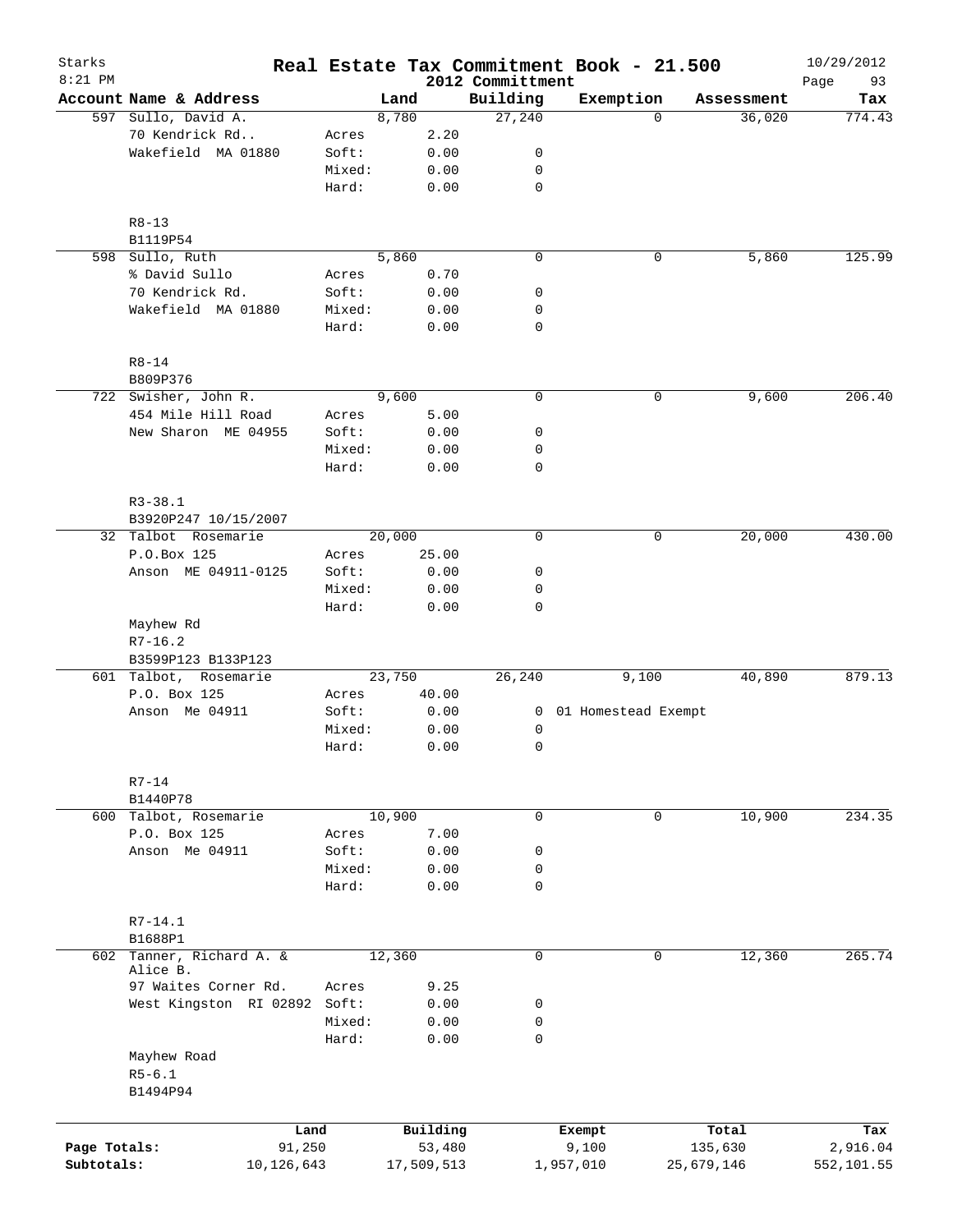Starks
8:21 PM

# Real Estate Tax Commitment Book - 21.500

2012 Committment

10/29/2012

| Account | Name & Address | | Land | Building | Exemption | Assessment | Tax |
|---|---|---|---|---|---|---|---|
| 597 | Sullo, David A. | | 8,780 | 27,240 | 0 | 36,020 | 774.43 |
| | 70 Kendrick Rd.. | Acres | 2.20 | | | | |
| | Wakefield MA 01880 | Soft: | 0.00 | 0 | | | |
| | | Mixed: | 0.00 | 0 | | | |
| | | Hard: | 0.00 | 0 | | | |
| | R8-13 | | | | | | |
| | B1119P54 | | | | | | |
| 598 | Sullo, Ruth | | 5,860 | 0 | 0 | 5,860 | 125.99 |
| | % David Sullo | Acres | 0.70 | | | | |
| | 70 Kendrick Rd. | Soft: | 0.00 | 0 | | | |
| | Wakefield MA 01880 | Mixed: | 0.00 | 0 | | | |
| | | Hard: | 0.00 | 0 | | | |
| | R8-14 | | | | | | |
| | B809P376 | | | | | | |
| 722 | Swisher, John R. | | 9,600 | 0 | 0 | 9,600 | 206.40 |
| | 454 Mile Hill Road | Acres | 5.00 | | | | |
| | New Sharon ME 04955 | Soft: | 0.00 | 0 | | | |
| | | Mixed: | 0.00 | 0 | | | |
| | | Hard: | 0.00 | 0 | | | |
| | R3-38.1 | | | | | | |
| | B3920P247 10/15/2007 | | | | | | |
| 32 | Talbot Rosemarie | | 20,000 | 0 | 0 | 20,000 | 430.00 |
| | P.O.Box 125 | Acres | 25.00 | | | | |
| | Anson ME 04911-0125 | Soft: | 0.00 | 0 | | | |
| | | Mixed: | 0.00 | 0 | | | |
| | | Hard: | 0.00 | 0 | | | |
| | Mayhew Rd | | | | | | |
| | R7-16.2 | | | | | | |
| | B3599P123 B133P123 | | | | | | |
| 601 | Talbot, Rosemarie | | 23,750 | 26,240 | 9,100 | 40,890 | 879.13 |
| | P.O. Box 125 | Acres | 40.00 | | | | |
| | Anson Me 04911 | Soft: | 0.00 | 0 | 01 Homestead Exempt | | |
| | | Mixed: | 0.00 | 0 | | | |
| | | Hard: | 0.00 | 0 | | | |
| | R7-14 | | | | | | |
| | B1440P78 | | | | | | |
| 600 | Talbot, Rosemarie | | 10,900 | 0 | 0 | 10,900 | 234.35 |
| | P.O. Box 125 | Acres | 7.00 | | | | |
| | Anson Me 04911 | Soft: | 0.00 | 0 | | | |
| | | Mixed: | 0.00 | 0 | | | |
| | | Hard: | 0.00 | 0 | | | |
| | R7-14.1 | | | | | | |
| | B1688P1 | | | | | | |
| 602 | Tanner, Richard A. & Alice B. | | 12,360 | 0 | 0 | 12,360 | 265.74 |
| | 97 Waites Corner Rd. | Acres | 9.25 | | | | |
| | West Kingston RI 02892 | Soft: | 0.00 | 0 | | | |
| | | Mixed: | 0.00 | 0 | | | |
| | | Hard: | 0.00 | 0 | | | |
| | Mayhew Road | | | | | | |
| | R5-6.1 | | | | | | |
| | B1494P94 | | | | | | |

| | Land | Building | Exempt | Total | Tax |
|---|---|---|---|---|---|
| Page Totals: | 91,250 | 53,480 | 9,100 | 135,630 | 2,916.04 |
| Subtotals: | 10,126,643 | 17,509,513 | 1,957,010 | 25,679,146 | 552,101.55 |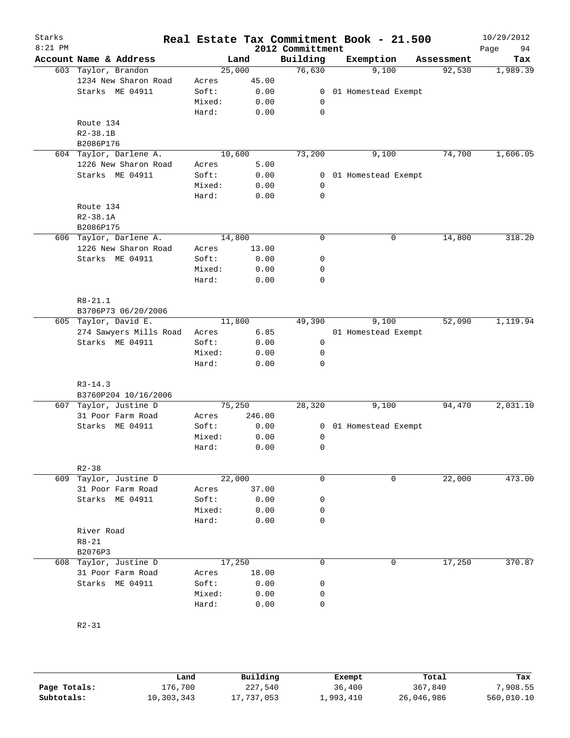Starks
8:21 PM

# Real Estate Tax Commitment Book - 21.500

2012 Committment

10/29/2012

| Account | Name & Address | Land | | Building | Exemption | Assessment | Tax |
|---|---|---|---|---|---|---|---|
| 603 | Taylor, Brandon | | 25,000 | 76,630 | 9,100 | 92,530 | 1,989.39 |
| | 1234 New Sharon Road | Acres | 45.00 | | | | |
| | Starks ME 04911 | Soft: | 0.00 | 0 | 01 Homestead Exempt | | |
| | | Mixed: | 0.00 | 0 | | | |
| | | Hard: | 0.00 | 0 | | | |
| | Route 134 | | | | | | |
| | R2-38.1B | | | | | | |
| | B2086P176 | | | | | | |
| 604 | Taylor, Darlene A. | | 10,600 | 73,200 | 9,100 | 74,700 | 1,606.05 |
| | 1226 New Sharon Road | Acres | 5.00 | | | | |
| | Starks ME 04911 | Soft: | 0.00 | 0 | 01 Homestead Exempt | | |
| | | Mixed: | 0.00 | 0 | | | |
| | | Hard: | 0.00 | 0 | | | |
| | Route 134 | | | | | | |
| | R2-38.1A | | | | | | |
| | B2086P175 | | | | | | |
| 606 | Taylor, Darlene A. | | 14,800 | 0 | 0 | 14,800 | 318.20 |
| | 1226 New Sharon Road | Acres | 13.00 | | | | |
| | Starks ME 04911 | Soft: | 0.00 | 0 | | | |
| | | Mixed: | 0.00 | 0 | | | |
| | | Hard: | 0.00 | 0 | | | |
| | R8-21.1 | | | | | | |
| | B3706P73 06/20/2006 | | | | | | |
| 605 | Taylor, David E. | | 11,800 | 49,390 | 9,100 | 52,090 | 1,119.94 |
| | 274 Sawyers Mills Road | Acres | 6.85 | | 01 Homestead Exempt | | |
| | Starks ME 04911 | Soft: | 0.00 | 0 | | | |
| | | Mixed: | 0.00 | 0 | | | |
| | | Hard: | 0.00 | 0 | | | |
| | R3-14.3 | | | | | | |
| | B3760P204 10/16/2006 | | | | | | |
| 607 | Taylor, Justine D | | 75,250 | 28,320 | 9,100 | 94,470 | 2,031.10 |
| | 31 Poor Farm Road | Acres | 246.00 | | | | |
| | Starks ME 04911 | Soft: | 0.00 | 0 | 01 Homestead Exempt | | |
| | | Mixed: | 0.00 | 0 | | | |
| | | Hard: | 0.00 | 0 | | | |
| | R2-38 | | | | | | |
| 609 | Taylor, Justine D | | 22,000 | 0 | 0 | 22,000 | 473.00 |
| | 31 Poor Farm Road | Acres | 37.00 | | | | |
| | Starks ME 04911 | Soft: | 0.00 | 0 | | | |
| | | Mixed: | 0.00 | 0 | | | |
| | | Hard: | 0.00 | 0 | | | |
| | River Road | | | | | | |
| | R8-21 | | | | | | |
| | B2076P3 | | | | | | |
| 608 | Taylor, Justine D | | 17,250 | 0 | 0 | 17,250 | 370.87 |
| | 31 Poor Farm Road | Acres | 18.00 | | | | |
| | Starks ME 04911 | Soft: | 0.00 | 0 | | | |
| | | Mixed: | 0.00 | 0 | | | |
| | | Hard: | 0.00 | 0 | | | |
| | R2-31 | | | | | | |

| | Land | Building | Exempt | Total | Tax |
|---|---|---|---|---|---|
| Page Totals: | 176,700 | 227,540 | 36,400 | 367,840 | 7,908.55 |
| Subtotals: | 10,303,343 | 17,737,053 | 1,993,410 | 26,046,986 | 560,010.10 |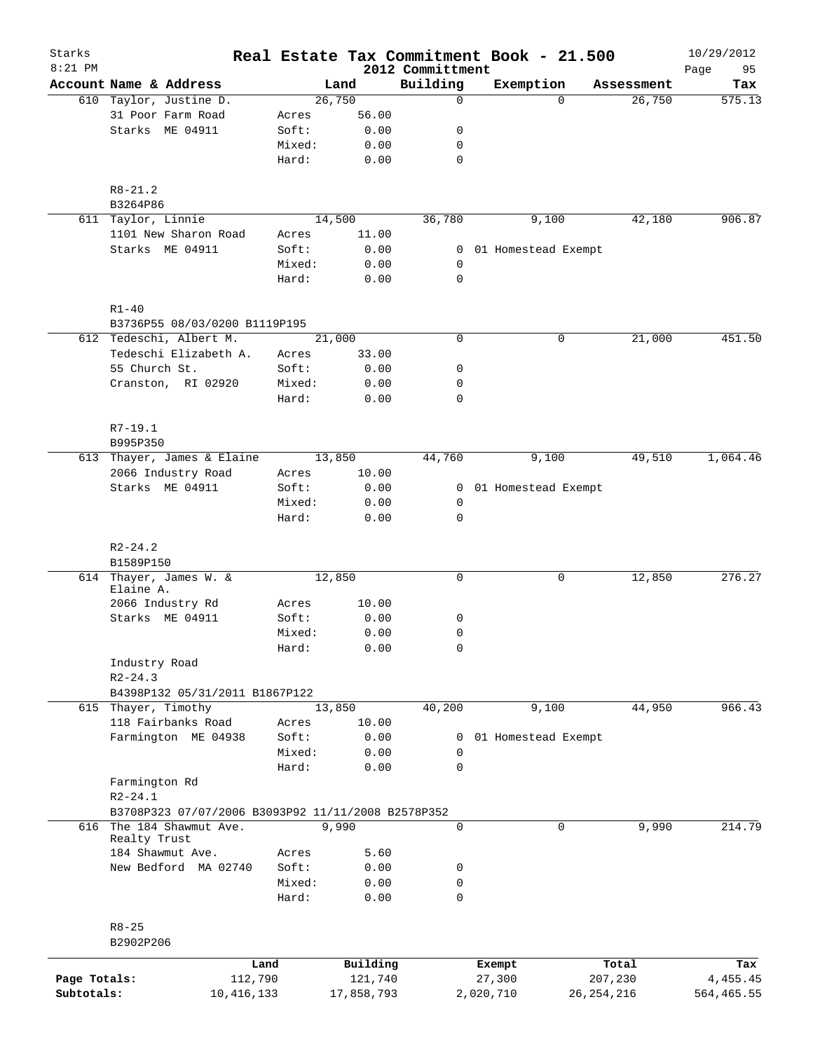# Real Estate Tax Commitment Book - 21.500

Starks
8:21 PM

2012 Committment

10/29/2012

| Account | Name & Address | | Land | Building | Exemption | Assessment | Tax |
|---|---|---|---|---|---|---|---|
| 610 | Taylor, Justine D. | | 26,750 | 0 | 0 | 26,750 | 575.13 |
| | 31 Poor Farm Road | Acres | 56.00 | | | | |
| | Starks ME 04911 | Soft: | 0.00 | 0 | | | |
| | | Mixed: | 0.00 | 0 | | | |
| | | Hard: | 0.00 | 0 | | | |
| | R8-21.2 | | | | | | |
| | B3264P86 | | | | | | |
| 611 | Taylor, Linnie | | 14,500 | 36,780 | 9,100 | 42,180 | 906.87 |
| | 1101 New Sharon Road | Acres | 11.00 | | | | |
| | Starks ME 04911 | Soft: | 0.00 | 0 | 01 Homestead Exempt | | |
| | | Mixed: | 0.00 | 0 | | | |
| | | Hard: | 0.00 | 0 | | | |
| | R1-40 | | | | | | |
| | B3736P55 08/03/0200 B1119P195 | | | | | | |
| 612 | Tedeschi, Albert M. | | 21,000 | 0 | 0 | 21,000 | 451.50 |
| | Tedeschi Elizabeth A. | Acres | 33.00 | | | | |
| | 55 Church St. | Soft: | 0.00 | 0 | | | |
| | Cranston, RI 02920 | Mixed: | 0.00 | 0 | | | |
| | | Hard: | 0.00 | 0 | | | |
| | R7-19.1 | | | | | | |
| | B995P350 | | | | | | |
| 613 | Thayer, James & Elaine | | 13,850 | 44,760 | 9,100 | 49,510 | 1,064.46 |
| | 2066 Industry Road | Acres | 10.00 | | | | |
| | Starks ME 04911 | Soft: | 0.00 | 0 | 01 Homestead Exempt | | |
| | | Mixed: | 0.00 | 0 | | | |
| | | Hard: | 0.00 | 0 | | | |
| | R2-24.2 | | | | | | |
| | B1589P150 | | | | | | |
| 614 | Thayer, James W. & Elaine A. | | 12,850 | 0 | 0 | 12,850 | 276.27 |
| | 2066 Industry Rd | Acres | 10.00 | | | | |
| | Starks ME 04911 | Soft: | 0.00 | 0 | | | |
| | | Mixed: | 0.00 | 0 | | | |
| | | Hard: | 0.00 | 0 | | | |
| | Industry Road | | | | | | |
| | R2-24.3 | | | | | | |
| | B4398P132 05/31/2011 B1867P122 | | | | | | |
| 615 | Thayer, Timothy | | 13,850 | 40,200 | 9,100 | 44,950 | 966.43 |
| | 118 Fairbanks Road | Acres | 10.00 | | | | |
| | Farmington ME 04938 | Soft: | 0.00 | 0 | 01 Homestead Exempt | | |
| | | Mixed: | 0.00 | 0 | | | |
| | | Hard: | 0.00 | 0 | | | |
| | Farmington Rd | | | | | | |
| | R2-24.1 | | | | | | |
| | B3708P323 07/07/2006 B3093P92 11/11/2008 B2578P352 | | | | | | |
| 616 | The 184 Shawmut Ave. Realty Trust | | 9,990 | 0 | 0 | 9,990 | 214.79 |
| | 184 Shawmut Ave. | Acres | 5.60 | | | | |
| | New Bedford MA 02740 | Soft: | 0.00 | 0 | | | |
| | | Mixed: | 0.00 | 0 | | | |
| | | Hard: | 0.00 | 0 | | | |
| | R8-25 | | | | | | |
| | B2902P206 | | | | | | |

| | Land | Building | Exempt | Total | Tax |
|---|---|---|---|---|---|
| Page Totals: | 112,790 | 121,740 | 27,300 | 207,230 | 4,455.45 |
| Subtotals: | 10,416,133 | 17,858,793 | 2,020,710 | 26,254,216 | 564,465.55 |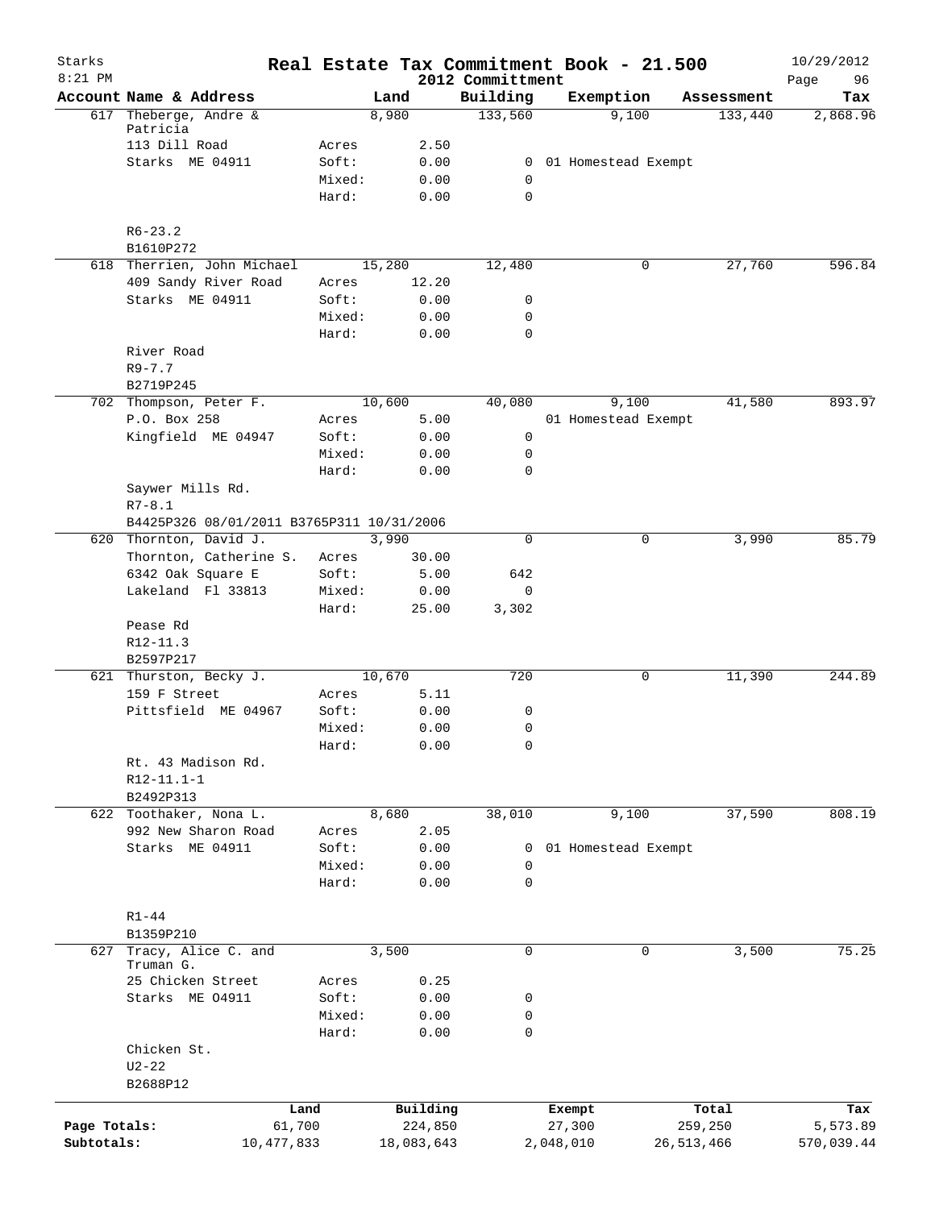Starks
8:21 PM

# Real Estate Tax Commitment Book - 21.500

2012 Committment

10/29/2012

| Account | Name & Address | | Land | Building | Exemption | Assessment | Tax |
|---|---|---|---|---|---|---|---|
| 617 | Theberge, Andre & Patricia | | 8,980 | 133,560 | 9,100 | 133,440 | 2,868.96 |
| | 113 Dill Road | Acres | 2.50 | | | | |
| | Starks ME 04911 | Soft: | 0.00 | 0 | 01 Homestead Exempt | | |
| | | Mixed: | 0.00 | 0 | | | |
| | | Hard: | 0.00 | 0 | | | |
| | R6-23.2 | | | | | | |
| | B1610P272 | | | | | | |
| 618 | Therrien, John Michael | | 15,280 | 12,480 | 0 | 27,760 | 596.84 |
| | 409 Sandy River Road | Acres | 12.20 | | | | |
| | Starks ME 04911 | Soft: | 0.00 | 0 | | | |
| | | Mixed: | 0.00 | 0 | | | |
| | | Hard: | 0.00 | 0 | | | |
| | River Road | | | | | | |
| | R9-7.7 | | | | | | |
| | B2719P245 | | | | | | |
| 702 | Thompson, Peter F. | | 10,600 | 40,080 | 9,100 | 41,580 | 893.97 |
| | P.O. Box 258 | Acres | 5.00 | | 01 Homestead Exempt | | |
| | Kingfield ME 04947 | Soft: | 0.00 | 0 | | | |
| | | Mixed: | 0.00 | 0 | | | |
| | | Hard: | 0.00 | 0 | | | |
| | Saywer Mills Rd. | | | | | | |
| | R7-8.1 | | | | | | |
| | B4425P326 08/01/2011 B3765P311 10/31/2006 | | | | | | |
| 620 | Thornton, David J. | | 3,990 | 0 | 0 | 3,990 | 85.79 |
| | Thornton, Catherine S. | Acres | 30.00 | | | | |
| | 6342 Oak Square E | Soft: | 5.00 | 642 | | | |
| | Lakeland Fl 33813 | Mixed: | 0.00 | 0 | | | |
| | | Hard: | 25.00 | 3,302 | | | |
| | Pease Rd | | | | | | |
| | R12-11.3 | | | | | | |
| | B2597P217 | | | | | | |
| 621 | Thurston, Becky J. | | 10,670 | 720 | 0 | 11,390 | 244.89 |
| | 159 F Street | Acres | 5.11 | | | | |
| | Pittsfield ME 04967 | Soft: | 0.00 | 0 | | | |
| | | Mixed: | 0.00 | 0 | | | |
| | | Hard: | 0.00 | 0 | | | |
| | Rt. 43 Madison Rd. | | | | | | |
| | R12-11.1-1 | | | | | | |
| | B2492P313 | | | | | | |
| 622 | Toothaker, Nona L. | | 8,680 | 38,010 | 9,100 | 37,590 | 808.19 |
| | 992 New Sharon Road | Acres | 2.05 | | | | |
| | Starks ME 04911 | Soft: | 0.00 | 0 | 01 Homestead Exempt | | |
| | | Mixed: | 0.00 | 0 | | | |
| | | Hard: | 0.00 | 0 | | | |
| | R1-44 | | | | | | |
| | B1359P210 | | | | | | |
| 627 | Tracy, Alice C. and Truman G. | | 3,500 | 0 | 0 | 3,500 | 75.25 |
| | 25 Chicken Street | Acres | 0.25 | | | | |
| | Starks ME 04911 | Soft: | 0.00 | 0 | | | |
| | | Mixed: | 0.00 | 0 | | | |
| | | Hard: | 0.00 | 0 | | | |
| | Chicken St. | | | | | | |
| | U2-22 | | | | | | |
| | B2688P12 | | | | | | |

| | Land | Building | Exempt | Total | Tax |
|---|---|---|---|---|---|
| Page Totals: | 61,700 | 224,850 | 27,300 | 259,250 | 5,573.89 |
| Subtotals: | 10,477,833 | 18,083,643 | 2,048,010 | 26,513,466 | 570,039.44 |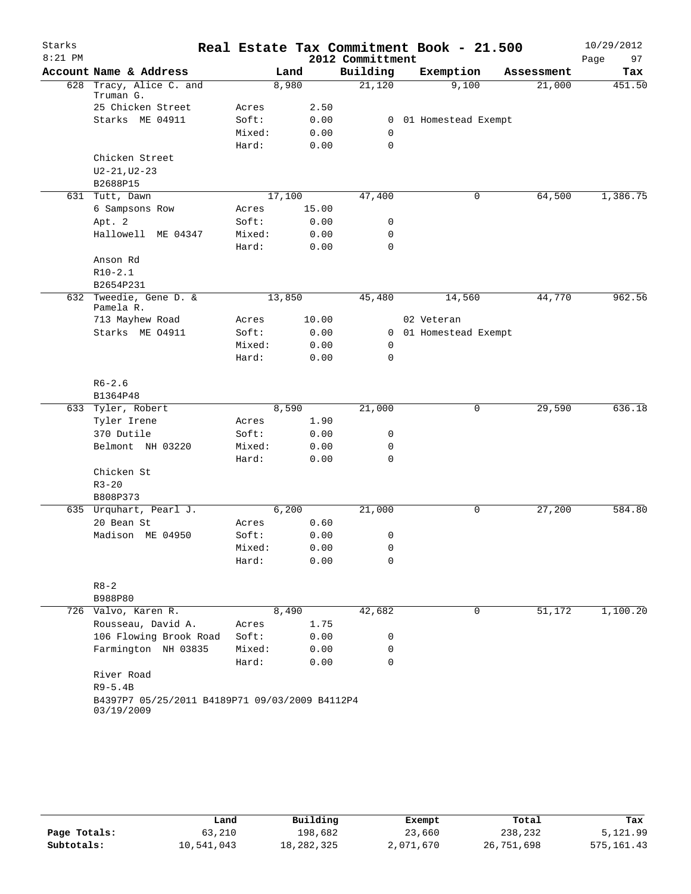# Real Estate Tax Commitment Book - 21.500

Starks
8:21 PM

2012 Committment

10/29/2012

| Account Name & Address | | Land | Building | Exemption | Assessment | Tax |
|---|---|---|---|---|---|---|
| 628 Tracy, Alice C. and Truman G. | | 8,980 | 21,120 | 9,100 | 21,000 | 451.50 |
| 25 Chicken Street | Acres | 2.50 | | | | |
| Starks ME 04911 | Soft: | 0.00 | 0 | 01 Homestead Exempt | | |
| | Mixed: | 0.00 | 0 | | | |
| | Hard: | 0.00 | 0 | | | |
| Chicken Street | | | | | | |
| U2-21,U2-23 | | | | | | |
| B2688P15 | | | | | | |
| 631 Tutt, Dawn | | 17,100 | 47,400 | 0 | 64,500 | 1,386.75 |
| 6 Sampsons Row | Acres | 15.00 | | | | |
| Apt. 2 | Soft: | 0.00 | 0 | | | |
| Hallowell ME 04347 | Mixed: | 0.00 | 0 | | | |
| | Hard: | 0.00 | 0 | | | |
| Anson Rd | | | | | | |
| R10-2.1 | | | | | | |
| B2654P231 | | | | | | |
| 632 Tweedie, Gene D. & Pamela R. | | 13,850 | 45,480 | 14,560 | 44,770 | 962.56 |
| 713 Mayhew Road | Acres | 10.00 | | 02 Veteran | | |
| Starks ME O4911 | Soft: | 0.00 | 0 | 01 Homestead Exempt | | |
| | Mixed: | 0.00 | 0 | | | |
| | Hard: | 0.00 | 0 | | | |
| R6-2.6 | | | | | | |
| B1364P48 | | | | | | |
| 633 Tyler, Robert | | 8,590 | 21,000 | 0 | 29,590 | 636.18 |
| Tyler Irene | Acres | 1.90 | | | | |
| 370 Dutile | Soft: | 0.00 | 0 | | | |
| Belmont NH 03220 | Mixed: | 0.00 | 0 | | | |
| | Hard: | 0.00 | 0 | | | |
| Chicken St | | | | | | |
| R3-20 | | | | | | |
| B808P373 | | | | | | |
| 635 Urquhart, Pearl J. | | 6,200 | 21,000 | 0 | 27,200 | 584.80 |
| 20 Bean St | Acres | 0.60 | | | | |
| Madison ME 04950 | Soft: | 0.00 | 0 | | | |
| | Mixed: | 0.00 | 0 | | | |
| | Hard: | 0.00 | 0 | | | |
| R8-2 | | | | | | |
| B988P80 | | | | | | |
| 726 Valvo, Karen R. | | 8,490 | 42,682 | 0 | 51,172 | 1,100.20 |
| Rousseau, David A. | Acres | 1.75 | | | | |
| 106 Flowing Brook Road | Soft: | 0.00 | 0 | | | |
| Farmington NH 03835 | Mixed: | 0.00 | 0 | | | |
| | Hard: | 0.00 | 0 | | | |
| River Road | | | | | | |
| R9-5.4B | | | | | | |
| B4397P7 05/25/2011 B4189P71 09/03/2009 B4112P4 03/19/2009 | | | | | | |

| | Land | Building | Exempt | Total | Tax |
|---|---|---|---|---|---|
| Page Totals: | 63,210 | 198,682 | 23,660 | 238,232 | 5,121.99 |
| Subtotals: | 10,541,043 | 18,282,325 | 2,071,670 | 26,751,698 | 575,161.43 |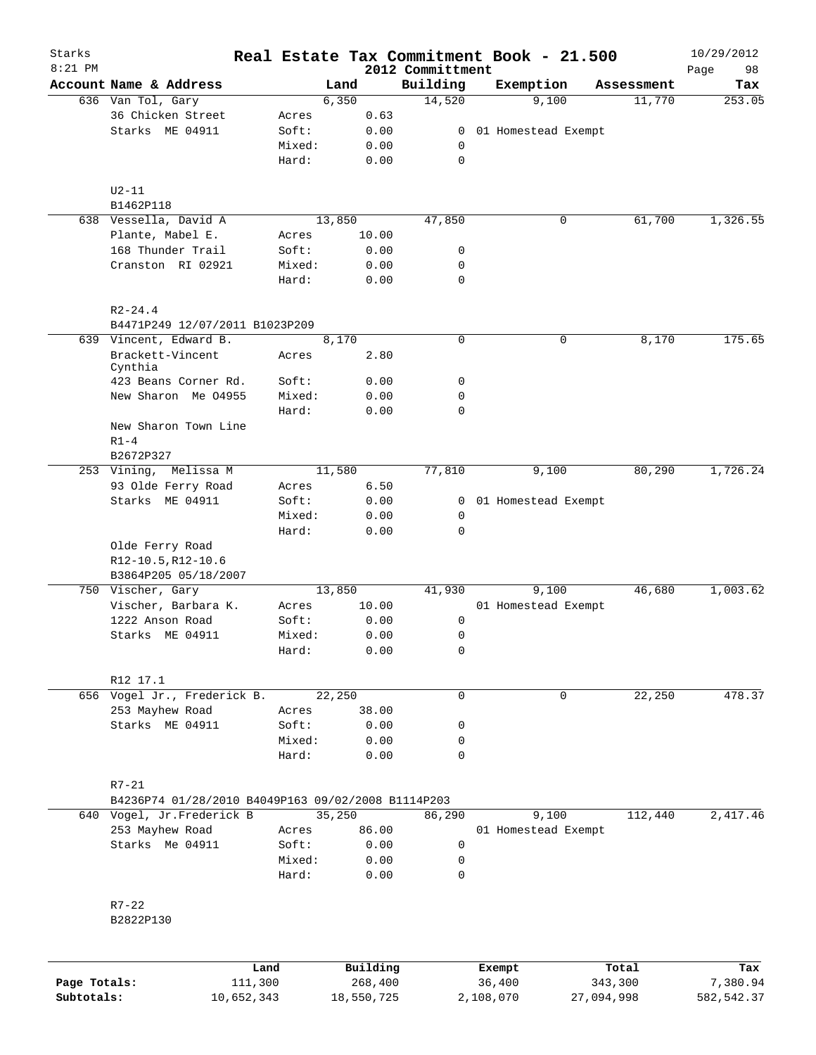# Real Estate Tax Commitment Book - 21.500

Starks — 8:21 PM — 2012 Committment — 10/29/2012

| Account Name & Address | | Land | Building | Exemption | Assessment | Tax |
|---|---|---|---|---|---|---|
| 636 Van Tol, Gary | | 6,350 | 14,520 | 9,100 | 11,770 | 253.05 |
| 36 Chicken Street | Acres | 0.63 | | | | |
| Starks ME 04911 | Soft: | 0.00 | 0 | 01 Homestead Exempt | | |
| | Mixed: | 0.00 | 0 | | | |
| | Hard: | 0.00 | 0 | | | |
| U2-11 | | | | | | |
| B1462P118 | | | | | | |
| 638 Vessella, David A | | 13,850 | 47,850 | 0 | 61,700 | 1,326.55 |
| Plante, Mabel E. | Acres | 10.00 | | | | |
| 168 Thunder Trail | Soft: | 0.00 | 0 | | | |
| Cranston RI 02921 | Mixed: | 0.00 | 0 | | | |
| | Hard: | 0.00 | 0 | | | |
| R2-24.4 | | | | | | |
| B4471P249 12/07/2011 B1023P209 | | | | | | |
| 639 Vincent, Edward B. | | 8,170 | 0 | 0 | 8,170 | 175.65 |
| Brackett-Vincent Cynthia | Acres | 2.80 | | | | |
| 423 Beans Corner Rd. | Soft: | 0.00 | 0 | | | |
| New Sharon Me 04955 | Mixed: | 0.00 | 0 | | | |
| | Hard: | 0.00 | 0 | | | |
| New Sharon Town Line | | | | | | |
| R1-4 | | | | | | |
| B2672P327 | | | | | | |
| 253 Vining, Melissa M | | 11,580 | 77,810 | 9,100 | 80,290 | 1,726.24 |
| 93 Olde Ferry Road | Acres | 6.50 | | | | |
| Starks ME 04911 | Soft: | 0.00 | 0 | 01 Homestead Exempt | | |
| | Mixed: | 0.00 | 0 | | | |
| | Hard: | 0.00 | 0 | | | |
| Olde Ferry Road | | | | | | |
| R12-10.5,R12-10.6 | | | | | | |
| B3864P205 05/18/2007 | | | | | | |
| 750 Vischer, Gary | | 13,850 | 41,930 | 9,100 | 46,680 | 1,003.62 |
| Vischer, Barbara K. | Acres | 10.00 | | 01 Homestead Exempt | | |
| 1222 Anson Road | Soft: | 0.00 | 0 | | | |
| Starks ME 04911 | Mixed: | 0.00 | 0 | | | |
| | Hard: | 0.00 | 0 | | | |
| R12 17.1 | | | | | | |
| 656 Vogel Jr., Frederick B. | | 22,250 | 0 | 0 | 22,250 | 478.37 |
| 253 Mayhew Road | Acres | 38.00 | | | | |
| Starks ME 04911 | Soft: | 0.00 | 0 | | | |
| | Mixed: | 0.00 | 0 | | | |
| | Hard: | 0.00 | 0 | | | |
| R7-21 | | | | | | |
| B4236P74 01/28/2010 B4049P163 09/02/2008 B1114P203 | | | | | | |
| 640 Vogel, Jr.Frederick B | | 35,250 | 86,290 | 9,100 | 112,440 | 2,417.46 |
| 253 Mayhew Road | Acres | 86.00 | | 01 Homestead Exempt | | |
| Starks Me 04911 | Soft: | 0.00 | 0 | | | |
| | Mixed: | 0.00 | 0 | | | |
| | Hard: | 0.00 | 0 | | | |
| R7-22 | | | | | | |
| B2822P130 | | | | | | |

| | Land | Building | Exempt | Total | Tax |
|---|---|---|---|---|---|
| Page Totals: | 111,300 | 268,400 | 36,400 | 343,300 | 7,380.94 |
| Subtotals: | 10,652,343 | 18,550,725 | 2,108,070 | 27,094,998 | 582,542.37 |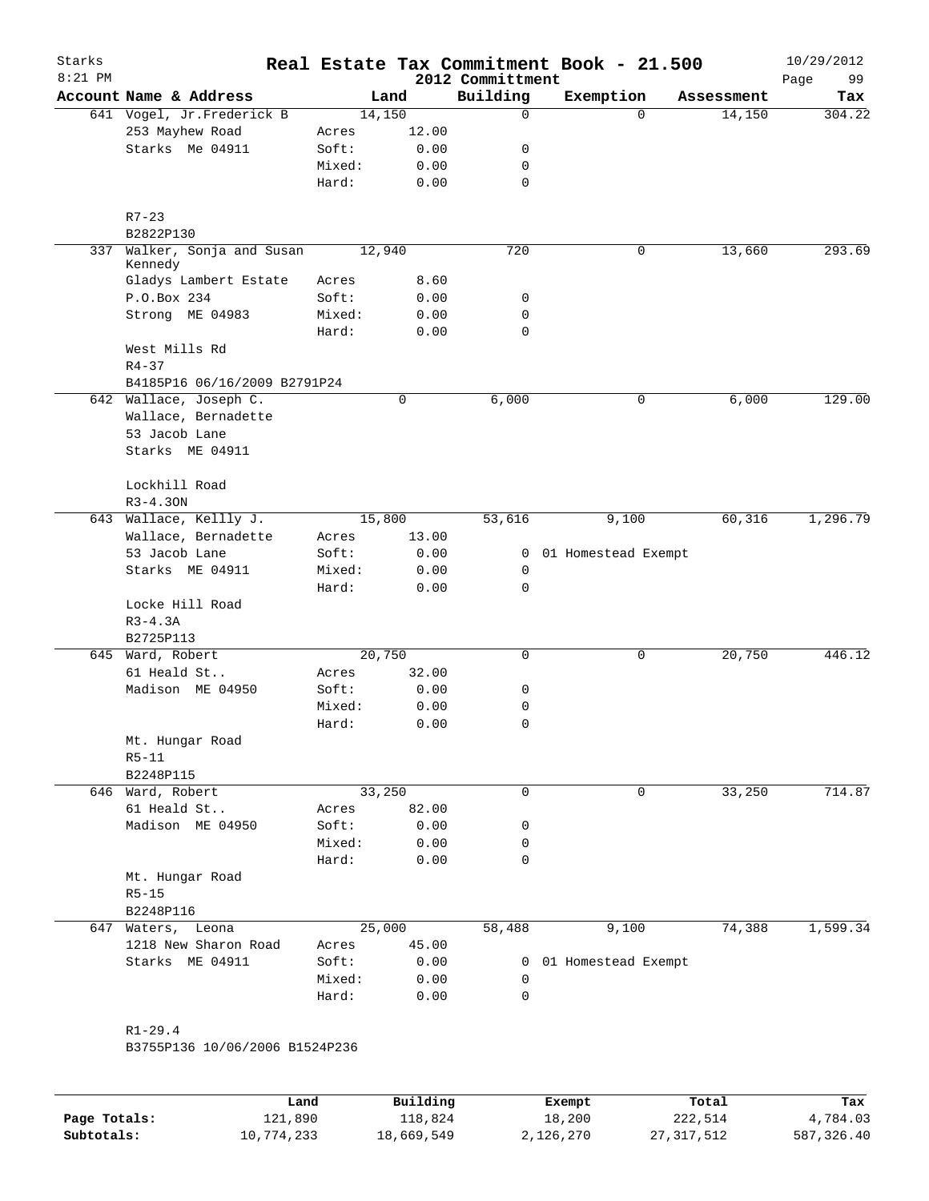# Real Estate Tax Commitment Book - 21.500

Starks
8:21 PM

2012 Committment

10/29/2012

| Account Name & Address | Land | | Building | Exemption | Assessment | Tax |
|---|---|---|---|---|---|---|
| 641 Vogel, Jr.Frederick B | 14,150 | | 0 | 0 | 14,150 | 304.22 |
| 253 Mayhew Road | Acres | 12.00 | | | | |
| Starks Me 04911 | Soft: | 0.00 | 0 | | | |
| | Mixed: | 0.00 | 0 | | | |
| | Hard: | 0.00 | 0 | | | |
| R7-23 | | | | | | |
| B2822P130 | | | | | | |
| 337 Walker, Sonja and Susan Kennedy | 12,940 | | 720 | 0 | 13,660 | 293.69 |
| Gladys Lambert Estate | Acres | 8.60 | | | | |
| P.O.Box 234 | Soft: | 0.00 | 0 | | | |
| Strong ME 04983 | Mixed: | 0.00 | 0 | | | |
| | Hard: | 0.00 | 0 | | | |
| West Mills Rd | | | | | | |
| R4-37 | | | | | | |
| B4185P16 06/16/2009 B2791P24 | | | | | | |
| 642 Wallace, Joseph C. | 0 | | 6,000 | 0 | 6,000 | 129.00 |
| Wallace, Bernadette | | | | | | |
| 53 Jacob Lane | | | | | | |
| Starks ME 04911 | | | | | | |
| Lockhill Road | | | | | | |
| R3-4.3ON | | | | | | |
| 643 Wallace, Kellly J. | 15,800 | | 53,616 | 9,100 | 60,316 | 1,296.79 |
| Wallace, Bernadette | Acres | 13.00 | | | | |
| 53 Jacob Lane | Soft: | 0.00 | 0 | 01 Homestead Exempt | | |
| Starks ME 04911 | Mixed: | 0.00 | 0 | | | |
| | Hard: | 0.00 | 0 | | | |
| Locke Hill Road | | | | | | |
| R3-4.3A | | | | | | |
| B2725P113 | | | | | | |
| 645 Ward, Robert | 20,750 | | 0 | 0 | 20,750 | 446.12 |
| 61 Heald St.. | Acres | 32.00 | | | | |
| Madison ME 04950 | Soft: | 0.00 | 0 | | | |
| | Mixed: | 0.00 | 0 | | | |
| | Hard: | 0.00 | 0 | | | |
| Mt. Hungar Road | | | | | | |
| R5-11 | | | | | | |
| B2248P115 | | | | | | |
| 646 Ward, Robert | 33,250 | | 0 | 0 | 33,250 | 714.87 |
| 61 Heald St.. | Acres | 82.00 | | | | |
| Madison ME 04950 | Soft: | 0.00 | 0 | | | |
| | Mixed: | 0.00 | 0 | | | |
| | Hard: | 0.00 | 0 | | | |
| Mt. Hungar Road | | | | | | |
| R5-15 | | | | | | |
| B2248P116 | | | | | | |
| 647 Waters, Leona | 25,000 | | 58,488 | 9,100 | 74,388 | 1,599.34 |
| 1218 New Sharon Road | Acres | 45.00 | | | | |
| Starks ME 04911 | Soft: | 0.00 | 0 | 01 Homestead Exempt | | |
| | Mixed: | 0.00 | 0 | | | |
| | Hard: | 0.00 | 0 | | | |
| R1-29.4 | | | | | | |
| B3755P136 10/06/2006 B1524P236 | | | | | | |

| | Land | Building | Exempt | Total | Tax |
|---|---|---|---|---|---|
| Page Totals: | 121,890 | 118,824 | 18,200 | 222,514 | 4,784.03 |
| Subtotals: | 10,774,233 | 18,669,549 | 2,126,270 | 27,317,512 | 587,326.40 |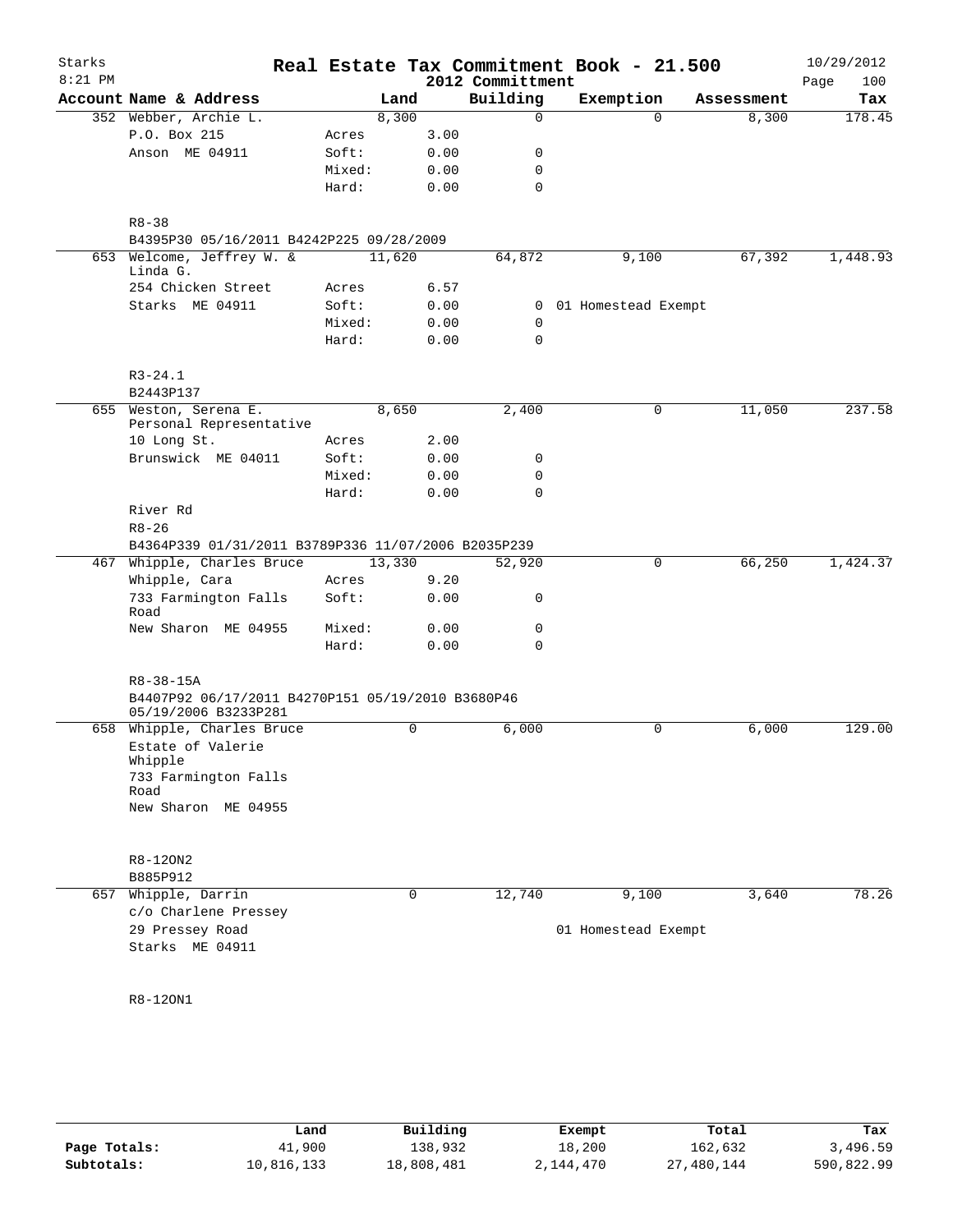# Real Estate Tax Commitment Book - 21.500

Starks
8:21 PM

2012 Committment

10/29/2012

| Account | Name & Address | | Land | Building | Exemption | Assessment | Tax |
|---|---|---|---|---|---|---|---|
| 352 | Webber, Archie L. | | 8,300 | 0 | 0 | 8,300 | 178.45 |
| | P.O. Box 215 | Acres | 3.00 | | | | |
| | Anson ME 04911 | Soft: | 0.00 | 0 | | | |
| | | Mixed: | 0.00 | 0 | | | |
| | | Hard: | 0.00 | 0 | | | |
| | R8-38 | | | | | | |
| | B4395P30 05/16/2011 B4242P225 09/28/2009 | | | | | | |
| 653 | Welcome, Jeffrey W. & Linda G. | | 11,620 | 64,872 | 9,100 | 67,392 | 1,448.93 |
| | 254 Chicken Street | Acres | 6.57 | | | | |
| | Starks ME 04911 | Soft: | 0.00 | 0 | 01 Homestead Exempt | | |
| | | Mixed: | 0.00 | 0 | | | |
| | | Hard: | 0.00 | 0 | | | |
| | R3-24.1 | | | | | | |
| | B2443P137 | | | | | | |
| 655 | Weston, Serena E. Personal Representative | | 8,650 | 2,400 | 0 | 11,050 | 237.58 |
| | 10 Long St. | Acres | 2.00 | | | | |
| | Brunswick ME 04011 | Soft: | 0.00 | 0 | | | |
| | | Mixed: | 0.00 | 0 | | | |
| | | Hard: | 0.00 | 0 | | | |
| | River Rd | | | | | | |
| | R8-26 | | | | | | |
| | B4364P339 01/31/2011 B3789P336 11/07/2006 B2035P239 | | | | | | |
| 467 | Whipple, Charles Bruce | | 13,330 | 52,920 | 0 | 66,250 | 1,424.37 |
| | Whipple, Cara | Acres | 9.20 | | | | |
| | 733 Farmington Falls Road | Soft: | 0.00 | 0 | | | |
| | New Sharon ME 04955 | Mixed: | 0.00 | 0 | | | |
| | | Hard: | 0.00 | 0 | | | |
| | R8-38-15A | | | | | | |
| | B4407P92 06/17/2011 B4270P151 05/19/2010 B3680P46 05/19/2006 B3233P281 | | | | | | |
| 658 | Whipple, Charles Bruce | | 0 | 6,000 | 0 | 6,000 | 129.00 |
| | Estate of Valerie Whipple | | | | | | |
| | 733 Farmington Falls Road | | | | | | |
| | New Sharon ME 04955 | | | | | | |
| | R8-12ON2 | | | | | | |
| | B885P912 | | | | | | |
| 657 | Whipple, Darrin | | 0 | 12,740 | 9,100 | 3,640 | 78.26 |
| | c/o Charlene Pressey | | | | | | |
| | 29 Pressey Road | | | | 01 Homestead Exempt | | |
| | Starks ME 04911 | | | | | | |
| | R8-12ON1 | | | | | | |

| | Land | Building | Exempt | Total | Tax |
|---|---|---|---|---|---|
| Page Totals: | 41,900 | 138,932 | 18,200 | 162,632 | 3,496.59 |
| Subtotals: | 10,816,133 | 18,808,481 | 2,144,470 | 27,480,144 | 590,822.99 |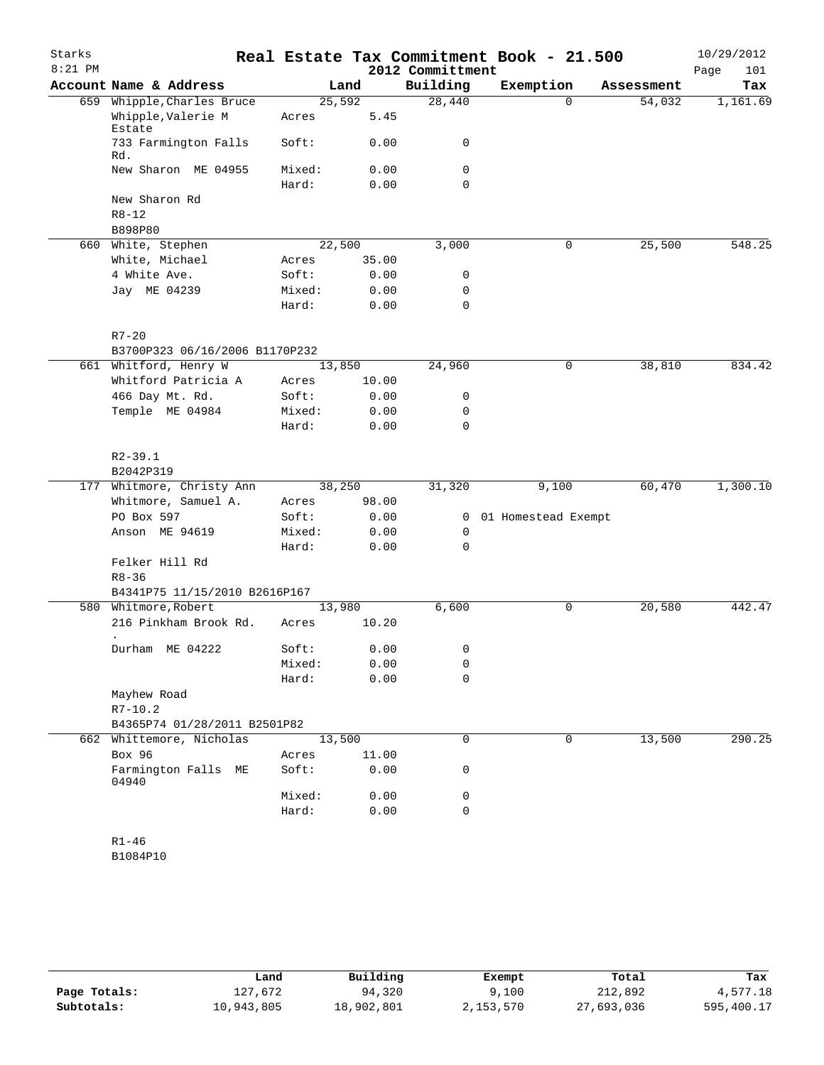# Real Estate Tax Commitment Book - 21.500

Starks 8:21 PM — 2012 Committment — 10/29/2012

| Account Name & Address | | Land | Building | Exemption | Assessment | Tax |
|---|---|---|---|---|---|---|
| 659 Whipple,Charles Bruce | | 25,592 | 28,440 | 0 | 54,032 | 1,161.69 |
| Whipple,Valerie M Estate | Acres | 5.45 | | | | |
| 733 Farmington Falls Rd. | Soft: | 0.00 | 0 | | | |
| New Sharon ME 04955 | Mixed: | 0.00 | 0 | | | |
| | Hard: | 0.00 | 0 | | | |
| New Sharon Rd | | | | | | |
| R8-12 | | | | | | |
| B898P80 | | | | | | |
| 660 White, Stephen | | 22,500 | 3,000 | 0 | 25,500 | 548.25 |
| White, Michael | Acres | 35.00 | | | | |
| 4 White Ave. | Soft: | 0.00 | 0 | | | |
| Jay ME 04239 | Mixed: | 0.00 | 0 | | | |
| | Hard: | 0.00 | 0 | | | |
| R7-20 | | | | | | |
| B3700P323 06/16/2006 B1170P232 | | | | | | |
| 661 Whitford, Henry W | | 13,850 | 24,960 | 0 | 38,810 | 834.42 |
| Whitford Patricia A | Acres | 10.00 | | | | |
| 466 Day Mt. Rd. | Soft: | 0.00 | 0 | | | |
| Temple ME 04984 | Mixed: | 0.00 | 0 | | | |
| | Hard: | 0.00 | 0 | | | |
| R2-39.1 | | | | | | |
| B2042P319 | | | | | | |
| 177 Whitmore, Christy Ann | | 38,250 | 31,320 | 9,100 | 60,470 | 1,300.10 |
| Whitmore, Samuel A. | Acres | 98.00 | | | | |
| PO Box 597 | Soft: | 0.00 | 0 | 01 Homestead Exempt | | |
| Anson ME 94619 | Mixed: | 0.00 | 0 | | | |
| | Hard: | 0.00 | 0 | | | |
| Felker Hill Rd | | | | | | |
| R8-36 | | | | | | |
| B4341P75 11/15/2010 B2616P167 | | | | | | |
| 580 Whitmore,Robert | | 13,980 | 6,600 | 0 | 20,580 | 442.47 |
| 216 Pinkham Brook Rd. . | Acres | 10.20 | | | | |
| Durham ME 04222 | Soft: | 0.00 | 0 | | | |
| | Mixed: | 0.00 | 0 | | | |
| | Hard: | 0.00 | 0 | | | |
| Mayhew Road | | | | | | |
| R7-10.2 | | | | | | |
| B4365P74 01/28/2011 B2501P82 | | | | | | |
| 662 Whittemore, Nicholas | | 13,500 | 0 | 0 | 13,500 | 290.25 |
| Box 96 | Acres | 11.00 | | | | |
| Farmington Falls ME 04940 | Soft: | 0.00 | 0 | | | |
| | Mixed: | 0.00 | 0 | | | |
| | Hard: | 0.00 | 0 | | | |
| R1-46 | | | | | | |
| B1084P10 | | | | | | |

| | Land | Building | Exempt | Total | Tax |
|---|---|---|---|---|---|
| Page Totals: | 127,672 | 94,320 | 9,100 | 212,892 | 4,577.18 |
| Subtotals: | 10,943,805 | 18,902,801 | 2,153,570 | 27,693,036 | 595,400.17 |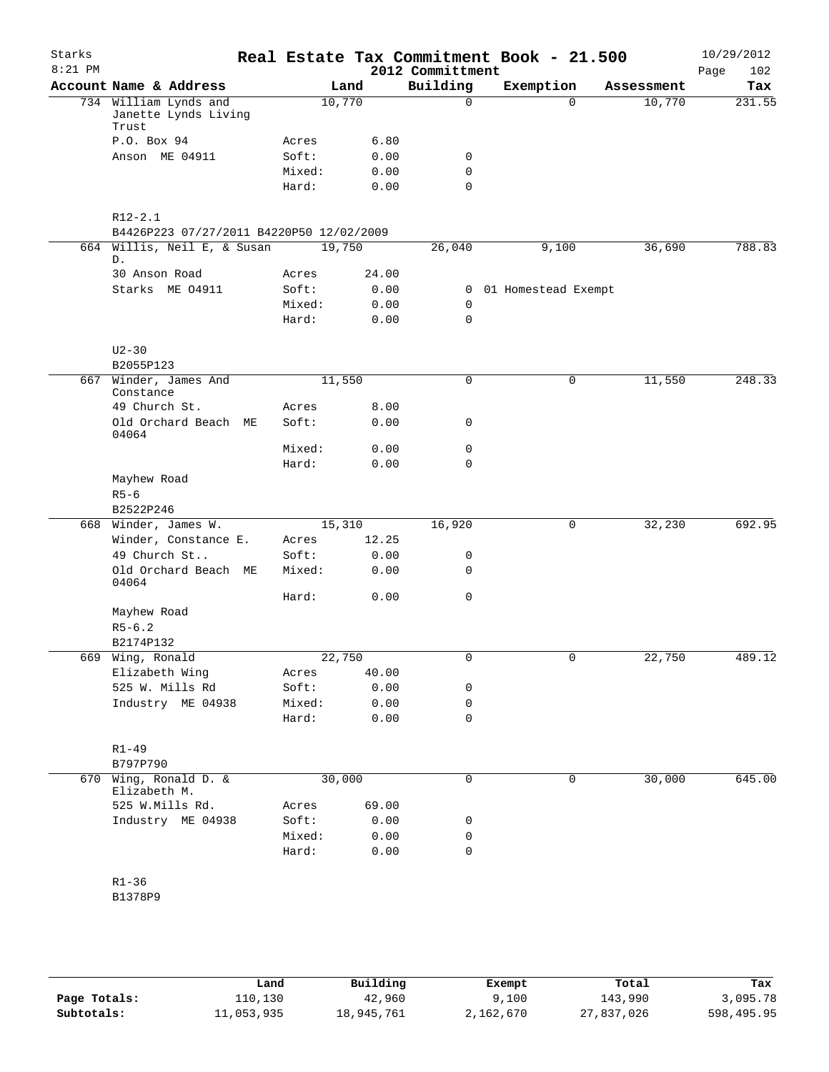# Real Estate Tax Commitment Book - 21.500

Starks 8:21 PM — 2012 Committment — 10/29/2012

| Account | Name & Address | Land | | Building | Exemption | Assessment | Tax |
|---|---|---|---|---|---|---|---|
| 734 | William Lynds and Janette Lynds Living Trust | 10,770 | | 0 | 0 | 10,770 | 231.55 |
| | P.O. Box 94 | Acres | 6.80 | | | | |
| | Anson ME 04911 | Soft: | 0.00 | 0 | | | |
| | | Mixed: | 0.00 | 0 | | | |
| | | Hard: | 0.00 | 0 | | | |
| | R12-2.1 | | | | | | |
| | B4426P223 07/27/2011 B4220P50 12/02/2009 | | | | | | |
| 664 | Willis, Neil E, & Susan D. | 19,750 | | 26,040 | 9,100 | 36,690 | 788.83 |
| | 30 Anson Road | Acres | 24.00 | | | | |
| | Starks ME O4911 | Soft: | 0.00 | 0 | 01 Homestead Exempt | | |
| | | Mixed: | 0.00 | 0 | | | |
| | | Hard: | 0.00 | 0 | | | |
| | U2-30 | | | | | | |
| | B2055P123 | | | | | | |
| 667 | Winder, James And Constance | 11,550 | | 0 | 0 | 11,550 | 248.33 |
| | 49 Church St. | Acres | 8.00 | | | | |
| | Old Orchard Beach ME 04064 | Soft: | 0.00 | 0 | | | |
| | | Mixed: | 0.00 | 0 | | | |
| | | Hard: | 0.00 | 0 | | | |
| | Mayhew Road | | | | | | |
| | R5-6 | | | | | | |
| | B2522P246 | | | | | | |
| 668 | Winder, James W. | 15,310 | | 16,920 | 0 | 32,230 | 692.95 |
| | Winder, Constance E. | Acres | 12.25 | | | | |
| | 49 Church St.. | Soft: | 0.00 | 0 | | | |
| | Old Orchard Beach ME 04064 | Mixed: | 0.00 | 0 | | | |
| | | Hard: | 0.00 | 0 | | | |
| | Mayhew Road | | | | | | |
| | R5-6.2 | | | | | | |
| | B2174P132 | | | | | | |
| 669 | Wing, Ronald | 22,750 | | 0 | 0 | 22,750 | 489.12 |
| | Elizabeth Wing | Acres | 40.00 | | | | |
| | 525 W. Mills Rd | Soft: | 0.00 | 0 | | | |
| | Industry ME 04938 | Mixed: | 0.00 | 0 | | | |
| | | Hard: | 0.00 | 0 | | | |
| | R1-49 | | | | | | |
| | B797P790 | | | | | | |
| 670 | Wing, Ronald D. & Elizabeth M. | 30,000 | | 0 | 0 | 30,000 | 645.00 |
| | 525 W.Mills Rd. | Acres | 69.00 | | | | |
| | Industry ME 04938 | Soft: | 0.00 | 0 | | | |
| | | Mixed: | 0.00 | 0 | | | |
| | | Hard: | 0.00 | 0 | | | |
| | R1-36 | | | | | | |
| | B1378P9 | | | | | | |

| | Land | Building | Exempt | Total | Tax |
|---|---|---|---|---|---|
| Page Totals: | 110,130 | 42,960 | 9,100 | 143,990 | 3,095.78 |
| Subtotals: | 11,053,935 | 18,945,761 | 2,162,670 | 27,837,026 | 598,495.95 |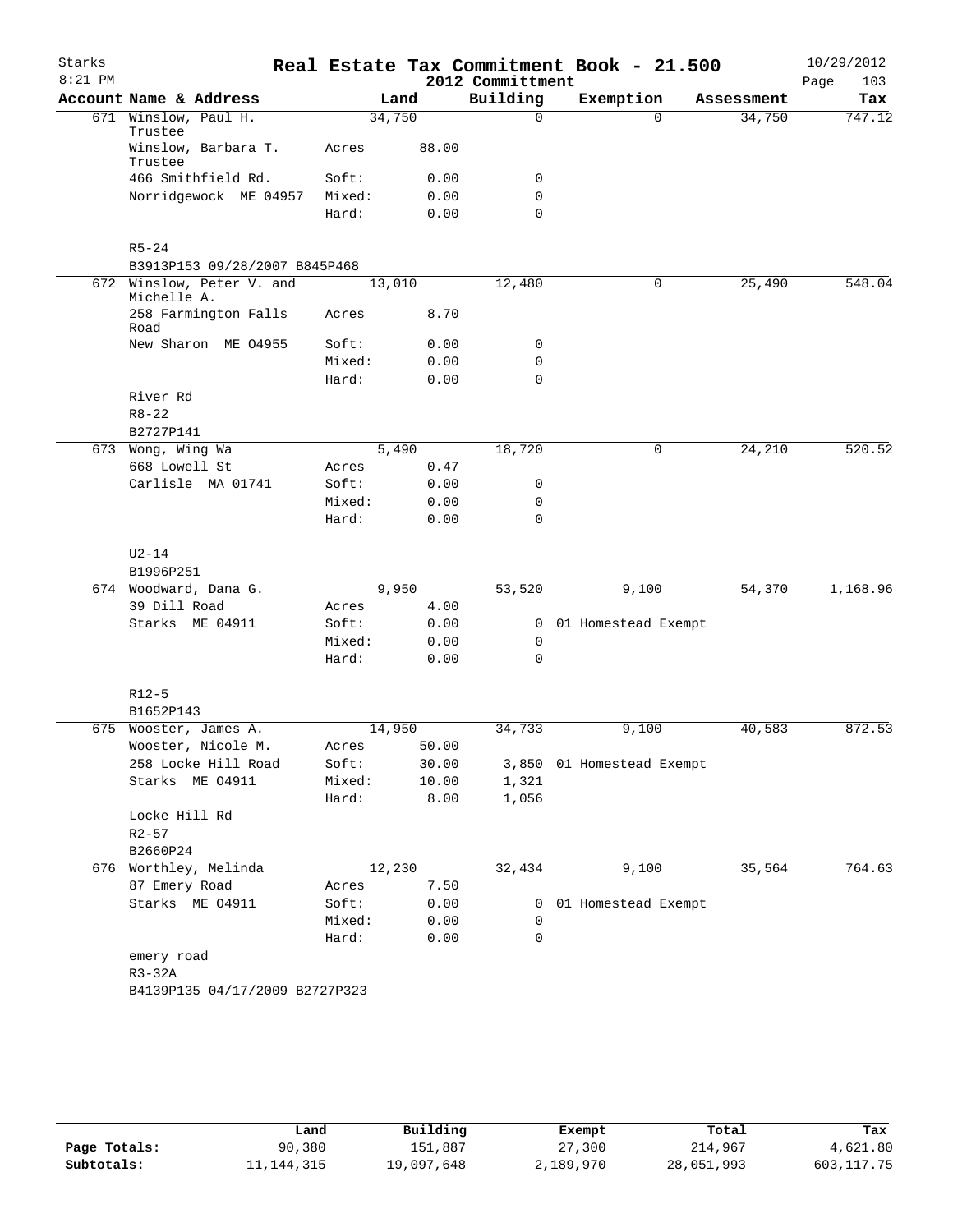# Real Estate Tax Commitment Book - 21.500

Starks
8:21 PM

2012 Committment

10/29/2012

| Account Name & Address | Land | | Building | Exemption | Assessment | Tax |
|---|---|---|---|---|---|---|
| 671 Winslow, Paul H. Trustee | 34,750 | | 0 | 0 | 34,750 | 747.12 |
| Winslow, Barbara T. Trustee | Acres | 88.00 | | | | |
| 466 Smithfield Rd. | Soft: | 0.00 | 0 | | | |
| Norridgewock ME 04957 | Mixed: | 0.00 | 0 | | | |
| | Hard: | 0.00 | 0 | | | |
| R5-24 | | | | | | |
| B3913P153 09/28/2007 B845P468 | | | | | | |
| 672 Winslow, Peter V. and Michelle A. | 13,010 | | 12,480 | 0 | 25,490 | 548.04 |
| 258 Farmington Falls Road | Acres | 8.70 | | | | |
| New Sharon ME 04955 | Soft: | 0.00 | 0 | | | |
| | Mixed: | 0.00 | 0 | | | |
| | Hard: | 0.00 | 0 | | | |
| River Rd | | | | | | |
| R8-22 | | | | | | |
| B2727P141 | | | | | | |
| 673 Wong, Wing Wa | 5,490 | | 18,720 | 0 | 24,210 | 520.52 |
| 668 Lowell St | Acres | 0.47 | | | | |
| Carlisle MA 01741 | Soft: | 0.00 | 0 | | | |
| | Mixed: | 0.00 | 0 | | | |
| | Hard: | 0.00 | 0 | | | |
| U2-14 | | | | | | |
| B1996P251 | | | | | | |
| 674 Woodward, Dana G. | 9,950 | | 53,520 | 9,100 | 54,370 | 1,168.96 |
| 39 Dill Road | Acres | 4.00 | | | | |
| Starks ME 04911 | Soft: | 0.00 | 0 | 01 Homestead Exempt | | |
| | Mixed: | 0.00 | 0 | | | |
| | Hard: | 0.00 | 0 | | | |
| R12-5 | | | | | | |
| B1652P143 | | | | | | |
| 675 Wooster, James A. | 14,950 | | 34,733 | 9,100 | 40,583 | 872.53 |
| Wooster, Nicole M. | Acres | 50.00 | | | | |
| 258 Locke Hill Road | Soft: | 30.00 | 3,850 | 01 Homestead Exempt | | |
| Starks ME 04911 | Mixed: | 10.00 | 1,321 | | | |
| | Hard: | 8.00 | 1,056 | | | |
| Locke Hill Rd | | | | | | |
| R2-57 | | | | | | |
| B2660P24 | | | | | | |
| 676 Worthley, Melinda | 12,230 | | 32,434 | 9,100 | 35,564 | 764.63 |
| 87 Emery Road | Acres | 7.50 | | | | |
| Starks ME 04911 | Soft: | 0.00 | 0 | 01 Homestead Exempt | | |
| | Mixed: | 0.00 | 0 | | | |
| | Hard: | 0.00 | 0 | | | |
| emery road | | | | | | |
| R3-32A | | | | | | |
| B4139P135 04/17/2009 B2727P323 | | | | | | |

| | Land | Building | Exempt | Total | Tax |
|---|---|---|---|---|---|
| Page Totals: | 90,380 | 151,887 | 27,300 | 214,967 | 4,621.80 |
| Subtotals: | 11,144,315 | 19,097,648 | 2,189,970 | 28,051,993 | 603,117.75 |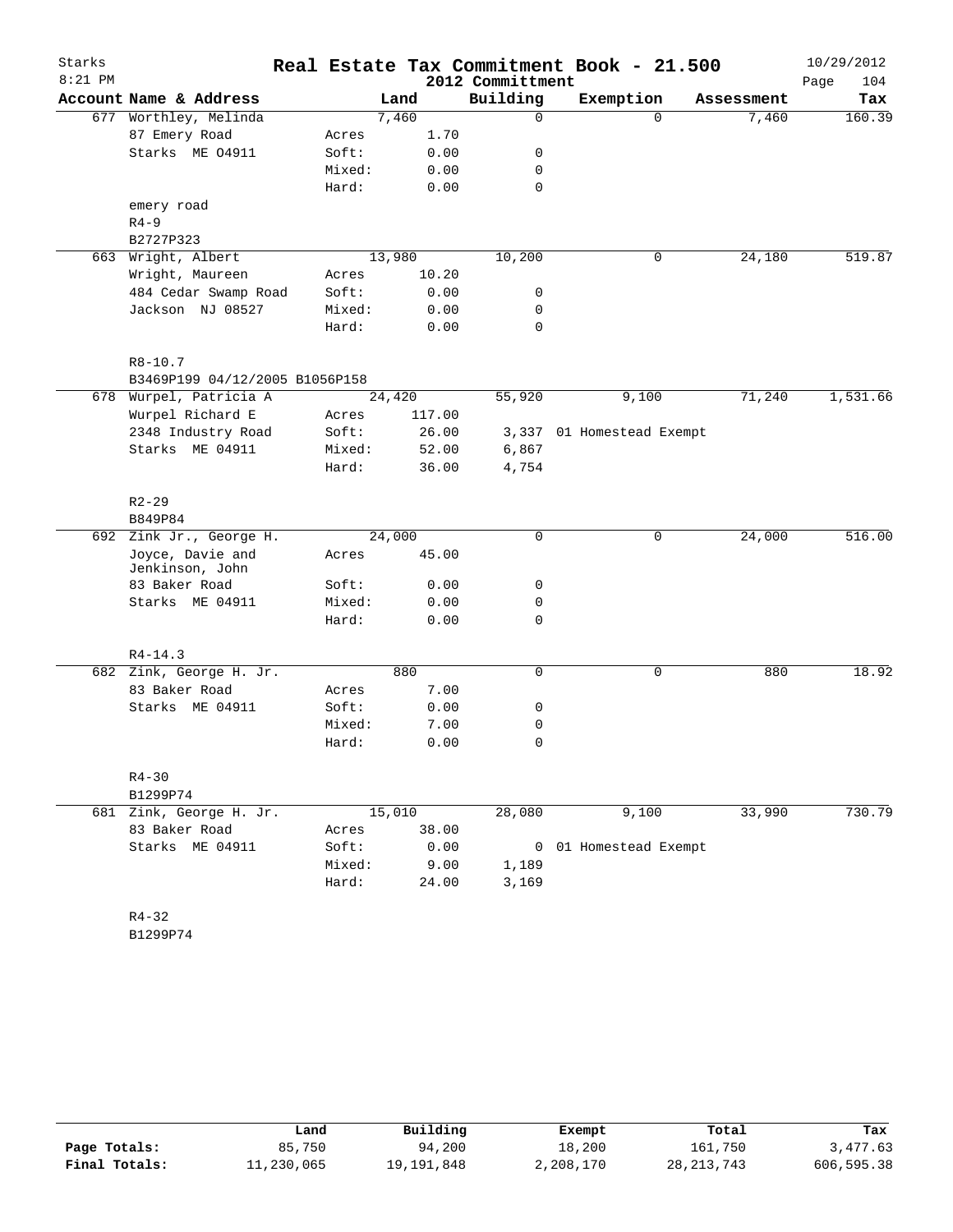# Real Estate Tax Commitment Book - 21.500

Starks
8:21 PM

2012 Committment

10/29/2012

| Account Name & Address | | Land | Building | Exemption | Assessment | Tax |
|---|---|---|---|---|---|---|
| 677 Worthley, Melinda | | 7,460 | 0 | 0 | 7,460 | 160.39 |
| 87 Emery Road | Acres | 1.70 | | | | |
| Starks ME 04911 | Soft: | 0.00 | 0 | | | |
| | Mixed: | 0.00 | 0 | | | |
| | Hard: | 0.00 | 0 | | | |
| emery road | | | | | | |
| R4-9 | | | | | | |
| B2727P323 | | | | | | |
| 663 Wright, Albert | | 13,980 | 10,200 | 0 | 24,180 | 519.87 |
| Wright, Maureen | Acres | 10.20 | | | | |
| 484 Cedar Swamp Road | Soft: | 0.00 | 0 | | | |
| Jackson NJ 08527 | Mixed: | 0.00 | 0 | | | |
| | Hard: | 0.00 | 0 | | | |
| R8-10.7 | | | | | | |
| B3469P199 04/12/2005 B1056P158 | | | | | | |
| 678 Wurpel, Patricia A | | 24,420 | 55,920 | 9,100 | 71,240 | 1,531.66 |
| Wurpel Richard E | Acres | 117.00 | | | | |
| 2348 Industry Road | Soft: | 26.00 | 3,337 | 01 Homestead Exempt | | |
| Starks ME 04911 | Mixed: | 52.00 | 6,867 | | | |
| | Hard: | 36.00 | 4,754 | | | |
| R2-29 | | | | | | |
| B849P84 | | | | | | |
| 692 Zink Jr., George H. | | 24,000 | 0 | 0 | 24,000 | 516.00 |
| Joyce, Davie and Jenkinson, John | Acres | 45.00 | | | | |
| 83 Baker Road | Soft: | 0.00 | 0 | | | |
| Starks ME 04911 | Mixed: | 0.00 | 0 | | | |
| | Hard: | 0.00 | 0 | | | |
| R4-14.3 | | | | | | |
| 682 Zink, George H. Jr. | | 880 | 0 | 0 | 880 | 18.92 |
| 83 Baker Road | Acres | 7.00 | | | | |
| Starks ME 04911 | Soft: | 0.00 | 0 | | | |
| | Mixed: | 7.00 | 0 | | | |
| | Hard: | 0.00 | 0 | | | |
| R4-30 | | | | | | |
| B1299P74 | | | | | | |
| 681 Zink, George H. Jr. | | 15,010 | 28,080 | 9,100 | 33,990 | 730.79 |
| 83 Baker Road | Acres | 38.00 | | | | |
| Starks ME 04911 | Soft: | 0.00 | 0 | 01 Homestead Exempt | | |
| | Mixed: | 9.00 | 1,189 | | | |
| | Hard: | 24.00 | 3,169 | | | |
| R4-32 | | | | | | |
| B1299P74 | | | | | | |

| | Land | Building | Exempt | Total | Tax |
|---|---|---|---|---|---|
| Page Totals: | 85,750 | 94,200 | 18,200 | 161,750 | 3,477.63 |
| Final Totals: | 11,230,065 | 19,191,848 | 2,208,170 | 28,213,743 | 606,595.38 |